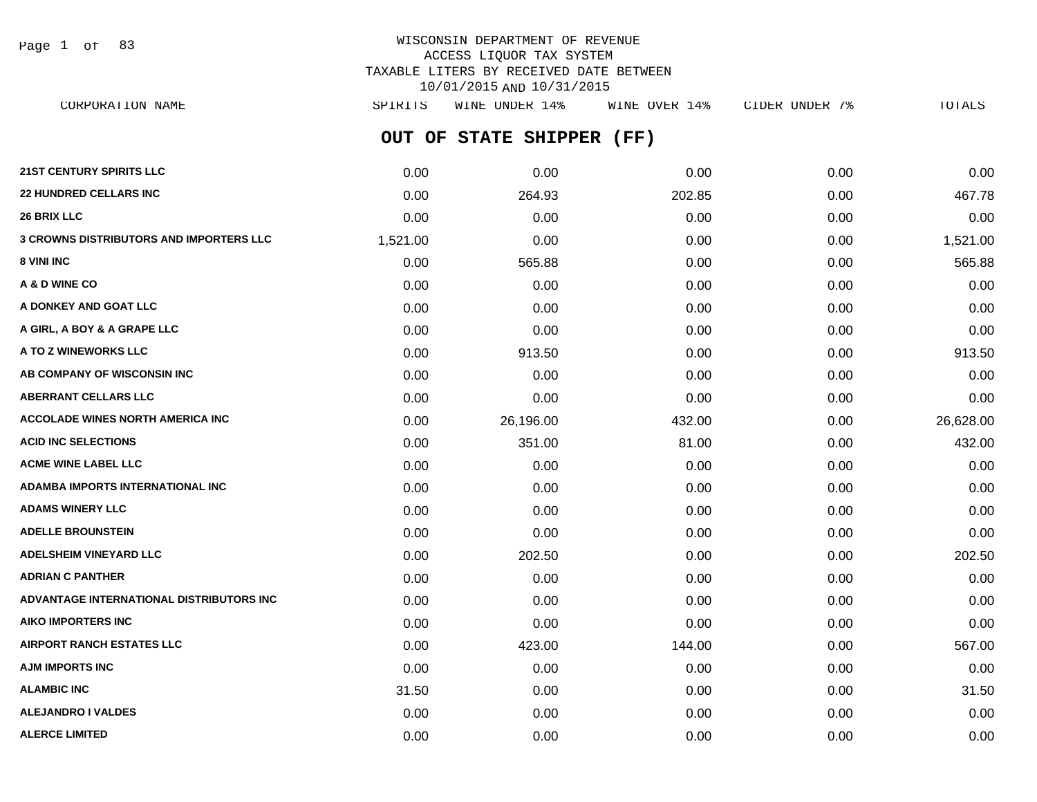WISCONSIN DEPARTMENT OF REVENUE
ACCESS LIQUOR TAX SYSTEM
TAXABLE LITERS BY RECEIVED DATE BETWEEN
10/01/2015 AND 10/31/2015

## OUT OF STATE SHIPPER (FF)

| CORPORATION NAME | SPIRITS | WINE UNDER 14% | WINE OVER 14% | CIDER UNDER 7% | TOTALS |
|---|---|---|---|---|---|
| **21ST CENTURY SPIRITS LLC** | 0.00 | 0.00 | 0.00 | 0.00 | 0.00 |
| **22 HUNDRED CELLARS INC** | 0.00 | 264.93 | 202.85 | 0.00 | 467.78 |
| **26 BRIX LLC** | 0.00 | 0.00 | 0.00 | 0.00 | 0.00 |
| **3 CROWNS DISTRIBUTORS AND IMPORTERS LLC** | 1,521.00 | 0.00 | 0.00 | 0.00 | 1,521.00 |
| **8 VINI INC** | 0.00 | 565.88 | 0.00 | 0.00 | 565.88 |
| **A & D WINE CO** | 0.00 | 0.00 | 0.00 | 0.00 | 0.00 |
| **A DONKEY AND GOAT LLC** | 0.00 | 0.00 | 0.00 | 0.00 | 0.00 |
| **A GIRL, A BOY & A GRAPE LLC** | 0.00 | 0.00 | 0.00 | 0.00 | 0.00 |
| **A TO Z WINEWORKS LLC** | 0.00 | 913.50 | 0.00 | 0.00 | 913.50 |
| **AB COMPANY OF WISCONSIN INC** | 0.00 | 0.00 | 0.00 | 0.00 | 0.00 |
| **ABERRANT CELLARS LLC** | 0.00 | 0.00 | 0.00 | 0.00 | 0.00 |
| **ACCOLADE WINES NORTH AMERICA INC** | 0.00 | 26,196.00 | 432.00 | 0.00 | 26,628.00 |
| **ACID INC SELECTIONS** | 0.00 | 351.00 | 81.00 | 0.00 | 432.00 |
| **ACME WINE LABEL LLC** | 0.00 | 0.00 | 0.00 | 0.00 | 0.00 |
| **ADAMBA IMPORTS INTERNATIONAL INC** | 0.00 | 0.00 | 0.00 | 0.00 | 0.00 |
| **ADAMS WINERY LLC** | 0.00 | 0.00 | 0.00 | 0.00 | 0.00 |
| **ADELLE BROUNSTEIN** | 0.00 | 0.00 | 0.00 | 0.00 | 0.00 |
| **ADELSHEIM VINEYARD LLC** | 0.00 | 202.50 | 0.00 | 0.00 | 202.50 |
| **ADRIAN C PANTHER** | 0.00 | 0.00 | 0.00 | 0.00 | 0.00 |
| **ADVANTAGE INTERNATIONAL DISTRIBUTORS INC** | 0.00 | 0.00 | 0.00 | 0.00 | 0.00 |
| **AIKO IMPORTERS INC** | 0.00 | 0.00 | 0.00 | 0.00 | 0.00 |
| **AIRPORT RANCH ESTATES LLC** | 0.00 | 423.00 | 144.00 | 0.00 | 567.00 |
| **AJM IMPORTS INC** | 0.00 | 0.00 | 0.00 | 0.00 | 0.00 |
| **ALAMBIC INC** | 31.50 | 0.00 | 0.00 | 0.00 | 31.50 |
| **ALEJANDRO I VALDES** | 0.00 | 0.00 | 0.00 | 0.00 | 0.00 |
| **ALERCE LIMITED** | 0.00 | 0.00 | 0.00 | 0.00 | 0.00 |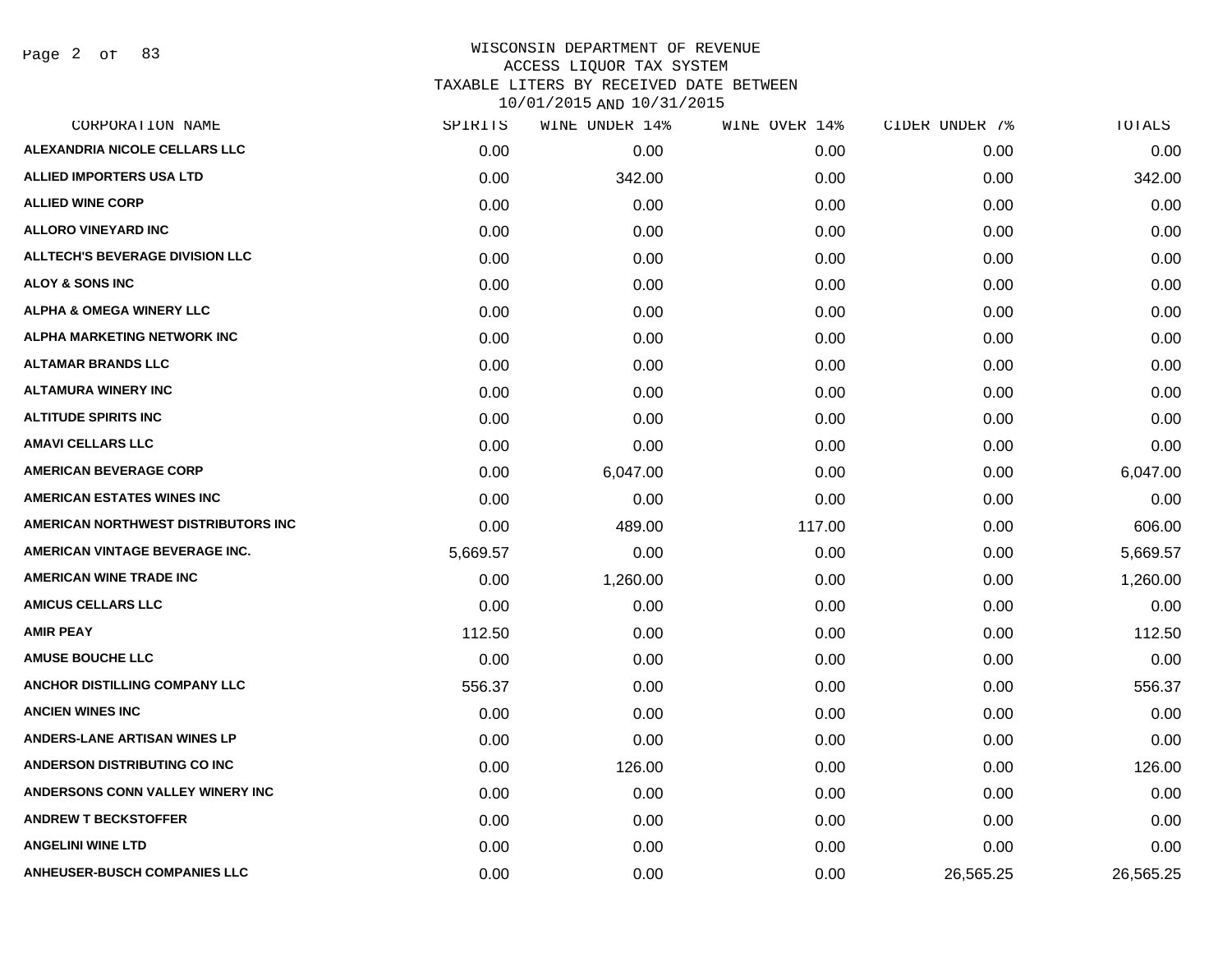# WISCONSIN DEPARTMENT OF REVENUE
## ACCESS LIQUOR TAX SYSTEM
### TAXABLE LITERS BY RECEIVED DATE BETWEEN 10/01/2015 AND 10/31/2015

| CORPORATION NAME | SPIRITS | WINE UNDER 14% | WINE OVER 14% | CIDER UNDER 7% | TOTALS |
|---|---|---|---|---|---|
| ALEXANDRIA NICOLE CELLARS LLC | 0.00 | 0.00 | 0.00 | 0.00 | 0.00 |
| ALLIED IMPORTERS USA LTD | 0.00 | 342.00 | 0.00 | 0.00 | 342.00 |
| ALLIED WINE CORP | 0.00 | 0.00 | 0.00 | 0.00 | 0.00 |
| ALLORO VINEYARD INC | 0.00 | 0.00 | 0.00 | 0.00 | 0.00 |
| ALLTECH'S BEVERAGE DIVISION LLC | 0.00 | 0.00 | 0.00 | 0.00 | 0.00 |
| ALOY & SONS INC | 0.00 | 0.00 | 0.00 | 0.00 | 0.00 |
| ALPHA & OMEGA WINERY LLC | 0.00 | 0.00 | 0.00 | 0.00 | 0.00 |
| ALPHA MARKETING NETWORK INC | 0.00 | 0.00 | 0.00 | 0.00 | 0.00 |
| ALTAMAR BRANDS LLC | 0.00 | 0.00 | 0.00 | 0.00 | 0.00 |
| ALTAMURA WINERY INC | 0.00 | 0.00 | 0.00 | 0.00 | 0.00 |
| ALTITUDE SPIRITS INC | 0.00 | 0.00 | 0.00 | 0.00 | 0.00 |
| AMAVI CELLARS LLC | 0.00 | 0.00 | 0.00 | 0.00 | 0.00 |
| AMERICAN BEVERAGE CORP | 0.00 | 6,047.00 | 0.00 | 0.00 | 6,047.00 |
| AMERICAN ESTATES WINES INC | 0.00 | 0.00 | 0.00 | 0.00 | 0.00 |
| AMERICAN NORTHWEST DISTRIBUTORS INC | 0.00 | 489.00 | 117.00 | 0.00 | 606.00 |
| AMERICAN VINTAGE BEVERAGE INC. | 5,669.57 | 0.00 | 0.00 | 0.00 | 5,669.57 |
| AMERICAN WINE TRADE INC | 0.00 | 1,260.00 | 0.00 | 0.00 | 1,260.00 |
| AMICUS CELLARS LLC | 0.00 | 0.00 | 0.00 | 0.00 | 0.00 |
| AMIR PEAY | 112.50 | 0.00 | 0.00 | 0.00 | 112.50 |
| AMUSE BOUCHE LLC | 0.00 | 0.00 | 0.00 | 0.00 | 0.00 |
| ANCHOR DISTILLING COMPANY LLC | 556.37 | 0.00 | 0.00 | 0.00 | 556.37 |
| ANCIEN WINES INC | 0.00 | 0.00 | 0.00 | 0.00 | 0.00 |
| ANDERS-LANE ARTISAN WINES LP | 0.00 | 0.00 | 0.00 | 0.00 | 0.00 |
| ANDERSON DISTRIBUTING CO INC | 0.00 | 126.00 | 0.00 | 0.00 | 126.00 |
| ANDERSONS CONN VALLEY WINERY INC | 0.00 | 0.00 | 0.00 | 0.00 | 0.00 |
| ANDREW T BECKSTOFFER | 0.00 | 0.00 | 0.00 | 0.00 | 0.00 |
| ANGELINI WINE LTD | 0.00 | 0.00 | 0.00 | 0.00 | 0.00 |
| ANHEUSER-BUSCH COMPANIES LLC | 0.00 | 0.00 | 0.00 | 26,565.25 | 26,565.25 |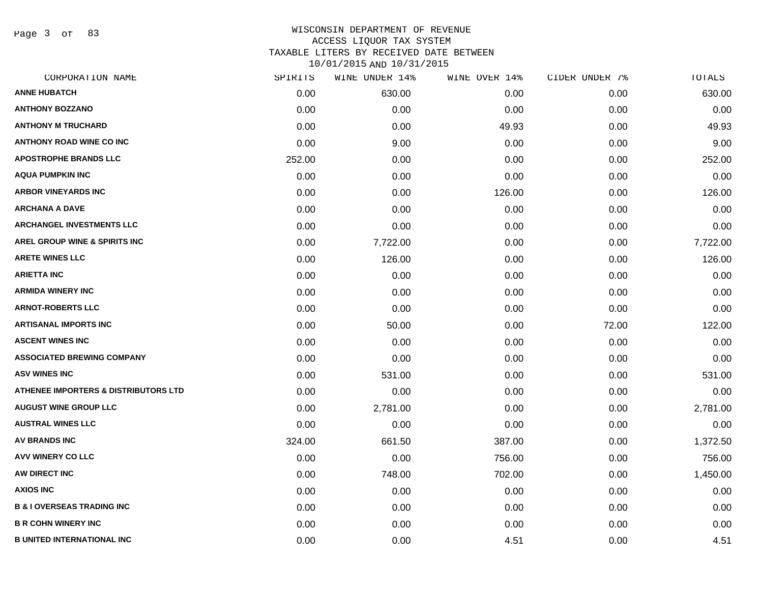# WISCONSIN DEPARTMENT OF REVENUE
## ACCESS LIQUOR TAX SYSTEM
## TAXABLE LITERS BY RECEIVED DATE BETWEEN 10/01/2015 AND 10/31/2015

| CORPORATION NAME | SPIRITS | WINE UNDER 14% | WINE OVER 14% | CIDER UNDER 7% | TOTALS |
|---|---|---|---|---|---|
| ANNE HUBATCH | 0.00 | 630.00 | 0.00 | 0.00 | 630.00 |
| ANTHONY BOZZANO | 0.00 | 0.00 | 0.00 | 0.00 | 0.00 |
| ANTHONY M TRUCHARD | 0.00 | 0.00 | 49.93 | 0.00 | 49.93 |
| ANTHONY ROAD WINE CO INC | 0.00 | 9.00 | 0.00 | 0.00 | 9.00 |
| APOSTROPHE BRANDS LLC | 252.00 | 0.00 | 0.00 | 0.00 | 252.00 |
| AQUA PUMPKIN INC | 0.00 | 0.00 | 0.00 | 0.00 | 0.00 |
| ARBOR VINEYARDS INC | 0.00 | 0.00 | 126.00 | 0.00 | 126.00 |
| ARCHANA A DAVE | 0.00 | 0.00 | 0.00 | 0.00 | 0.00 |
| ARCHANGEL INVESTMENTS LLC | 0.00 | 0.00 | 0.00 | 0.00 | 0.00 |
| AREL GROUP WINE & SPIRITS INC | 0.00 | 7,722.00 | 0.00 | 0.00 | 7,722.00 |
| ARETE WINES LLC | 0.00 | 126.00 | 0.00 | 0.00 | 126.00 |
| ARIETTA INC | 0.00 | 0.00 | 0.00 | 0.00 | 0.00 |
| ARMIDA WINERY INC | 0.00 | 0.00 | 0.00 | 0.00 | 0.00 |
| ARNOT-ROBERTS LLC | 0.00 | 0.00 | 0.00 | 0.00 | 0.00 |
| ARTISANAL IMPORTS INC | 0.00 | 50.00 | 0.00 | 72.00 | 122.00 |
| ASCENT WINES INC | 0.00 | 0.00 | 0.00 | 0.00 | 0.00 |
| ASSOCIATED BREWING COMPANY | 0.00 | 0.00 | 0.00 | 0.00 | 0.00 |
| ASV WINES INC | 0.00 | 531.00 | 0.00 | 0.00 | 531.00 |
| ATHENEE IMPORTERS & DISTRIBUTORS LTD | 0.00 | 0.00 | 0.00 | 0.00 | 0.00 |
| AUGUST WINE GROUP LLC | 0.00 | 2,781.00 | 0.00 | 0.00 | 2,781.00 |
| AUSTRAL WINES LLC | 0.00 | 0.00 | 0.00 | 0.00 | 0.00 |
| AV BRANDS INC | 324.00 | 661.50 | 387.00 | 0.00 | 1,372.50 |
| AVV WINERY CO LLC | 0.00 | 0.00 | 756.00 | 0.00 | 756.00 |
| AW DIRECT INC | 0.00 | 748.00 | 702.00 | 0.00 | 1,450.00 |
| AXIOS INC | 0.00 | 0.00 | 0.00 | 0.00 | 0.00 |
| B & I OVERSEAS TRADING INC | 0.00 | 0.00 | 0.00 | 0.00 | 0.00 |
| B R COHN WINERY INC | 0.00 | 0.00 | 0.00 | 0.00 | 0.00 |
| B UNITED INTERNATIONAL INC | 0.00 | 0.00 | 4.51 | 0.00 | 4.51 |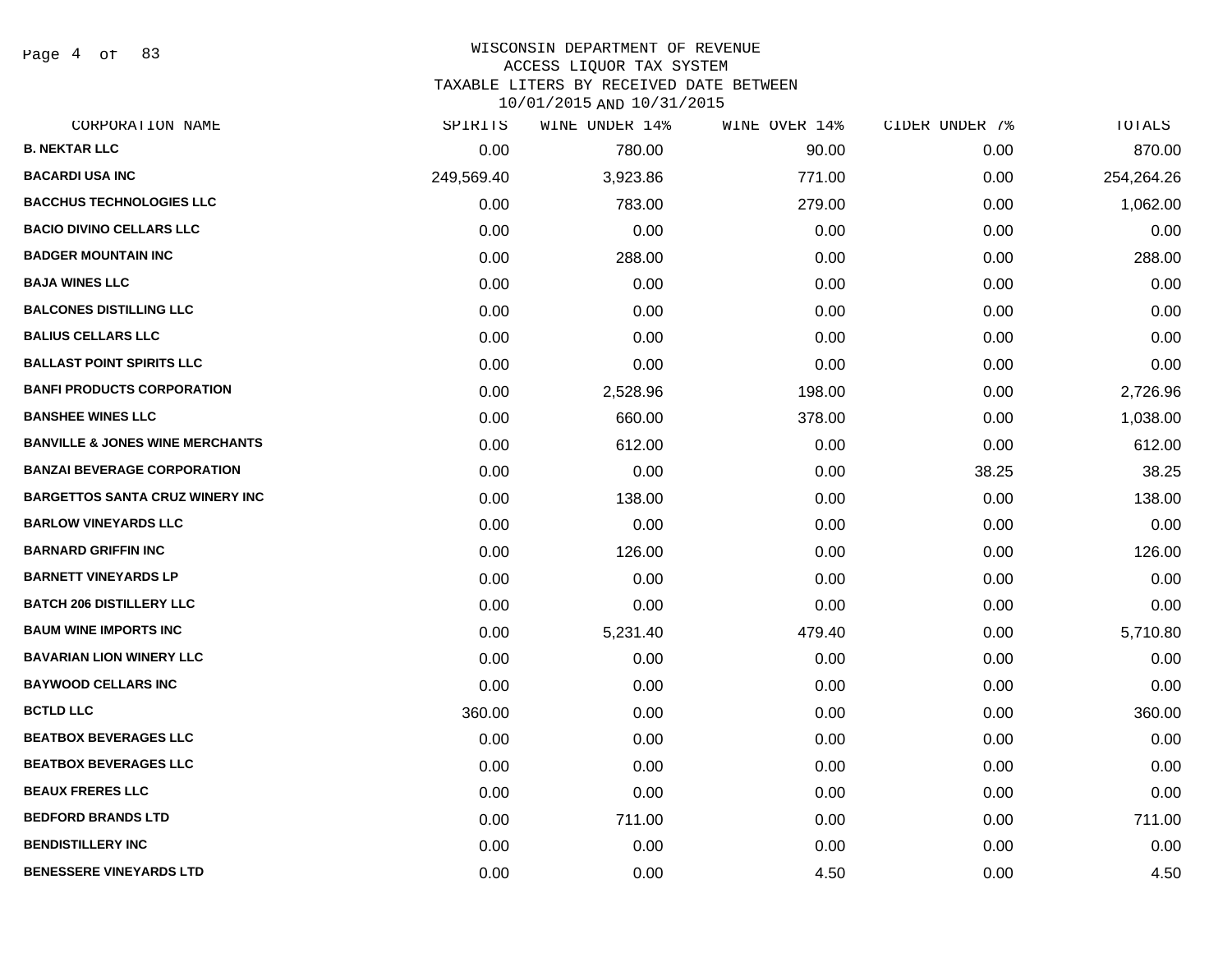WISCONSIN DEPARTMENT OF REVENUE
ACCESS LIQUOR TAX SYSTEM
TAXABLE LITERS BY RECEIVED DATE BETWEEN
10/01/2015 AND 10/31/2015

| CORPORATION NAME | SPIRITS | WINE UNDER 14% | WINE OVER 14% | CIDER UNDER 7% | TOTALS |
|---|---|---|---|---|---|
| B. NEKTAR LLC | 0.00 | 780.00 | 90.00 | 0.00 | 870.00 |
| BACARDI USA INC | 249,569.40 | 3,923.86 | 771.00 | 0.00 | 254,264.26 |
| BACCHUS TECHNOLOGIES LLC | 0.00 | 783.00 | 279.00 | 0.00 | 1,062.00 |
| BACIO DIVINO CELLARS LLC | 0.00 | 0.00 | 0.00 | 0.00 | 0.00 |
| BADGER MOUNTAIN INC | 0.00 | 288.00 | 0.00 | 0.00 | 288.00 |
| BAJA WINES LLC | 0.00 | 0.00 | 0.00 | 0.00 | 0.00 |
| BALCONES DISTILLING LLC | 0.00 | 0.00 | 0.00 | 0.00 | 0.00 |
| BALIUS CELLARS LLC | 0.00 | 0.00 | 0.00 | 0.00 | 0.00 |
| BALLAST POINT SPIRITS LLC | 0.00 | 0.00 | 0.00 | 0.00 | 0.00 |
| BANFI PRODUCTS CORPORATION | 0.00 | 2,528.96 | 198.00 | 0.00 | 2,726.96 |
| BANSHEE WINES LLC | 0.00 | 660.00 | 378.00 | 0.00 | 1,038.00 |
| BANVILLE & JONES WINE MERCHANTS | 0.00 | 612.00 | 0.00 | 0.00 | 612.00 |
| BANZAI BEVERAGE CORPORATION | 0.00 | 0.00 | 0.00 | 38.25 | 38.25 |
| BARGETTOS SANTA CRUZ WINERY INC | 0.00 | 138.00 | 0.00 | 0.00 | 138.00 |
| BARLOW VINEYARDS LLC | 0.00 | 0.00 | 0.00 | 0.00 | 0.00 |
| BARNARD GRIFFIN INC | 0.00 | 126.00 | 0.00 | 0.00 | 126.00 |
| BARNETT VINEYARDS LP | 0.00 | 0.00 | 0.00 | 0.00 | 0.00 |
| BATCH 206 DISTILLERY LLC | 0.00 | 0.00 | 0.00 | 0.00 | 0.00 |
| BAUM WINE IMPORTS INC | 0.00 | 5,231.40 | 479.40 | 0.00 | 5,710.80 |
| BAVARIAN LION WINERY LLC | 0.00 | 0.00 | 0.00 | 0.00 | 0.00 |
| BAYWOOD CELLARS INC | 0.00 | 0.00 | 0.00 | 0.00 | 0.00 |
| BCTLD LLC | 360.00 | 0.00 | 0.00 | 0.00 | 360.00 |
| BEATBOX BEVERAGES LLC | 0.00 | 0.00 | 0.00 | 0.00 | 0.00 |
| BEATBOX BEVERAGES LLC | 0.00 | 0.00 | 0.00 | 0.00 | 0.00 |
| BEAUX FRERES LLC | 0.00 | 0.00 | 0.00 | 0.00 | 0.00 |
| BEDFORD BRANDS LTD | 0.00 | 711.00 | 0.00 | 0.00 | 711.00 |
| BENDISTILLERY INC | 0.00 | 0.00 | 0.00 | 0.00 | 0.00 |
| BENESSERE VINEYARDS LTD | 0.00 | 0.00 | 4.50 | 0.00 | 4.50 |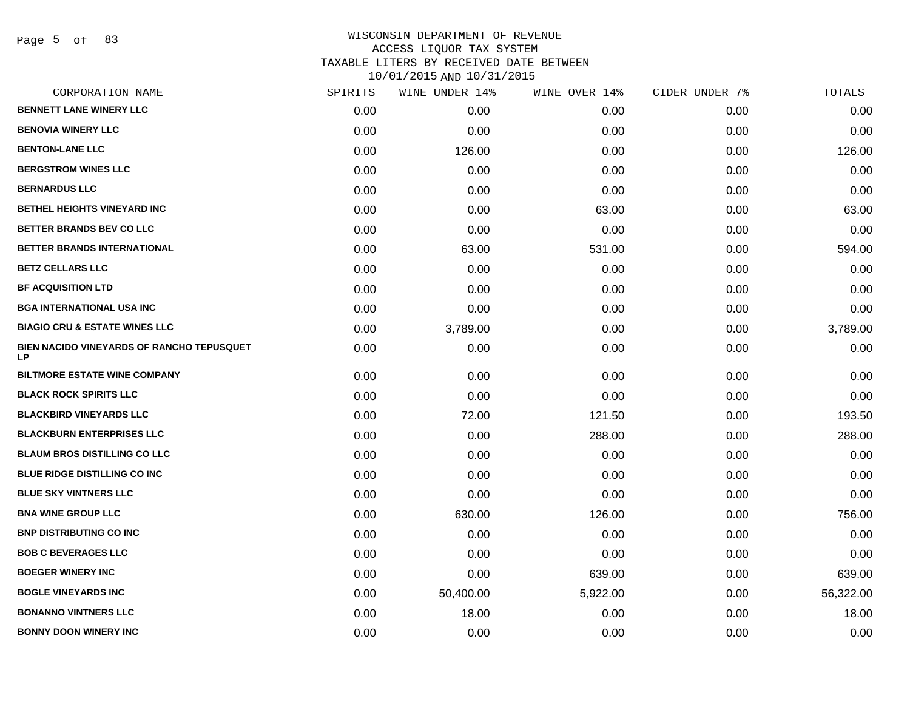# WISCONSIN DEPARTMENT OF REVENUE
## ACCESS LIQUOR TAX SYSTEM
### TAXABLE LITERS BY RECEIVED DATE BETWEEN 10/01/2015 AND 10/31/2015

| CORPORATION NAME | SPIRITS | WINE UNDER 14% | WINE OVER 14% | CIDER UNDER 7% | TOTALS |
|---|---|---|---|---|---|
| BENNETT LANE WINERY LLC | 0.00 | 0.00 | 0.00 | 0.00 | 0.00 |
| BENOVIA WINERY LLC | 0.00 | 0.00 | 0.00 | 0.00 | 0.00 |
| BENTON-LANE LLC | 0.00 | 126.00 | 0.00 | 0.00 | 126.00 |
| BERGSTROM WINES LLC | 0.00 | 0.00 | 0.00 | 0.00 | 0.00 |
| BERNARDUS LLC | 0.00 | 0.00 | 0.00 | 0.00 | 0.00 |
| BETHEL HEIGHTS VINEYARD INC | 0.00 | 0.00 | 63.00 | 0.00 | 63.00 |
| BETTER BRANDS BEV CO LLC | 0.00 | 0.00 | 0.00 | 0.00 | 0.00 |
| BETTER BRANDS INTERNATIONAL | 0.00 | 63.00 | 531.00 | 0.00 | 594.00 |
| BETZ CELLARS LLC | 0.00 | 0.00 | 0.00 | 0.00 | 0.00 |
| BF ACQUISITION LTD | 0.00 | 0.00 | 0.00 | 0.00 | 0.00 |
| BGA INTERNATIONAL USA INC | 0.00 | 0.00 | 0.00 | 0.00 | 0.00 |
| BIAGIO CRU & ESTATE WINES LLC | 0.00 | 3,789.00 | 0.00 | 0.00 | 3,789.00 |
| BIEN NACIDO VINEYARDS OF RANCHO TEPUSQUET LP | 0.00 | 0.00 | 0.00 | 0.00 | 0.00 |
| BILTMORE ESTATE WINE COMPANY | 0.00 | 0.00 | 0.00 | 0.00 | 0.00 |
| BLACK ROCK SPIRITS LLC | 0.00 | 0.00 | 0.00 | 0.00 | 0.00 |
| BLACKBIRD VINEYARDS LLC | 0.00 | 72.00 | 121.50 | 0.00 | 193.50 |
| BLACKBURN ENTERPRISES LLC | 0.00 | 0.00 | 288.00 | 0.00 | 288.00 |
| BLAUM BROS DISTILLING CO LLC | 0.00 | 0.00 | 0.00 | 0.00 | 0.00 |
| BLUE RIDGE DISTILLING CO INC | 0.00 | 0.00 | 0.00 | 0.00 | 0.00 |
| BLUE SKY VINTNERS LLC | 0.00 | 0.00 | 0.00 | 0.00 | 0.00 |
| BNA WINE GROUP LLC | 0.00 | 630.00 | 126.00 | 0.00 | 756.00 |
| BNP DISTRIBUTING CO INC | 0.00 | 0.00 | 0.00 | 0.00 | 0.00 |
| BOB C BEVERAGES LLC | 0.00 | 0.00 | 0.00 | 0.00 | 0.00 |
| BOEGER WINERY INC | 0.00 | 0.00 | 639.00 | 0.00 | 639.00 |
| BOGLE VINEYARDS INC | 0.00 | 50,400.00 | 5,922.00 | 0.00 | 56,322.00 |
| BONANNO VINTNERS LLC | 0.00 | 18.00 | 0.00 | 0.00 | 18.00 |
| BONNY DOON WINERY INC | 0.00 | 0.00 | 0.00 | 0.00 | 0.00 |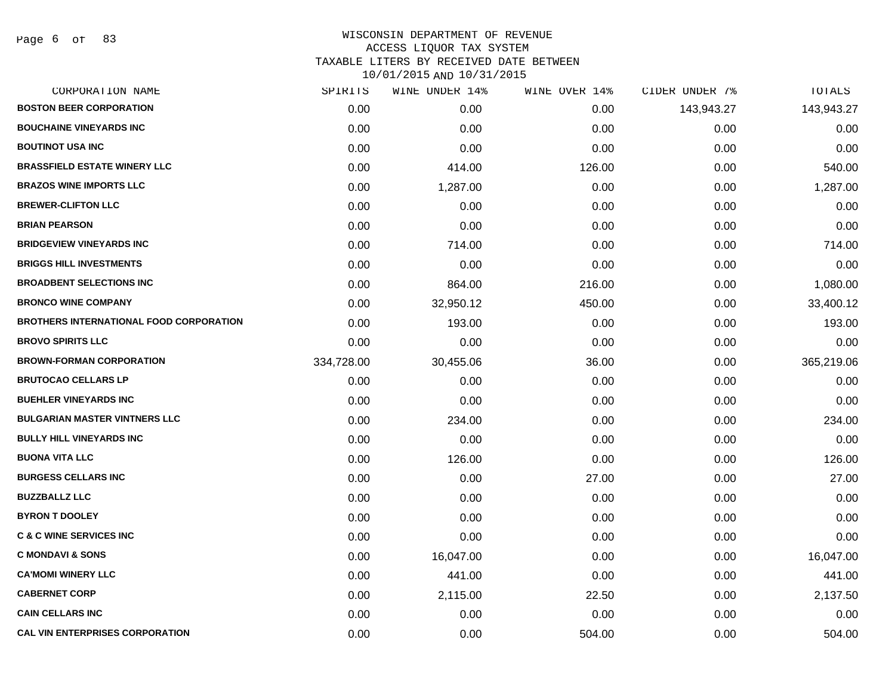# WISCONSIN DEPARTMENT OF REVENUE
## ACCESS LIQUOR TAX SYSTEM
## TAXABLE LITERS BY RECEIVED DATE BETWEEN 10/01/2015 AND 10/31/2015

| CORPORATION NAME | SPIRITS | WINE UNDER 14% | WINE OVER 14% | CIDER UNDER 7% | TOTALS |
|---|---|---|---|---|---|
| BOSTON BEER CORPORATION | 0.00 | 0.00 | 0.00 | 143,943.27 | 143,943.27 |
| BOUCHAINE VINEYARDS INC | 0.00 | 0.00 | 0.00 | 0.00 | 0.00 |
| BOUTINOT USA INC | 0.00 | 0.00 | 0.00 | 0.00 | 0.00 |
| BRASSFIELD ESTATE WINERY LLC | 0.00 | 414.00 | 126.00 | 0.00 | 540.00 |
| BRAZOS WINE IMPORTS LLC | 0.00 | 1,287.00 | 0.00 | 0.00 | 1,287.00 |
| BREWER-CLIFTON LLC | 0.00 | 0.00 | 0.00 | 0.00 | 0.00 |
| BRIAN PEARSON | 0.00 | 0.00 | 0.00 | 0.00 | 0.00 |
| BRIDGEVIEW VINEYARDS INC | 0.00 | 714.00 | 0.00 | 0.00 | 714.00 |
| BRIGGS HILL INVESTMENTS | 0.00 | 0.00 | 0.00 | 0.00 | 0.00 |
| BROADBENT SELECTIONS INC | 0.00 | 864.00 | 216.00 | 0.00 | 1,080.00 |
| BRONCO WINE COMPANY | 0.00 | 32,950.12 | 450.00 | 0.00 | 33,400.12 |
| BROTHERS INTERNATIONAL FOOD CORPORATION | 0.00 | 193.00 | 0.00 | 0.00 | 193.00 |
| BROVO SPIRITS LLC | 0.00 | 0.00 | 0.00 | 0.00 | 0.00 |
| BROWN-FORMAN CORPORATION | 334,728.00 | 30,455.06 | 36.00 | 0.00 | 365,219.06 |
| BRUTOCAO CELLARS LP | 0.00 | 0.00 | 0.00 | 0.00 | 0.00 |
| BUEHLER VINEYARDS INC | 0.00 | 0.00 | 0.00 | 0.00 | 0.00 |
| BULGARIAN MASTER VINTNERS LLC | 0.00 | 234.00 | 0.00 | 0.00 | 234.00 |
| BULLY HILL VINEYARDS INC | 0.00 | 0.00 | 0.00 | 0.00 | 0.00 |
| BUONA VITA LLC | 0.00 | 126.00 | 0.00 | 0.00 | 126.00 |
| BURGESS CELLARS INC | 0.00 | 0.00 | 27.00 | 0.00 | 27.00 |
| BUZZBALLZ LLC | 0.00 | 0.00 | 0.00 | 0.00 | 0.00 |
| BYRON T DOOLEY | 0.00 | 0.00 | 0.00 | 0.00 | 0.00 |
| C & C WINE SERVICES INC | 0.00 | 0.00 | 0.00 | 0.00 | 0.00 |
| C MONDAVI & SONS | 0.00 | 16,047.00 | 0.00 | 0.00 | 16,047.00 |
| CA'MOMI WINERY LLC | 0.00 | 441.00 | 0.00 | 0.00 | 441.00 |
| CABERNET CORP | 0.00 | 2,115.00 | 22.50 | 0.00 | 2,137.50 |
| CAIN CELLARS INC | 0.00 | 0.00 | 0.00 | 0.00 | 0.00 |
| CAL VIN ENTERPRISES CORPORATION | 0.00 | 0.00 | 504.00 | 0.00 | 504.00 |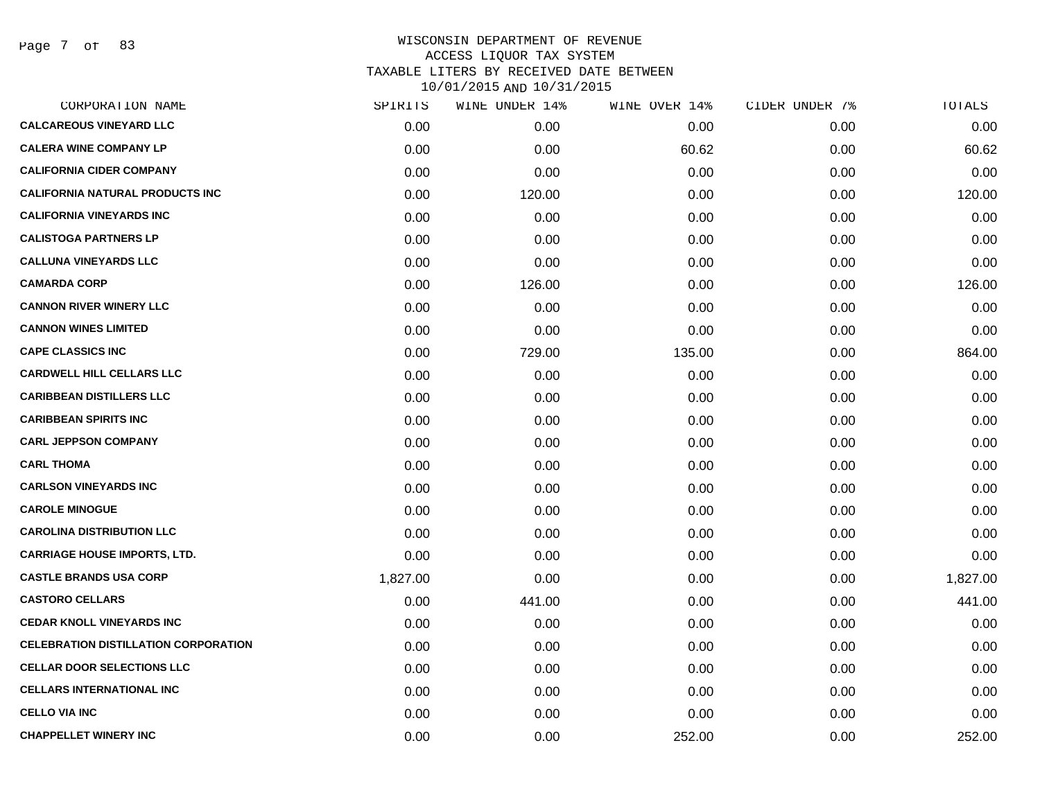# WISCONSIN DEPARTMENT OF REVENUE
## ACCESS LIQUOR TAX SYSTEM
## TAXABLE LITERS BY RECEIVED DATE BETWEEN 10/01/2015 AND 10/31/2015

| CORPORATION NAME | SPIRITS | WINE UNDER 14% | WINE OVER 14% | CIDER UNDER 7% | TOTALS |
|---|---|---|---|---|---|
| CALCAREOUS VINEYARD LLC | 0.00 | 0.00 | 0.00 | 0.00 | 0.00 |
| CALERA WINE COMPANY LP | 0.00 | 0.00 | 60.62 | 0.00 | 60.62 |
| CALIFORNIA CIDER COMPANY | 0.00 | 0.00 | 0.00 | 0.00 | 0.00 |
| CALIFORNIA NATURAL PRODUCTS INC | 0.00 | 120.00 | 0.00 | 0.00 | 120.00 |
| CALIFORNIA VINEYARDS INC | 0.00 | 0.00 | 0.00 | 0.00 | 0.00 |
| CALISTOGA PARTNERS LP | 0.00 | 0.00 | 0.00 | 0.00 | 0.00 |
| CALLUNA VINEYARDS LLC | 0.00 | 0.00 | 0.00 | 0.00 | 0.00 |
| CAMARDA CORP | 0.00 | 126.00 | 0.00 | 0.00 | 126.00 |
| CANNON RIVER WINERY LLC | 0.00 | 0.00 | 0.00 | 0.00 | 0.00 |
| CANNON WINES LIMITED | 0.00 | 0.00 | 0.00 | 0.00 | 0.00 |
| CAPE CLASSICS INC | 0.00 | 729.00 | 135.00 | 0.00 | 864.00 |
| CARDWELL HILL CELLARS LLC | 0.00 | 0.00 | 0.00 | 0.00 | 0.00 |
| CARIBBEAN DISTILLERS LLC | 0.00 | 0.00 | 0.00 | 0.00 | 0.00 |
| CARIBBEAN SPIRITS INC | 0.00 | 0.00 | 0.00 | 0.00 | 0.00 |
| CARL JEPPSON COMPANY | 0.00 | 0.00 | 0.00 | 0.00 | 0.00 |
| CARL THOMA | 0.00 | 0.00 | 0.00 | 0.00 | 0.00 |
| CARLSON VINEYARDS INC | 0.00 | 0.00 | 0.00 | 0.00 | 0.00 |
| CAROLE MINOGUE | 0.00 | 0.00 | 0.00 | 0.00 | 0.00 |
| CAROLINA DISTRIBUTION LLC | 0.00 | 0.00 | 0.00 | 0.00 | 0.00 |
| CARRIAGE HOUSE IMPORTS, LTD. | 0.00 | 0.00 | 0.00 | 0.00 | 0.00 |
| CASTLE BRANDS USA CORP | 1,827.00 | 0.00 | 0.00 | 0.00 | 1,827.00 |
| CASTORO CELLARS | 0.00 | 441.00 | 0.00 | 0.00 | 441.00 |
| CEDAR KNOLL VINEYARDS INC | 0.00 | 0.00 | 0.00 | 0.00 | 0.00 |
| CELEBRATION DISTILLATION CORPORATION | 0.00 | 0.00 | 0.00 | 0.00 | 0.00 |
| CELLAR DOOR SELECTIONS LLC | 0.00 | 0.00 | 0.00 | 0.00 | 0.00 |
| CELLARS INTERNATIONAL INC | 0.00 | 0.00 | 0.00 | 0.00 | 0.00 |
| CELLO VIA INC | 0.00 | 0.00 | 0.00 | 0.00 | 0.00 |
| CHAPPELLET WINERY INC | 0.00 | 0.00 | 252.00 | 0.00 | 252.00 |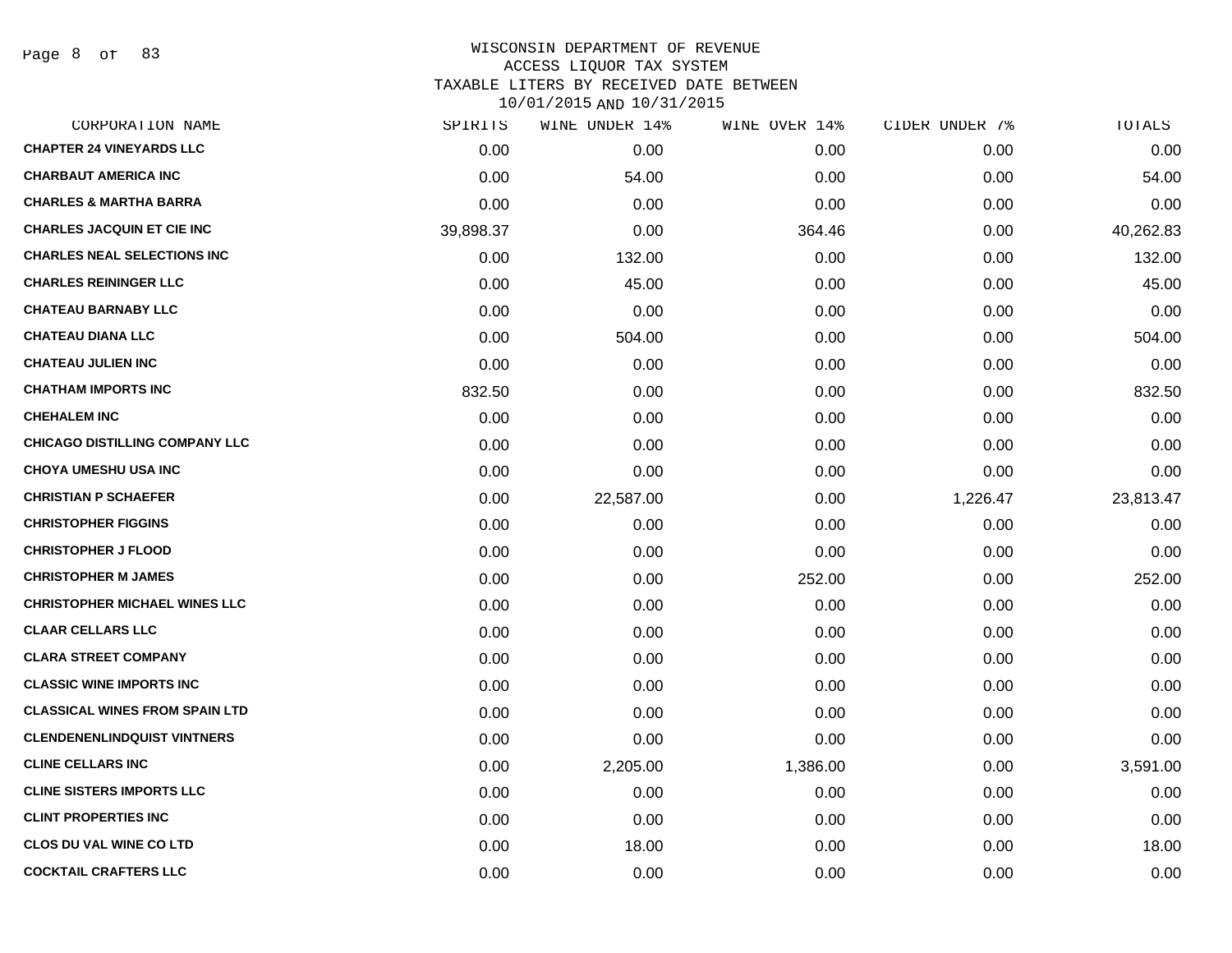WISCONSIN DEPARTMENT OF REVENUE
ACCESS LIQUOR TAX SYSTEM
TAXABLE LITERS BY RECEIVED DATE BETWEEN
10/01/2015 AND 10/31/2015

| CORPORATION NAME | SPIRITS | WINE UNDER 14% | WINE OVER 14% | CIDER UNDER 7% | TOTALS |
|---|---|---|---|---|---|
| CHAPTER 24 VINEYARDS LLC | 0.00 | 0.00 | 0.00 | 0.00 | 0.00 |
| CHARBAUT AMERICA INC | 0.00 | 54.00 | 0.00 | 0.00 | 54.00 |
| CHARLES & MARTHA BARRA | 0.00 | 0.00 | 0.00 | 0.00 | 0.00 |
| CHARLES JACQUIN ET CIE INC | 39,898.37 | 0.00 | 364.46 | 0.00 | 40,262.83 |
| CHARLES NEAL SELECTIONS INC | 0.00 | 132.00 | 0.00 | 0.00 | 132.00 |
| CHARLES REININGER LLC | 0.00 | 45.00 | 0.00 | 0.00 | 45.00 |
| CHATEAU BARNABY LLC | 0.00 | 0.00 | 0.00 | 0.00 | 0.00 |
| CHATEAU DIANA LLC | 0.00 | 504.00 | 0.00 | 0.00 | 504.00 |
| CHATEAU JULIEN INC | 0.00 | 0.00 | 0.00 | 0.00 | 0.00 |
| CHATHAM IMPORTS INC | 832.50 | 0.00 | 0.00 | 0.00 | 832.50 |
| CHEHALEM INC | 0.00 | 0.00 | 0.00 | 0.00 | 0.00 |
| CHICAGO DISTILLING COMPANY LLC | 0.00 | 0.00 | 0.00 | 0.00 | 0.00 |
| CHOYA UMESHU USA INC | 0.00 | 0.00 | 0.00 | 0.00 | 0.00 |
| CHRISTIAN P SCHAEFER | 0.00 | 22,587.00 | 0.00 | 1,226.47 | 23,813.47 |
| CHRISTOPHER FIGGINS | 0.00 | 0.00 | 0.00 | 0.00 | 0.00 |
| CHRISTOPHER J FLOOD | 0.00 | 0.00 | 0.00 | 0.00 | 0.00 |
| CHRISTOPHER M JAMES | 0.00 | 0.00 | 252.00 | 0.00 | 252.00 |
| CHRISTOPHER MICHAEL WINES LLC | 0.00 | 0.00 | 0.00 | 0.00 | 0.00 |
| CLAAR CELLARS LLC | 0.00 | 0.00 | 0.00 | 0.00 | 0.00 |
| CLARA STREET COMPANY | 0.00 | 0.00 | 0.00 | 0.00 | 0.00 |
| CLASSIC WINE IMPORTS INC | 0.00 | 0.00 | 0.00 | 0.00 | 0.00 |
| CLASSICAL WINES FROM SPAIN LTD | 0.00 | 0.00 | 0.00 | 0.00 | 0.00 |
| CLENDENENLINDQUIST VINTNERS | 0.00 | 0.00 | 0.00 | 0.00 | 0.00 |
| CLINE CELLARS INC | 0.00 | 2,205.00 | 1,386.00 | 0.00 | 3,591.00 |
| CLINE SISTERS IMPORTS LLC | 0.00 | 0.00 | 0.00 | 0.00 | 0.00 |
| CLINT PROPERTIES INC | 0.00 | 0.00 | 0.00 | 0.00 | 0.00 |
| CLOS DU VAL WINE CO LTD | 0.00 | 18.00 | 0.00 | 0.00 | 18.00 |
| COCKTAIL CRAFTERS LLC | 0.00 | 0.00 | 0.00 | 0.00 | 0.00 |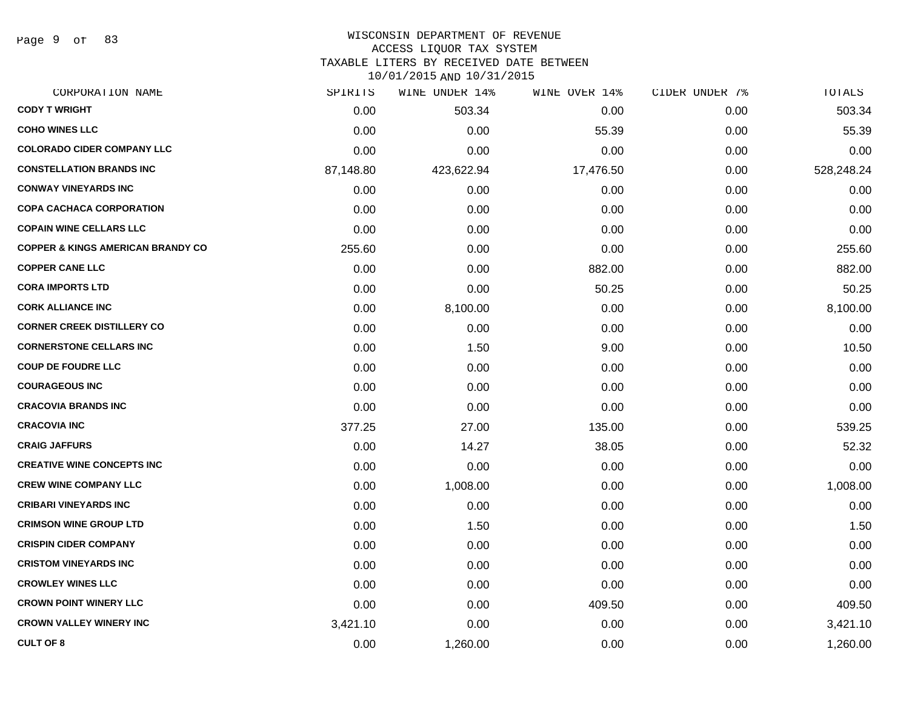WISCONSIN DEPARTMENT OF REVENUE
ACCESS LIQUOR TAX SYSTEM
TAXABLE LITERS BY RECEIVED DATE BETWEEN
10/01/2015 AND 10/31/2015

| CORPORATION NAME | SPIRITS | WINE UNDER 14% | WINE OVER 14% | CIDER UNDER 7% | TOTALS |
|---|---|---|---|---|---|
| CODY T WRIGHT | 0.00 | 503.34 | 0.00 | 0.00 | 503.34 |
| COHO WINES LLC | 0.00 | 0.00 | 55.39 | 0.00 | 55.39 |
| COLORADO CIDER COMPANY LLC | 0.00 | 0.00 | 0.00 | 0.00 | 0.00 |
| CONSTELLATION BRANDS INC | 87,148.80 | 423,622.94 | 17,476.50 | 0.00 | 528,248.24 |
| CONWAY VINEYARDS INC | 0.00 | 0.00 | 0.00 | 0.00 | 0.00 |
| COPA CACHACA CORPORATION | 0.00 | 0.00 | 0.00 | 0.00 | 0.00 |
| COPAIN WINE CELLARS LLC | 0.00 | 0.00 | 0.00 | 0.00 | 0.00 |
| COPPER & KINGS AMERICAN BRANDY CO | 255.60 | 0.00 | 0.00 | 0.00 | 255.60 |
| COPPER CANE LLC | 0.00 | 0.00 | 882.00 | 0.00 | 882.00 |
| CORA IMPORTS LTD | 0.00 | 0.00 | 50.25 | 0.00 | 50.25 |
| CORK ALLIANCE INC | 0.00 | 8,100.00 | 0.00 | 0.00 | 8,100.00 |
| CORNER CREEK DISTILLERY CO | 0.00 | 0.00 | 0.00 | 0.00 | 0.00 |
| CORNERSTONE CELLARS INC | 0.00 | 1.50 | 9.00 | 0.00 | 10.50 |
| COUP DE FOUDRE LLC | 0.00 | 0.00 | 0.00 | 0.00 | 0.00 |
| COURAGEOUS INC | 0.00 | 0.00 | 0.00 | 0.00 | 0.00 |
| CRACOVIA BRANDS INC | 0.00 | 0.00 | 0.00 | 0.00 | 0.00 |
| CRACOVIA INC | 377.25 | 27.00 | 135.00 | 0.00 | 539.25 |
| CRAIG JAFFURS | 0.00 | 14.27 | 38.05 | 0.00 | 52.32 |
| CREATIVE WINE CONCEPTS INC | 0.00 | 0.00 | 0.00 | 0.00 | 0.00 |
| CREW WINE COMPANY LLC | 0.00 | 1,008.00 | 0.00 | 0.00 | 1,008.00 |
| CRIBARI VINEYARDS INC | 0.00 | 0.00 | 0.00 | 0.00 | 0.00 |
| CRIMSON WINE GROUP LTD | 0.00 | 1.50 | 0.00 | 0.00 | 1.50 |
| CRISPIN CIDER COMPANY | 0.00 | 0.00 | 0.00 | 0.00 | 0.00 |
| CRISTOM VINEYARDS INC | 0.00 | 0.00 | 0.00 | 0.00 | 0.00 |
| CROWLEY WINES LLC | 0.00 | 0.00 | 0.00 | 0.00 | 0.00 |
| CROWN POINT WINERY LLC | 0.00 | 0.00 | 409.50 | 0.00 | 409.50 |
| CROWN VALLEY WINERY INC | 3,421.10 | 0.00 | 0.00 | 0.00 | 3,421.10 |
| CULT OF 8 | 0.00 | 1,260.00 | 0.00 | 0.00 | 1,260.00 |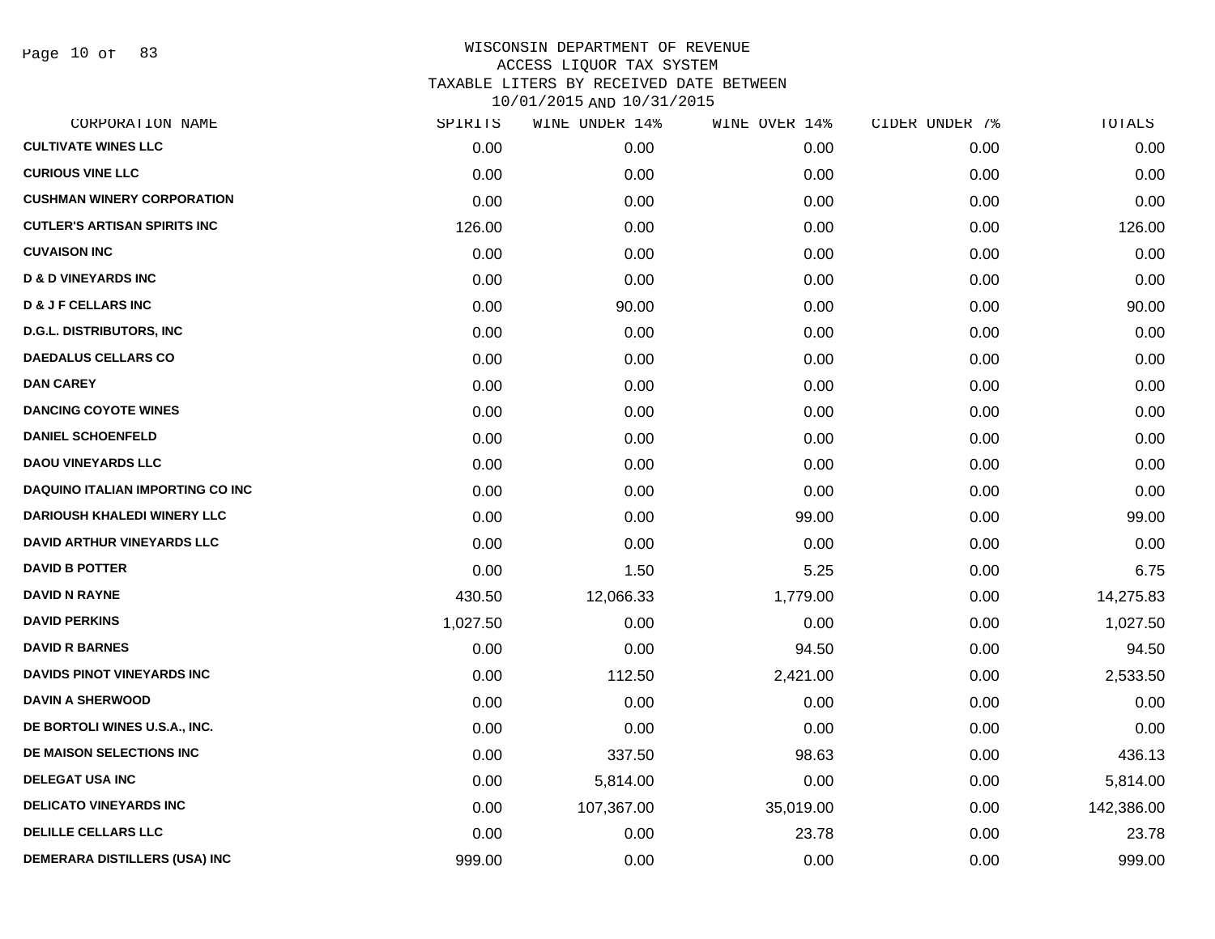WISCONSIN DEPARTMENT OF REVENUE
ACCESS LIQUOR TAX SYSTEM
TAXABLE LITERS BY RECEIVED DATE BETWEEN
10/01/2015 AND 10/31/2015

| CORPORATION NAME | SPIRITS | WINE UNDER 14% | WINE OVER 14% | CIDER UNDER 7% | TOTALS |
|---|---|---|---|---|---|
| **CULTIVATE WINES LLC** | 0.00 | 0.00 | 0.00 | 0.00 | 0.00 |
| **CURIOUS VINE LLC** | 0.00 | 0.00 | 0.00 | 0.00 | 0.00 |
| **CUSHMAN WINERY CORPORATION** | 0.00 | 0.00 | 0.00 | 0.00 | 0.00 |
| **CUTLER'S ARTISAN SPIRITS INC** | 126.00 | 0.00 | 0.00 | 0.00 | 126.00 |
| **CUVAISON INC** | 0.00 | 0.00 | 0.00 | 0.00 | 0.00 |
| **D & D VINEYARDS INC** | 0.00 | 0.00 | 0.00 | 0.00 | 0.00 |
| **D & J F CELLARS INC** | 0.00 | 90.00 | 0.00 | 0.00 | 90.00 |
| **D.G.L. DISTRIBUTORS, INC** | 0.00 | 0.00 | 0.00 | 0.00 | 0.00 |
| **DAEDALUS CELLARS CO** | 0.00 | 0.00 | 0.00 | 0.00 | 0.00 |
| **DAN CAREY** | 0.00 | 0.00 | 0.00 | 0.00 | 0.00 |
| **DANCING COYOTE WINES** | 0.00 | 0.00 | 0.00 | 0.00 | 0.00 |
| **DANIEL SCHOENFELD** | 0.00 | 0.00 | 0.00 | 0.00 | 0.00 |
| **DAOU VINEYARDS LLC** | 0.00 | 0.00 | 0.00 | 0.00 | 0.00 |
| **DAQUINO ITALIAN IMPORTING CO INC** | 0.00 | 0.00 | 0.00 | 0.00 | 0.00 |
| **DARIOUSH KHALEDI WINERY LLC** | 0.00 | 0.00 | 99.00 | 0.00 | 99.00 |
| **DAVID ARTHUR VINEYARDS LLC** | 0.00 | 0.00 | 0.00 | 0.00 | 0.00 |
| **DAVID B POTTER** | 0.00 | 1.50 | 5.25 | 0.00 | 6.75 |
| **DAVID N RAYNE** | 430.50 | 12,066.33 | 1,779.00 | 0.00 | 14,275.83 |
| **DAVID PERKINS** | 1,027.50 | 0.00 | 0.00 | 0.00 | 1,027.50 |
| **DAVID R BARNES** | 0.00 | 0.00 | 94.50 | 0.00 | 94.50 |
| **DAVIDS PINOT VINEYARDS INC** | 0.00 | 112.50 | 2,421.00 | 0.00 | 2,533.50 |
| **DAVIN A SHERWOOD** | 0.00 | 0.00 | 0.00 | 0.00 | 0.00 |
| **DE BORTOLI WINES U.S.A., INC.** | 0.00 | 0.00 | 0.00 | 0.00 | 0.00 |
| **DE MAISON SELECTIONS INC** | 0.00 | 337.50 | 98.63 | 0.00 | 436.13 |
| **DELEGAT USA INC** | 0.00 | 5,814.00 | 0.00 | 0.00 | 5,814.00 |
| **DELICATO VINEYARDS INC** | 0.00 | 107,367.00 | 35,019.00 | 0.00 | 142,386.00 |
| **DELILLE CELLARS LLC** | 0.00 | 0.00 | 23.78 | 0.00 | 23.78 |
| **DEMERARA DISTILLERS (USA) INC** | 999.00 | 0.00 | 0.00 | 0.00 | 999.00 |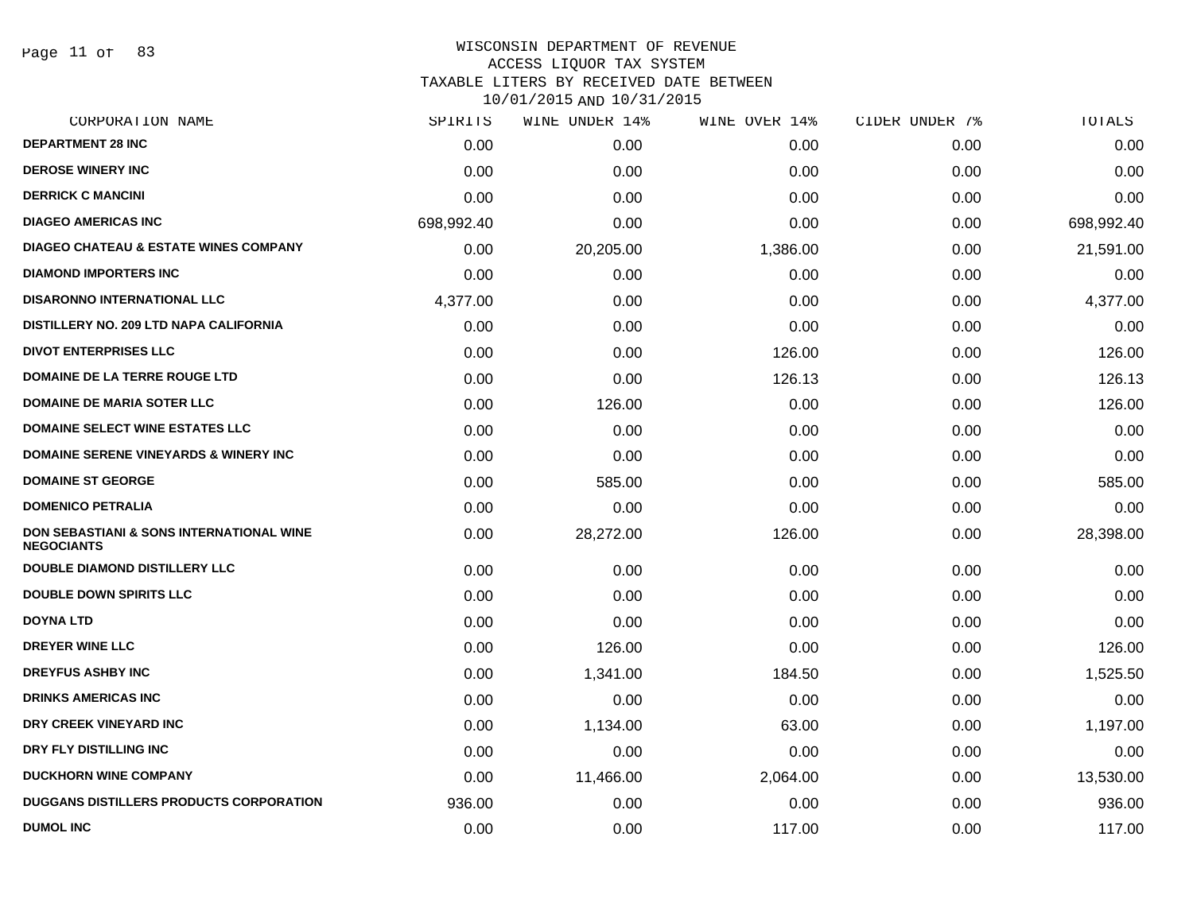WISCONSIN DEPARTMENT OF REVENUE
ACCESS LIQUOR TAX SYSTEM
TAXABLE LITERS BY RECEIVED DATE BETWEEN
10/01/2015 AND 10/31/2015

| CORPORATION NAME | SPIRITS | WINE UNDER 14% | WINE OVER 14% | CIDER UNDER 7% | TOTALS |
|---|---|---|---|---|---|
| DEPARTMENT 28 INC | 0.00 | 0.00 | 0.00 | 0.00 | 0.00 |
| DEROSE WINERY INC | 0.00 | 0.00 | 0.00 | 0.00 | 0.00 |
| DERRICK C MANCINI | 0.00 | 0.00 | 0.00 | 0.00 | 0.00 |
| DIAGEO AMERICAS INC | 698,992.40 | 0.00 | 0.00 | 0.00 | 698,992.40 |
| DIAGEO CHATEAU & ESTATE WINES COMPANY | 0.00 | 20,205.00 | 1,386.00 | 0.00 | 21,591.00 |
| DIAMOND IMPORTERS INC | 0.00 | 0.00 | 0.00 | 0.00 | 0.00 |
| DISARONNO INTERNATIONAL LLC | 4,377.00 | 0.00 | 0.00 | 0.00 | 4,377.00 |
| DISTILLERY NO. 209 LTD NAPA CALIFORNIA | 0.00 | 0.00 | 0.00 | 0.00 | 0.00 |
| DIVOT ENTERPRISES LLC | 0.00 | 0.00 | 126.00 | 0.00 | 126.00 |
| DOMAINE DE LA TERRE ROUGE LTD | 0.00 | 0.00 | 126.13 | 0.00 | 126.13 |
| DOMAINE DE MARIA SOTER LLC | 0.00 | 126.00 | 0.00 | 0.00 | 126.00 |
| DOMAINE SELECT WINE ESTATES LLC | 0.00 | 0.00 | 0.00 | 0.00 | 0.00 |
| DOMAINE SERENE VINEYARDS & WINERY INC | 0.00 | 0.00 | 0.00 | 0.00 | 0.00 |
| DOMAINE ST GEORGE | 0.00 | 585.00 | 0.00 | 0.00 | 585.00 |
| DOMENICO PETRALIA | 0.00 | 0.00 | 0.00 | 0.00 | 0.00 |
| DON SEBASTIANI & SONS INTERNATIONAL WINE NEGOCIANTS | 0.00 | 28,272.00 | 126.00 | 0.00 | 28,398.00 |
| DOUBLE DIAMOND DISTILLERY LLC | 0.00 | 0.00 | 0.00 | 0.00 | 0.00 |
| DOUBLE DOWN SPIRITS LLC | 0.00 | 0.00 | 0.00 | 0.00 | 0.00 |
| DOYNA LTD | 0.00 | 0.00 | 0.00 | 0.00 | 0.00 |
| DREYER WINE LLC | 0.00 | 126.00 | 0.00 | 0.00 | 126.00 |
| DREYFUS ASHBY INC | 0.00 | 1,341.00 | 184.50 | 0.00 | 1,525.50 |
| DRINKS AMERICAS INC | 0.00 | 0.00 | 0.00 | 0.00 | 0.00 |
| DRY CREEK VINEYARD INC | 0.00 | 1,134.00 | 63.00 | 0.00 | 1,197.00 |
| DRY FLY DISTILLING INC | 0.00 | 0.00 | 0.00 | 0.00 | 0.00 |
| DUCKHORN WINE COMPANY | 0.00 | 11,466.00 | 2,064.00 | 0.00 | 13,530.00 |
| DUGGANS DISTILLERS PRODUCTS CORPORATION | 936.00 | 0.00 | 0.00 | 0.00 | 936.00 |
| DUMOL INC | 0.00 | 0.00 | 117.00 | 0.00 | 117.00 |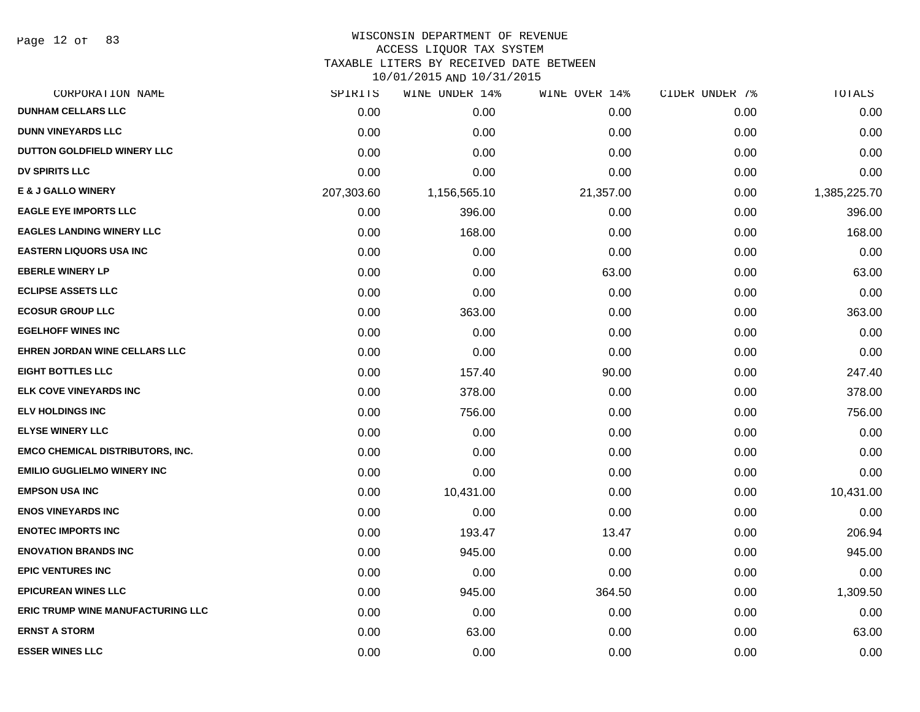WISCONSIN DEPARTMENT OF REVENUE
ACCESS LIQUOR TAX SYSTEM
TAXABLE LITERS BY RECEIVED DATE BETWEEN
10/01/2015 AND 10/31/2015

| CORPORATION NAME | SPIRITS | WINE UNDER 14% | WINE OVER 14% | CIDER UNDER 7% | TOTALS |
|---|---|---|---|---|---|
| DUNHAM CELLARS LLC | 0.00 | 0.00 | 0.00 | 0.00 | 0.00 |
| DUNN VINEYARDS LLC | 0.00 | 0.00 | 0.00 | 0.00 | 0.00 |
| DUTTON GOLDFIELD WINERY LLC | 0.00 | 0.00 | 0.00 | 0.00 | 0.00 |
| DV SPIRITS LLC | 0.00 | 0.00 | 0.00 | 0.00 | 0.00 |
| E & J GALLO WINERY | 207,303.60 | 1,156,565.10 | 21,357.00 | 0.00 | 1,385,225.70 |
| EAGLE EYE IMPORTS LLC | 0.00 | 396.00 | 0.00 | 0.00 | 396.00 |
| EAGLES LANDING WINERY LLC | 0.00 | 168.00 | 0.00 | 0.00 | 168.00 |
| EASTERN LIQUORS USA INC | 0.00 | 0.00 | 0.00 | 0.00 | 0.00 |
| EBERLE WINERY LP | 0.00 | 0.00 | 63.00 | 0.00 | 63.00 |
| ECLIPSE ASSETS LLC | 0.00 | 0.00 | 0.00 | 0.00 | 0.00 |
| ECOSUR GROUP LLC | 0.00 | 363.00 | 0.00 | 0.00 | 363.00 |
| EGELHOFF WINES INC | 0.00 | 0.00 | 0.00 | 0.00 | 0.00 |
| EHREN JORDAN WINE CELLARS LLC | 0.00 | 0.00 | 0.00 | 0.00 | 0.00 |
| EIGHT BOTTLES LLC | 0.00 | 157.40 | 90.00 | 0.00 | 247.40 |
| ELK COVE VINEYARDS INC | 0.00 | 378.00 | 0.00 | 0.00 | 378.00 |
| ELV HOLDINGS INC | 0.00 | 756.00 | 0.00 | 0.00 | 756.00 |
| ELYSE WINERY LLC | 0.00 | 0.00 | 0.00 | 0.00 | 0.00 |
| EMCO CHEMICAL DISTRIBUTORS, INC. | 0.00 | 0.00 | 0.00 | 0.00 | 0.00 |
| EMILIO GUGLIELMO WINERY INC | 0.00 | 0.00 | 0.00 | 0.00 | 0.00 |
| EMPSON USA INC | 0.00 | 10,431.00 | 0.00 | 0.00 | 10,431.00 |
| ENOS VINEYARDS INC | 0.00 | 0.00 | 0.00 | 0.00 | 0.00 |
| ENOTEC IMPORTS INC | 0.00 | 193.47 | 13.47 | 0.00 | 206.94 |
| ENOVATION BRANDS INC | 0.00 | 945.00 | 0.00 | 0.00 | 945.00 |
| EPIC VENTURES INC | 0.00 | 0.00 | 0.00 | 0.00 | 0.00 |
| EPICUREAN WINES LLC | 0.00 | 945.00 | 364.50 | 0.00 | 1,309.50 |
| ERIC TRUMP WINE MANUFACTURING LLC | 0.00 | 0.00 | 0.00 | 0.00 | 0.00 |
| ERNST A STORM | 0.00 | 63.00 | 0.00 | 0.00 | 63.00 |
| ESSER WINES LLC | 0.00 | 0.00 | 0.00 | 0.00 | 0.00 |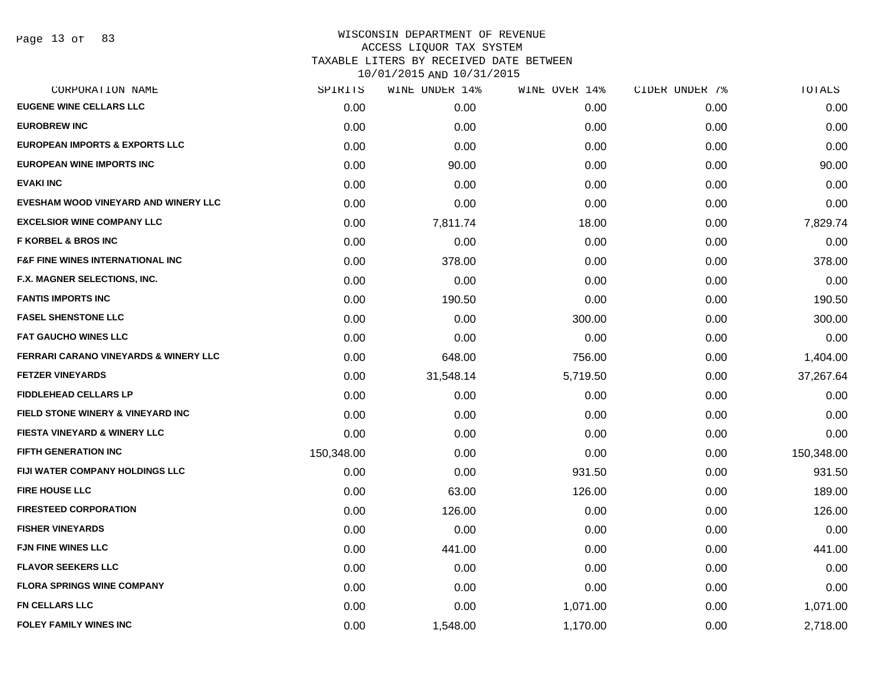# WISCONSIN DEPARTMENT OF REVENUE
## ACCESS LIQUOR TAX SYSTEM
### TAXABLE LITERS BY RECEIVED DATE BETWEEN 10/01/2015 AND 10/31/2015

| CORPORATION NAME | SPIRITS | WINE UNDER 14% | WINE OVER 14% | CIDER UNDER 7% | TOTALS |
|---|---|---|---|---|---|
| EUGENE WINE CELLARS LLC | 0.00 | 0.00 | 0.00 | 0.00 | 0.00 |
| EUROBREW INC | 0.00 | 0.00 | 0.00 | 0.00 | 0.00 |
| EUROPEAN IMPORTS & EXPORTS LLC | 0.00 | 0.00 | 0.00 | 0.00 | 0.00 |
| EUROPEAN WINE IMPORTS INC | 0.00 | 90.00 | 0.00 | 0.00 | 90.00 |
| EVAKI INC | 0.00 | 0.00 | 0.00 | 0.00 | 0.00 |
| EVESHAM WOOD VINEYARD AND WINERY LLC | 0.00 | 0.00 | 0.00 | 0.00 | 0.00 |
| EXCELSIOR WINE COMPANY LLC | 0.00 | 7,811.74 | 18.00 | 0.00 | 7,829.74 |
| F KORBEL & BROS INC | 0.00 | 0.00 | 0.00 | 0.00 | 0.00 |
| F&F FINE WINES INTERNATIONAL INC | 0.00 | 378.00 | 0.00 | 0.00 | 378.00 |
| F.X. MAGNER SELECTIONS, INC. | 0.00 | 0.00 | 0.00 | 0.00 | 0.00 |
| FANTIS IMPORTS INC | 0.00 | 190.50 | 0.00 | 0.00 | 190.50 |
| FASEL SHENSTONE LLC | 0.00 | 0.00 | 300.00 | 0.00 | 300.00 |
| FAT GAUCHO WINES LLC | 0.00 | 0.00 | 0.00 | 0.00 | 0.00 |
| FERRARI CARANO VINEYARDS & WINERY LLC | 0.00 | 648.00 | 756.00 | 0.00 | 1,404.00 |
| FETZER VINEYARDS | 0.00 | 31,548.14 | 5,719.50 | 0.00 | 37,267.64 |
| FIDDLEHEAD CELLARS LP | 0.00 | 0.00 | 0.00 | 0.00 | 0.00 |
| FIELD STONE WINERY & VINEYARD INC | 0.00 | 0.00 | 0.00 | 0.00 | 0.00 |
| FIESTA VINEYARD & WINERY LLC | 0.00 | 0.00 | 0.00 | 0.00 | 0.00 |
| FIFTH GENERATION INC | 150,348.00 | 0.00 | 0.00 | 0.00 | 150,348.00 |
| FIJI WATER COMPANY HOLDINGS LLC | 0.00 | 0.00 | 931.50 | 0.00 | 931.50 |
| FIRE HOUSE LLC | 0.00 | 63.00 | 126.00 | 0.00 | 189.00 |
| FIRESTEED CORPORATION | 0.00 | 126.00 | 0.00 | 0.00 | 126.00 |
| FISHER VINEYARDS | 0.00 | 0.00 | 0.00 | 0.00 | 0.00 |
| FJN FINE WINES LLC | 0.00 | 441.00 | 0.00 | 0.00 | 441.00 |
| FLAVOR SEEKERS LLC | 0.00 | 0.00 | 0.00 | 0.00 | 0.00 |
| FLORA SPRINGS WINE COMPANY | 0.00 | 0.00 | 0.00 | 0.00 | 0.00 |
| FN CELLARS LLC | 0.00 | 0.00 | 1,071.00 | 0.00 | 1,071.00 |
| FOLEY FAMILY WINES INC | 0.00 | 1,548.00 | 1,170.00 | 0.00 | 2,718.00 |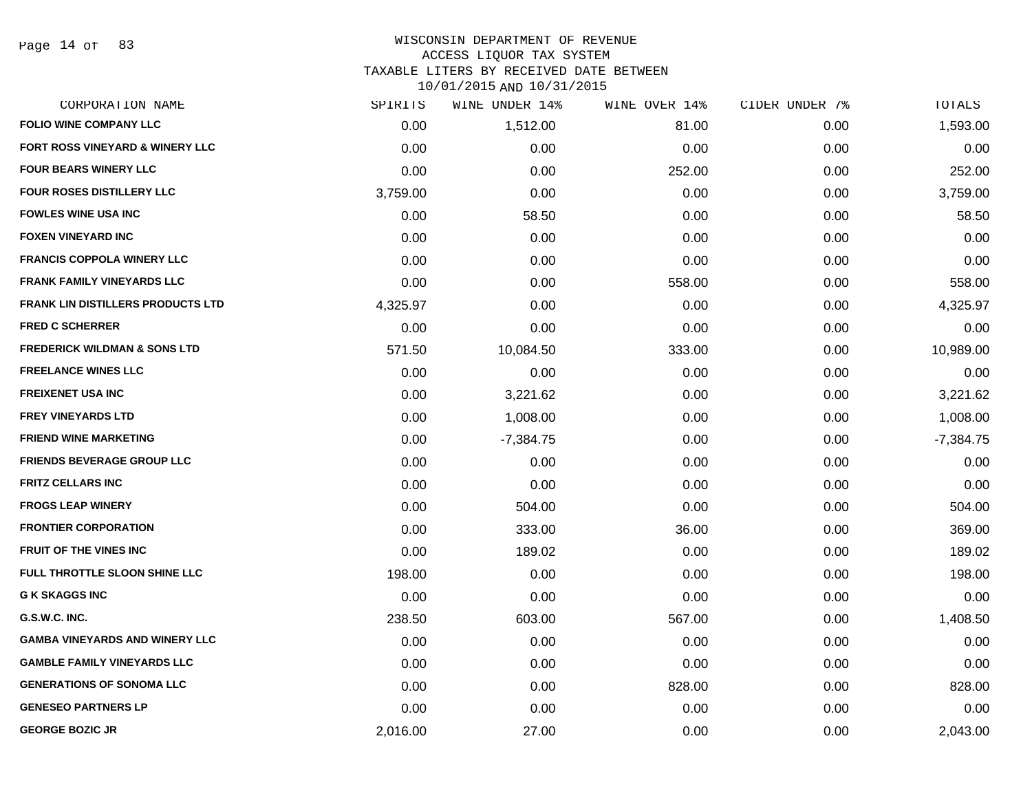# WISCONSIN DEPARTMENT OF REVENUE
## ACCESS LIQUOR TAX SYSTEM
### TAXABLE LITERS BY RECEIVED DATE BETWEEN 10/01/2015 AND 10/31/2015

| CORPORATION NAME | SPIRITS | WINE UNDER 14% | WINE OVER 14% | CIDER UNDER 7% | TOTALS |
|---|---|---|---|---|---|
| FOLIO WINE COMPANY LLC | 0.00 | 1,512.00 | 81.00 | 0.00 | 1,593.00 |
| FORT ROSS VINEYARD & WINERY LLC | 0.00 | 0.00 | 0.00 | 0.00 | 0.00 |
| FOUR BEARS WINERY LLC | 0.00 | 0.00 | 252.00 | 0.00 | 252.00 |
| FOUR ROSES DISTILLERY LLC | 3,759.00 | 0.00 | 0.00 | 0.00 | 3,759.00 |
| FOWLES WINE USA INC | 0.00 | 58.50 | 0.00 | 0.00 | 58.50 |
| FOXEN VINEYARD INC | 0.00 | 0.00 | 0.00 | 0.00 | 0.00 |
| FRANCIS COPPOLA WINERY LLC | 0.00 | 0.00 | 0.00 | 0.00 | 0.00 |
| FRANK FAMILY VINEYARDS LLC | 0.00 | 0.00 | 558.00 | 0.00 | 558.00 |
| FRANK LIN DISTILLERS PRODUCTS LTD | 4,325.97 | 0.00 | 0.00 | 0.00 | 4,325.97 |
| FRED C SCHERRER | 0.00 | 0.00 | 0.00 | 0.00 | 0.00 |
| FREDERICK WILDMAN & SONS LTD | 571.50 | 10,084.50 | 333.00 | 0.00 | 10,989.00 |
| FREELANCE WINES LLC | 0.00 | 0.00 | 0.00 | 0.00 | 0.00 |
| FREIXENET USA INC | 0.00 | 3,221.62 | 0.00 | 0.00 | 3,221.62 |
| FREY VINEYARDS LTD | 0.00 | 1,008.00 | 0.00 | 0.00 | 1,008.00 |
| FRIEND WINE MARKETING | 0.00 | -7,384.75 | 0.00 | 0.00 | -7,384.75 |
| FRIENDS BEVERAGE GROUP LLC | 0.00 | 0.00 | 0.00 | 0.00 | 0.00 |
| FRITZ CELLARS INC | 0.00 | 0.00 | 0.00 | 0.00 | 0.00 |
| FROGS LEAP WINERY | 0.00 | 504.00 | 0.00 | 0.00 | 504.00 |
| FRONTIER CORPORATION | 0.00 | 333.00 | 36.00 | 0.00 | 369.00 |
| FRUIT OF THE VINES INC | 0.00 | 189.02 | 0.00 | 0.00 | 189.02 |
| FULL THROTTLE SLOON SHINE LLC | 198.00 | 0.00 | 0.00 | 0.00 | 198.00 |
| G K SKAGGS INC | 0.00 | 0.00 | 0.00 | 0.00 | 0.00 |
| G.S.W.C. INC. | 238.50 | 603.00 | 567.00 | 0.00 | 1,408.50 |
| GAMBA VINEYARDS AND WINERY LLC | 0.00 | 0.00 | 0.00 | 0.00 | 0.00 |
| GAMBLE FAMILY VINEYARDS LLC | 0.00 | 0.00 | 0.00 | 0.00 | 0.00 |
| GENERATIONS OF SONOMA LLC | 0.00 | 0.00 | 828.00 | 0.00 | 828.00 |
| GENESEO PARTNERS LP | 0.00 | 0.00 | 0.00 | 0.00 | 0.00 |
| GEORGE BOZIC JR | 2,016.00 | 27.00 | 0.00 | 0.00 | 2,043.00 |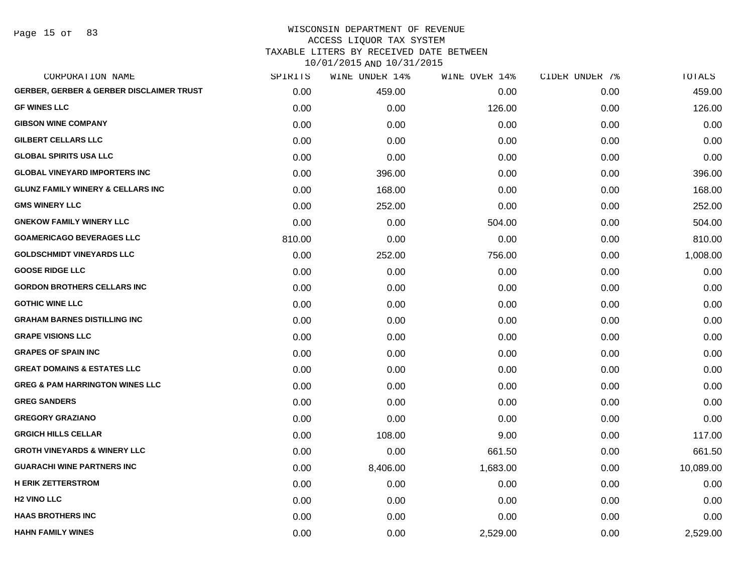# WISCONSIN DEPARTMENT OF REVENUE
## ACCESS LIQUOR TAX SYSTEM
### TAXABLE LITERS BY RECEIVED DATE BETWEEN 10/01/2015 AND 10/31/2015

| CORPORATION NAME | SPIRITS | WINE UNDER 14% | WINE OVER 14% | CIDER UNDER 7% | TOTALS |
|---|---|---|---|---|---|
| GERBER, GERBER & GERBER DISCLAIMER TRUST | 0.00 | 459.00 | 0.00 | 0.00 | 459.00 |
| GF WINES LLC | 0.00 | 0.00 | 126.00 | 0.00 | 126.00 |
| GIBSON WINE COMPANY | 0.00 | 0.00 | 0.00 | 0.00 | 0.00 |
| GILBERT CELLARS LLC | 0.00 | 0.00 | 0.00 | 0.00 | 0.00 |
| GLOBAL SPIRITS USA LLC | 0.00 | 0.00 | 0.00 | 0.00 | 0.00 |
| GLOBAL VINEYARD IMPORTERS INC | 0.00 | 396.00 | 0.00 | 0.00 | 396.00 |
| GLUNZ FAMILY WINERY & CELLARS INC | 0.00 | 168.00 | 0.00 | 0.00 | 168.00 |
| GMS WINERY LLC | 0.00 | 252.00 | 0.00 | 0.00 | 252.00 |
| GNEKOW FAMILY WINERY LLC | 0.00 | 0.00 | 504.00 | 0.00 | 504.00 |
| GOAMERICAGO BEVERAGES LLC | 810.00 | 0.00 | 0.00 | 0.00 | 810.00 |
| GOLDSCHMIDT VINEYARDS LLC | 0.00 | 252.00 | 756.00 | 0.00 | 1,008.00 |
| GOOSE RIDGE LLC | 0.00 | 0.00 | 0.00 | 0.00 | 0.00 |
| GORDON BROTHERS CELLARS INC | 0.00 | 0.00 | 0.00 | 0.00 | 0.00 |
| GOTHIC WINE LLC | 0.00 | 0.00 | 0.00 | 0.00 | 0.00 |
| GRAHAM BARNES DISTILLING INC | 0.00 | 0.00 | 0.00 | 0.00 | 0.00 |
| GRAPE VISIONS LLC | 0.00 | 0.00 | 0.00 | 0.00 | 0.00 |
| GRAPES OF SPAIN INC | 0.00 | 0.00 | 0.00 | 0.00 | 0.00 |
| GREAT DOMAINS & ESTATES LLC | 0.00 | 0.00 | 0.00 | 0.00 | 0.00 |
| GREG & PAM HARRINGTON WINES LLC | 0.00 | 0.00 | 0.00 | 0.00 | 0.00 |
| GREG SANDERS | 0.00 | 0.00 | 0.00 | 0.00 | 0.00 |
| GREGORY GRAZIANO | 0.00 | 0.00 | 0.00 | 0.00 | 0.00 |
| GRGICH HILLS CELLAR | 0.00 | 108.00 | 9.00 | 0.00 | 117.00 |
| GROTH VINEYARDS & WINERY LLC | 0.00 | 0.00 | 661.50 | 0.00 | 661.50 |
| GUARACHI WINE PARTNERS INC | 0.00 | 8,406.00 | 1,683.00 | 0.00 | 10,089.00 |
| H ERIK ZETTERSTROM | 0.00 | 0.00 | 0.00 | 0.00 | 0.00 |
| H2 VINO LLC | 0.00 | 0.00 | 0.00 | 0.00 | 0.00 |
| HAAS BROTHERS INC | 0.00 | 0.00 | 0.00 | 0.00 | 0.00 |
| HAHN FAMILY WINES | 0.00 | 0.00 | 2,529.00 | 0.00 | 2,529.00 |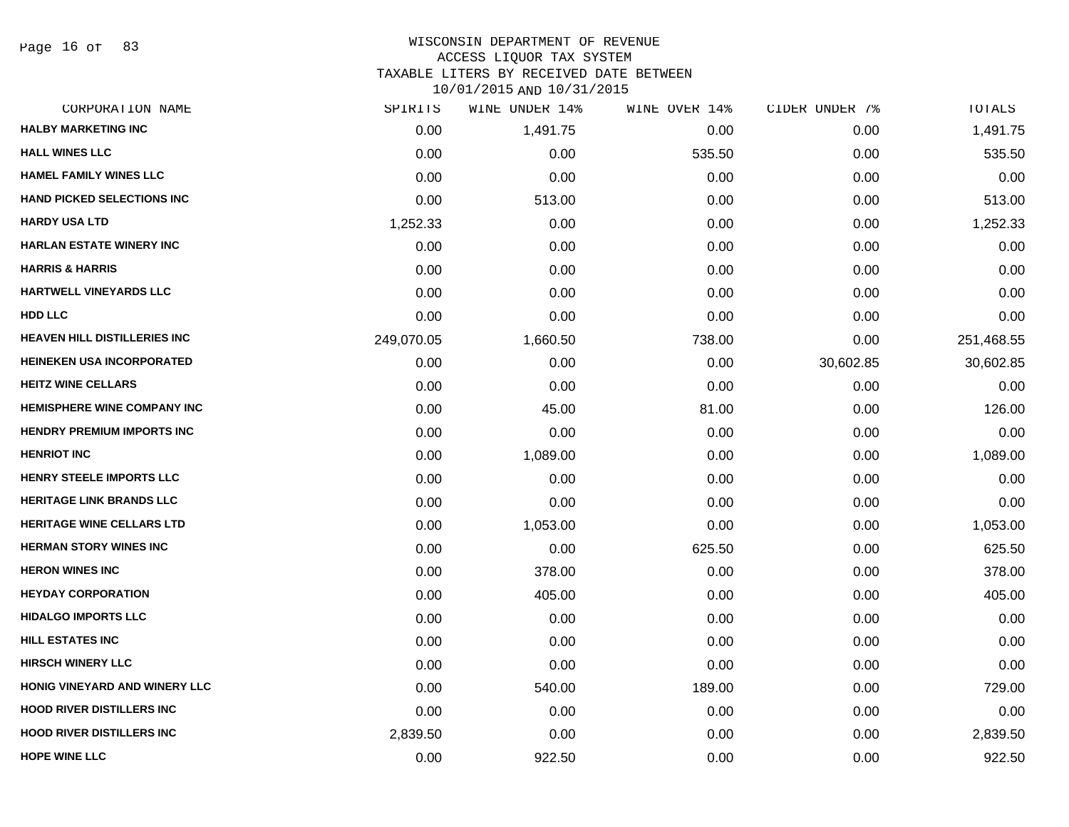# WISCONSIN DEPARTMENT OF REVENUE
## ACCESS LIQUOR TAX SYSTEM
### TAXABLE LITERS BY RECEIVED DATE BETWEEN 10/01/2015 AND 10/31/2015

| CORPORATION NAME | SPIRITS | WINE UNDER 14% | WINE OVER 14% | CIDER UNDER 7% | TOTALS |
|---|---|---|---|---|---|
| HALBY MARKETING INC | 0.00 | 1,491.75 | 0.00 | 0.00 | 1,491.75 |
| HALL WINES LLC | 0.00 | 0.00 | 535.50 | 0.00 | 535.50 |
| HAMEL FAMILY WINES LLC | 0.00 | 0.00 | 0.00 | 0.00 | 0.00 |
| HAND PICKED SELECTIONS INC | 0.00 | 513.00 | 0.00 | 0.00 | 513.00 |
| HARDY USA LTD | 1,252.33 | 0.00 | 0.00 | 0.00 | 1,252.33 |
| HARLAN ESTATE WINERY INC | 0.00 | 0.00 | 0.00 | 0.00 | 0.00 |
| HARRIS & HARRIS | 0.00 | 0.00 | 0.00 | 0.00 | 0.00 |
| HARTWELL VINEYARDS LLC | 0.00 | 0.00 | 0.00 | 0.00 | 0.00 |
| HDD LLC | 0.00 | 0.00 | 0.00 | 0.00 | 0.00 |
| HEAVEN HILL DISTILLERIES INC | 249,070.05 | 1,660.50 | 738.00 | 0.00 | 251,468.55 |
| HEINEKEN USA INCORPORATED | 0.00 | 0.00 | 0.00 | 30,602.85 | 30,602.85 |
| HEITZ WINE CELLARS | 0.00 | 0.00 | 0.00 | 0.00 | 0.00 |
| HEMISPHERE WINE COMPANY INC | 0.00 | 45.00 | 81.00 | 0.00 | 126.00 |
| HENDRY PREMIUM IMPORTS INC | 0.00 | 0.00 | 0.00 | 0.00 | 0.00 |
| HENRIOT INC | 0.00 | 1,089.00 | 0.00 | 0.00 | 1,089.00 |
| HENRY STEELE IMPORTS LLC | 0.00 | 0.00 | 0.00 | 0.00 | 0.00 |
| HERITAGE LINK BRANDS LLC | 0.00 | 0.00 | 0.00 | 0.00 | 0.00 |
| HERITAGE WINE CELLARS LTD | 0.00 | 1,053.00 | 0.00 | 0.00 | 1,053.00 |
| HERMAN STORY WINES INC | 0.00 | 0.00 | 625.50 | 0.00 | 625.50 |
| HERON WINES INC | 0.00 | 378.00 | 0.00 | 0.00 | 378.00 |
| HEYDAY CORPORATION | 0.00 | 405.00 | 0.00 | 0.00 | 405.00 |
| HIDALGO IMPORTS LLC | 0.00 | 0.00 | 0.00 | 0.00 | 0.00 |
| HILL ESTATES INC | 0.00 | 0.00 | 0.00 | 0.00 | 0.00 |
| HIRSCH WINERY LLC | 0.00 | 0.00 | 0.00 | 0.00 | 0.00 |
| HONIG VINEYARD AND WINERY LLC | 0.00 | 540.00 | 189.00 | 0.00 | 729.00 |
| HOOD RIVER DISTILLERS INC | 0.00 | 0.00 | 0.00 | 0.00 | 0.00 |
| HOOD RIVER DISTILLERS INC | 2,839.50 | 0.00 | 0.00 | 0.00 | 2,839.50 |
| HOPE WINE LLC | 0.00 | 922.50 | 0.00 | 0.00 | 922.50 |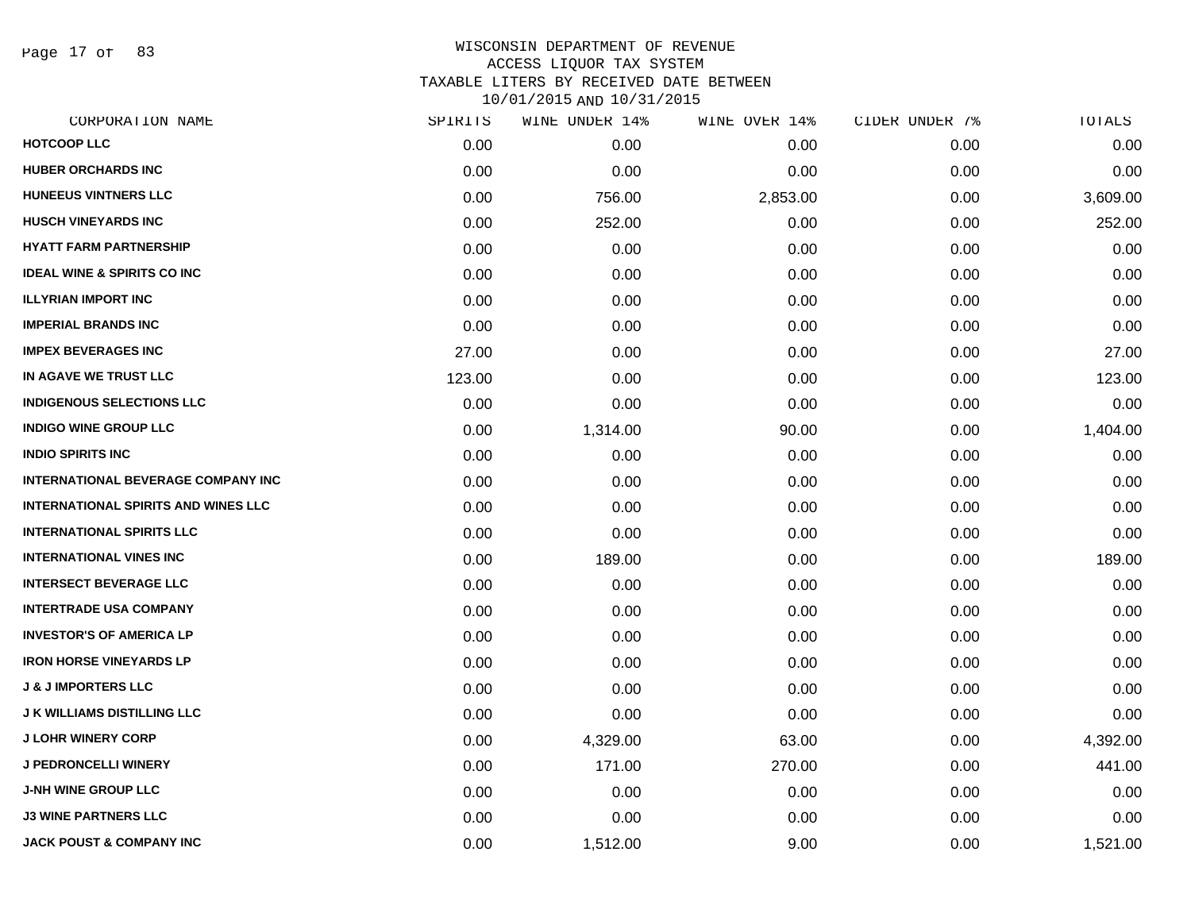WISCONSIN DEPARTMENT OF REVENUE
ACCESS LIQUOR TAX SYSTEM
TAXABLE LITERS BY RECEIVED DATE BETWEEN
10/01/2015 AND 10/31/2015

| CORPORATION NAME | SPIRITS | WINE UNDER 14% | WINE OVER 14% | CIDER UNDER 7% | TOTALS |
|---|---|---|---|---|---|
| HOTCOOP LLC | 0.00 | 0.00 | 0.00 | 0.00 | 0.00 |
| HUBER ORCHARDS INC | 0.00 | 0.00 | 0.00 | 0.00 | 0.00 |
| HUNEEUS VINTNERS LLC | 0.00 | 756.00 | 2,853.00 | 0.00 | 3,609.00 |
| HUSCH VINEYARDS INC | 0.00 | 252.00 | 0.00 | 0.00 | 252.00 |
| HYATT FARM PARTNERSHIP | 0.00 | 0.00 | 0.00 | 0.00 | 0.00 |
| IDEAL WINE & SPIRITS CO INC | 0.00 | 0.00 | 0.00 | 0.00 | 0.00 |
| ILLYRIAN IMPORT INC | 0.00 | 0.00 | 0.00 | 0.00 | 0.00 |
| IMPERIAL BRANDS INC | 0.00 | 0.00 | 0.00 | 0.00 | 0.00 |
| IMPEX BEVERAGES INC | 27.00 | 0.00 | 0.00 | 0.00 | 27.00 |
| IN AGAVE WE TRUST LLC | 123.00 | 0.00 | 0.00 | 0.00 | 123.00 |
| INDIGENOUS SELECTIONS LLC | 0.00 | 0.00 | 0.00 | 0.00 | 0.00 |
| INDIGO WINE GROUP LLC | 0.00 | 1,314.00 | 90.00 | 0.00 | 1,404.00 |
| INDIO SPIRITS INC | 0.00 | 0.00 | 0.00 | 0.00 | 0.00 |
| INTERNATIONAL BEVERAGE COMPANY INC | 0.00 | 0.00 | 0.00 | 0.00 | 0.00 |
| INTERNATIONAL SPIRITS AND WINES LLC | 0.00 | 0.00 | 0.00 | 0.00 | 0.00 |
| INTERNATIONAL SPIRITS LLC | 0.00 | 0.00 | 0.00 | 0.00 | 0.00 |
| INTERNATIONAL VINES INC | 0.00 | 189.00 | 0.00 | 0.00 | 189.00 |
| INTERSECT BEVERAGE LLC | 0.00 | 0.00 | 0.00 | 0.00 | 0.00 |
| INTERTRADE USA COMPANY | 0.00 | 0.00 | 0.00 | 0.00 | 0.00 |
| INVESTOR'S OF AMERICA LP | 0.00 | 0.00 | 0.00 | 0.00 | 0.00 |
| IRON HORSE VINEYARDS LP | 0.00 | 0.00 | 0.00 | 0.00 | 0.00 |
| J & J IMPORTERS LLC | 0.00 | 0.00 | 0.00 | 0.00 | 0.00 |
| J K WILLIAMS DISTILLING LLC | 0.00 | 0.00 | 0.00 | 0.00 | 0.00 |
| J LOHR WINERY CORP | 0.00 | 4,329.00 | 63.00 | 0.00 | 4,392.00 |
| J PEDRONCELLI WINERY | 0.00 | 171.00 | 270.00 | 0.00 | 441.00 |
| J-NH WINE GROUP LLC | 0.00 | 0.00 | 0.00 | 0.00 | 0.00 |
| J3 WINE PARTNERS LLC | 0.00 | 0.00 | 0.00 | 0.00 | 0.00 |
| JACK POUST & COMPANY INC | 0.00 | 1,512.00 | 9.00 | 0.00 | 1,521.00 |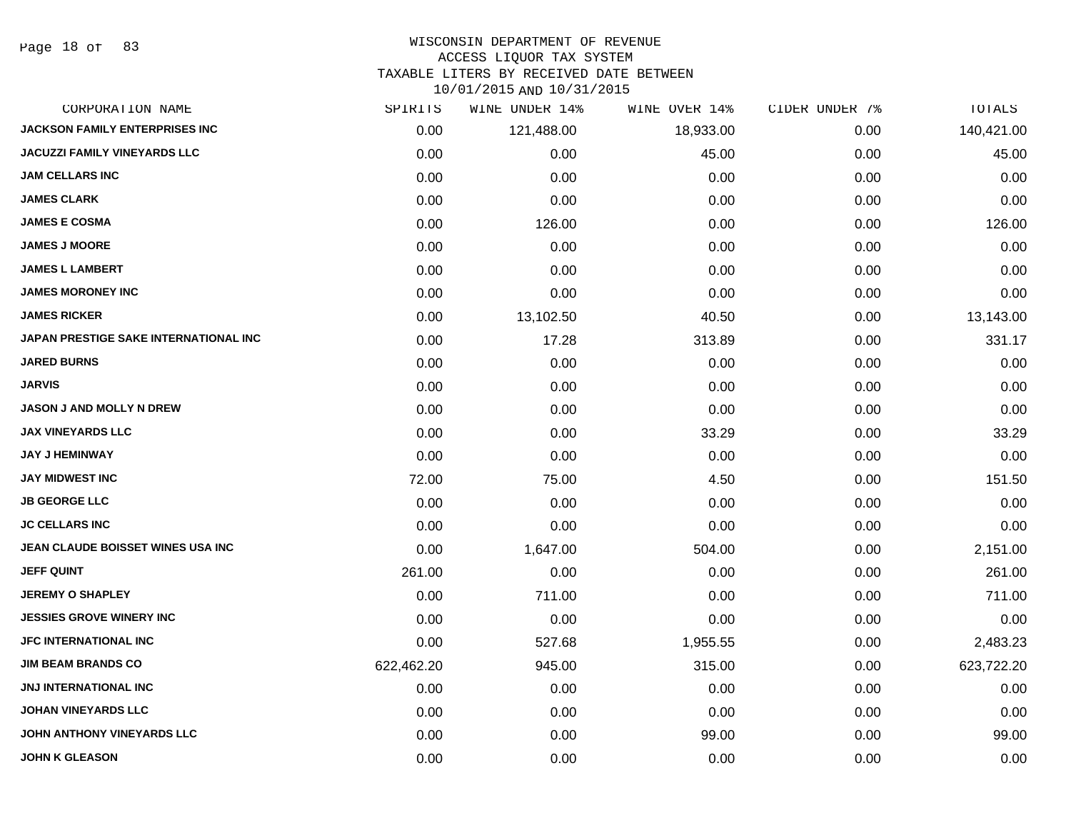# WISCONSIN DEPARTMENT OF REVENUE
## ACCESS LIQUOR TAX SYSTEM
### TAXABLE LITERS BY RECEIVED DATE BETWEEN 10/01/2015 AND 10/31/2015

| CORPORATION NAME | SPIRITS | WINE UNDER 14% | WINE OVER 14% | CIDER UNDER 7% | TOTALS |
|---|---|---|---|---|---|
| JACKSON FAMILY ENTERPRISES INC | 0.00 | 121,488.00 | 18,933.00 | 0.00 | 140,421.00 |
| JACUZZI FAMILY VINEYARDS LLC | 0.00 | 0.00 | 45.00 | 0.00 | 45.00 |
| JAM CELLARS INC | 0.00 | 0.00 | 0.00 | 0.00 | 0.00 |
| JAMES CLARK | 0.00 | 0.00 | 0.00 | 0.00 | 0.00 |
| JAMES E COSMA | 0.00 | 126.00 | 0.00 | 0.00 | 126.00 |
| JAMES J MOORE | 0.00 | 0.00 | 0.00 | 0.00 | 0.00 |
| JAMES L LAMBERT | 0.00 | 0.00 | 0.00 | 0.00 | 0.00 |
| JAMES MORONEY INC | 0.00 | 0.00 | 0.00 | 0.00 | 0.00 |
| JAMES RICKER | 0.00 | 13,102.50 | 40.50 | 0.00 | 13,143.00 |
| JAPAN PRESTIGE SAKE INTERNATIONAL INC | 0.00 | 17.28 | 313.89 | 0.00 | 331.17 |
| JARED BURNS | 0.00 | 0.00 | 0.00 | 0.00 | 0.00 |
| JARVIS | 0.00 | 0.00 | 0.00 | 0.00 | 0.00 |
| JASON J AND MOLLY N DREW | 0.00 | 0.00 | 0.00 | 0.00 | 0.00 |
| JAX VINEYARDS LLC | 0.00 | 0.00 | 33.29 | 0.00 | 33.29 |
| JAY J HEMINWAY | 0.00 | 0.00 | 0.00 | 0.00 | 0.00 |
| JAY MIDWEST INC | 72.00 | 75.00 | 4.50 | 0.00 | 151.50 |
| JB GEORGE LLC | 0.00 | 0.00 | 0.00 | 0.00 | 0.00 |
| JC CELLARS INC | 0.00 | 0.00 | 0.00 | 0.00 | 0.00 |
| JEAN CLAUDE BOISSET WINES USA INC | 0.00 | 1,647.00 | 504.00 | 0.00 | 2,151.00 |
| JEFF QUINT | 261.00 | 0.00 | 0.00 | 0.00 | 261.00 |
| JEREMY O SHAPLEY | 0.00 | 711.00 | 0.00 | 0.00 | 711.00 |
| JESSIES GROVE WINERY INC | 0.00 | 0.00 | 0.00 | 0.00 | 0.00 |
| JFC INTERNATIONAL INC | 0.00 | 527.68 | 1,955.55 | 0.00 | 2,483.23 |
| JIM BEAM BRANDS CO | 622,462.20 | 945.00 | 315.00 | 0.00 | 623,722.20 |
| JNJ INTERNATIONAL INC | 0.00 | 0.00 | 0.00 | 0.00 | 0.00 |
| JOHAN VINEYARDS LLC | 0.00 | 0.00 | 0.00 | 0.00 | 0.00 |
| JOHN ANTHONY VINEYARDS LLC | 0.00 | 0.00 | 99.00 | 0.00 | 99.00 |
| JOHN K GLEASON | 0.00 | 0.00 | 0.00 | 0.00 | 0.00 |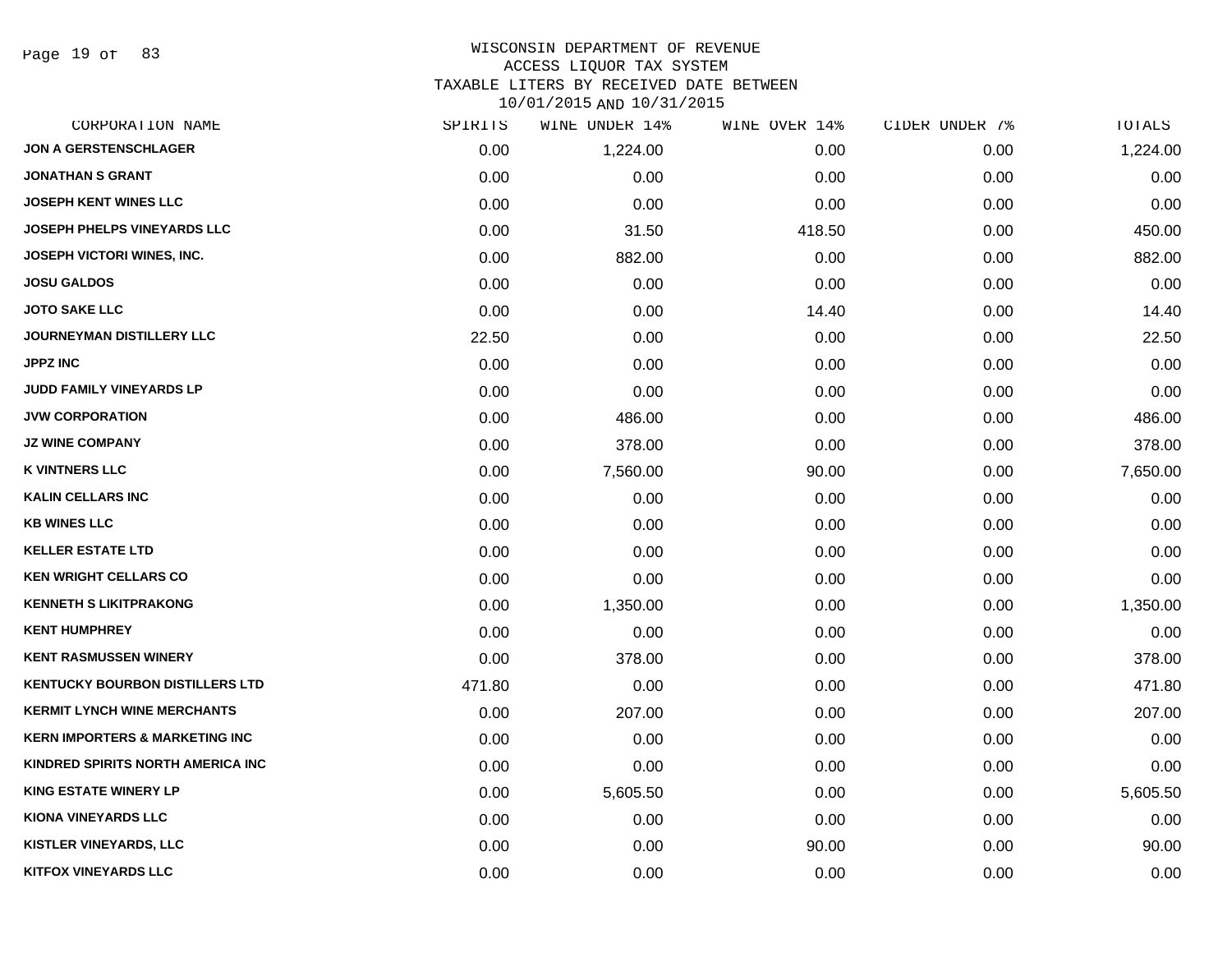WISCONSIN DEPARTMENT OF REVENUE
ACCESS LIQUOR TAX SYSTEM
TAXABLE LITERS BY RECEIVED DATE BETWEEN
10/01/2015 AND 10/31/2015

| CORPORATION NAME | SPIRITS | WINE UNDER 14% | WINE OVER 14% | CIDER UNDER 7% | TOTALS |
|---|---|---|---|---|---|
| JON A GERSTENSCHLAGER | 0.00 | 1,224.00 | 0.00 | 0.00 | 1,224.00 |
| JONATHAN S GRANT | 0.00 | 0.00 | 0.00 | 0.00 | 0.00 |
| JOSEPH KENT WINES LLC | 0.00 | 0.00 | 0.00 | 0.00 | 0.00 |
| JOSEPH PHELPS VINEYARDS LLC | 0.00 | 31.50 | 418.50 | 0.00 | 450.00 |
| JOSEPH VICTORI WINES, INC. | 0.00 | 882.00 | 0.00 | 0.00 | 882.00 |
| JOSU GALDOS | 0.00 | 0.00 | 0.00 | 0.00 | 0.00 |
| JOTO SAKE LLC | 0.00 | 0.00 | 14.40 | 0.00 | 14.40 |
| JOURNEYMAN DISTILLERY LLC | 22.50 | 0.00 | 0.00 | 0.00 | 22.50 |
| JPPZ INC | 0.00 | 0.00 | 0.00 | 0.00 | 0.00 |
| JUDD FAMILY VINEYARDS LP | 0.00 | 0.00 | 0.00 | 0.00 | 0.00 |
| JVW CORPORATION | 0.00 | 486.00 | 0.00 | 0.00 | 486.00 |
| JZ WINE COMPANY | 0.00 | 378.00 | 0.00 | 0.00 | 378.00 |
| K VINTNERS LLC | 0.00 | 7,560.00 | 90.00 | 0.00 | 7,650.00 |
| KALIN CELLARS INC | 0.00 | 0.00 | 0.00 | 0.00 | 0.00 |
| KB WINES LLC | 0.00 | 0.00 | 0.00 | 0.00 | 0.00 |
| KELLER ESTATE LTD | 0.00 | 0.00 | 0.00 | 0.00 | 0.00 |
| KEN WRIGHT CELLARS CO | 0.00 | 0.00 | 0.00 | 0.00 | 0.00 |
| KENNETH S LIKITPRAKONG | 0.00 | 1,350.00 | 0.00 | 0.00 | 1,350.00 |
| KENT HUMPHREY | 0.00 | 0.00 | 0.00 | 0.00 | 0.00 |
| KENT RASMUSSEN WINERY | 0.00 | 378.00 | 0.00 | 0.00 | 378.00 |
| KENTUCKY BOURBON DISTILLERS LTD | 471.80 | 0.00 | 0.00 | 0.00 | 471.80 |
| KERMIT LYNCH WINE MERCHANTS | 0.00 | 207.00 | 0.00 | 0.00 | 207.00 |
| KERN IMPORTERS & MARKETING INC | 0.00 | 0.00 | 0.00 | 0.00 | 0.00 |
| KINDRED SPIRITS NORTH AMERICA INC | 0.00 | 0.00 | 0.00 | 0.00 | 0.00 |
| KING ESTATE WINERY LP | 0.00 | 5,605.50 | 0.00 | 0.00 | 5,605.50 |
| KIONA VINEYARDS LLC | 0.00 | 0.00 | 0.00 | 0.00 | 0.00 |
| KISTLER VINEYARDS, LLC | 0.00 | 0.00 | 90.00 | 0.00 | 90.00 |
| KITFOX VINEYARDS LLC | 0.00 | 0.00 | 0.00 | 0.00 | 0.00 |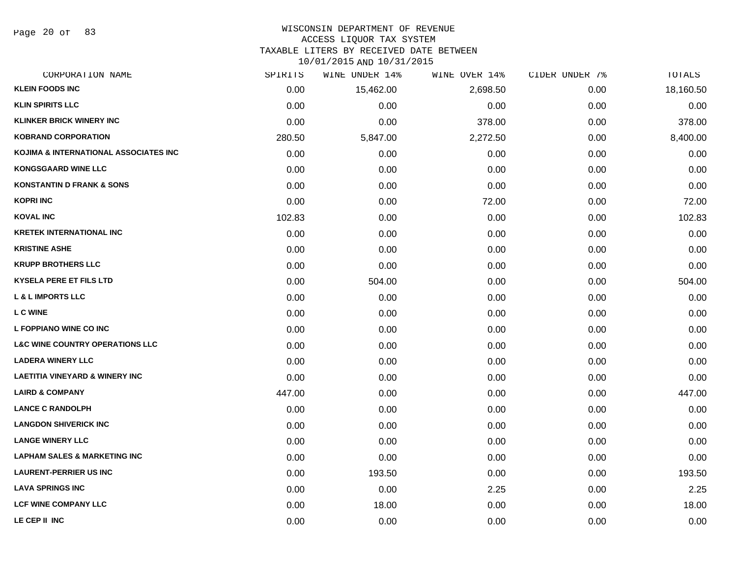# WISCONSIN DEPARTMENT OF REVENUE
## ACCESS LIQUOR TAX SYSTEM
### TAXABLE LITERS BY RECEIVED DATE BETWEEN 10/01/2015 AND 10/31/2015

| CORPORATION NAME | SPIRITS | WINE UNDER 14% | WINE OVER 14% | CIDER UNDER 7% | TOTALS |
|---|---|---|---|---|---|
| KLEIN FOODS INC | 0.00 | 15,462.00 | 2,698.50 | 0.00 | 18,160.50 |
| KLIN SPIRITS LLC | 0.00 | 0.00 | 0.00 | 0.00 | 0.00 |
| KLINKER BRICK WINERY INC | 0.00 | 0.00 | 378.00 | 0.00 | 378.00 |
| KOBRAND CORPORATION | 280.50 | 5,847.00 | 2,272.50 | 0.00 | 8,400.00 |
| KOJIMA & INTERNATIONAL ASSOCIATES INC | 0.00 | 0.00 | 0.00 | 0.00 | 0.00 |
| KONGSGAARD WINE LLC | 0.00 | 0.00 | 0.00 | 0.00 | 0.00 |
| KONSTANTIN D FRANK & SONS | 0.00 | 0.00 | 0.00 | 0.00 | 0.00 |
| KOPRI INC | 0.00 | 0.00 | 72.00 | 0.00 | 72.00 |
| KOVAL INC | 102.83 | 0.00 | 0.00 | 0.00 | 102.83 |
| KRETEK INTERNATIONAL INC | 0.00 | 0.00 | 0.00 | 0.00 | 0.00 |
| KRISTINE ASHE | 0.00 | 0.00 | 0.00 | 0.00 | 0.00 |
| KRUPP BROTHERS LLC | 0.00 | 0.00 | 0.00 | 0.00 | 0.00 |
| KYSELA PERE ET FILS LTD | 0.00 | 504.00 | 0.00 | 0.00 | 504.00 |
| L & L IMPORTS LLC | 0.00 | 0.00 | 0.00 | 0.00 | 0.00 |
| L C WINE | 0.00 | 0.00 | 0.00 | 0.00 | 0.00 |
| L FOPPIANO WINE CO INC | 0.00 | 0.00 | 0.00 | 0.00 | 0.00 |
| L&C WINE COUNTRY OPERATIONS LLC | 0.00 | 0.00 | 0.00 | 0.00 | 0.00 |
| LADERA WINERY LLC | 0.00 | 0.00 | 0.00 | 0.00 | 0.00 |
| LAETITIA VINEYARD & WINERY INC | 0.00 | 0.00 | 0.00 | 0.00 | 0.00 |
| LAIRD & COMPANY | 447.00 | 0.00 | 0.00 | 0.00 | 447.00 |
| LANCE C RANDOLPH | 0.00 | 0.00 | 0.00 | 0.00 | 0.00 |
| LANGDON SHIVERICK INC | 0.00 | 0.00 | 0.00 | 0.00 | 0.00 |
| LANGE WINERY LLC | 0.00 | 0.00 | 0.00 | 0.00 | 0.00 |
| LAPHAM SALES & MARKETING INC | 0.00 | 0.00 | 0.00 | 0.00 | 0.00 |
| LAURENT-PERRIER US INC | 0.00 | 193.50 | 0.00 | 0.00 | 193.50 |
| LAVA SPRINGS INC | 0.00 | 0.00 | 2.25 | 0.00 | 2.25 |
| LCF WINE COMPANY LLC | 0.00 | 18.00 | 0.00 | 0.00 | 18.00 |
| LE CEP II INC | 0.00 | 0.00 | 0.00 | 0.00 | 0.00 |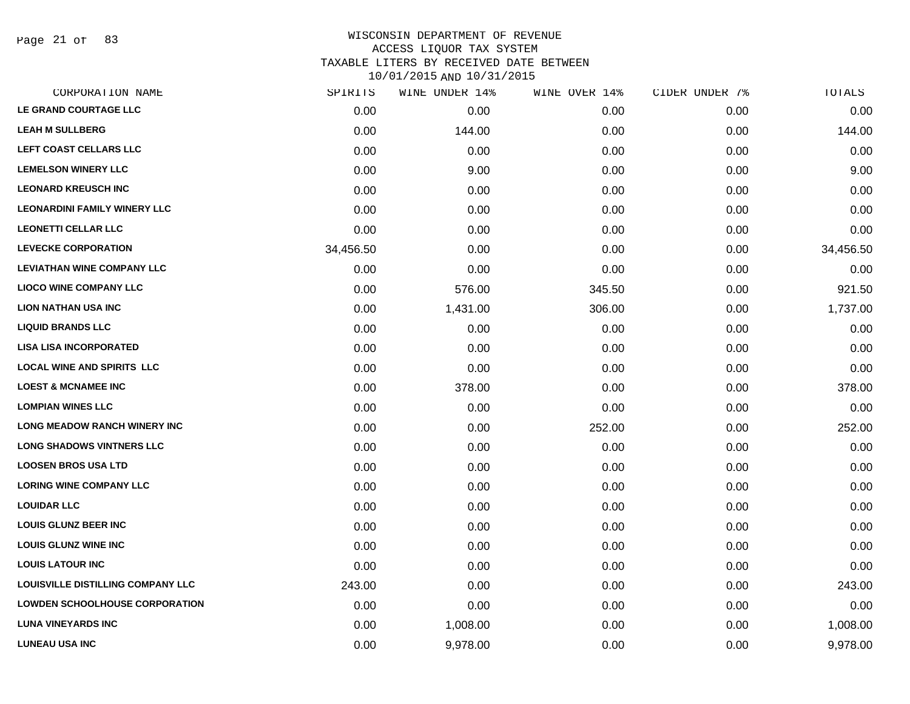WISCONSIN DEPARTMENT OF REVENUE
ACCESS LIQUOR TAX SYSTEM
TAXABLE LITERS BY RECEIVED DATE BETWEEN
10/01/2015 AND 10/31/2015

| CORPORATION NAME | SPIRITS | WINE UNDER 14% | WINE OVER 14% | CIDER UNDER 7% | TOTALS |
|---|---|---|---|---|---|
| LE GRAND COURTAGE LLC | 0.00 | 0.00 | 0.00 | 0.00 | 0.00 |
| LEAH M SULLBERG | 0.00 | 144.00 | 0.00 | 0.00 | 144.00 |
| LEFT COAST CELLARS LLC | 0.00 | 0.00 | 0.00 | 0.00 | 0.00 |
| LEMELSON WINERY LLC | 0.00 | 9.00 | 0.00 | 0.00 | 9.00 |
| LEONARD KREUSCH INC | 0.00 | 0.00 | 0.00 | 0.00 | 0.00 |
| LEONARDINI FAMILY WINERY LLC | 0.00 | 0.00 | 0.00 | 0.00 | 0.00 |
| LEONETTI CELLAR LLC | 0.00 | 0.00 | 0.00 | 0.00 | 0.00 |
| LEVECKE CORPORATION | 34,456.50 | 0.00 | 0.00 | 0.00 | 34,456.50 |
| LEVIATHAN WINE COMPANY LLC | 0.00 | 0.00 | 0.00 | 0.00 | 0.00 |
| LIOCO WINE COMPANY LLC | 0.00 | 576.00 | 345.50 | 0.00 | 921.50 |
| LION NATHAN USA INC | 0.00 | 1,431.00 | 306.00 | 0.00 | 1,737.00 |
| LIQUID BRANDS LLC | 0.00 | 0.00 | 0.00 | 0.00 | 0.00 |
| LISA LISA INCORPORATED | 0.00 | 0.00 | 0.00 | 0.00 | 0.00 |
| LOCAL WINE AND SPIRITS LLC | 0.00 | 0.00 | 0.00 | 0.00 | 0.00 |
| LOEST & MCNAMEE INC | 0.00 | 378.00 | 0.00 | 0.00 | 378.00 |
| LOMPIAN WINES LLC | 0.00 | 0.00 | 0.00 | 0.00 | 0.00 |
| LONG MEADOW RANCH WINERY INC | 0.00 | 0.00 | 252.00 | 0.00 | 252.00 |
| LONG SHADOWS VINTNERS LLC | 0.00 | 0.00 | 0.00 | 0.00 | 0.00 |
| LOOSEN BROS USA LTD | 0.00 | 0.00 | 0.00 | 0.00 | 0.00 |
| LORING WINE COMPANY LLC | 0.00 | 0.00 | 0.00 | 0.00 | 0.00 |
| LOUIDAR LLC | 0.00 | 0.00 | 0.00 | 0.00 | 0.00 |
| LOUIS GLUNZ BEER INC | 0.00 | 0.00 | 0.00 | 0.00 | 0.00 |
| LOUIS GLUNZ WINE INC | 0.00 | 0.00 | 0.00 | 0.00 | 0.00 |
| LOUIS LATOUR INC | 0.00 | 0.00 | 0.00 | 0.00 | 0.00 |
| LOUISVILLE DISTILLING COMPANY LLC | 243.00 | 0.00 | 0.00 | 0.00 | 243.00 |
| LOWDEN SCHOOLHOUSE CORPORATION | 0.00 | 0.00 | 0.00 | 0.00 | 0.00 |
| LUNA VINEYARDS INC | 0.00 | 1,008.00 | 0.00 | 0.00 | 1,008.00 |
| LUNEAU USA INC | 0.00 | 9,978.00 | 0.00 | 0.00 | 9,978.00 |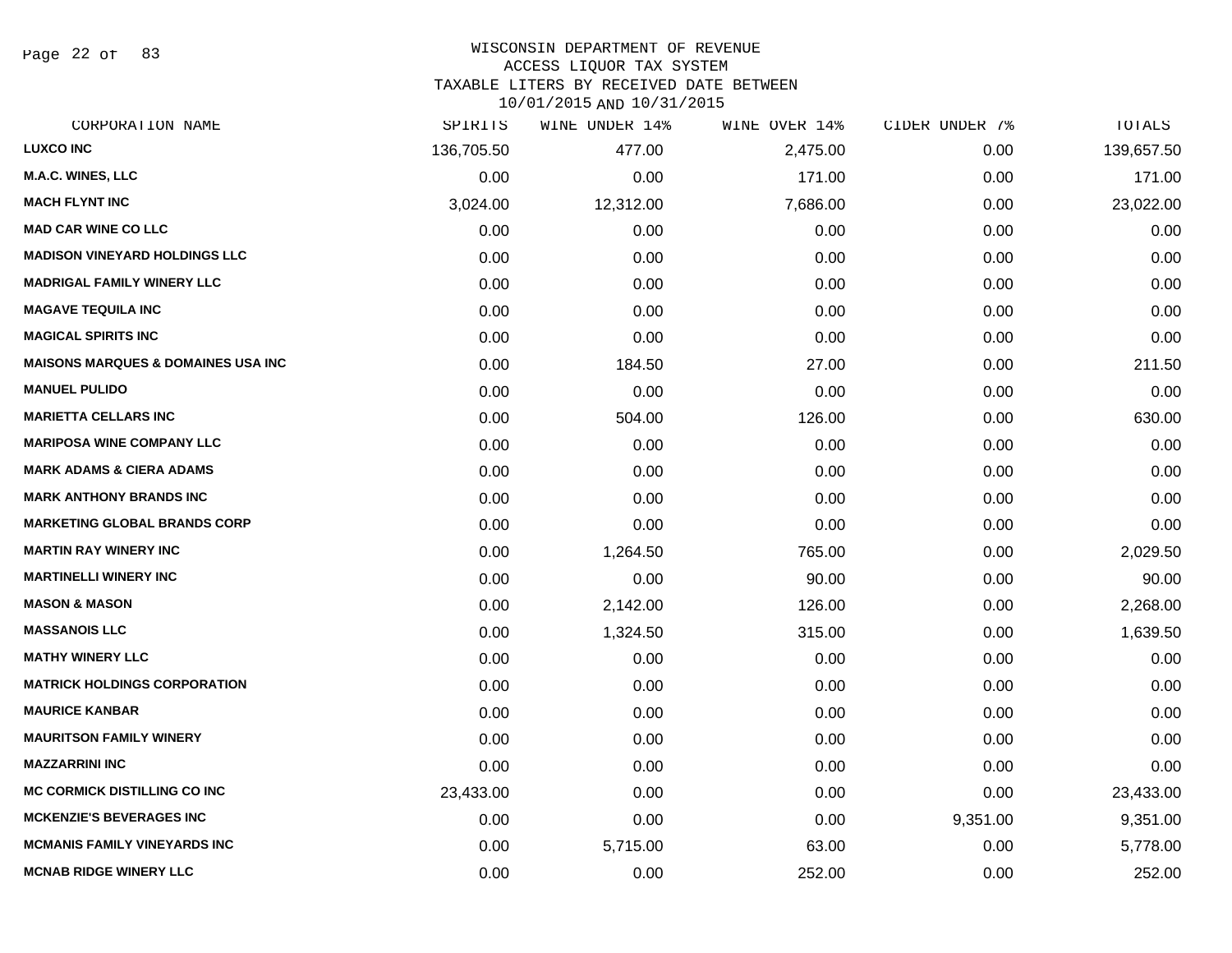WISCONSIN DEPARTMENT OF REVENUE
ACCESS LIQUOR TAX SYSTEM
TAXABLE LITERS BY RECEIVED DATE BETWEEN
10/01/2015 AND 10/31/2015

| CORPORATION NAME | SPIRITS | WINE UNDER 14% | WINE OVER 14% | CIDER UNDER 7% | TOTALS |
|---|---|---|---|---|---|
| **LUXCO INC** | 136,705.50 | 477.00 | 2,475.00 | 0.00 | 139,657.50 |
| **M.A.C. WINES, LLC** | 0.00 | 0.00 | 171.00 | 0.00 | 171.00 |
| **MACH FLYNT INC** | 3,024.00 | 12,312.00 | 7,686.00 | 0.00 | 23,022.00 |
| **MAD CAR WINE CO LLC** | 0.00 | 0.00 | 0.00 | 0.00 | 0.00 |
| **MADISON VINEYARD HOLDINGS LLC** | 0.00 | 0.00 | 0.00 | 0.00 | 0.00 |
| **MADRIGAL FAMILY WINERY LLC** | 0.00 | 0.00 | 0.00 | 0.00 | 0.00 |
| **MAGAVE TEQUILA INC** | 0.00 | 0.00 | 0.00 | 0.00 | 0.00 |
| **MAGICAL SPIRITS INC** | 0.00 | 0.00 | 0.00 | 0.00 | 0.00 |
| **MAISONS MARQUES & DOMAINES USA INC** | 0.00 | 184.50 | 27.00 | 0.00 | 211.50 |
| **MANUEL PULIDO** | 0.00 | 0.00 | 0.00 | 0.00 | 0.00 |
| **MARIETTA CELLARS INC** | 0.00 | 504.00 | 126.00 | 0.00 | 630.00 |
| **MARIPOSA WINE COMPANY LLC** | 0.00 | 0.00 | 0.00 | 0.00 | 0.00 |
| **MARK ADAMS & CIERA ADAMS** | 0.00 | 0.00 | 0.00 | 0.00 | 0.00 |
| **MARK ANTHONY BRANDS INC** | 0.00 | 0.00 | 0.00 | 0.00 | 0.00 |
| **MARKETING GLOBAL BRANDS CORP** | 0.00 | 0.00 | 0.00 | 0.00 | 0.00 |
| **MARTIN RAY WINERY INC** | 0.00 | 1,264.50 | 765.00 | 0.00 | 2,029.50 |
| **MARTINELLI WINERY INC** | 0.00 | 0.00 | 90.00 | 0.00 | 90.00 |
| **MASON & MASON** | 0.00 | 2,142.00 | 126.00 | 0.00 | 2,268.00 |
| **MASSANOIS LLC** | 0.00 | 1,324.50 | 315.00 | 0.00 | 1,639.50 |
| **MATHY WINERY LLC** | 0.00 | 0.00 | 0.00 | 0.00 | 0.00 |
| **MATRICK HOLDINGS CORPORATION** | 0.00 | 0.00 | 0.00 | 0.00 | 0.00 |
| **MAURICE KANBAR** | 0.00 | 0.00 | 0.00 | 0.00 | 0.00 |
| **MAURITSON FAMILY WINERY** | 0.00 | 0.00 | 0.00 | 0.00 | 0.00 |
| **MAZZARRINI INC** | 0.00 | 0.00 | 0.00 | 0.00 | 0.00 |
| **MC CORMICK DISTILLING CO INC** | 23,433.00 | 0.00 | 0.00 | 0.00 | 23,433.00 |
| **MCKENZIE'S BEVERAGES INC** | 0.00 | 0.00 | 0.00 | 9,351.00 | 9,351.00 |
| **MCMANIS FAMILY VINEYARDS INC** | 0.00 | 5,715.00 | 63.00 | 0.00 | 5,778.00 |
| **MCNAB RIDGE WINERY LLC** | 0.00 | 0.00 | 252.00 | 0.00 | 252.00 |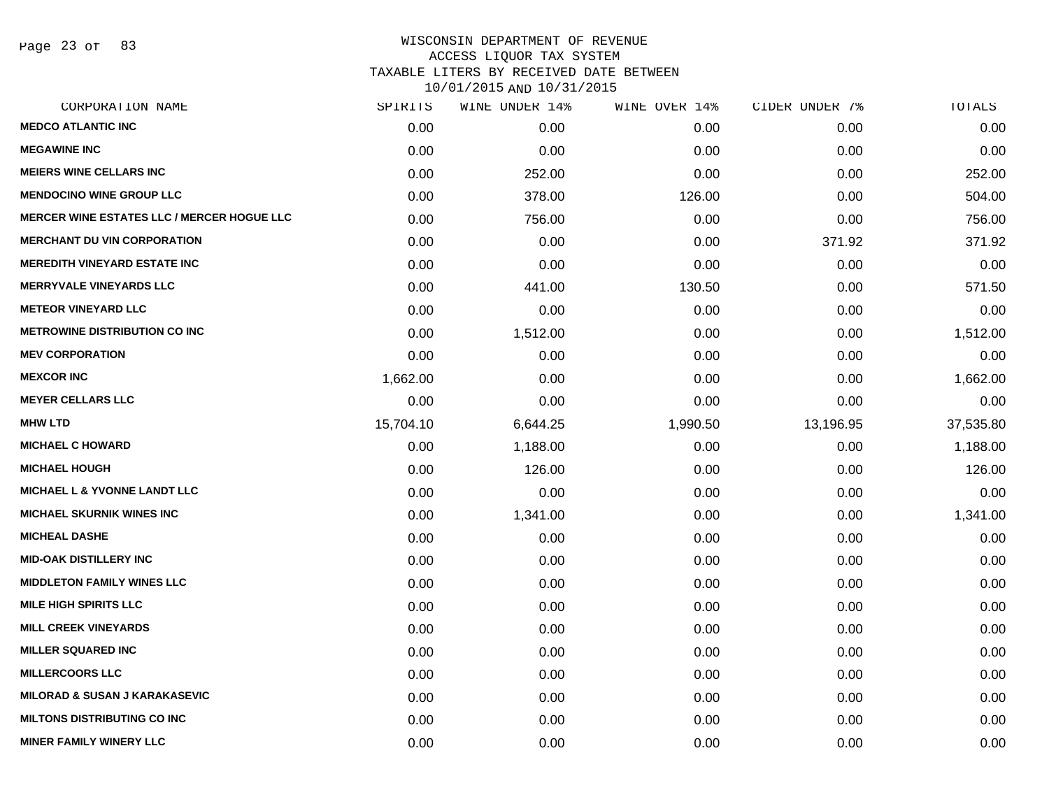# WISCONSIN DEPARTMENT OF REVENUE
## ACCESS LIQUOR TAX SYSTEM
## TAXABLE LITERS BY RECEIVED DATE BETWEEN 10/01/2015 AND 10/31/2015

| CORPORATION NAME | SPIRITS | WINE UNDER 14% | WINE OVER 14% | CIDER UNDER 7% | TOTALS |
|---|---|---|---|---|---|
| MEDCO ATLANTIC INC | 0.00 | 0.00 | 0.00 | 0.00 | 0.00 |
| MEGAWINE INC | 0.00 | 0.00 | 0.00 | 0.00 | 0.00 |
| MEIERS WINE CELLARS INC | 0.00 | 252.00 | 0.00 | 0.00 | 252.00 |
| MENDOCINO WINE GROUP LLC | 0.00 | 378.00 | 126.00 | 0.00 | 504.00 |
| MERCER WINE ESTATES LLC / MERCER HOGUE LLC | 0.00 | 756.00 | 0.00 | 0.00 | 756.00 |
| MERCHANT DU VIN CORPORATION | 0.00 | 0.00 | 0.00 | 371.92 | 371.92 |
| MEREDITH VINEYARD ESTATE INC | 0.00 | 0.00 | 0.00 | 0.00 | 0.00 |
| MERRYVALE VINEYARDS LLC | 0.00 | 441.00 | 130.50 | 0.00 | 571.50 |
| METEOR VINEYARD LLC | 0.00 | 0.00 | 0.00 | 0.00 | 0.00 |
| METROWINE DISTRIBUTION CO INC | 0.00 | 1,512.00 | 0.00 | 0.00 | 1,512.00 |
| MEV CORPORATION | 0.00 | 0.00 | 0.00 | 0.00 | 0.00 |
| MEXCOR INC | 1,662.00 | 0.00 | 0.00 | 0.00 | 1,662.00 |
| MEYER CELLARS LLC | 0.00 | 0.00 | 0.00 | 0.00 | 0.00 |
| MHW LTD | 15,704.10 | 6,644.25 | 1,990.50 | 13,196.95 | 37,535.80 |
| MICHAEL C HOWARD | 0.00 | 1,188.00 | 0.00 | 0.00 | 1,188.00 |
| MICHAEL HOUGH | 0.00 | 126.00 | 0.00 | 0.00 | 126.00 |
| MICHAEL L & YVONNE LANDT LLC | 0.00 | 0.00 | 0.00 | 0.00 | 0.00 |
| MICHAEL SKURNIK WINES INC | 0.00 | 1,341.00 | 0.00 | 0.00 | 1,341.00 |
| MICHEAL DASHE | 0.00 | 0.00 | 0.00 | 0.00 | 0.00 |
| MID-OAK DISTILLERY INC | 0.00 | 0.00 | 0.00 | 0.00 | 0.00 |
| MIDDLETON FAMILY WINES LLC | 0.00 | 0.00 | 0.00 | 0.00 | 0.00 |
| MILE HIGH SPIRITS LLC | 0.00 | 0.00 | 0.00 | 0.00 | 0.00 |
| MILL CREEK VINEYARDS | 0.00 | 0.00 | 0.00 | 0.00 | 0.00 |
| MILLER SQUARED INC | 0.00 | 0.00 | 0.00 | 0.00 | 0.00 |
| MILLERCOORS LLC | 0.00 | 0.00 | 0.00 | 0.00 | 0.00 |
| MILORAD & SUSAN J KARAKASEVIC | 0.00 | 0.00 | 0.00 | 0.00 | 0.00 |
| MILTONS DISTRIBUTING CO INC | 0.00 | 0.00 | 0.00 | 0.00 | 0.00 |
| MINER FAMILY WINERY LLC | 0.00 | 0.00 | 0.00 | 0.00 | 0.00 |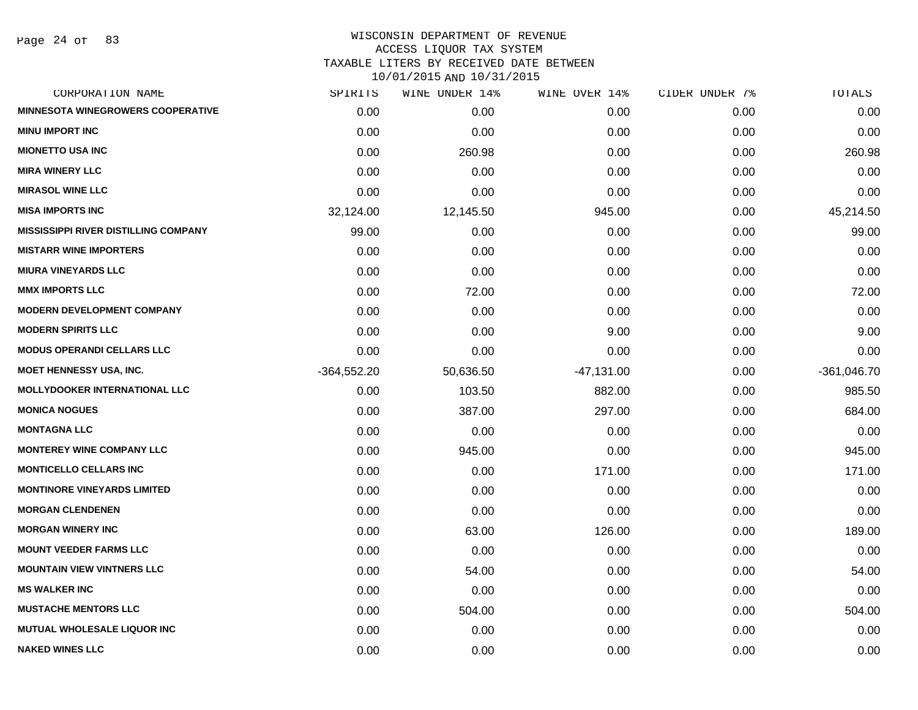WISCONSIN DEPARTMENT OF REVENUE
ACCESS LIQUOR TAX SYSTEM
TAXABLE LITERS BY RECEIVED DATE BETWEEN
10/01/2015 AND 10/31/2015

| CORPORATION NAME | SPIRITS | WINE UNDER 14% | WINE OVER 14% | CIDER UNDER 7% | TOTALS |
|---|---|---|---|---|---|
| MINNESOTA WINEGROWERS COOPERATIVE | 0.00 | 0.00 | 0.00 | 0.00 | 0.00 |
| MINU IMPORT INC | 0.00 | 0.00 | 0.00 | 0.00 | 0.00 |
| MIONETTO USA INC | 0.00 | 260.98 | 0.00 | 0.00 | 260.98 |
| MIRA WINERY LLC | 0.00 | 0.00 | 0.00 | 0.00 | 0.00 |
| MIRASOL WINE LLC | 0.00 | 0.00 | 0.00 | 0.00 | 0.00 |
| MISA IMPORTS INC | 32,124.00 | 12,145.50 | 945.00 | 0.00 | 45,214.50 |
| MISSISSIPPI RIVER DISTILLING COMPANY | 99.00 | 0.00 | 0.00 | 0.00 | 99.00 |
| MISTARR WINE IMPORTERS | 0.00 | 0.00 | 0.00 | 0.00 | 0.00 |
| MIURA VINEYARDS LLC | 0.00 | 0.00 | 0.00 | 0.00 | 0.00 |
| MMX IMPORTS LLC | 0.00 | 72.00 | 0.00 | 0.00 | 72.00 |
| MODERN DEVELOPMENT COMPANY | 0.00 | 0.00 | 0.00 | 0.00 | 0.00 |
| MODERN SPIRITS LLC | 0.00 | 0.00 | 9.00 | 0.00 | 9.00 |
| MODUS OPERANDI CELLARS LLC | 0.00 | 0.00 | 0.00 | 0.00 | 0.00 |
| MOET HENNESSY USA, INC. | -364,552.20 | 50,636.50 | -47,131.00 | 0.00 | -361,046.70 |
| MOLLYDOOKER INTERNATIONAL LLC | 0.00 | 103.50 | 882.00 | 0.00 | 985.50 |
| MONICA NOGUES | 0.00 | 387.00 | 297.00 | 0.00 | 684.00 |
| MONTAGNA LLC | 0.00 | 0.00 | 0.00 | 0.00 | 0.00 |
| MONTEREY WINE COMPANY LLC | 0.00 | 945.00 | 0.00 | 0.00 | 945.00 |
| MONTICELLO CELLARS INC | 0.00 | 0.00 | 171.00 | 0.00 | 171.00 |
| MONTINORE VINEYARDS LIMITED | 0.00 | 0.00 | 0.00 | 0.00 | 0.00 |
| MORGAN CLENDENEN | 0.00 | 0.00 | 0.00 | 0.00 | 0.00 |
| MORGAN WINERY INC | 0.00 | 63.00 | 126.00 | 0.00 | 189.00 |
| MOUNT VEEDER FARMS LLC | 0.00 | 0.00 | 0.00 | 0.00 | 0.00 |
| MOUNTAIN VIEW VINTNERS LLC | 0.00 | 54.00 | 0.00 | 0.00 | 54.00 |
| MS WALKER INC | 0.00 | 0.00 | 0.00 | 0.00 | 0.00 |
| MUSTACHE MENTORS LLC | 0.00 | 504.00 | 0.00 | 0.00 | 504.00 |
| MUTUAL WHOLESALE LIQUOR INC | 0.00 | 0.00 | 0.00 | 0.00 | 0.00 |
| NAKED WINES LLC | 0.00 | 0.00 | 0.00 | 0.00 | 0.00 |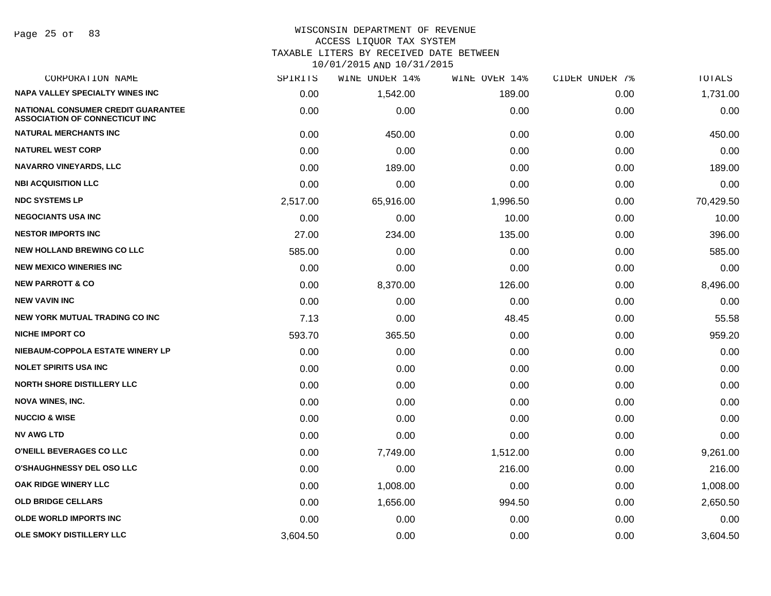# WISCONSIN DEPARTMENT OF REVENUE
## ACCESS LIQUOR TAX SYSTEM
## TAXABLE LITERS BY RECEIVED DATE BETWEEN 10/01/2015 AND 10/31/2015

| CORPORATION NAME | SPIRITS | WINE UNDER 14% | WINE OVER 14% | CIDER UNDER 7% | TOTALS |
|---|---|---|---|---|---|
| NAPA VALLEY SPECIALTY WINES INC | 0.00 | 1,542.00 | 189.00 | 0.00 | 1,731.00 |
| NATIONAL CONSUMER CREDIT GUARANTEE ASSOCIATION OF CONNECTICUT INC | 0.00 | 0.00 | 0.00 | 0.00 | 0.00 |
| NATURAL MERCHANTS INC | 0.00 | 450.00 | 0.00 | 0.00 | 450.00 |
| NATUREL WEST CORP | 0.00 | 0.00 | 0.00 | 0.00 | 0.00 |
| NAVARRO VINEYARDS, LLC | 0.00 | 189.00 | 0.00 | 0.00 | 189.00 |
| NBI ACQUISITION LLC | 0.00 | 0.00 | 0.00 | 0.00 | 0.00 |
| NDC SYSTEMS LP | 2,517.00 | 65,916.00 | 1,996.50 | 0.00 | 70,429.50 |
| NEGOCIANTS USA INC | 0.00 | 0.00 | 10.00 | 0.00 | 10.00 |
| NESTOR IMPORTS INC | 27.00 | 234.00 | 135.00 | 0.00 | 396.00 |
| NEW HOLLAND BREWING CO LLC | 585.00 | 0.00 | 0.00 | 0.00 | 585.00 |
| NEW MEXICO WINERIES INC | 0.00 | 0.00 | 0.00 | 0.00 | 0.00 |
| NEW PARROTT & CO | 0.00 | 8,370.00 | 126.00 | 0.00 | 8,496.00 |
| NEW VAVIN INC | 0.00 | 0.00 | 0.00 | 0.00 | 0.00 |
| NEW YORK MUTUAL TRADING CO INC | 7.13 | 0.00 | 48.45 | 0.00 | 55.58 |
| NICHE IMPORT CO | 593.70 | 365.50 | 0.00 | 0.00 | 959.20 |
| NIEBAUM-COPPOLA ESTATE WINERY LP | 0.00 | 0.00 | 0.00 | 0.00 | 0.00 |
| NOLET SPIRITS USA INC | 0.00 | 0.00 | 0.00 | 0.00 | 0.00 |
| NORTH SHORE DISTILLERY LLC | 0.00 | 0.00 | 0.00 | 0.00 | 0.00 |
| NOVA WINES, INC. | 0.00 | 0.00 | 0.00 | 0.00 | 0.00 |
| NUCCIO & WISE | 0.00 | 0.00 | 0.00 | 0.00 | 0.00 |
| NV AWG LTD | 0.00 | 0.00 | 0.00 | 0.00 | 0.00 |
| O'NEILL BEVERAGES CO LLC | 0.00 | 7,749.00 | 1,512.00 | 0.00 | 9,261.00 |
| O'SHAUGHNESSY DEL OSO LLC | 0.00 | 0.00 | 216.00 | 0.00 | 216.00 |
| OAK RIDGE WINERY LLC | 0.00 | 1,008.00 | 0.00 | 0.00 | 1,008.00 |
| OLD BRIDGE CELLARS | 0.00 | 1,656.00 | 994.50 | 0.00 | 2,650.50 |
| OLDE WORLD IMPORTS INC | 0.00 | 0.00 | 0.00 | 0.00 | 0.00 |
| OLE SMOKY DISTILLERY LLC | 3,604.50 | 0.00 | 0.00 | 0.00 | 3,604.50 |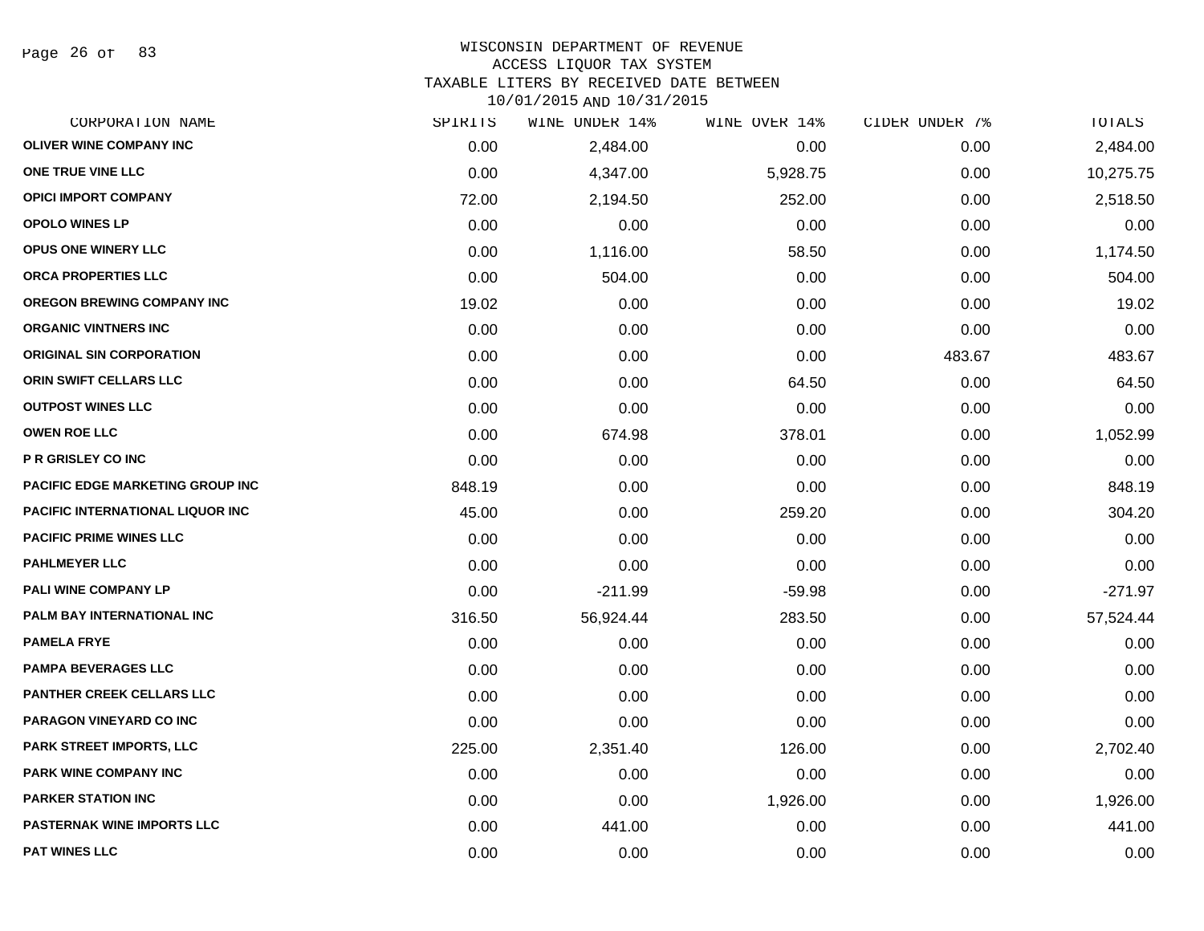WISCONSIN DEPARTMENT OF REVENUE
ACCESS LIQUOR TAX SYSTEM
TAXABLE LITERS BY RECEIVED DATE BETWEEN
10/01/2015 AND 10/31/2015

| CORPORATION NAME | SPIRITS | WINE UNDER 14% | WINE OVER 14% | CIDER UNDER 7% | TOTALS |
|---|---|---|---|---|---|
| OLIVER WINE COMPANY INC | 0.00 | 2,484.00 | 0.00 | 0.00 | 2,484.00 |
| ONE TRUE VINE LLC | 0.00 | 4,347.00 | 5,928.75 | 0.00 | 10,275.75 |
| OPICI IMPORT COMPANY | 72.00 | 2,194.50 | 252.00 | 0.00 | 2,518.50 |
| OPOLO WINES LP | 0.00 | 0.00 | 0.00 | 0.00 | 0.00 |
| OPUS ONE WINERY LLC | 0.00 | 1,116.00 | 58.50 | 0.00 | 1,174.50 |
| ORCA PROPERTIES LLC | 0.00 | 504.00 | 0.00 | 0.00 | 504.00 |
| OREGON BREWING COMPANY INC | 19.02 | 0.00 | 0.00 | 0.00 | 19.02 |
| ORGANIC VINTNERS INC | 0.00 | 0.00 | 0.00 | 0.00 | 0.00 |
| ORIGINAL SIN CORPORATION | 0.00 | 0.00 | 0.00 | 483.67 | 483.67 |
| ORIN SWIFT CELLARS LLC | 0.00 | 0.00 | 64.50 | 0.00 | 64.50 |
| OUTPOST WINES LLC | 0.00 | 0.00 | 0.00 | 0.00 | 0.00 |
| OWEN ROE LLC | 0.00 | 674.98 | 378.01 | 0.00 | 1,052.99 |
| P R GRISLEY CO INC | 0.00 | 0.00 | 0.00 | 0.00 | 0.00 |
| PACIFIC EDGE MARKETING GROUP INC | 848.19 | 0.00 | 0.00 | 0.00 | 848.19 |
| PACIFIC INTERNATIONAL LIQUOR INC | 45.00 | 0.00 | 259.20 | 0.00 | 304.20 |
| PACIFIC PRIME WINES LLC | 0.00 | 0.00 | 0.00 | 0.00 | 0.00 |
| PAHLMEYER LLC | 0.00 | 0.00 | 0.00 | 0.00 | 0.00 |
| PALI WINE COMPANY LP | 0.00 | -211.99 | -59.98 | 0.00 | -271.97 |
| PALM BAY INTERNATIONAL INC | 316.50 | 56,924.44 | 283.50 | 0.00 | 57,524.44 |
| PAMELA FRYE | 0.00 | 0.00 | 0.00 | 0.00 | 0.00 |
| PAMPA BEVERAGES LLC | 0.00 | 0.00 | 0.00 | 0.00 | 0.00 |
| PANTHER CREEK CELLARS LLC | 0.00 | 0.00 | 0.00 | 0.00 | 0.00 |
| PARAGON VINEYARD CO INC | 0.00 | 0.00 | 0.00 | 0.00 | 0.00 |
| PARK STREET IMPORTS, LLC | 225.00 | 2,351.40 | 126.00 | 0.00 | 2,702.40 |
| PARK WINE COMPANY INC | 0.00 | 0.00 | 0.00 | 0.00 | 0.00 |
| PARKER STATION INC | 0.00 | 0.00 | 1,926.00 | 0.00 | 1,926.00 |
| PASTERNAK WINE IMPORTS LLC | 0.00 | 441.00 | 0.00 | 0.00 | 441.00 |
| PAT WINES LLC | 0.00 | 0.00 | 0.00 | 0.00 | 0.00 |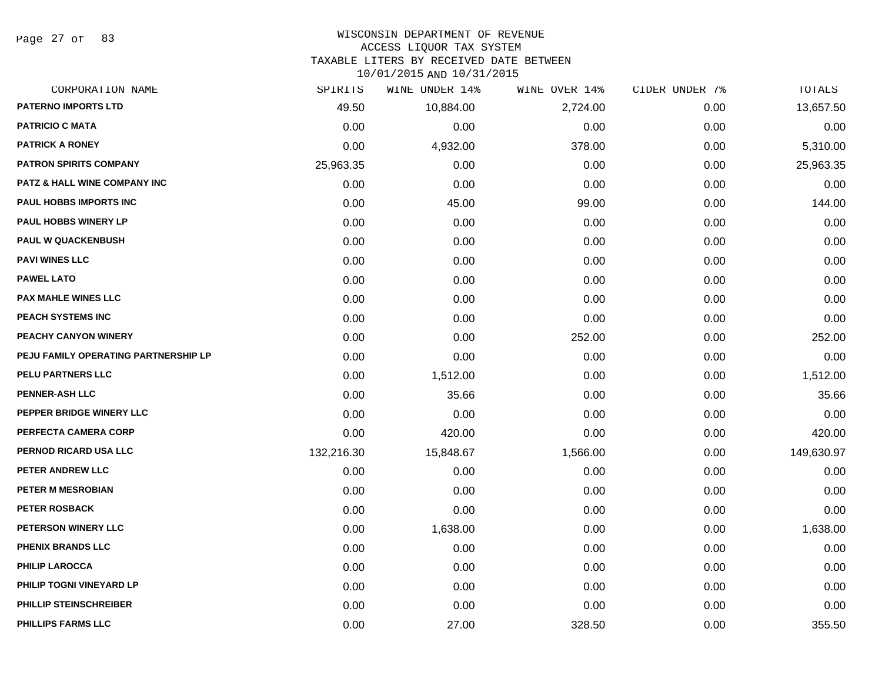WISCONSIN DEPARTMENT OF REVENUE
ACCESS LIQUOR TAX SYSTEM
TAXABLE LITERS BY RECEIVED DATE BETWEEN
10/01/2015 AND 10/31/2015

| CORPORATION NAME | SPIRITS | WINE UNDER 14% | WINE OVER 14% | CIDER UNDER 7% | TOTALS |
|---|---|---|---|---|---|
| PATERNO IMPORTS LTD | 49.50 | 10,884.00 | 2,724.00 | 0.00 | 13,657.50 |
| PATRICIO C MATA | 0.00 | 0.00 | 0.00 | 0.00 | 0.00 |
| PATRICK A RONEY | 0.00 | 4,932.00 | 378.00 | 0.00 | 5,310.00 |
| PATRON SPIRITS COMPANY | 25,963.35 | 0.00 | 0.00 | 0.00 | 25,963.35 |
| PATZ & HALL WINE COMPANY INC | 0.00 | 0.00 | 0.00 | 0.00 | 0.00 |
| PAUL HOBBS IMPORTS INC | 0.00 | 45.00 | 99.00 | 0.00 | 144.00 |
| PAUL HOBBS WINERY LP | 0.00 | 0.00 | 0.00 | 0.00 | 0.00 |
| PAUL W QUACKENBUSH | 0.00 | 0.00 | 0.00 | 0.00 | 0.00 |
| PAVI WINES LLC | 0.00 | 0.00 | 0.00 | 0.00 | 0.00 |
| PAWEL LATO | 0.00 | 0.00 | 0.00 | 0.00 | 0.00 |
| PAX MAHLE WINES LLC | 0.00 | 0.00 | 0.00 | 0.00 | 0.00 |
| PEACH SYSTEMS INC | 0.00 | 0.00 | 0.00 | 0.00 | 0.00 |
| PEACHY CANYON WINERY | 0.00 | 0.00 | 252.00 | 0.00 | 252.00 |
| PEJU FAMILY OPERATING PARTNERSHIP LP | 0.00 | 0.00 | 0.00 | 0.00 | 0.00 |
| PELU PARTNERS LLC | 0.00 | 1,512.00 | 0.00 | 0.00 | 1,512.00 |
| PENNER-ASH LLC | 0.00 | 35.66 | 0.00 | 0.00 | 35.66 |
| PEPPER BRIDGE WINERY LLC | 0.00 | 0.00 | 0.00 | 0.00 | 0.00 |
| PERFECTA CAMERA CORP | 0.00 | 420.00 | 0.00 | 0.00 | 420.00 |
| PERNOD RICARD USA LLC | 132,216.30 | 15,848.67 | 1,566.00 | 0.00 | 149,630.97 |
| PETER ANDREW LLC | 0.00 | 0.00 | 0.00 | 0.00 | 0.00 |
| PETER M MESROBIAN | 0.00 | 0.00 | 0.00 | 0.00 | 0.00 |
| PETER ROSBACK | 0.00 | 0.00 | 0.00 | 0.00 | 0.00 |
| PETERSON WINERY LLC | 0.00 | 1,638.00 | 0.00 | 0.00 | 1,638.00 |
| PHENIX BRANDS LLC | 0.00 | 0.00 | 0.00 | 0.00 | 0.00 |
| PHILIP LAROCCA | 0.00 | 0.00 | 0.00 | 0.00 | 0.00 |
| PHILIP TOGNI VINEYARD LP | 0.00 | 0.00 | 0.00 | 0.00 | 0.00 |
| PHILLIP STEINSCHREIBER | 0.00 | 0.00 | 0.00 | 0.00 | 0.00 |
| PHILLIPS FARMS LLC | 0.00 | 27.00 | 328.50 | 0.00 | 355.50 |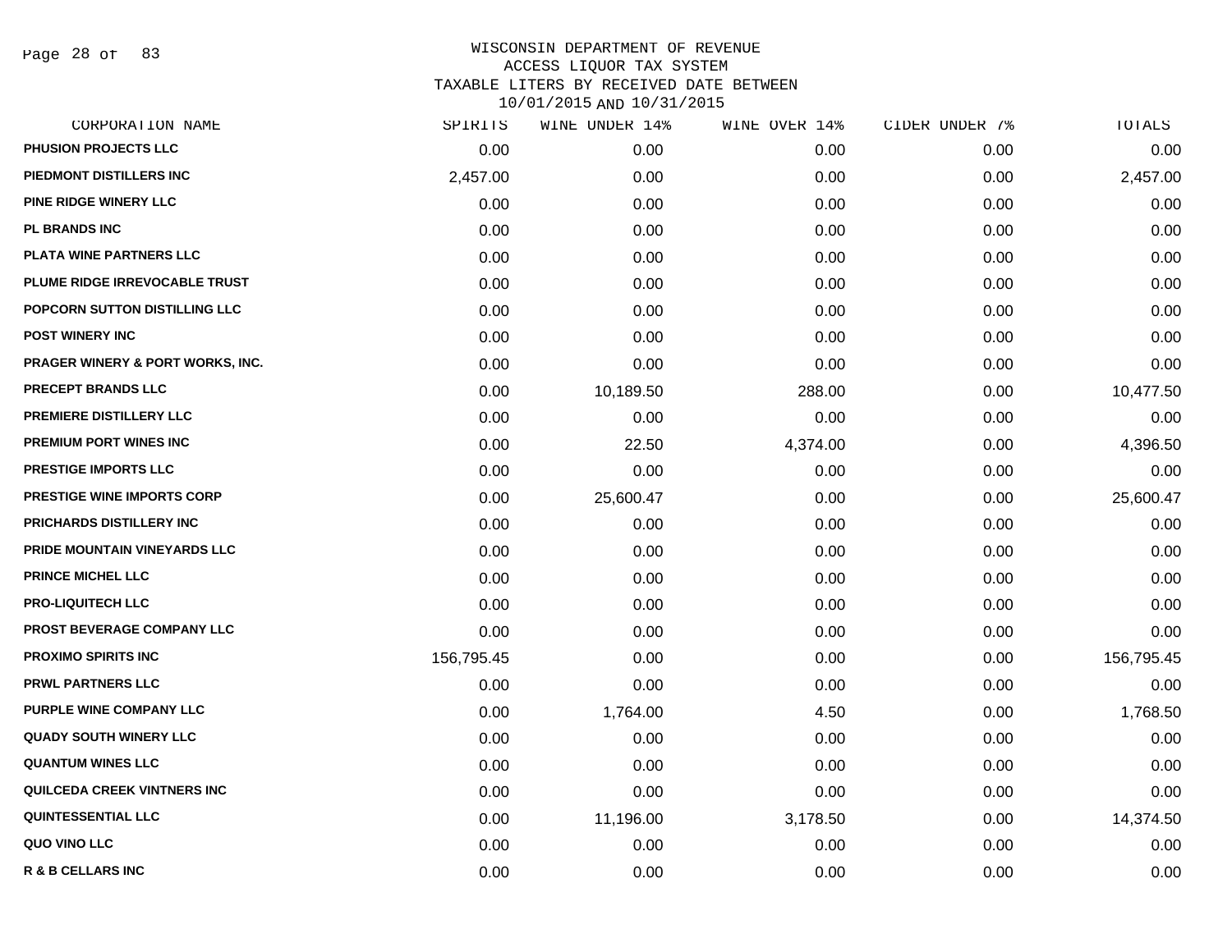WISCONSIN DEPARTMENT OF REVENUE
ACCESS LIQUOR TAX SYSTEM
TAXABLE LITERS BY RECEIVED DATE BETWEEN
10/01/2015 AND 10/31/2015

| CORPORATION NAME | SPIRITS | WINE UNDER 14% | WINE OVER 14% | CIDER UNDER 7% | TOTALS |
|---|---|---|---|---|---|
| PHUSION PROJECTS LLC | 0.00 | 0.00 | 0.00 | 0.00 | 0.00 |
| PIEDMONT DISTILLERS INC | 2,457.00 | 0.00 | 0.00 | 0.00 | 2,457.00 |
| PINE RIDGE WINERY LLC | 0.00 | 0.00 | 0.00 | 0.00 | 0.00 |
| PL BRANDS INC | 0.00 | 0.00 | 0.00 | 0.00 | 0.00 |
| PLATA WINE PARTNERS LLC | 0.00 | 0.00 | 0.00 | 0.00 | 0.00 |
| PLUME RIDGE IRREVOCABLE TRUST | 0.00 | 0.00 | 0.00 | 0.00 | 0.00 |
| POPCORN SUTTON DISTILLING LLC | 0.00 | 0.00 | 0.00 | 0.00 | 0.00 |
| POST WINERY INC | 0.00 | 0.00 | 0.00 | 0.00 | 0.00 |
| PRAGER WINERY & PORT WORKS, INC. | 0.00 | 0.00 | 0.00 | 0.00 | 0.00 |
| PRECEPT BRANDS LLC | 0.00 | 10,189.50 | 288.00 | 0.00 | 10,477.50 |
| PREMIERE DISTILLERY LLC | 0.00 | 0.00 | 0.00 | 0.00 | 0.00 |
| PREMIUM PORT WINES INC | 0.00 | 22.50 | 4,374.00 | 0.00 | 4,396.50 |
| PRESTIGE IMPORTS LLC | 0.00 | 0.00 | 0.00 | 0.00 | 0.00 |
| PRESTIGE WINE IMPORTS CORP | 0.00 | 25,600.47 | 0.00 | 0.00 | 25,600.47 |
| PRICHARDS DISTILLERY INC | 0.00 | 0.00 | 0.00 | 0.00 | 0.00 |
| PRIDE MOUNTAIN VINEYARDS LLC | 0.00 | 0.00 | 0.00 | 0.00 | 0.00 |
| PRINCE MICHEL LLC | 0.00 | 0.00 | 0.00 | 0.00 | 0.00 |
| PRO-LIQUITECH LLC | 0.00 | 0.00 | 0.00 | 0.00 | 0.00 |
| PROST BEVERAGE COMPANY LLC | 0.00 | 0.00 | 0.00 | 0.00 | 0.00 |
| PROXIMO SPIRITS INC | 156,795.45 | 0.00 | 0.00 | 0.00 | 156,795.45 |
| PRWL PARTNERS LLC | 0.00 | 0.00 | 0.00 | 0.00 | 0.00 |
| PURPLE WINE COMPANY LLC | 0.00 | 1,764.00 | 4.50 | 0.00 | 1,768.50 |
| QUADY SOUTH WINERY LLC | 0.00 | 0.00 | 0.00 | 0.00 | 0.00 |
| QUANTUM WINES LLC | 0.00 | 0.00 | 0.00 | 0.00 | 0.00 |
| QUILCEDA CREEK VINTNERS INC | 0.00 | 0.00 | 0.00 | 0.00 | 0.00 |
| QUINTESSENTIAL LLC | 0.00 | 11,196.00 | 3,178.50 | 0.00 | 14,374.50 |
| QUO VINO LLC | 0.00 | 0.00 | 0.00 | 0.00 | 0.00 |
| R & B CELLARS INC | 0.00 | 0.00 | 0.00 | 0.00 | 0.00 |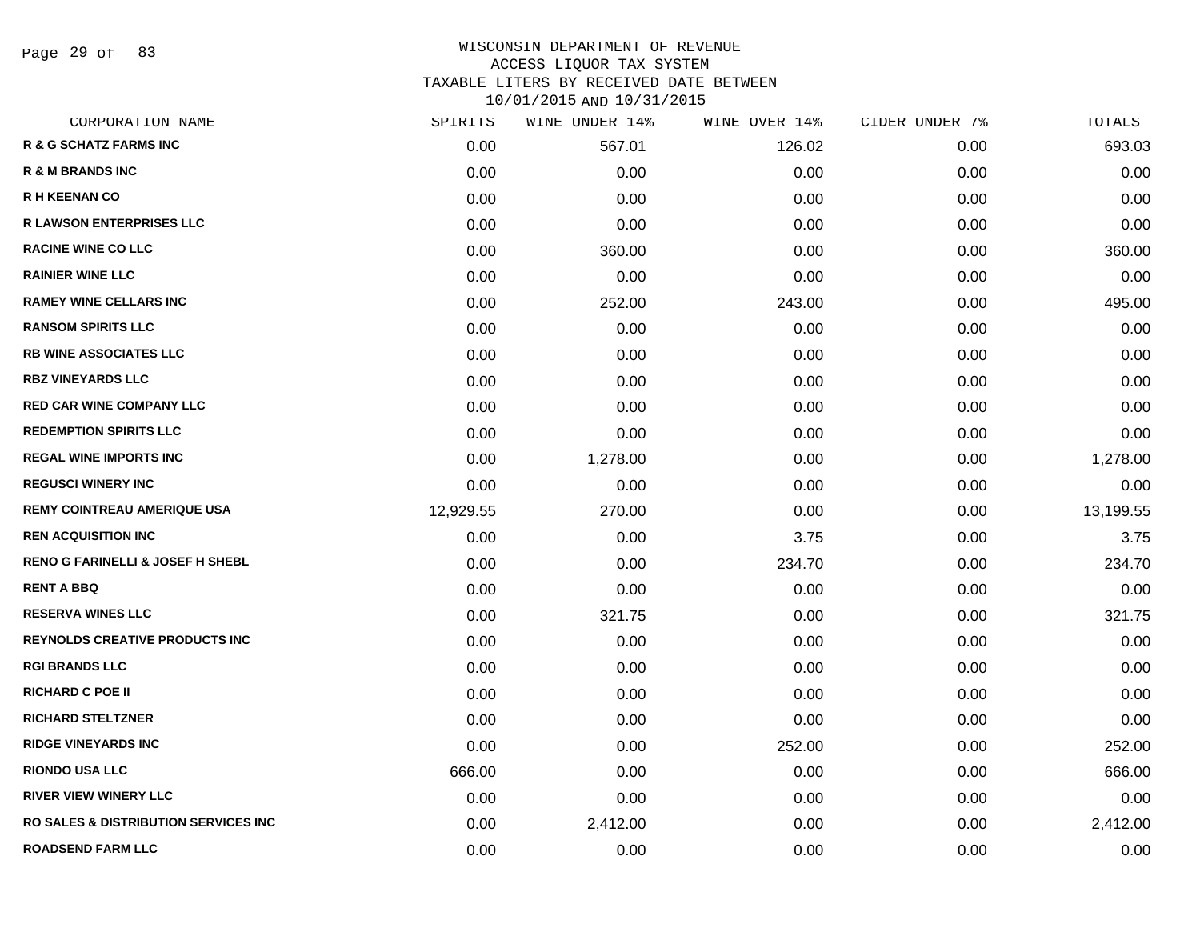# WISCONSIN DEPARTMENT OF REVENUE
## ACCESS LIQUOR TAX SYSTEM
## TAXABLE LITERS BY RECEIVED DATE BETWEEN 10/01/2015 AND 10/31/2015

| CORPORATION NAME | SPIRITS | WINE UNDER 14% | WINE OVER 14% | CIDER UNDER 7% | TOTALS |
|---|---|---|---|---|---|
| R & G SCHATZ FARMS INC | 0.00 | 567.01 | 126.02 | 0.00 | 693.03 |
| R & M BRANDS INC | 0.00 | 0.00 | 0.00 | 0.00 | 0.00 |
| R H KEENAN CO | 0.00 | 0.00 | 0.00 | 0.00 | 0.00 |
| R LAWSON ENTERPRISES LLC | 0.00 | 0.00 | 0.00 | 0.00 | 0.00 |
| RACINE WINE CO LLC | 0.00 | 360.00 | 0.00 | 0.00 | 360.00 |
| RAINIER WINE LLC | 0.00 | 0.00 | 0.00 | 0.00 | 0.00 |
| RAMEY WINE CELLARS INC | 0.00 | 252.00 | 243.00 | 0.00 | 495.00 |
| RANSOM SPIRITS LLC | 0.00 | 0.00 | 0.00 | 0.00 | 0.00 |
| RB WINE ASSOCIATES LLC | 0.00 | 0.00 | 0.00 | 0.00 | 0.00 |
| RBZ VINEYARDS LLC | 0.00 | 0.00 | 0.00 | 0.00 | 0.00 |
| RED CAR WINE COMPANY LLC | 0.00 | 0.00 | 0.00 | 0.00 | 0.00 |
| REDEMPTION SPIRITS LLC | 0.00 | 0.00 | 0.00 | 0.00 | 0.00 |
| REGAL WINE IMPORTS INC | 0.00 | 1,278.00 | 0.00 | 0.00 | 1,278.00 |
| REGUSCI WINERY INC | 0.00 | 0.00 | 0.00 | 0.00 | 0.00 |
| REMY COINTREAU AMERIQUE USA | 12,929.55 | 270.00 | 0.00 | 0.00 | 13,199.55 |
| REN ACQUISITION INC | 0.00 | 0.00 | 3.75 | 0.00 | 3.75 |
| RENO G FARINELLI & JOSEF H SHEBL | 0.00 | 0.00 | 234.70 | 0.00 | 234.70 |
| RENT A BBQ | 0.00 | 0.00 | 0.00 | 0.00 | 0.00 |
| RESERVA WINES LLC | 0.00 | 321.75 | 0.00 | 0.00 | 321.75 |
| REYNOLDS CREATIVE PRODUCTS INC | 0.00 | 0.00 | 0.00 | 0.00 | 0.00 |
| RGI BRANDS LLC | 0.00 | 0.00 | 0.00 | 0.00 | 0.00 |
| RICHARD C POE II | 0.00 | 0.00 | 0.00 | 0.00 | 0.00 |
| RICHARD STELTZNER | 0.00 | 0.00 | 0.00 | 0.00 | 0.00 |
| RIDGE VINEYARDS INC | 0.00 | 0.00 | 252.00 | 0.00 | 252.00 |
| RIONDO USA LLC | 666.00 | 0.00 | 0.00 | 0.00 | 666.00 |
| RIVER VIEW WINERY LLC | 0.00 | 0.00 | 0.00 | 0.00 | 0.00 |
| RO SALES & DISTRIBUTION SERVICES INC | 0.00 | 2,412.00 | 0.00 | 0.00 | 2,412.00 |
| ROADSEND FARM LLC | 0.00 | 0.00 | 0.00 | 0.00 | 0.00 |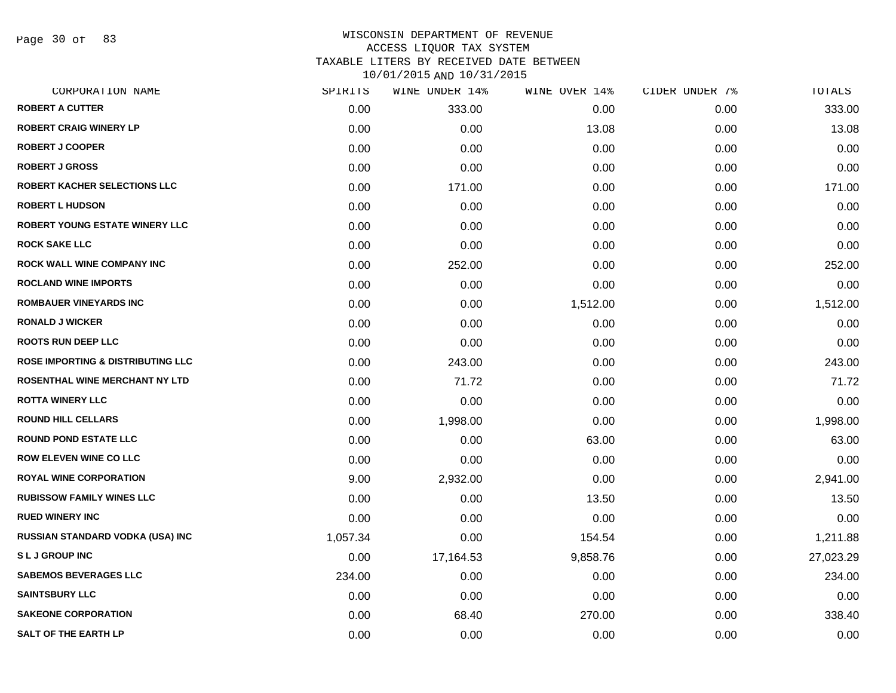WISCONSIN DEPARTMENT OF REVENUE
ACCESS LIQUOR TAX SYSTEM
TAXABLE LITERS BY RECEIVED DATE BETWEEN
10/01/2015 AND 10/31/2015

| CORPORATION NAME | SPIRITS | WINE UNDER 14% | WINE OVER 14% | CIDER UNDER 7% | TOTALS |
|---|---|---|---|---|---|
| ROBERT A CUTTER | 0.00 | 333.00 | 0.00 | 0.00 | 333.00 |
| ROBERT CRAIG WINERY LP | 0.00 | 0.00 | 13.08 | 0.00 | 13.08 |
| ROBERT J COOPER | 0.00 | 0.00 | 0.00 | 0.00 | 0.00 |
| ROBERT J GROSS | 0.00 | 0.00 | 0.00 | 0.00 | 0.00 |
| ROBERT KACHER SELECTIONS LLC | 0.00 | 171.00 | 0.00 | 0.00 | 171.00 |
| ROBERT L HUDSON | 0.00 | 0.00 | 0.00 | 0.00 | 0.00 |
| ROBERT YOUNG ESTATE WINERY LLC | 0.00 | 0.00 | 0.00 | 0.00 | 0.00 |
| ROCK SAKE LLC | 0.00 | 0.00 | 0.00 | 0.00 | 0.00 |
| ROCK WALL WINE COMPANY INC | 0.00 | 252.00 | 0.00 | 0.00 | 252.00 |
| ROCLAND WINE IMPORTS | 0.00 | 0.00 | 0.00 | 0.00 | 0.00 |
| ROMBAUER VINEYARDS INC | 0.00 | 0.00 | 1,512.00 | 0.00 | 1,512.00 |
| RONALD J WICKER | 0.00 | 0.00 | 0.00 | 0.00 | 0.00 |
| ROOTS RUN DEEP LLC | 0.00 | 0.00 | 0.00 | 0.00 | 0.00 |
| ROSE IMPORTING & DISTRIBUTING LLC | 0.00 | 243.00 | 0.00 | 0.00 | 243.00 |
| ROSENTHAL WINE MERCHANT NY LTD | 0.00 | 71.72 | 0.00 | 0.00 | 71.72 |
| ROTTA WINERY LLC | 0.00 | 0.00 | 0.00 | 0.00 | 0.00 |
| ROUND HILL CELLARS | 0.00 | 1,998.00 | 0.00 | 0.00 | 1,998.00 |
| ROUND POND ESTATE LLC | 0.00 | 0.00 | 63.00 | 0.00 | 63.00 |
| ROW ELEVEN WINE CO LLC | 0.00 | 0.00 | 0.00 | 0.00 | 0.00 |
| ROYAL WINE CORPORATION | 9.00 | 2,932.00 | 0.00 | 0.00 | 2,941.00 |
| RUBISSOW FAMILY WINES LLC | 0.00 | 0.00 | 13.50 | 0.00 | 13.50 |
| RUED WINERY INC | 0.00 | 0.00 | 0.00 | 0.00 | 0.00 |
| RUSSIAN STANDARD VODKA (USA) INC | 1,057.34 | 0.00 | 154.54 | 0.00 | 1,211.88 |
| S L J GROUP INC | 0.00 | 17,164.53 | 9,858.76 | 0.00 | 27,023.29 |
| SABEMOS BEVERAGES LLC | 234.00 | 0.00 | 0.00 | 0.00 | 234.00 |
| SAINTSBURY LLC | 0.00 | 0.00 | 0.00 | 0.00 | 0.00 |
| SAKEONE CORPORATION | 0.00 | 68.40 | 270.00 | 0.00 | 338.40 |
| SALT OF THE EARTH LP | 0.00 | 0.00 | 0.00 | 0.00 | 0.00 |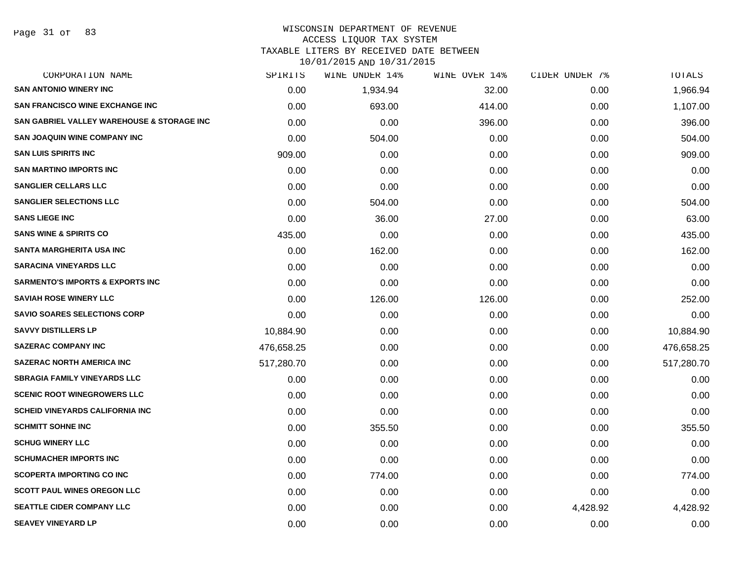# WISCONSIN DEPARTMENT OF REVENUE
## ACCESS LIQUOR TAX SYSTEM
### TAXABLE LITERS BY RECEIVED DATE BETWEEN 10/01/2015 AND 10/31/2015

| CORPORATION NAME | SPIRITS | WINE UNDER 14% | WINE OVER 14% | CIDER UNDER 7% | TOTALS |
|---|---|---|---|---|---|
| SAN ANTONIO WINERY INC | 0.00 | 1,934.94 | 32.00 | 0.00 | 1,966.94 |
| SAN FRANCISCO WINE EXCHANGE INC | 0.00 | 693.00 | 414.00 | 0.00 | 1,107.00 |
| SAN GABRIEL VALLEY WAREHOUSE & STORAGE INC | 0.00 | 0.00 | 396.00 | 0.00 | 396.00 |
| SAN JOAQUIN WINE COMPANY INC | 0.00 | 504.00 | 0.00 | 0.00 | 504.00 |
| SAN LUIS SPIRITS INC | 909.00 | 0.00 | 0.00 | 0.00 | 909.00 |
| SAN MARTINO IMPORTS INC | 0.00 | 0.00 | 0.00 | 0.00 | 0.00 |
| SANGLIER CELLARS LLC | 0.00 | 0.00 | 0.00 | 0.00 | 0.00 |
| SANGLIER SELECTIONS LLC | 0.00 | 504.00 | 0.00 | 0.00 | 504.00 |
| SANS LIEGE INC | 0.00 | 36.00 | 27.00 | 0.00 | 63.00 |
| SANS WINE & SPIRITS CO | 435.00 | 0.00 | 0.00 | 0.00 | 435.00 |
| SANTA MARGHERITA USA INC | 0.00 | 162.00 | 0.00 | 0.00 | 162.00 |
| SARACINA VINEYARDS LLC | 0.00 | 0.00 | 0.00 | 0.00 | 0.00 |
| SARMENTO'S IMPORTS & EXPORTS INC | 0.00 | 0.00 | 0.00 | 0.00 | 0.00 |
| SAVIAH ROSE WINERY LLC | 0.00 | 126.00 | 126.00 | 0.00 | 252.00 |
| SAVIO SOARES SELECTIONS CORP | 0.00 | 0.00 | 0.00 | 0.00 | 0.00 |
| SAVVY DISTILLERS LP | 10,884.90 | 0.00 | 0.00 | 0.00 | 10,884.90 |
| SAZERAC COMPANY INC | 476,658.25 | 0.00 | 0.00 | 0.00 | 476,658.25 |
| SAZERAC NORTH AMERICA INC | 517,280.70 | 0.00 | 0.00 | 0.00 | 517,280.70 |
| SBRAGIA FAMILY VINEYARDS LLC | 0.00 | 0.00 | 0.00 | 0.00 | 0.00 |
| SCENIC ROOT WINEGROWERS LLC | 0.00 | 0.00 | 0.00 | 0.00 | 0.00 |
| SCHEID VINEYARDS CALIFORNIA INC | 0.00 | 0.00 | 0.00 | 0.00 | 0.00 |
| SCHMITT SOHNE INC | 0.00 | 355.50 | 0.00 | 0.00 | 355.50 |
| SCHUG WINERY LLC | 0.00 | 0.00 | 0.00 | 0.00 | 0.00 |
| SCHUMACHER IMPORTS INC | 0.00 | 0.00 | 0.00 | 0.00 | 0.00 |
| SCOPERTA IMPORTING CO INC | 0.00 | 774.00 | 0.00 | 0.00 | 774.00 |
| SCOTT PAUL WINES OREGON LLC | 0.00 | 0.00 | 0.00 | 0.00 | 0.00 |
| SEATTLE CIDER COMPANY LLC | 0.00 | 0.00 | 0.00 | 4,428.92 | 4,428.92 |
| SEAVEY VINEYARD LP | 0.00 | 0.00 | 0.00 | 0.00 | 0.00 |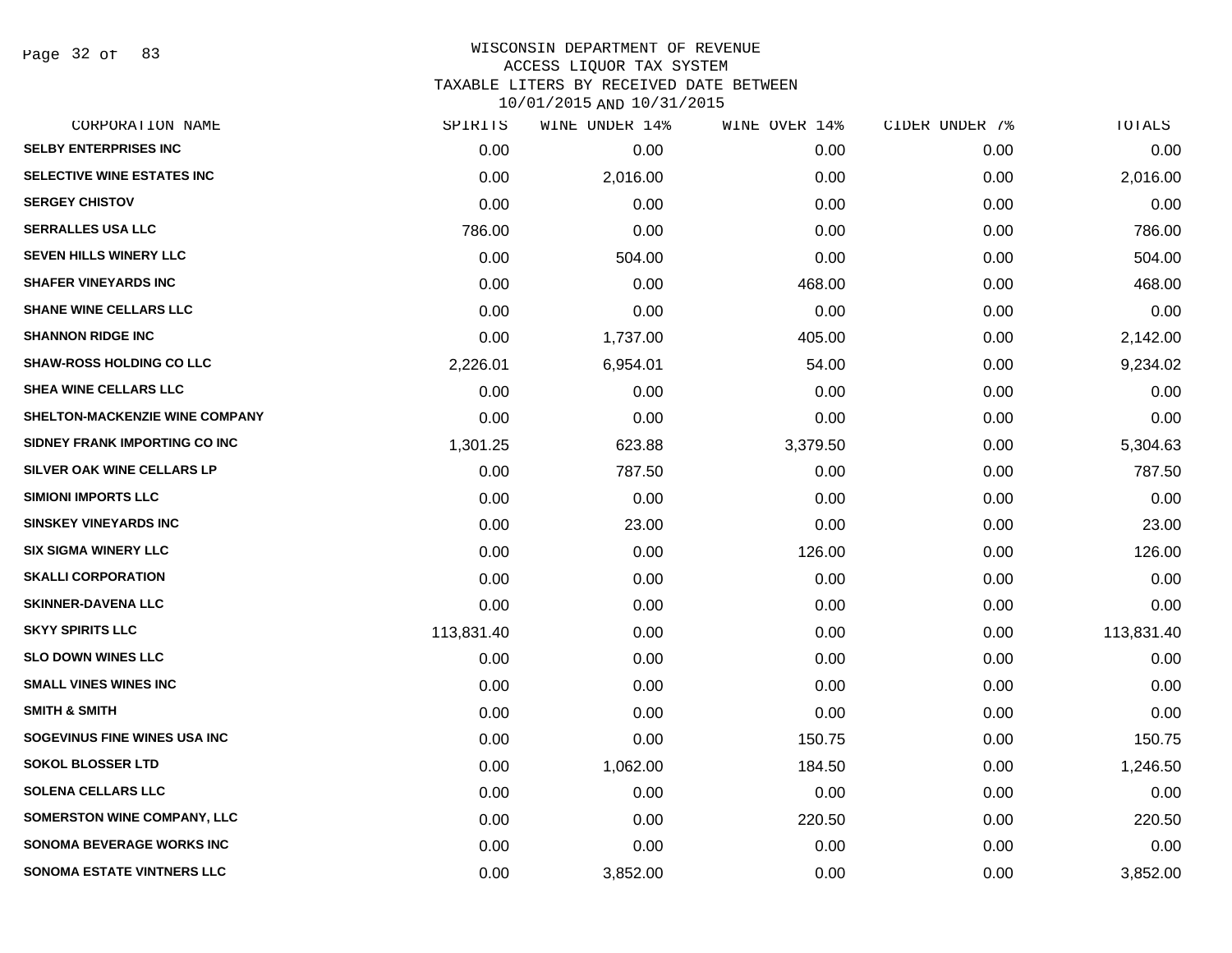WISCONSIN DEPARTMENT OF REVENUE
ACCESS LIQUOR TAX SYSTEM
TAXABLE LITERS BY RECEIVED DATE BETWEEN
10/01/2015 AND 10/31/2015

| CORPORATION NAME | SPIRITS | WINE UNDER 14% | WINE OVER 14% | CIDER UNDER 7% | TOTALS |
|---|---|---|---|---|---|
| SELBY ENTERPRISES INC | 0.00 | 0.00 | 0.00 | 0.00 | 0.00 |
| SELECTIVE WINE ESTATES INC | 0.00 | 2,016.00 | 0.00 | 0.00 | 2,016.00 |
| SERGEY CHISTOV | 0.00 | 0.00 | 0.00 | 0.00 | 0.00 |
| SERRALLES USA LLC | 786.00 | 0.00 | 0.00 | 0.00 | 786.00 |
| SEVEN HILLS WINERY LLC | 0.00 | 504.00 | 0.00 | 0.00 | 504.00 |
| SHAFER VINEYARDS INC | 0.00 | 0.00 | 468.00 | 0.00 | 468.00 |
| SHANE WINE CELLARS LLC | 0.00 | 0.00 | 0.00 | 0.00 | 0.00 |
| SHANNON RIDGE INC | 0.00 | 1,737.00 | 405.00 | 0.00 | 2,142.00 |
| SHAW-ROSS HOLDING CO LLC | 2,226.01 | 6,954.01 | 54.00 | 0.00 | 9,234.02 |
| SHEA WINE CELLARS LLC | 0.00 | 0.00 | 0.00 | 0.00 | 0.00 |
| SHELTON-MACKENZIE WINE COMPANY | 0.00 | 0.00 | 0.00 | 0.00 | 0.00 |
| SIDNEY FRANK IMPORTING CO INC | 1,301.25 | 623.88 | 3,379.50 | 0.00 | 5,304.63 |
| SILVER OAK WINE CELLARS LP | 0.00 | 787.50 | 0.00 | 0.00 | 787.50 |
| SIMIONI IMPORTS LLC | 0.00 | 0.00 | 0.00 | 0.00 | 0.00 |
| SINSKEY VINEYARDS INC | 0.00 | 23.00 | 0.00 | 0.00 | 23.00 |
| SIX SIGMA WINERY LLC | 0.00 | 0.00 | 126.00 | 0.00 | 126.00 |
| SKALLI CORPORATION | 0.00 | 0.00 | 0.00 | 0.00 | 0.00 |
| SKINNER-DAVENA LLC | 0.00 | 0.00 | 0.00 | 0.00 | 0.00 |
| SKYY SPIRITS LLC | 113,831.40 | 0.00 | 0.00 | 0.00 | 113,831.40 |
| SLO DOWN WINES LLC | 0.00 | 0.00 | 0.00 | 0.00 | 0.00 |
| SMALL VINES WINES INC | 0.00 | 0.00 | 0.00 | 0.00 | 0.00 |
| SMITH & SMITH | 0.00 | 0.00 | 0.00 | 0.00 | 0.00 |
| SOGEVINUS FINE WINES USA INC | 0.00 | 0.00 | 150.75 | 0.00 | 150.75 |
| SOKOL BLOSSER LTD | 0.00 | 1,062.00 | 184.50 | 0.00 | 1,246.50 |
| SOLENA CELLARS LLC | 0.00 | 0.00 | 0.00 | 0.00 | 0.00 |
| SOMERSTON WINE COMPANY, LLC | 0.00 | 0.00 | 220.50 | 0.00 | 220.50 |
| SONOMA BEVERAGE WORKS INC | 0.00 | 0.00 | 0.00 | 0.00 | 0.00 |
| SONOMA ESTATE VINTNERS LLC | 0.00 | 3,852.00 | 0.00 | 0.00 | 3,852.00 |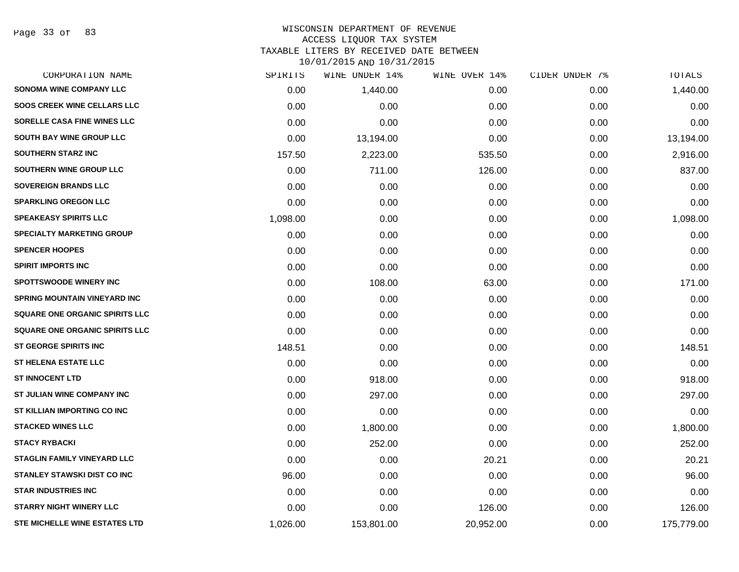# WISCONSIN DEPARTMENT OF REVENUE
## ACCESS LIQUOR TAX SYSTEM
## TAXABLE LITERS BY RECEIVED DATE BETWEEN 10/01/2015 AND 10/31/2015

| CORPORATION NAME | SPIRITS | WINE UNDER 14% | WINE OVER 14% | CIDER UNDER 7% | TOTALS |
|---|---|---|---|---|---|
| SONOMA WINE COMPANY LLC | 0.00 | 1,440.00 | 0.00 | 0.00 | 1,440.00 |
| SOOS CREEK WINE CELLARS LLC | 0.00 | 0.00 | 0.00 | 0.00 | 0.00 |
| SORELLE CASA FINE WINES LLC | 0.00 | 0.00 | 0.00 | 0.00 | 0.00 |
| SOUTH BAY WINE GROUP LLC | 0.00 | 13,194.00 | 0.00 | 0.00 | 13,194.00 |
| SOUTHERN STARZ INC | 157.50 | 2,223.00 | 535.50 | 0.00 | 2,916.00 |
| SOUTHERN WINE GROUP LLC | 0.00 | 711.00 | 126.00 | 0.00 | 837.00 |
| SOVEREIGN BRANDS LLC | 0.00 | 0.00 | 0.00 | 0.00 | 0.00 |
| SPARKLING OREGON LLC | 0.00 | 0.00 | 0.00 | 0.00 | 0.00 |
| SPEAKEASY SPIRITS LLC | 1,098.00 | 0.00 | 0.00 | 0.00 | 1,098.00 |
| SPECIALTY MARKETING GROUP | 0.00 | 0.00 | 0.00 | 0.00 | 0.00 |
| SPENCER HOOPES | 0.00 | 0.00 | 0.00 | 0.00 | 0.00 |
| SPIRIT IMPORTS INC | 0.00 | 0.00 | 0.00 | 0.00 | 0.00 |
| SPOTTSWOODE WINERY INC | 0.00 | 108.00 | 63.00 | 0.00 | 171.00 |
| SPRING MOUNTAIN VINEYARD INC | 0.00 | 0.00 | 0.00 | 0.00 | 0.00 |
| SQUARE ONE ORGANIC SPIRITS LLC | 0.00 | 0.00 | 0.00 | 0.00 | 0.00 |
| SQUARE ONE ORGANIC SPIRITS LLC | 0.00 | 0.00 | 0.00 | 0.00 | 0.00 |
| ST GEORGE SPIRITS INC | 148.51 | 0.00 | 0.00 | 0.00 | 148.51 |
| ST HELENA ESTATE LLC | 0.00 | 0.00 | 0.00 | 0.00 | 0.00 |
| ST INNOCENT LTD | 0.00 | 918.00 | 0.00 | 0.00 | 918.00 |
| ST JULIAN WINE COMPANY INC | 0.00 | 297.00 | 0.00 | 0.00 | 297.00 |
| ST KILLIAN IMPORTING CO INC | 0.00 | 0.00 | 0.00 | 0.00 | 0.00 |
| STACKED WINES LLC | 0.00 | 1,800.00 | 0.00 | 0.00 | 1,800.00 |
| STACY RYBACKI | 0.00 | 252.00 | 0.00 | 0.00 | 252.00 |
| STAGLIN FAMILY VINEYARD LLC | 0.00 | 0.00 | 20.21 | 0.00 | 20.21 |
| STANLEY STAWSKI DIST CO INC | 96.00 | 0.00 | 0.00 | 0.00 | 96.00 |
| STAR INDUSTRIES INC | 0.00 | 0.00 | 0.00 | 0.00 | 0.00 |
| STARRY NIGHT WINERY LLC | 0.00 | 0.00 | 126.00 | 0.00 | 126.00 |
| STE MICHELLE WINE ESTATES LTD | 1,026.00 | 153,801.00 | 20,952.00 | 0.00 | 175,779.00 |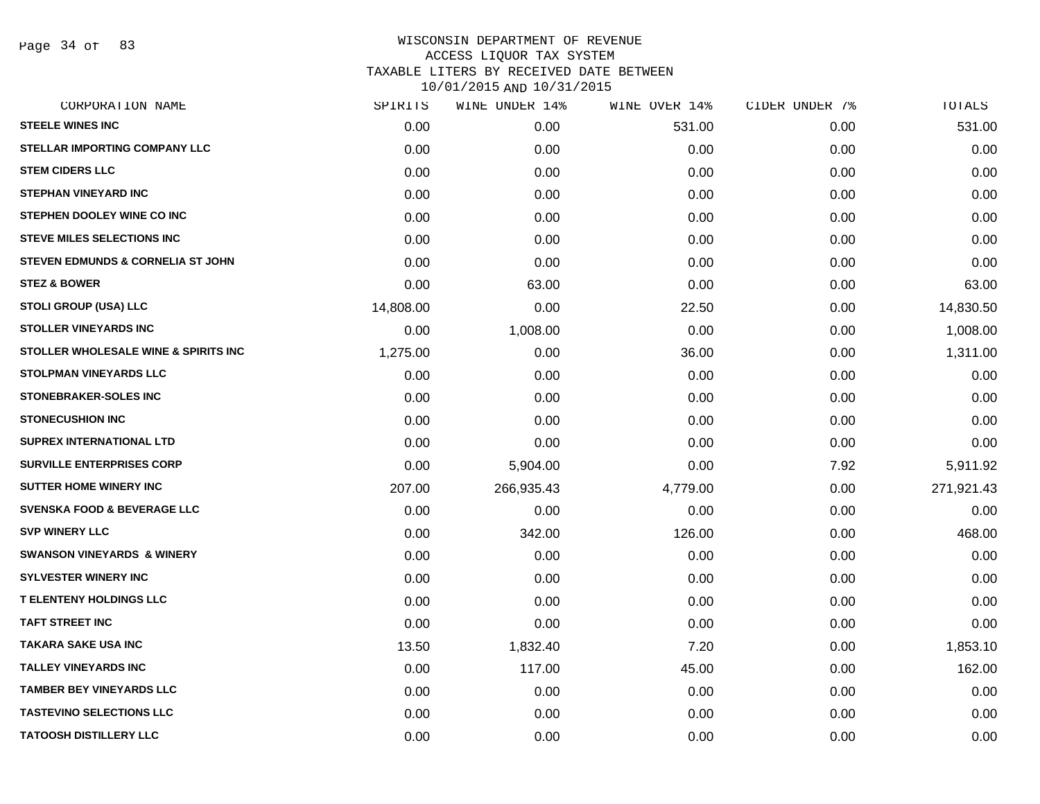WISCONSIN DEPARTMENT OF REVENUE
ACCESS LIQUOR TAX SYSTEM
TAXABLE LITERS BY RECEIVED DATE BETWEEN
10/01/2015 AND 10/31/2015

| CORPORATION NAME | SPIRITS | WINE UNDER 14% | WINE OVER 14% | CIDER UNDER 7% | TOTALS |
|---|---|---|---|---|---|
| STEELE WINES INC | 0.00 | 0.00 | 531.00 | 0.00 | 531.00 |
| STELLAR IMPORTING COMPANY LLC | 0.00 | 0.00 | 0.00 | 0.00 | 0.00 |
| STEM CIDERS LLC | 0.00 | 0.00 | 0.00 | 0.00 | 0.00 |
| STEPHAN VINEYARD INC | 0.00 | 0.00 | 0.00 | 0.00 | 0.00 |
| STEPHEN DOOLEY WINE CO INC | 0.00 | 0.00 | 0.00 | 0.00 | 0.00 |
| STEVE MILES SELECTIONS INC | 0.00 | 0.00 | 0.00 | 0.00 | 0.00 |
| STEVEN EDMUNDS & CORNELIA ST JOHN | 0.00 | 0.00 | 0.00 | 0.00 | 0.00 |
| STEZ & BOWER | 0.00 | 63.00 | 0.00 | 0.00 | 63.00 |
| STOLI GROUP (USA) LLC | 14,808.00 | 0.00 | 22.50 | 0.00 | 14,830.50 |
| STOLLER VINEYARDS INC | 0.00 | 1,008.00 | 0.00 | 0.00 | 1,008.00 |
| STOLLER WHOLESALE WINE & SPIRITS INC | 1,275.00 | 0.00 | 36.00 | 0.00 | 1,311.00 |
| STOLPMAN VINEYARDS LLC | 0.00 | 0.00 | 0.00 | 0.00 | 0.00 |
| STONEBRAKER-SOLES INC | 0.00 | 0.00 | 0.00 | 0.00 | 0.00 |
| STONECUSHION INC | 0.00 | 0.00 | 0.00 | 0.00 | 0.00 |
| SUPREX INTERNATIONAL LTD | 0.00 | 0.00 | 0.00 | 0.00 | 0.00 |
| SURVILLE ENTERPRISES CORP | 0.00 | 5,904.00 | 0.00 | 7.92 | 5,911.92 |
| SUTTER HOME WINERY INC | 207.00 | 266,935.43 | 4,779.00 | 0.00 | 271,921.43 |
| SVENSKA FOOD & BEVERAGE LLC | 0.00 | 0.00 | 0.00 | 0.00 | 0.00 |
| SVP WINERY LLC | 0.00 | 342.00 | 126.00 | 0.00 | 468.00 |
| SWANSON VINEYARDS & WINERY | 0.00 | 0.00 | 0.00 | 0.00 | 0.00 |
| SYLVESTER WINERY INC | 0.00 | 0.00 | 0.00 | 0.00 | 0.00 |
| T ELENTENY HOLDINGS LLC | 0.00 | 0.00 | 0.00 | 0.00 | 0.00 |
| TAFT STREET INC | 0.00 | 0.00 | 0.00 | 0.00 | 0.00 |
| TAKARA SAKE USA INC | 13.50 | 1,832.40 | 7.20 | 0.00 | 1,853.10 |
| TALLEY VINEYARDS INC | 0.00 | 117.00 | 45.00 | 0.00 | 162.00 |
| TAMBER BEY VINEYARDS LLC | 0.00 | 0.00 | 0.00 | 0.00 | 0.00 |
| TASTEVINO SELECTIONS LLC | 0.00 | 0.00 | 0.00 | 0.00 | 0.00 |
| TATOOSH DISTILLERY LLC | 0.00 | 0.00 | 0.00 | 0.00 | 0.00 |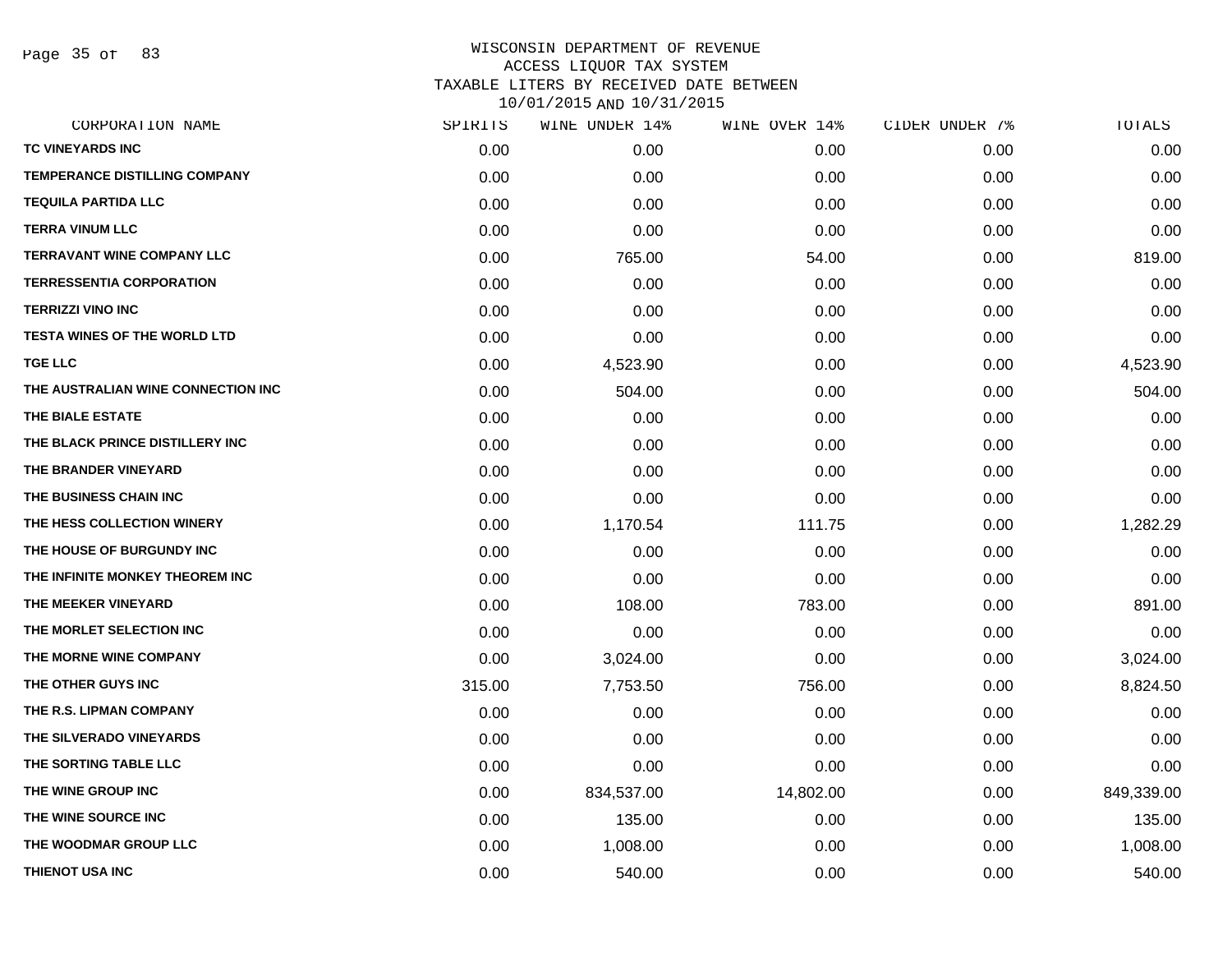WISCONSIN DEPARTMENT OF REVENUE
ACCESS LIQUOR TAX SYSTEM
TAXABLE LITERS BY RECEIVED DATE BETWEEN
10/01/2015 AND 10/31/2015

| CORPORATION NAME | SPIRITS | WINE UNDER 14% | WINE OVER 14% | CIDER UNDER 7% | TOTALS |
|---|---|---|---|---|---|
| TC VINEYARDS INC | 0.00 | 0.00 | 0.00 | 0.00 | 0.00 |
| TEMPERANCE DISTILLING COMPANY | 0.00 | 0.00 | 0.00 | 0.00 | 0.00 |
| TEQUILA PARTIDA LLC | 0.00 | 0.00 | 0.00 | 0.00 | 0.00 |
| TERRA VINUM LLC | 0.00 | 0.00 | 0.00 | 0.00 | 0.00 |
| TERRAVANT WINE COMPANY LLC | 0.00 | 765.00 | 54.00 | 0.00 | 819.00 |
| TERRESSENTIA CORPORATION | 0.00 | 0.00 | 0.00 | 0.00 | 0.00 |
| TERRIZZI VINO INC | 0.00 | 0.00 | 0.00 | 0.00 | 0.00 |
| TESTA WINES OF THE WORLD LTD | 0.00 | 0.00 | 0.00 | 0.00 | 0.00 |
| TGE LLC | 0.00 | 4,523.90 | 0.00 | 0.00 | 4,523.90 |
| THE AUSTRALIAN WINE CONNECTION INC | 0.00 | 504.00 | 0.00 | 0.00 | 504.00 |
| THE BIALE ESTATE | 0.00 | 0.00 | 0.00 | 0.00 | 0.00 |
| THE BLACK PRINCE DISTILLERY INC | 0.00 | 0.00 | 0.00 | 0.00 | 0.00 |
| THE BRANDER VINEYARD | 0.00 | 0.00 | 0.00 | 0.00 | 0.00 |
| THE BUSINESS CHAIN INC | 0.00 | 0.00 | 0.00 | 0.00 | 0.00 |
| THE HESS COLLECTION WINERY | 0.00 | 1,170.54 | 111.75 | 0.00 | 1,282.29 |
| THE HOUSE OF BURGUNDY INC | 0.00 | 0.00 | 0.00 | 0.00 | 0.00 |
| THE INFINITE MONKEY THEOREM INC | 0.00 | 0.00 | 0.00 | 0.00 | 0.00 |
| THE MEEKER VINEYARD | 0.00 | 108.00 | 783.00 | 0.00 | 891.00 |
| THE MORLET SELECTION INC | 0.00 | 0.00 | 0.00 | 0.00 | 0.00 |
| THE MORNE WINE COMPANY | 0.00 | 3,024.00 | 0.00 | 0.00 | 3,024.00 |
| THE OTHER GUYS INC | 315.00 | 7,753.50 | 756.00 | 0.00 | 8,824.50 |
| THE R.S. LIPMAN COMPANY | 0.00 | 0.00 | 0.00 | 0.00 | 0.00 |
| THE SILVERADO VINEYARDS | 0.00 | 0.00 | 0.00 | 0.00 | 0.00 |
| THE SORTING TABLE LLC | 0.00 | 0.00 | 0.00 | 0.00 | 0.00 |
| THE WINE GROUP INC | 0.00 | 834,537.00 | 14,802.00 | 0.00 | 849,339.00 |
| THE WINE SOURCE INC | 0.00 | 135.00 | 0.00 | 0.00 | 135.00 |
| THE WOODMAR GROUP LLC | 0.00 | 1,008.00 | 0.00 | 0.00 | 1,008.00 |
| THIENOT USA INC | 0.00 | 540.00 | 0.00 | 0.00 | 540.00 |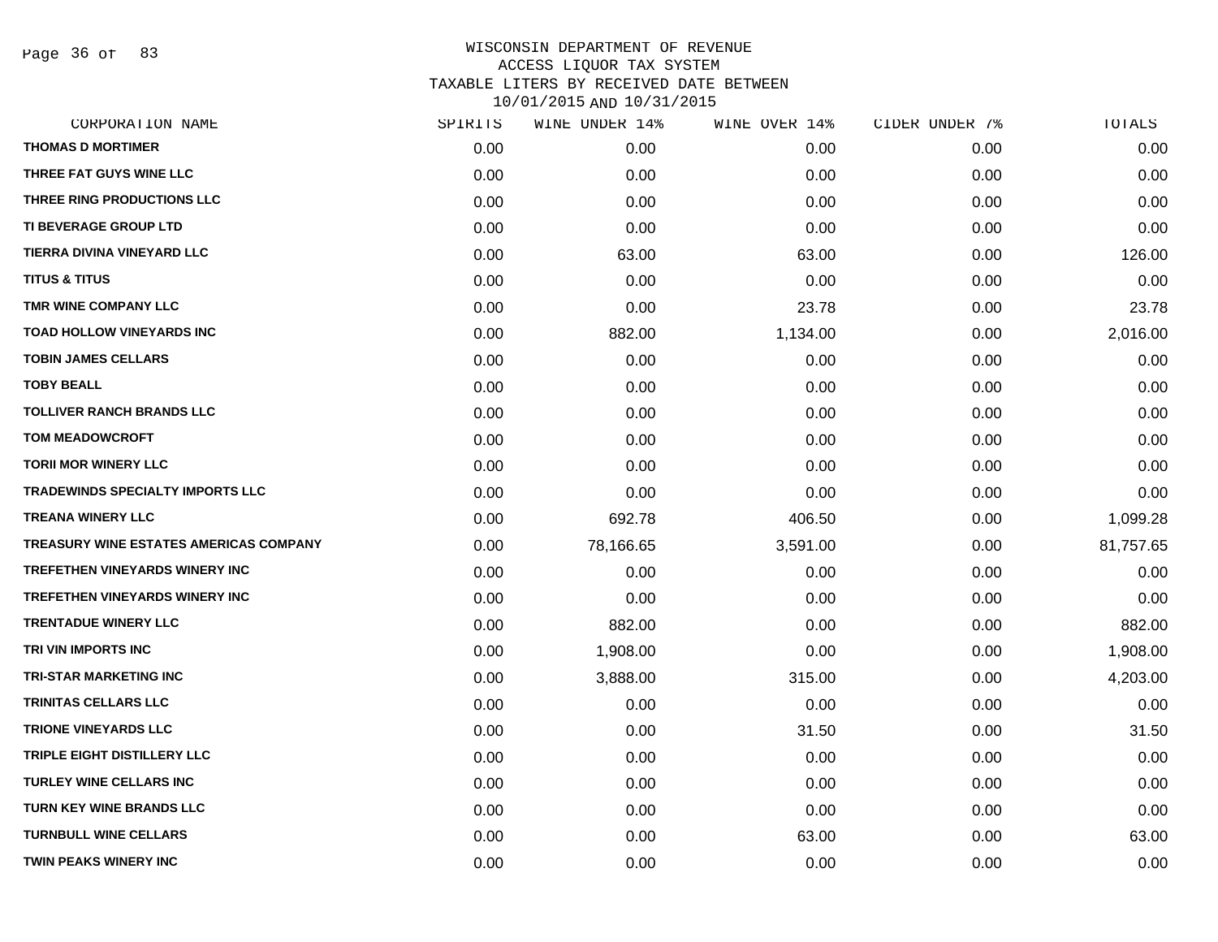# WISCONSIN DEPARTMENT OF REVENUE
## ACCESS LIQUOR TAX SYSTEM
### TAXABLE LITERS BY RECEIVED DATE BETWEEN 10/01/2015 AND 10/31/2015

| CORPORATION NAME | SPIRITS | WINE UNDER 14% | WINE OVER 14% | CIDER UNDER 7% | TOTALS |
|---|---|---|---|---|---|
| THOMAS D MORTIMER | 0.00 | 0.00 | 0.00 | 0.00 | 0.00 |
| THREE FAT GUYS WINE LLC | 0.00 | 0.00 | 0.00 | 0.00 | 0.00 |
| THREE RING PRODUCTIONS LLC | 0.00 | 0.00 | 0.00 | 0.00 | 0.00 |
| TI BEVERAGE GROUP LTD | 0.00 | 0.00 | 0.00 | 0.00 | 0.00 |
| TIERRA DIVINA VINEYARD LLC | 0.00 | 63.00 | 63.00 | 0.00 | 126.00 |
| TITUS & TITUS | 0.00 | 0.00 | 0.00 | 0.00 | 0.00 |
| TMR WINE COMPANY LLC | 0.00 | 0.00 | 23.78 | 0.00 | 23.78 |
| TOAD HOLLOW VINEYARDS INC | 0.00 | 882.00 | 1,134.00 | 0.00 | 2,016.00 |
| TOBIN JAMES CELLARS | 0.00 | 0.00 | 0.00 | 0.00 | 0.00 |
| TOBY BEALL | 0.00 | 0.00 | 0.00 | 0.00 | 0.00 |
| TOLLIVER RANCH BRANDS LLC | 0.00 | 0.00 | 0.00 | 0.00 | 0.00 |
| TOM MEADOWCROFT | 0.00 | 0.00 | 0.00 | 0.00 | 0.00 |
| TORII MOR WINERY LLC | 0.00 | 0.00 | 0.00 | 0.00 | 0.00 |
| TRADEWINDS SPECIALTY IMPORTS LLC | 0.00 | 0.00 | 0.00 | 0.00 | 0.00 |
| TREANA WINERY LLC | 0.00 | 692.78 | 406.50 | 0.00 | 1,099.28 |
| TREASURY WINE ESTATES AMERICAS COMPANY | 0.00 | 78,166.65 | 3,591.00 | 0.00 | 81,757.65 |
| TREFETHEN VINEYARDS WINERY INC | 0.00 | 0.00 | 0.00 | 0.00 | 0.00 |
| TREFETHEN VINEYARDS WINERY INC | 0.00 | 0.00 | 0.00 | 0.00 | 0.00 |
| TRENTADUE WINERY LLC | 0.00 | 882.00 | 0.00 | 0.00 | 882.00 |
| TRI VIN IMPORTS INC | 0.00 | 1,908.00 | 0.00 | 0.00 | 1,908.00 |
| TRI-STAR MARKETING INC | 0.00 | 3,888.00 | 315.00 | 0.00 | 4,203.00 |
| TRINITAS CELLARS LLC | 0.00 | 0.00 | 0.00 | 0.00 | 0.00 |
| TRIONE VINEYARDS LLC | 0.00 | 0.00 | 31.50 | 0.00 | 31.50 |
| TRIPLE EIGHT DISTILLERY LLC | 0.00 | 0.00 | 0.00 | 0.00 | 0.00 |
| TURLEY WINE CELLARS INC | 0.00 | 0.00 | 0.00 | 0.00 | 0.00 |
| TURN KEY WINE BRANDS LLC | 0.00 | 0.00 | 0.00 | 0.00 | 0.00 |
| TURNBULL WINE CELLARS | 0.00 | 0.00 | 63.00 | 0.00 | 63.00 |
| TWIN PEAKS WINERY INC | 0.00 | 0.00 | 0.00 | 0.00 | 0.00 |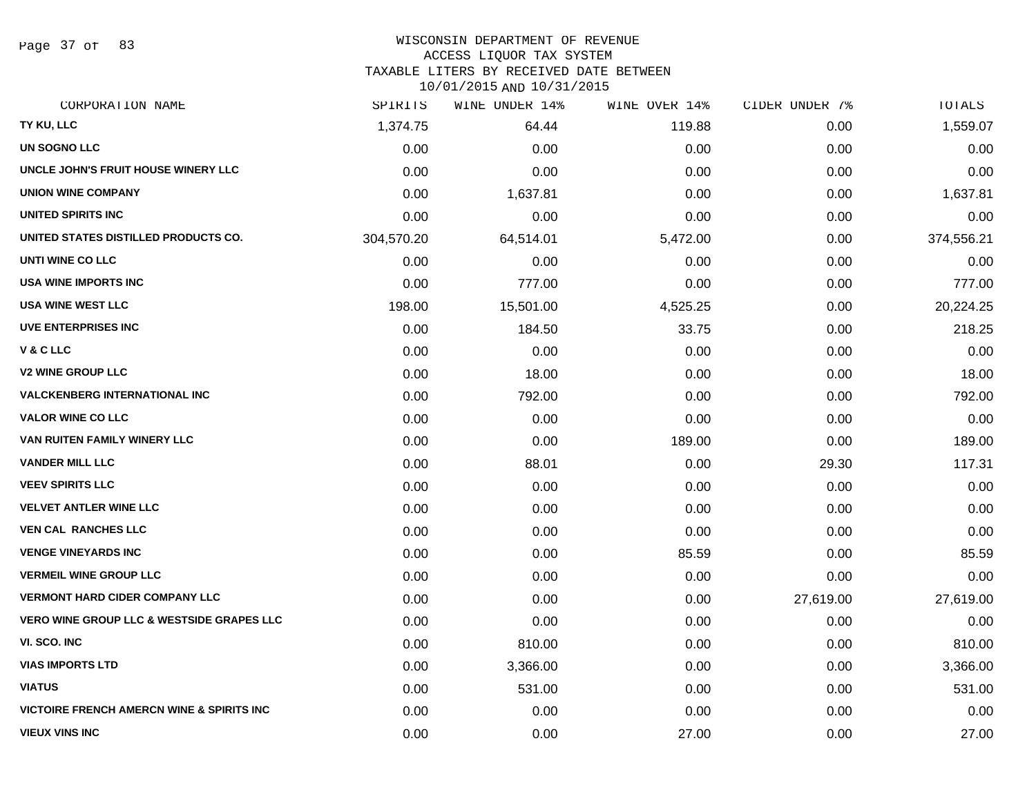WISCONSIN DEPARTMENT OF REVENUE
ACCESS LIQUOR TAX SYSTEM
TAXABLE LITERS BY RECEIVED DATE BETWEEN
10/01/2015 AND 10/31/2015

| CORPORATION NAME | SPIRITS | WINE UNDER 14% | WINE OVER 14% | CIDER UNDER 7% | TOTALS |
|---|---|---|---|---|---|
| TY KU, LLC | 1,374.75 | 64.44 | 119.88 | 0.00 | 1,559.07 |
| UN SOGNO LLC | 0.00 | 0.00 | 0.00 | 0.00 | 0.00 |
| UNCLE JOHN'S FRUIT HOUSE WINERY LLC | 0.00 | 0.00 | 0.00 | 0.00 | 0.00 |
| UNION WINE COMPANY | 0.00 | 1,637.81 | 0.00 | 0.00 | 1,637.81 |
| UNITED SPIRITS INC | 0.00 | 0.00 | 0.00 | 0.00 | 0.00 |
| UNITED STATES DISTILLED PRODUCTS CO. | 304,570.20 | 64,514.01 | 5,472.00 | 0.00 | 374,556.21 |
| UNTI WINE CO LLC | 0.00 | 0.00 | 0.00 | 0.00 | 0.00 |
| USA WINE IMPORTS INC | 0.00 | 777.00 | 0.00 | 0.00 | 777.00 |
| USA WINE WEST LLC | 198.00 | 15,501.00 | 4,525.25 | 0.00 | 20,224.25 |
| UVE ENTERPRISES INC | 0.00 | 184.50 | 33.75 | 0.00 | 218.25 |
| V & C LLC | 0.00 | 0.00 | 0.00 | 0.00 | 0.00 |
| V2 WINE GROUP LLC | 0.00 | 18.00 | 0.00 | 0.00 | 18.00 |
| VALCKENBERG INTERNATIONAL INC | 0.00 | 792.00 | 0.00 | 0.00 | 792.00 |
| VALOR WINE CO LLC | 0.00 | 0.00 | 0.00 | 0.00 | 0.00 |
| VAN RUITEN FAMILY WINERY LLC | 0.00 | 0.00 | 189.00 | 0.00 | 189.00 |
| VANDER MILL LLC | 0.00 | 88.01 | 0.00 | 29.30 | 117.31 |
| VEEV SPIRITS LLC | 0.00 | 0.00 | 0.00 | 0.00 | 0.00 |
| VELVET ANTLER WINE LLC | 0.00 | 0.00 | 0.00 | 0.00 | 0.00 |
| VEN CAL RANCHES LLC | 0.00 | 0.00 | 0.00 | 0.00 | 0.00 |
| VENGE VINEYARDS INC | 0.00 | 0.00 | 85.59 | 0.00 | 85.59 |
| VERMEIL WINE GROUP LLC | 0.00 | 0.00 | 0.00 | 0.00 | 0.00 |
| VERMONT HARD CIDER COMPANY LLC | 0.00 | 0.00 | 0.00 | 27,619.00 | 27,619.00 |
| VERO WINE GROUP LLC & WESTSIDE GRAPES LLC | 0.00 | 0.00 | 0.00 | 0.00 | 0.00 |
| VI. SCO. INC | 0.00 | 810.00 | 0.00 | 0.00 | 810.00 |
| VIAS IMPORTS LTD | 0.00 | 3,366.00 | 0.00 | 0.00 | 3,366.00 |
| VIATUS | 0.00 | 531.00 | 0.00 | 0.00 | 531.00 |
| VICTOIRE FRENCH AMERCN WINE & SPIRITS INC | 0.00 | 0.00 | 0.00 | 0.00 | 0.00 |
| VIEUX VINS INC | 0.00 | 0.00 | 27.00 | 0.00 | 27.00 |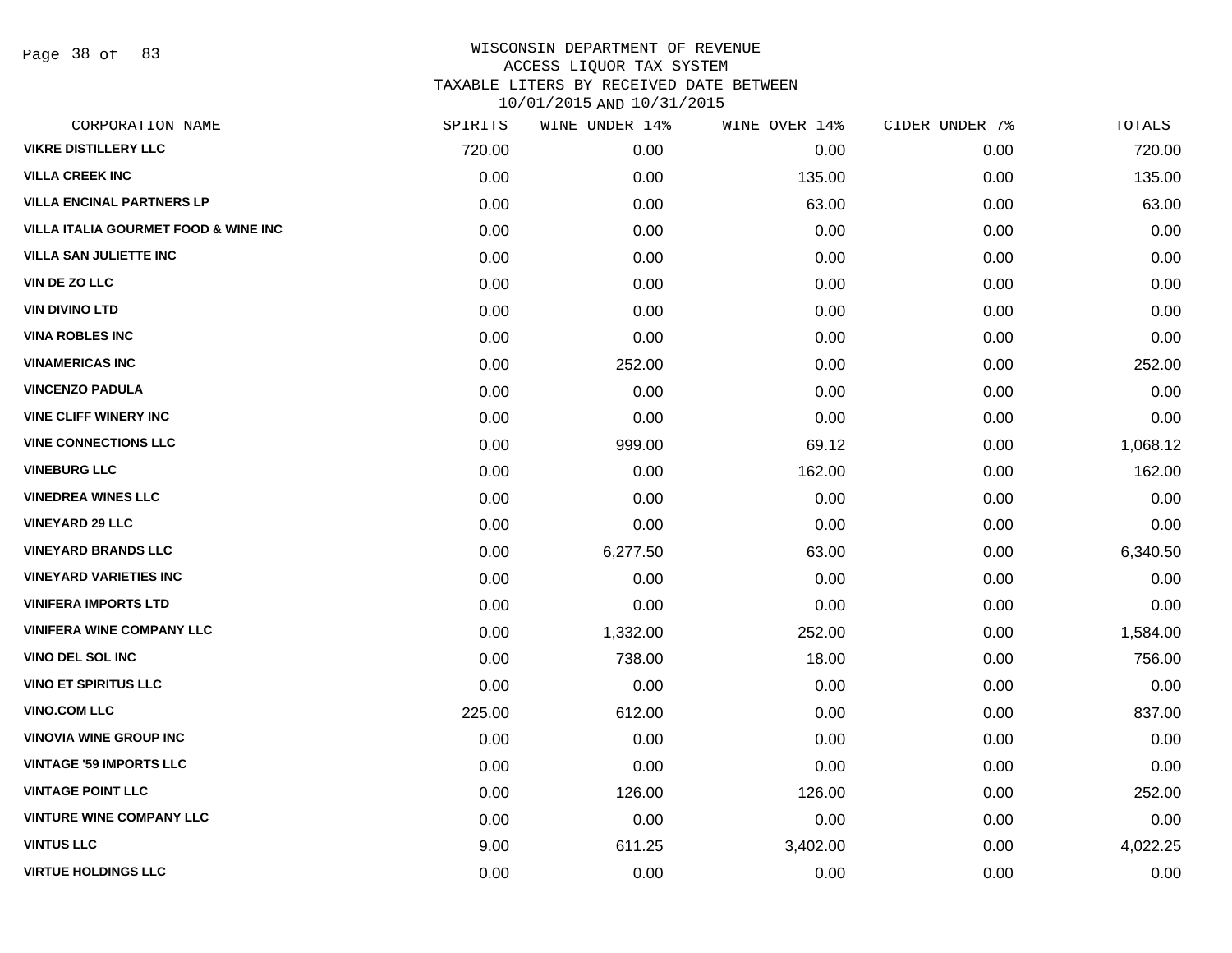WISCONSIN DEPARTMENT OF REVENUE
ACCESS LIQUOR TAX SYSTEM
TAXABLE LITERS BY RECEIVED DATE BETWEEN
10/01/2015 AND 10/31/2015

| CORPORATION NAME | SPIRITS | WINE UNDER 14% | WINE OVER 14% | CIDER UNDER 7% | TOTALS |
|---|---|---|---|---|---|
| VIKRE DISTILLERY LLC | 720.00 | 0.00 | 0.00 | 0.00 | 720.00 |
| VILLA CREEK INC | 0.00 | 0.00 | 135.00 | 0.00 | 135.00 |
| VILLA ENCINAL PARTNERS LP | 0.00 | 0.00 | 63.00 | 0.00 | 63.00 |
| VILLA ITALIA GOURMET FOOD & WINE INC | 0.00 | 0.00 | 0.00 | 0.00 | 0.00 |
| VILLA SAN JULIETTE INC | 0.00 | 0.00 | 0.00 | 0.00 | 0.00 |
| VIN DE ZO LLC | 0.00 | 0.00 | 0.00 | 0.00 | 0.00 |
| VIN DIVINO LTD | 0.00 | 0.00 | 0.00 | 0.00 | 0.00 |
| VINA ROBLES INC | 0.00 | 0.00 | 0.00 | 0.00 | 0.00 |
| VINAMERICAS INC | 0.00 | 252.00 | 0.00 | 0.00 | 252.00 |
| VINCENZO PADULA | 0.00 | 0.00 | 0.00 | 0.00 | 0.00 |
| VINE CLIFF WINERY INC | 0.00 | 0.00 | 0.00 | 0.00 | 0.00 |
| VINE CONNECTIONS LLC | 0.00 | 999.00 | 69.12 | 0.00 | 1,068.12 |
| VINEBURG LLC | 0.00 | 0.00 | 162.00 | 0.00 | 162.00 |
| VINEDREA WINES LLC | 0.00 | 0.00 | 0.00 | 0.00 | 0.00 |
| VINEYARD 29 LLC | 0.00 | 0.00 | 0.00 | 0.00 | 0.00 |
| VINEYARD BRANDS LLC | 0.00 | 6,277.50 | 63.00 | 0.00 | 6,340.50 |
| VINEYARD VARIETIES INC | 0.00 | 0.00 | 0.00 | 0.00 | 0.00 |
| VINIFERA IMPORTS LTD | 0.00 | 0.00 | 0.00 | 0.00 | 0.00 |
| VINIFERA WINE COMPANY LLC | 0.00 | 1,332.00 | 252.00 | 0.00 | 1,584.00 |
| VINO DEL SOL INC | 0.00 | 738.00 | 18.00 | 0.00 | 756.00 |
| VINO ET SPIRITUS LLC | 0.00 | 0.00 | 0.00 | 0.00 | 0.00 |
| VINO.COM LLC | 225.00 | 612.00 | 0.00 | 0.00 | 837.00 |
| VINOVIA WINE GROUP INC | 0.00 | 0.00 | 0.00 | 0.00 | 0.00 |
| VINTAGE '59 IMPORTS LLC | 0.00 | 0.00 | 0.00 | 0.00 | 0.00 |
| VINTAGE POINT LLC | 0.00 | 126.00 | 126.00 | 0.00 | 252.00 |
| VINTURE WINE COMPANY LLC | 0.00 | 0.00 | 0.00 | 0.00 | 0.00 |
| VINTUS LLC | 9.00 | 611.25 | 3,402.00 | 0.00 | 4,022.25 |
| VIRTUE HOLDINGS LLC | 0.00 | 0.00 | 0.00 | 0.00 | 0.00 |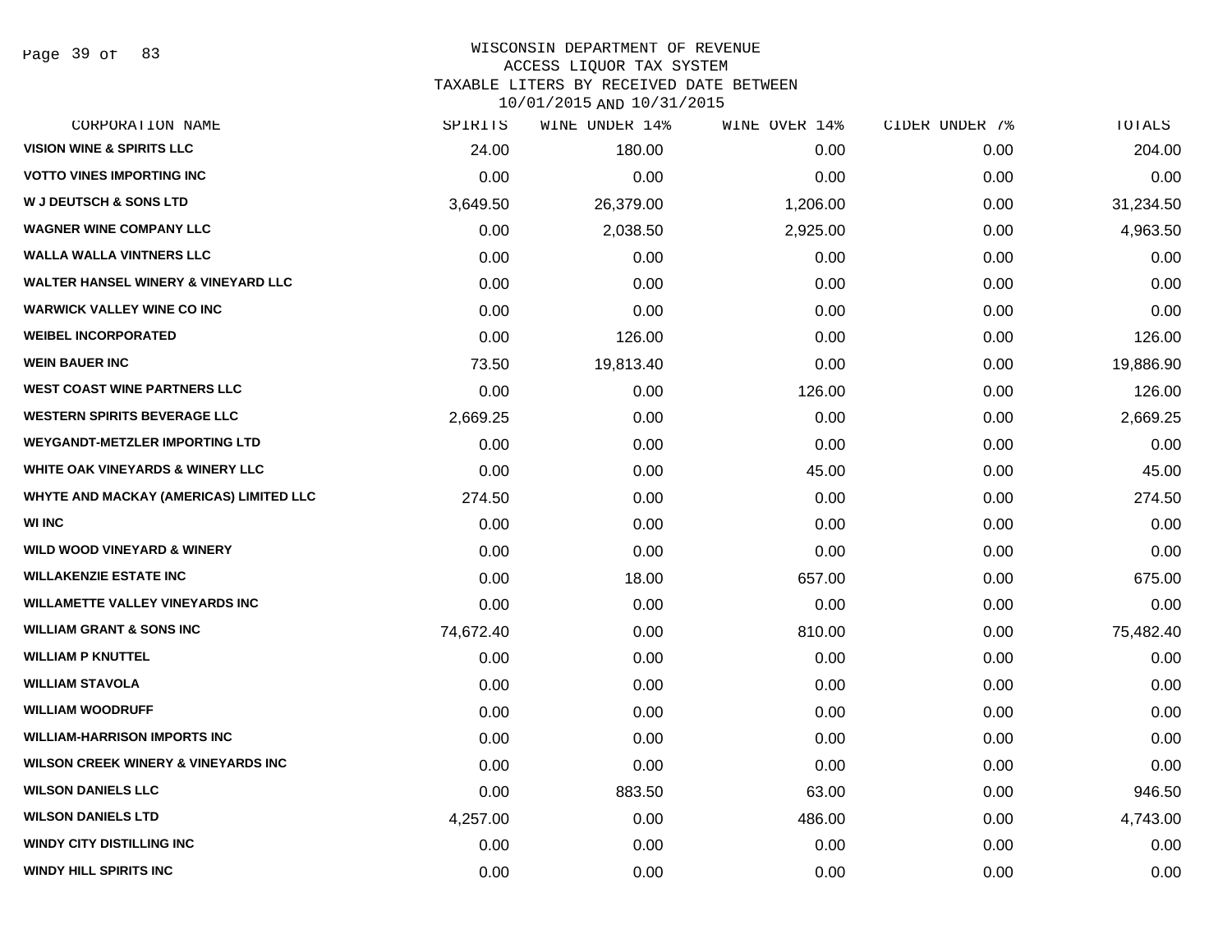WISCONSIN DEPARTMENT OF REVENUE
ACCESS LIQUOR TAX SYSTEM
TAXABLE LITERS BY RECEIVED DATE BETWEEN
10/01/2015 AND 10/31/2015

| CORPORATION NAME | SPIRITS | WINE UNDER 14% | WINE OVER 14% | CIDER UNDER 7% | TOTALS |
|---|---|---|---|---|---|
| VISION WINE & SPIRITS LLC | 24.00 | 180.00 | 0.00 | 0.00 | 204.00 |
| VOTTO VINES IMPORTING INC | 0.00 | 0.00 | 0.00 | 0.00 | 0.00 |
| W J DEUTSCH & SONS LTD | 3,649.50 | 26,379.00 | 1,206.00 | 0.00 | 31,234.50 |
| WAGNER WINE COMPANY LLC | 0.00 | 2,038.50 | 2,925.00 | 0.00 | 4,963.50 |
| WALLA WALLA VINTNERS LLC | 0.00 | 0.00 | 0.00 | 0.00 | 0.00 |
| WALTER HANSEL WINERY & VINEYARD LLC | 0.00 | 0.00 | 0.00 | 0.00 | 0.00 |
| WARWICK VALLEY WINE CO INC | 0.00 | 0.00 | 0.00 | 0.00 | 0.00 |
| WEIBEL INCORPORATED | 0.00 | 126.00 | 0.00 | 0.00 | 126.00 |
| WEIN BAUER INC | 73.50 | 19,813.40 | 0.00 | 0.00 | 19,886.90 |
| WEST COAST WINE PARTNERS LLC | 0.00 | 0.00 | 126.00 | 0.00 | 126.00 |
| WESTERN SPIRITS BEVERAGE LLC | 2,669.25 | 0.00 | 0.00 | 0.00 | 2,669.25 |
| WEYGANDT-METZLER IMPORTING LTD | 0.00 | 0.00 | 0.00 | 0.00 | 0.00 |
| WHITE OAK VINEYARDS & WINERY LLC | 0.00 | 0.00 | 45.00 | 0.00 | 45.00 |
| WHYTE AND MACKAY (AMERICAS) LIMITED LLC | 274.50 | 0.00 | 0.00 | 0.00 | 274.50 |
| WI INC | 0.00 | 0.00 | 0.00 | 0.00 | 0.00 |
| WILD WOOD VINEYARD & WINERY | 0.00 | 0.00 | 0.00 | 0.00 | 0.00 |
| WILLAKENZIE ESTATE INC | 0.00 | 18.00 | 657.00 | 0.00 | 675.00 |
| WILLAMETTE VALLEY VINEYARDS INC | 0.00 | 0.00 | 0.00 | 0.00 | 0.00 |
| WILLIAM GRANT & SONS INC | 74,672.40 | 0.00 | 810.00 | 0.00 | 75,482.40 |
| WILLIAM P KNUTTEL | 0.00 | 0.00 | 0.00 | 0.00 | 0.00 |
| WILLIAM STAVOLA | 0.00 | 0.00 | 0.00 | 0.00 | 0.00 |
| WILLIAM WOODRUFF | 0.00 | 0.00 | 0.00 | 0.00 | 0.00 |
| WILLIAM-HARRISON IMPORTS INC | 0.00 | 0.00 | 0.00 | 0.00 | 0.00 |
| WILSON CREEK WINERY & VINEYARDS INC | 0.00 | 0.00 | 0.00 | 0.00 | 0.00 |
| WILSON DANIELS LLC | 0.00 | 883.50 | 63.00 | 0.00 | 946.50 |
| WILSON DANIELS LTD | 4,257.00 | 0.00 | 486.00 | 0.00 | 4,743.00 |
| WINDY CITY DISTILLING INC | 0.00 | 0.00 | 0.00 | 0.00 | 0.00 |
| WINDY HILL SPIRITS INC | 0.00 | 0.00 | 0.00 | 0.00 | 0.00 |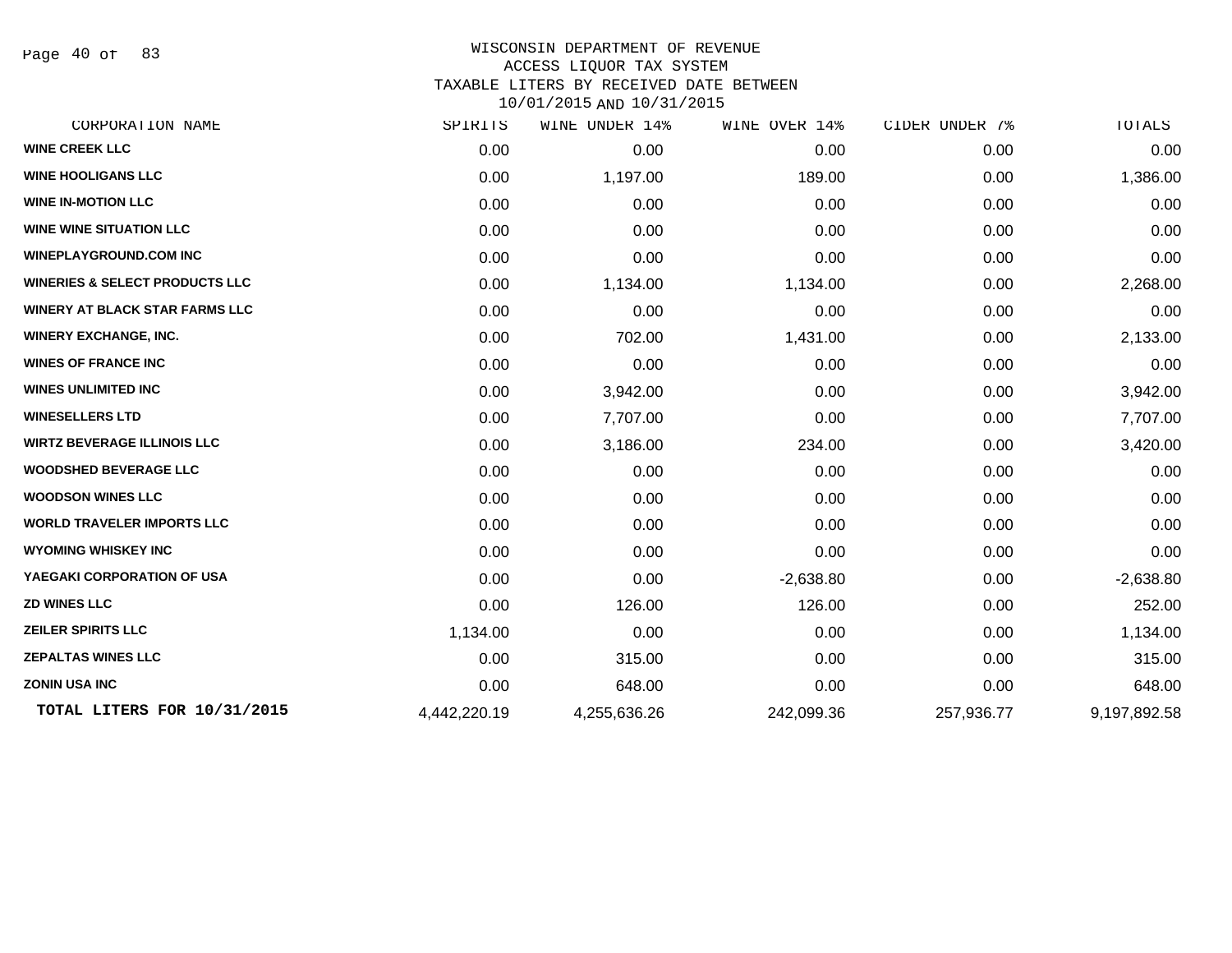WISCONSIN DEPARTMENT OF REVENUE
ACCESS LIQUOR TAX SYSTEM
TAXABLE LITERS BY RECEIVED DATE BETWEEN
10/01/2015 AND 10/31/2015

| CORPORATION NAME | SPIRITS | WINE UNDER 14% | WINE OVER 14% | CIDER UNDER 7% | TOTALS |
|---|---|---|---|---|---|
| WINE CREEK LLC | 0.00 | 0.00 | 0.00 | 0.00 | 0.00 |
| WINE HOOLIGANS LLC | 0.00 | 1,197.00 | 189.00 | 0.00 | 1,386.00 |
| WINE IN-MOTION LLC | 0.00 | 0.00 | 0.00 | 0.00 | 0.00 |
| WINE WINE SITUATION LLC | 0.00 | 0.00 | 0.00 | 0.00 | 0.00 |
| WINEPLAYGROUND.COM INC | 0.00 | 0.00 | 0.00 | 0.00 | 0.00 |
| WINERIES & SELECT PRODUCTS LLC | 0.00 | 1,134.00 | 1,134.00 | 0.00 | 2,268.00 |
| WINERY AT BLACK STAR FARMS LLC | 0.00 | 0.00 | 0.00 | 0.00 | 0.00 |
| WINERY EXCHANGE, INC. | 0.00 | 702.00 | 1,431.00 | 0.00 | 2,133.00 |
| WINES OF FRANCE INC | 0.00 | 0.00 | 0.00 | 0.00 | 0.00 |
| WINES UNLIMITED INC | 0.00 | 3,942.00 | 0.00 | 0.00 | 3,942.00 |
| WINESELLERS LTD | 0.00 | 7,707.00 | 0.00 | 0.00 | 7,707.00 |
| WIRTZ BEVERAGE ILLINOIS LLC | 0.00 | 3,186.00 | 234.00 | 0.00 | 3,420.00 |
| WOODSHED BEVERAGE LLC | 0.00 | 0.00 | 0.00 | 0.00 | 0.00 |
| WOODSON WINES LLC | 0.00 | 0.00 | 0.00 | 0.00 | 0.00 |
| WORLD TRAVELER IMPORTS LLC | 0.00 | 0.00 | 0.00 | 0.00 | 0.00 |
| WYOMING WHISKEY INC | 0.00 | 0.00 | 0.00 | 0.00 | 0.00 |
| YAEGAKI CORPORATION OF USA | 0.00 | 0.00 | -2,638.80 | 0.00 | -2,638.80 |
| ZD WINES LLC | 0.00 | 126.00 | 126.00 | 0.00 | 252.00 |
| ZEILER SPIRITS LLC | 1,134.00 | 0.00 | 0.00 | 0.00 | 1,134.00 |
| ZEPALTAS WINES LLC | 0.00 | 315.00 | 0.00 | 0.00 | 315.00 |
| ZONIN USA INC | 0.00 | 648.00 | 0.00 | 0.00 | 648.00 |
| **TOTAL LITERS FOR 10/31/2015** | 4,442,220.19 | 4,255,636.26 | 242,099.36 | 257,936.77 | 9,197,892.58 |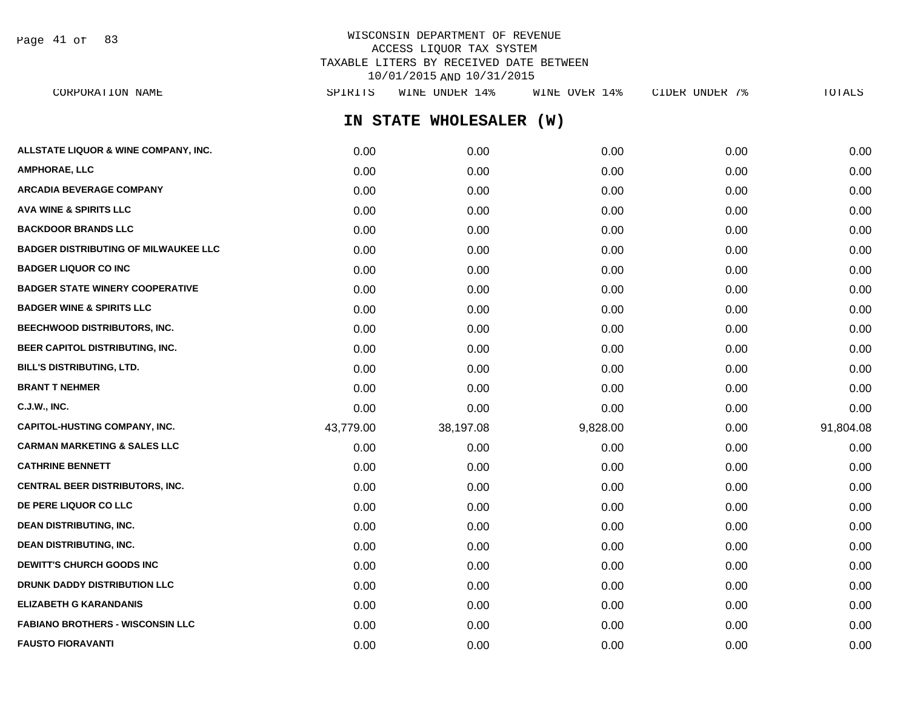# WISCONSIN DEPARTMENT OF REVENUE
## ACCESS LIQUOR TAX SYSTEM
## TAXABLE LITERS BY RECEIVED DATE BETWEEN 10/01/2015 AND 10/31/2015

## IN STATE WHOLESALER (W)

| CORPORATION NAME | SPIRITS | WINE UNDER 14% | WINE OVER 14% | CIDER UNDER 7% | TOTALS |
|---|---|---|---|---|---|
| ALLSTATE LIQUOR & WINE COMPANY, INC. | 0.00 | 0.00 | 0.00 | 0.00 | 0.00 |
| AMPHORAE, LLC | 0.00 | 0.00 | 0.00 | 0.00 | 0.00 |
| ARCADIA BEVERAGE COMPANY | 0.00 | 0.00 | 0.00 | 0.00 | 0.00 |
| AVA WINE & SPIRITS LLC | 0.00 | 0.00 | 0.00 | 0.00 | 0.00 |
| BACKDOOR BRANDS LLC | 0.00 | 0.00 | 0.00 | 0.00 | 0.00 |
| BADGER DISTRIBUTING OF MILWAUKEE LLC | 0.00 | 0.00 | 0.00 | 0.00 | 0.00 |
| BADGER LIQUOR CO INC | 0.00 | 0.00 | 0.00 | 0.00 | 0.00 |
| BADGER STATE WINERY COOPERATIVE | 0.00 | 0.00 | 0.00 | 0.00 | 0.00 |
| BADGER WINE & SPIRITS LLC | 0.00 | 0.00 | 0.00 | 0.00 | 0.00 |
| BEECHWOOD DISTRIBUTORS, INC. | 0.00 | 0.00 | 0.00 | 0.00 | 0.00 |
| BEER CAPITOL DISTRIBUTING, INC. | 0.00 | 0.00 | 0.00 | 0.00 | 0.00 |
| BILL'S DISTRIBUTING, LTD. | 0.00 | 0.00 | 0.00 | 0.00 | 0.00 |
| BRANT T NEHMER | 0.00 | 0.00 | 0.00 | 0.00 | 0.00 |
| C.J.W., INC. | 0.00 | 0.00 | 0.00 | 0.00 | 0.00 |
| CAPITOL-HUSTING COMPANY, INC. | 43,779.00 | 38,197.08 | 9,828.00 | 0.00 | 91,804.08 |
| CARMAN MARKETING & SALES LLC | 0.00 | 0.00 | 0.00 | 0.00 | 0.00 |
| CATHRINE BENNETT | 0.00 | 0.00 | 0.00 | 0.00 | 0.00 |
| CENTRAL BEER DISTRIBUTORS, INC. | 0.00 | 0.00 | 0.00 | 0.00 | 0.00 |
| DE PERE LIQUOR CO LLC | 0.00 | 0.00 | 0.00 | 0.00 | 0.00 |
| DEAN DISTRIBUTING, INC. | 0.00 | 0.00 | 0.00 | 0.00 | 0.00 |
| DEAN DISTRIBUTING, INC. | 0.00 | 0.00 | 0.00 | 0.00 | 0.00 |
| DEWITT'S CHURCH GOODS INC | 0.00 | 0.00 | 0.00 | 0.00 | 0.00 |
| DRUNK DADDY DISTRIBUTION LLC | 0.00 | 0.00 | 0.00 | 0.00 | 0.00 |
| ELIZABETH G KARANDANIS | 0.00 | 0.00 | 0.00 | 0.00 | 0.00 |
| FABIANO BROTHERS - WISCONSIN LLC | 0.00 | 0.00 | 0.00 | 0.00 | 0.00 |
| FAUSTO FIORAVANTI | 0.00 | 0.00 | 0.00 | 0.00 | 0.00 |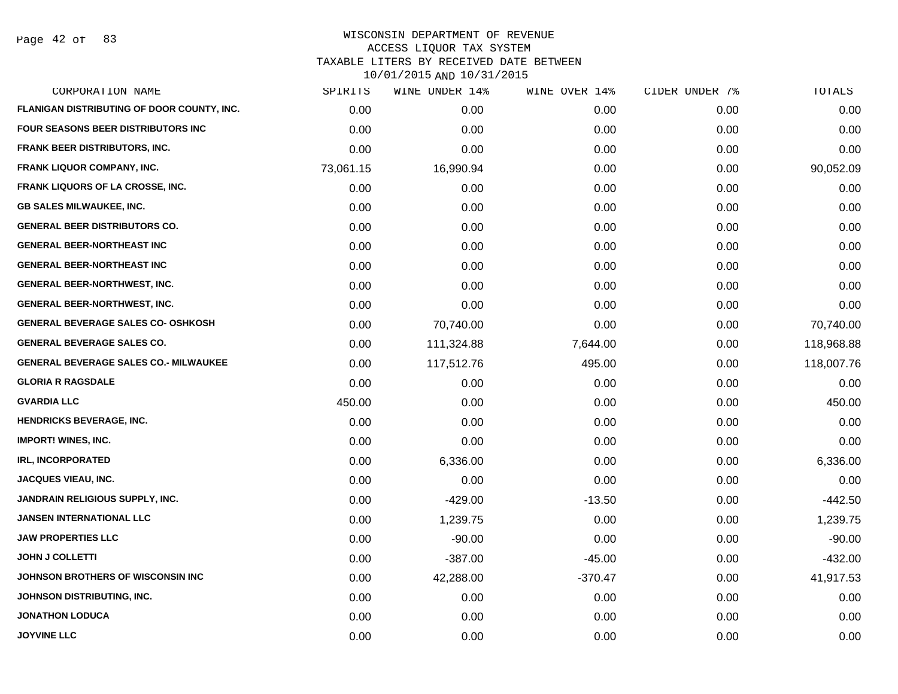WISCONSIN DEPARTMENT OF REVENUE
ACCESS LIQUOR TAX SYSTEM
TAXABLE LITERS BY RECEIVED DATE BETWEEN
10/01/2015 AND 10/31/2015

| CORPORATION NAME | SPIRITS | WINE UNDER 14% | WINE OVER 14% | CIDER UNDER 7% | TOTALS |
|---|---|---|---|---|---|
| FLANIGAN DISTRIBUTING OF DOOR COUNTY, INC. | 0.00 | 0.00 | 0.00 | 0.00 | 0.00 |
| FOUR SEASONS BEER DISTRIBUTORS INC | 0.00 | 0.00 | 0.00 | 0.00 | 0.00 |
| FRANK BEER DISTRIBUTORS, INC. | 0.00 | 0.00 | 0.00 | 0.00 | 0.00 |
| FRANK LIQUOR COMPANY, INC. | 73,061.15 | 16,990.94 | 0.00 | 0.00 | 90,052.09 |
| FRANK LIQUORS OF LA CROSSE, INC. | 0.00 | 0.00 | 0.00 | 0.00 | 0.00 |
| GB SALES MILWAUKEE, INC. | 0.00 | 0.00 | 0.00 | 0.00 | 0.00 |
| GENERAL BEER DISTRIBUTORS CO. | 0.00 | 0.00 | 0.00 | 0.00 | 0.00 |
| GENERAL BEER-NORTHEAST INC | 0.00 | 0.00 | 0.00 | 0.00 | 0.00 |
| GENERAL BEER-NORTHEAST INC | 0.00 | 0.00 | 0.00 | 0.00 | 0.00 |
| GENERAL BEER-NORTHWEST, INC. | 0.00 | 0.00 | 0.00 | 0.00 | 0.00 |
| GENERAL BEER-NORTHWEST, INC. | 0.00 | 0.00 | 0.00 | 0.00 | 0.00 |
| GENERAL BEVERAGE SALES CO- OSHKOSH | 0.00 | 70,740.00 | 0.00 | 0.00 | 70,740.00 |
| GENERAL BEVERAGE SALES CO. | 0.00 | 111,324.88 | 7,644.00 | 0.00 | 118,968.88 |
| GENERAL BEVERAGE SALES CO.- MILWAUKEE | 0.00 | 117,512.76 | 495.00 | 0.00 | 118,007.76 |
| GLORIA R RAGSDALE | 0.00 | 0.00 | 0.00 | 0.00 | 0.00 |
| GVARDIA LLC | 450.00 | 0.00 | 0.00 | 0.00 | 450.00 |
| HENDRICKS BEVERAGE, INC. | 0.00 | 0.00 | 0.00 | 0.00 | 0.00 |
| IMPORT! WINES, INC. | 0.00 | 0.00 | 0.00 | 0.00 | 0.00 |
| IRL, INCORPORATED | 0.00 | 6,336.00 | 0.00 | 0.00 | 6,336.00 |
| JACQUES VIEAU, INC. | 0.00 | 0.00 | 0.00 | 0.00 | 0.00 |
| JANDRAIN RELIGIOUS SUPPLY, INC. | 0.00 | -429.00 | -13.50 | 0.00 | -442.50 |
| JANSEN INTERNATIONAL LLC | 0.00 | 1,239.75 | 0.00 | 0.00 | 1,239.75 |
| JAW PROPERTIES LLC | 0.00 | -90.00 | 0.00 | 0.00 | -90.00 |
| JOHN J COLLETTI | 0.00 | -387.00 | -45.00 | 0.00 | -432.00 |
| JOHNSON BROTHERS OF WISCONSIN INC | 0.00 | 42,288.00 | -370.47 | 0.00 | 41,917.53 |
| JOHNSON DISTRIBUTING, INC. | 0.00 | 0.00 | 0.00 | 0.00 | 0.00 |
| JONATHON LODUCA | 0.00 | 0.00 | 0.00 | 0.00 | 0.00 |
| JOYVINE LLC | 0.00 | 0.00 | 0.00 | 0.00 | 0.00 |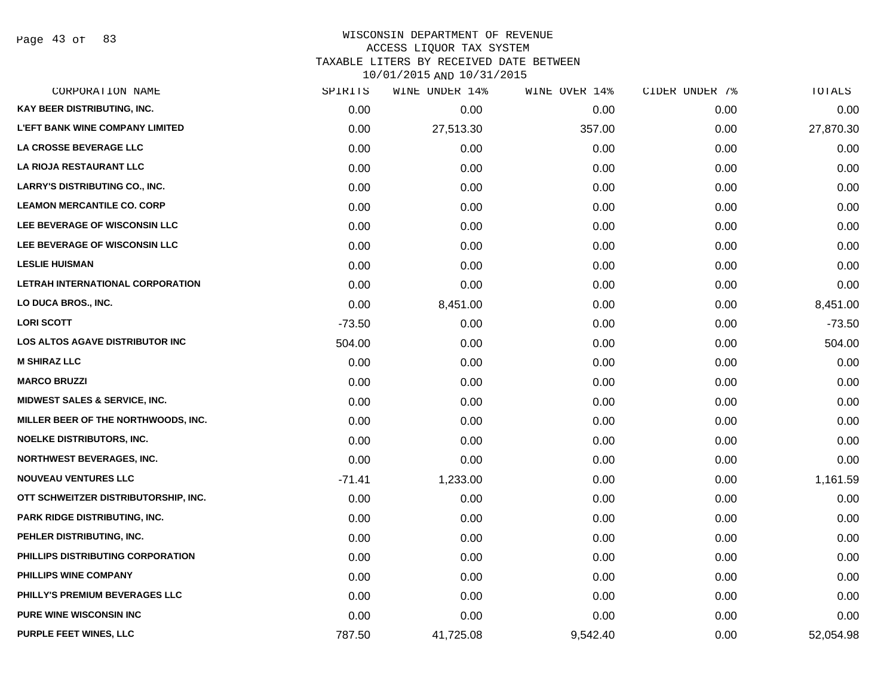# WISCONSIN DEPARTMENT OF REVENUE
## ACCESS LIQUOR TAX SYSTEM
## TAXABLE LITERS BY RECEIVED DATE BETWEEN 10/01/2015 AND 10/31/2015

| CORPORATION NAME | SPIRITS | WINE UNDER 14% | WINE OVER 14% | CIDER UNDER 7% | TOTALS |
|---|---|---|---|---|---|
| KAY BEER DISTRIBUTING, INC. | 0.00 | 0.00 | 0.00 | 0.00 | 0.00 |
| L'EFT BANK WINE COMPANY LIMITED | 0.00 | 27,513.30 | 357.00 | 0.00 | 27,870.30 |
| LA CROSSE BEVERAGE LLC | 0.00 | 0.00 | 0.00 | 0.00 | 0.00 |
| LA RIOJA RESTAURANT LLC | 0.00 | 0.00 | 0.00 | 0.00 | 0.00 |
| LARRY'S DISTRIBUTING CO., INC. | 0.00 | 0.00 | 0.00 | 0.00 | 0.00 |
| LEAMON MERCANTILE CO. CORP | 0.00 | 0.00 | 0.00 | 0.00 | 0.00 |
| LEE BEVERAGE OF WISCONSIN LLC | 0.00 | 0.00 | 0.00 | 0.00 | 0.00 |
| LEE BEVERAGE OF WISCONSIN LLC | 0.00 | 0.00 | 0.00 | 0.00 | 0.00 |
| LESLIE HUISMAN | 0.00 | 0.00 | 0.00 | 0.00 | 0.00 |
| LETRAH INTERNATIONAL CORPORATION | 0.00 | 0.00 | 0.00 | 0.00 | 0.00 |
| LO DUCA BROS., INC. | 0.00 | 8,451.00 | 0.00 | 0.00 | 8,451.00 |
| LORI SCOTT | -73.50 | 0.00 | 0.00 | 0.00 | -73.50 |
| LOS ALTOS AGAVE DISTRIBUTOR INC | 504.00 | 0.00 | 0.00 | 0.00 | 504.00 |
| M SHIRAZ LLC | 0.00 | 0.00 | 0.00 | 0.00 | 0.00 |
| MARCO BRUZZI | 0.00 | 0.00 | 0.00 | 0.00 | 0.00 |
| MIDWEST SALES & SERVICE, INC. | 0.00 | 0.00 | 0.00 | 0.00 | 0.00 |
| MILLER BEER OF THE NORTHWOODS, INC. | 0.00 | 0.00 | 0.00 | 0.00 | 0.00 |
| NOELKE DISTRIBUTORS, INC. | 0.00 | 0.00 | 0.00 | 0.00 | 0.00 |
| NORTHWEST BEVERAGES, INC. | 0.00 | 0.00 | 0.00 | 0.00 | 0.00 |
| NOUVEAU VENTURES LLC | -71.41 | 1,233.00 | 0.00 | 0.00 | 1,161.59 |
| OTT SCHWEITZER DISTRIBUTORSHIP, INC. | 0.00 | 0.00 | 0.00 | 0.00 | 0.00 |
| PARK RIDGE DISTRIBUTING, INC. | 0.00 | 0.00 | 0.00 | 0.00 | 0.00 |
| PEHLER DISTRIBUTING, INC. | 0.00 | 0.00 | 0.00 | 0.00 | 0.00 |
| PHILLIPS DISTRIBUTING CORPORATION | 0.00 | 0.00 | 0.00 | 0.00 | 0.00 |
| PHILLIPS WINE COMPANY | 0.00 | 0.00 | 0.00 | 0.00 | 0.00 |
| PHILLY'S PREMIUM BEVERAGES LLC | 0.00 | 0.00 | 0.00 | 0.00 | 0.00 |
| PURE WINE WISCONSIN INC | 0.00 | 0.00 | 0.00 | 0.00 | 0.00 |
| PURPLE FEET WINES, LLC | 787.50 | 41,725.08 | 9,542.40 | 0.00 | 52,054.98 |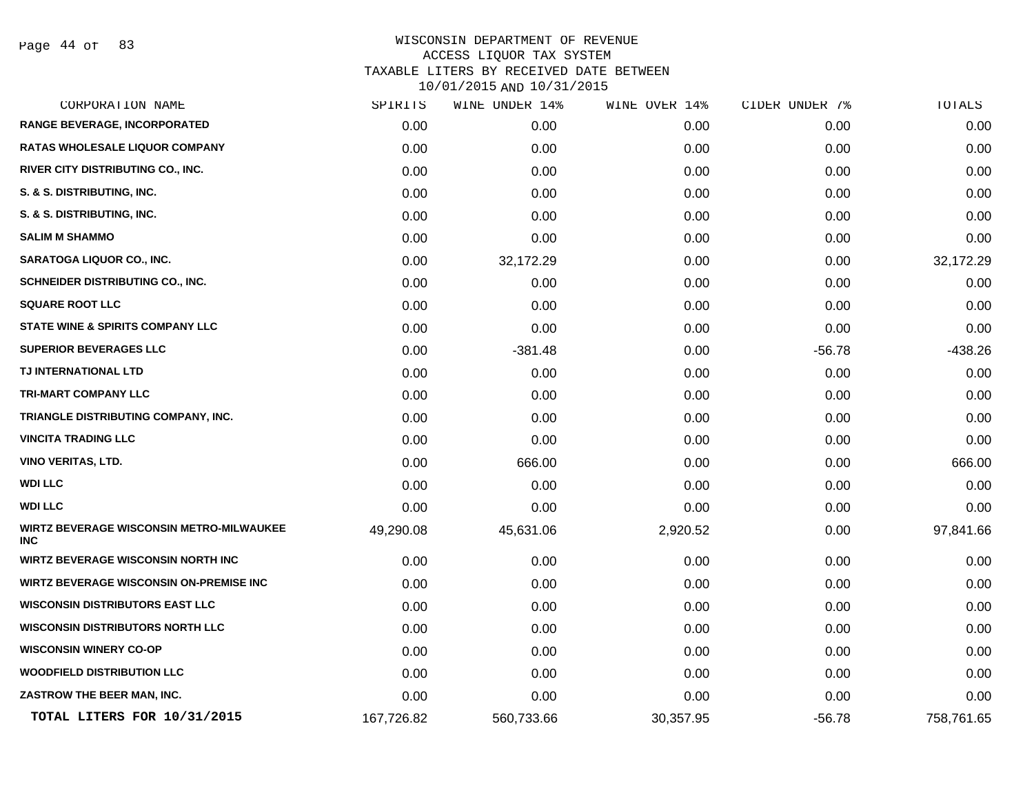WISCONSIN DEPARTMENT OF REVENUE
ACCESS LIQUOR TAX SYSTEM
TAXABLE LITERS BY RECEIVED DATE BETWEEN
10/01/2015 AND 10/31/2015

| CORPORATION NAME | SPIRITS | WINE UNDER 14% | WINE OVER 14% | CIDER UNDER 7% | TOTALS |
|---|---|---|---|---|---|
| RANGE BEVERAGE, INCORPORATED | 0.00 | 0.00 | 0.00 | 0.00 | 0.00 |
| RATAS WHOLESALE LIQUOR COMPANY | 0.00 | 0.00 | 0.00 | 0.00 | 0.00 |
| RIVER CITY DISTRIBUTING CO., INC. | 0.00 | 0.00 | 0.00 | 0.00 | 0.00 |
| S. & S. DISTRIBUTING, INC. | 0.00 | 0.00 | 0.00 | 0.00 | 0.00 |
| S. & S. DISTRIBUTING, INC. | 0.00 | 0.00 | 0.00 | 0.00 | 0.00 |
| SALIM M SHAMMO | 0.00 | 0.00 | 0.00 | 0.00 | 0.00 |
| SARATOGA LIQUOR CO., INC. | 0.00 | 32,172.29 | 0.00 | 0.00 | 32,172.29 |
| SCHNEIDER DISTRIBUTING CO., INC. | 0.00 | 0.00 | 0.00 | 0.00 | 0.00 |
| SQUARE ROOT LLC | 0.00 | 0.00 | 0.00 | 0.00 | 0.00 |
| STATE WINE & SPIRITS COMPANY LLC | 0.00 | 0.00 | 0.00 | 0.00 | 0.00 |
| SUPERIOR BEVERAGES LLC | 0.00 | -381.48 | 0.00 | -56.78 | -438.26 |
| TJ INTERNATIONAL LTD | 0.00 | 0.00 | 0.00 | 0.00 | 0.00 |
| TRI-MART COMPANY LLC | 0.00 | 0.00 | 0.00 | 0.00 | 0.00 |
| TRIANGLE DISTRIBUTING COMPANY, INC. | 0.00 | 0.00 | 0.00 | 0.00 | 0.00 |
| VINCITA TRADING LLC | 0.00 | 0.00 | 0.00 | 0.00 | 0.00 |
| VINO VERITAS, LTD. | 0.00 | 666.00 | 0.00 | 0.00 | 666.00 |
| WDI LLC | 0.00 | 0.00 | 0.00 | 0.00 | 0.00 |
| WDI LLC | 0.00 | 0.00 | 0.00 | 0.00 | 0.00 |
| WIRTZ BEVERAGE WISCONSIN METRO-MILWAUKEE INC | 49,290.08 | 45,631.06 | 2,920.52 | 0.00 | 97,841.66 |
| WIRTZ BEVERAGE WISCONSIN NORTH INC | 0.00 | 0.00 | 0.00 | 0.00 | 0.00 |
| WIRTZ BEVERAGE WISCONSIN ON-PREMISE INC | 0.00 | 0.00 | 0.00 | 0.00 | 0.00 |
| WISCONSIN DISTRIBUTORS EAST LLC | 0.00 | 0.00 | 0.00 | 0.00 | 0.00 |
| WISCONSIN DISTRIBUTORS NORTH LLC | 0.00 | 0.00 | 0.00 | 0.00 | 0.00 |
| WISCONSIN WINERY CO-OP | 0.00 | 0.00 | 0.00 | 0.00 | 0.00 |
| WOODFIELD DISTRIBUTION LLC | 0.00 | 0.00 | 0.00 | 0.00 | 0.00 |
| ZASTROW THE BEER MAN, INC. | 0.00 | 0.00 | 0.00 | 0.00 | 0.00 |
| **TOTAL LITERS FOR 10/31/2015** | 167,726.82 | 560,733.66 | 30,357.95 | -56.78 | 758,761.65 |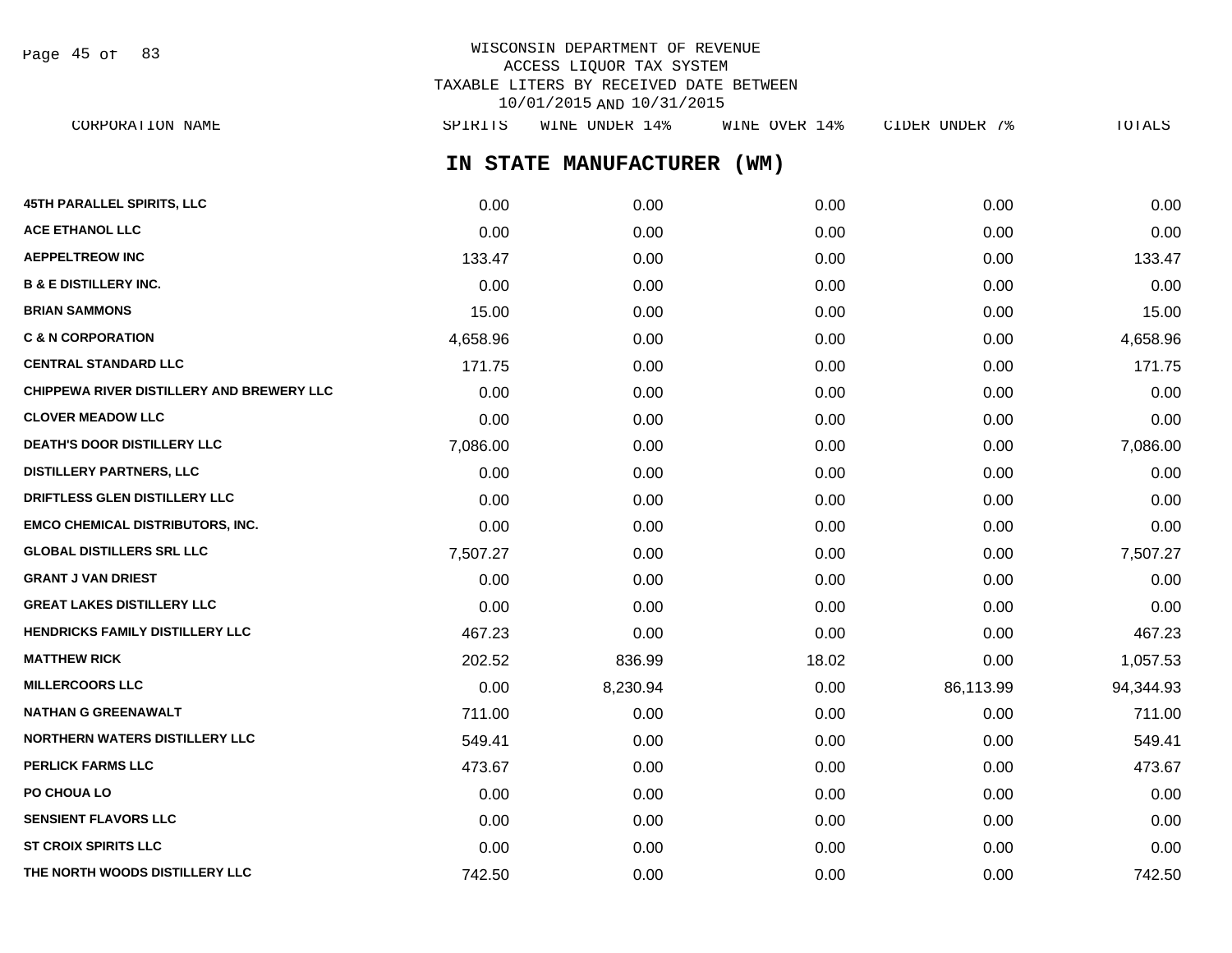WISCONSIN DEPARTMENT OF REVENUE
ACCESS LIQUOR TAX SYSTEM
TAXABLE LITERS BY RECEIVED DATE BETWEEN
10/01/2015 AND 10/31/2015

## IN STATE MANUFACTURER (WM)

| CORPORATION NAME | SPIRITS | WINE UNDER 14% | WINE OVER 14% | CIDER UNDER 7% | TOTALS |
|---|---|---|---|---|---|
| 45TH PARALLEL SPIRITS, LLC | 0.00 | 0.00 | 0.00 | 0.00 | 0.00 |
| ACE ETHANOL LLC | 0.00 | 0.00 | 0.00 | 0.00 | 0.00 |
| AEPPELTREOW INC | 133.47 | 0.00 | 0.00 | 0.00 | 133.47 |
| B & E DISTILLERY INC. | 0.00 | 0.00 | 0.00 | 0.00 | 0.00 |
| BRIAN SAMMONS | 15.00 | 0.00 | 0.00 | 0.00 | 15.00 |
| C & N CORPORATION | 4,658.96 | 0.00 | 0.00 | 0.00 | 4,658.96 |
| CENTRAL STANDARD LLC | 171.75 | 0.00 | 0.00 | 0.00 | 171.75 |
| CHIPPEWA RIVER DISTILLERY AND BREWERY LLC | 0.00 | 0.00 | 0.00 | 0.00 | 0.00 |
| CLOVER MEADOW LLC | 0.00 | 0.00 | 0.00 | 0.00 | 0.00 |
| DEATH'S DOOR DISTILLERY LLC | 7,086.00 | 0.00 | 0.00 | 0.00 | 7,086.00 |
| DISTILLERY PARTNERS, LLC | 0.00 | 0.00 | 0.00 | 0.00 | 0.00 |
| DRIFTLESS GLEN DISTILLERY LLC | 0.00 | 0.00 | 0.00 | 0.00 | 0.00 |
| EMCO CHEMICAL DISTRIBUTORS, INC. | 0.00 | 0.00 | 0.00 | 0.00 | 0.00 |
| GLOBAL DISTILLERS SRL LLC | 7,507.27 | 0.00 | 0.00 | 0.00 | 7,507.27 |
| GRANT J VAN DRIEST | 0.00 | 0.00 | 0.00 | 0.00 | 0.00 |
| GREAT LAKES DISTILLERY LLC | 0.00 | 0.00 | 0.00 | 0.00 | 0.00 |
| HENDRICKS FAMILY DISTILLERY LLC | 467.23 | 0.00 | 0.00 | 0.00 | 467.23 |
| MATTHEW RICK | 202.52 | 836.99 | 18.02 | 0.00 | 1,057.53 |
| MILLERCOORS LLC | 0.00 | 8,230.94 | 0.00 | 86,113.99 | 94,344.93 |
| NATHAN G GREENAWALT | 711.00 | 0.00 | 0.00 | 0.00 | 711.00 |
| NORTHERN WATERS DISTILLERY LLC | 549.41 | 0.00 | 0.00 | 0.00 | 549.41 |
| PERLICK FARMS LLC | 473.67 | 0.00 | 0.00 | 0.00 | 473.67 |
| PO CHOUA LO | 0.00 | 0.00 | 0.00 | 0.00 | 0.00 |
| SENSIENT FLAVORS LLC | 0.00 | 0.00 | 0.00 | 0.00 | 0.00 |
| ST CROIX SPIRITS LLC | 0.00 | 0.00 | 0.00 | 0.00 | 0.00 |
| THE NORTH WOODS DISTILLERY LLC | 742.50 | 0.00 | 0.00 | 0.00 | 742.50 |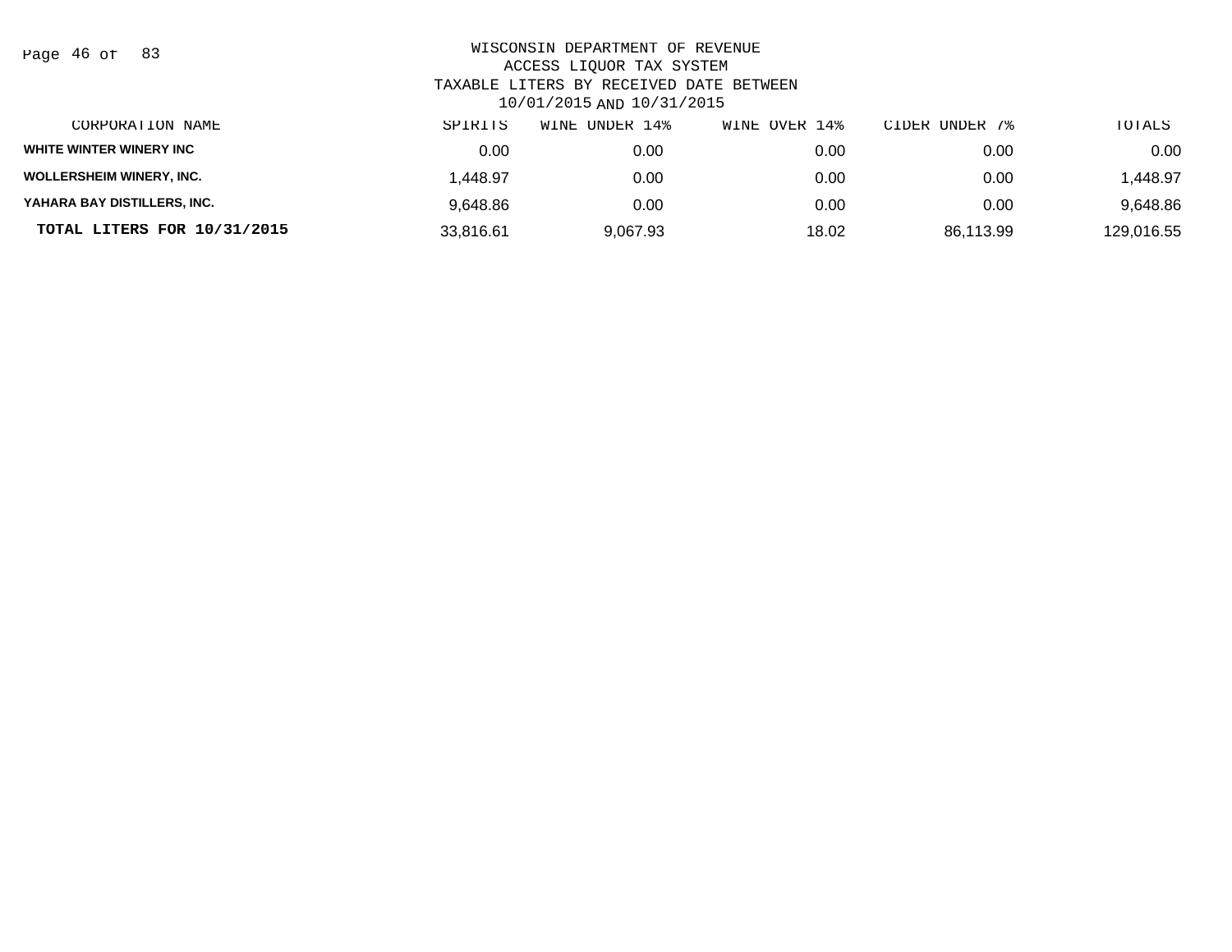WISCONSIN DEPARTMENT OF REVENUE
ACCESS LIQUOR TAX SYSTEM
TAXABLE LITERS BY RECEIVED DATE BETWEEN
10/01/2015 AND 10/31/2015

| CORPORATION NAME | SPIRITS | WINE UNDER 14% | WINE OVER 14% | CIDER UNDER 7% | TOTALS |
|---|---|---|---|---|---|
| WHITE WINTER WINERY INC | 0.00 | 0.00 | 0.00 | 0.00 | 0.00 |
| WOLLERSHEIM WINERY, INC. | 1,448.97 | 0.00 | 0.00 | 0.00 | 1,448.97 |
| YAHARA BAY DISTILLERS, INC. | 9,648.86 | 0.00 | 0.00 | 0.00 | 9,648.86 |
| **TOTAL LITERS FOR 10/31/2015** | 33,816.61 | 9,067.93 | 18.02 | 86,113.99 | 129,016.55 |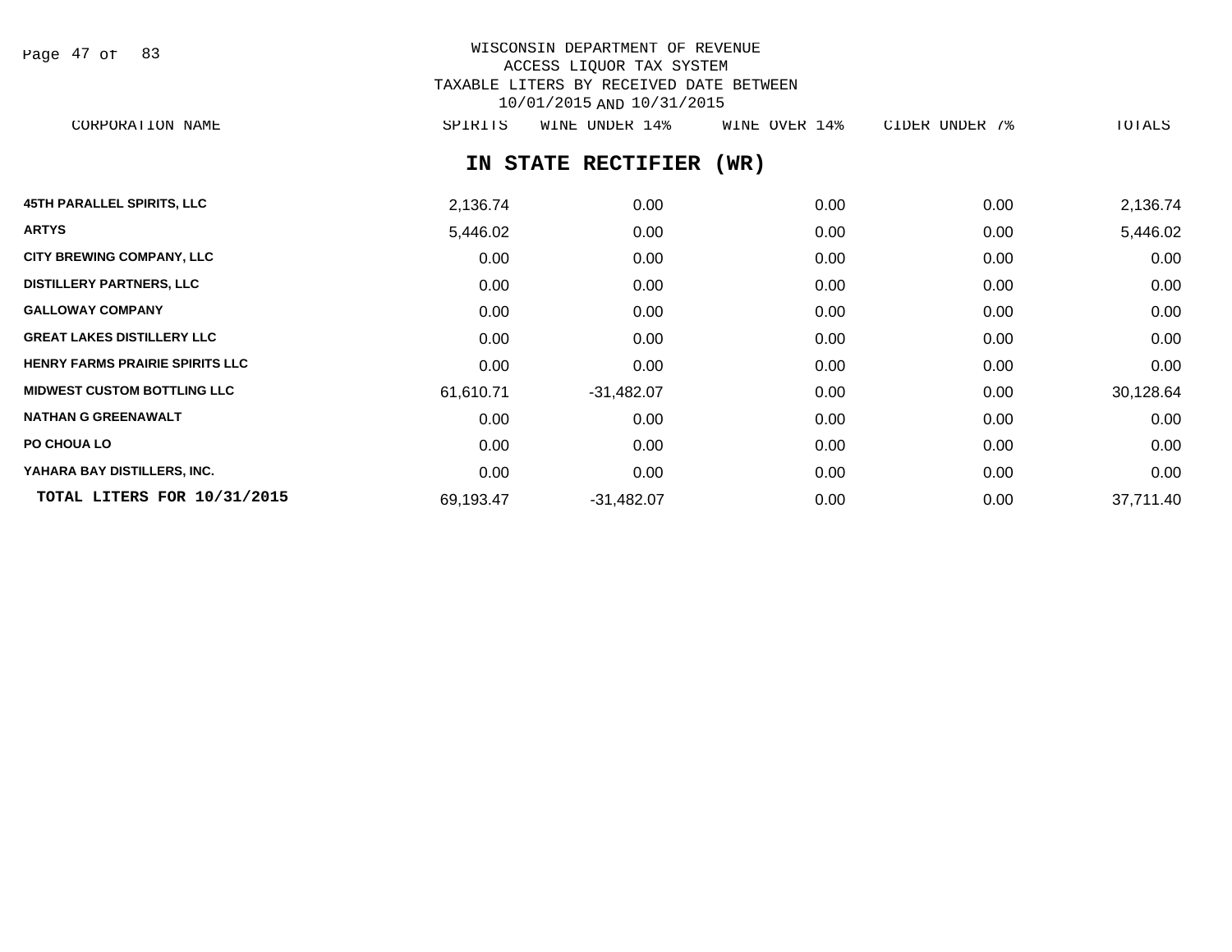WISCONSIN DEPARTMENT OF REVENUE
ACCESS LIQUOR TAX SYSTEM
TAXABLE LITERS BY RECEIVED DATE BETWEEN
10/01/2015 AND 10/31/2015

## IN STATE RECTIFIER (WR)

| CORPORATION NAME | SPIRITS | WINE UNDER 14% | WINE OVER 14% | CIDER UNDER 7% | TOTALS |
|---|---|---|---|---|---|
| 45TH PARALLEL SPIRITS, LLC | 2,136.74 | 0.00 | 0.00 | 0.00 | 2,136.74 |
| ARTYS | 5,446.02 | 0.00 | 0.00 | 0.00 | 5,446.02 |
| CITY BREWING COMPANY, LLC | 0.00 | 0.00 | 0.00 | 0.00 | 0.00 |
| DISTILLERY PARTNERS, LLC | 0.00 | 0.00 | 0.00 | 0.00 | 0.00 |
| GALLOWAY COMPANY | 0.00 | 0.00 | 0.00 | 0.00 | 0.00 |
| GREAT LAKES DISTILLERY LLC | 0.00 | 0.00 | 0.00 | 0.00 | 0.00 |
| HENRY FARMS PRAIRIE SPIRITS LLC | 0.00 | 0.00 | 0.00 | 0.00 | 0.00 |
| MIDWEST CUSTOM BOTTLING LLC | 61,610.71 | -31,482.07 | 0.00 | 0.00 | 30,128.64 |
| NATHAN G GREENAWALT | 0.00 | 0.00 | 0.00 | 0.00 | 0.00 |
| PO CHOUA LO | 0.00 | 0.00 | 0.00 | 0.00 | 0.00 |
| YAHARA BAY DISTILLERS, INC. | 0.00 | 0.00 | 0.00 | 0.00 | 0.00 |
| **TOTAL LITERS FOR 10/31/2015** | 69,193.47 | -31,482.07 | 0.00 | 0.00 | 37,711.40 |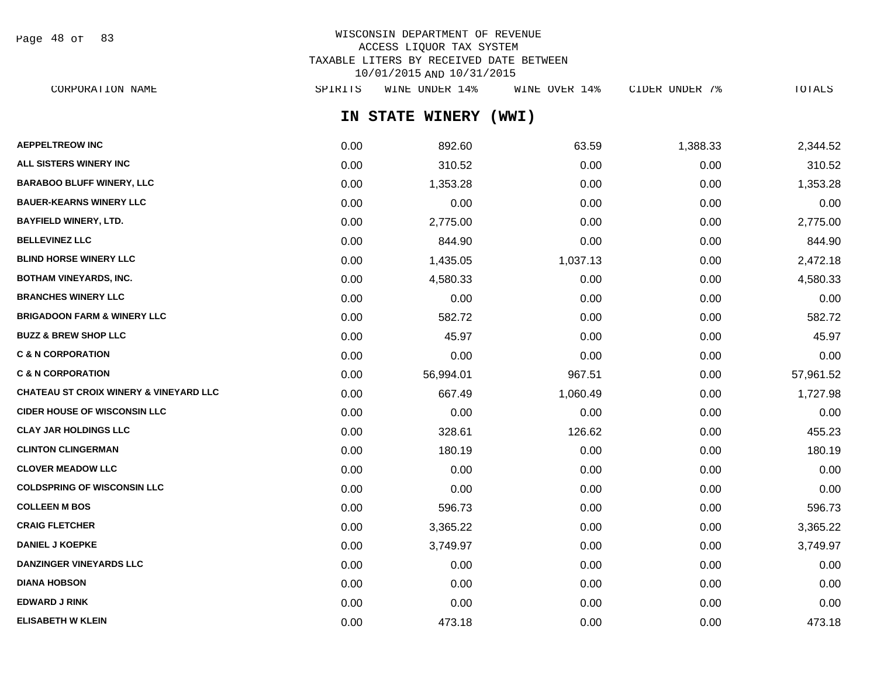WISCONSIN DEPARTMENT OF REVENUE
ACCESS LIQUOR TAX SYSTEM
TAXABLE LITERS BY RECEIVED DATE BETWEEN
10/01/2015 AND 10/31/2015

## IN STATE WINERY (WWI)

| CORPORATION NAME | SPIRITS | WINE UNDER 14% | WINE OVER 14% | CIDER UNDER 7% | TOTALS |
|---|---|---|---|---|---|
| AEPPELTREOW INC | 0.00 | 892.60 | 63.59 | 1,388.33 | 2,344.52 |
| ALL SISTERS WINERY INC | 0.00 | 310.52 | 0.00 | 0.00 | 310.52 |
| BARABOO BLUFF WINERY, LLC | 0.00 | 1,353.28 | 0.00 | 0.00 | 1,353.28 |
| BAUER-KEARNS WINERY LLC | 0.00 | 0.00 | 0.00 | 0.00 | 0.00 |
| BAYFIELD WINERY, LTD. | 0.00 | 2,775.00 | 0.00 | 0.00 | 2,775.00 |
| BELLEVINEZ LLC | 0.00 | 844.90 | 0.00 | 0.00 | 844.90 |
| BLIND HORSE WINERY LLC | 0.00 | 1,435.05 | 1,037.13 | 0.00 | 2,472.18 |
| BOTHAM VINEYARDS, INC. | 0.00 | 4,580.33 | 0.00 | 0.00 | 4,580.33 |
| BRANCHES WINERY LLC | 0.00 | 0.00 | 0.00 | 0.00 | 0.00 |
| BRIGADOON FARM & WINERY LLC | 0.00 | 582.72 | 0.00 | 0.00 | 582.72 |
| BUZZ & BREW SHOP LLC | 0.00 | 45.97 | 0.00 | 0.00 | 45.97 |
| C & N CORPORATION | 0.00 | 0.00 | 0.00 | 0.00 | 0.00 |
| C & N CORPORATION | 0.00 | 56,994.01 | 967.51 | 0.00 | 57,961.52 |
| CHATEAU ST CROIX WINERY & VINEYARD LLC | 0.00 | 667.49 | 1,060.49 | 0.00 | 1,727.98 |
| CIDER HOUSE OF WISCONSIN LLC | 0.00 | 0.00 | 0.00 | 0.00 | 0.00 |
| CLAY JAR HOLDINGS LLC | 0.00 | 328.61 | 126.62 | 0.00 | 455.23 |
| CLINTON CLINGERMAN | 0.00 | 180.19 | 0.00 | 0.00 | 180.19 |
| CLOVER MEADOW LLC | 0.00 | 0.00 | 0.00 | 0.00 | 0.00 |
| COLDSPRING OF WISCONSIN LLC | 0.00 | 0.00 | 0.00 | 0.00 | 0.00 |
| COLLEEN M BOS | 0.00 | 596.73 | 0.00 | 0.00 | 596.73 |
| CRAIG FLETCHER | 0.00 | 3,365.22 | 0.00 | 0.00 | 3,365.22 |
| DANIEL J KOEPKE | 0.00 | 3,749.97 | 0.00 | 0.00 | 3,749.97 |
| DANZINGER VINEYARDS LLC | 0.00 | 0.00 | 0.00 | 0.00 | 0.00 |
| DIANA HOBSON | 0.00 | 0.00 | 0.00 | 0.00 | 0.00 |
| EDWARD J RINK | 0.00 | 0.00 | 0.00 | 0.00 | 0.00 |
| ELISABETH W KLEIN | 0.00 | 473.18 | 0.00 | 0.00 | 473.18 |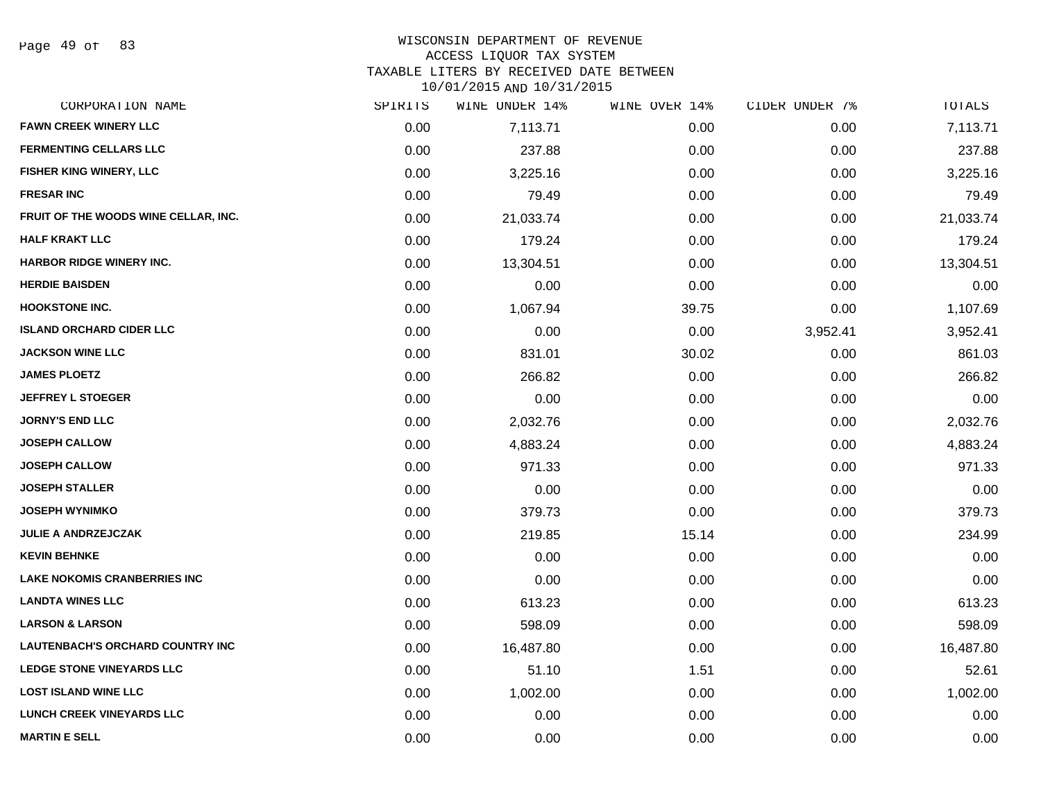WISCONSIN DEPARTMENT OF REVENUE
ACCESS LIQUOR TAX SYSTEM
TAXABLE LITERS BY RECEIVED DATE BETWEEN
10/01/2015 AND 10/31/2015

| CORPORATION NAME | SPIRITS | WINE UNDER 14% | WINE OVER 14% | CIDER UNDER 7% | TOTALS |
|---|---|---|---|---|---|
| FAWN CREEK WINERY LLC | 0.00 | 7,113.71 | 0.00 | 0.00 | 7,113.71 |
| FERMENTING CELLARS LLC | 0.00 | 237.88 | 0.00 | 0.00 | 237.88 |
| FISHER KING WINERY, LLC | 0.00 | 3,225.16 | 0.00 | 0.00 | 3,225.16 |
| FRESAR INC | 0.00 | 79.49 | 0.00 | 0.00 | 79.49 |
| FRUIT OF THE WOODS WINE CELLAR, INC. | 0.00 | 21,033.74 | 0.00 | 0.00 | 21,033.74 |
| HALF KRAKT LLC | 0.00 | 179.24 | 0.00 | 0.00 | 179.24 |
| HARBOR RIDGE WINERY INC. | 0.00 | 13,304.51 | 0.00 | 0.00 | 13,304.51 |
| HERDIE BAISDEN | 0.00 | 0.00 | 0.00 | 0.00 | 0.00 |
| HOOKSTONE INC. | 0.00 | 1,067.94 | 39.75 | 0.00 | 1,107.69 |
| ISLAND ORCHARD CIDER LLC | 0.00 | 0.00 | 0.00 | 3,952.41 | 3,952.41 |
| JACKSON WINE LLC | 0.00 | 831.01 | 30.02 | 0.00 | 861.03 |
| JAMES PLOETZ | 0.00 | 266.82 | 0.00 | 0.00 | 266.82 |
| JEFFREY L STOEGER | 0.00 | 0.00 | 0.00 | 0.00 | 0.00 |
| JORNY'S END LLC | 0.00 | 2,032.76 | 0.00 | 0.00 | 2,032.76 |
| JOSEPH CALLOW | 0.00 | 4,883.24 | 0.00 | 0.00 | 4,883.24 |
| JOSEPH CALLOW | 0.00 | 971.33 | 0.00 | 0.00 | 971.33 |
| JOSEPH STALLER | 0.00 | 0.00 | 0.00 | 0.00 | 0.00 |
| JOSEPH WYNIMKO | 0.00 | 379.73 | 0.00 | 0.00 | 379.73 |
| JULIE A ANDRZEJCZAK | 0.00 | 219.85 | 15.14 | 0.00 | 234.99 |
| KEVIN BEHNKE | 0.00 | 0.00 | 0.00 | 0.00 | 0.00 |
| LAKE NOKOMIS CRANBERRIES INC | 0.00 | 0.00 | 0.00 | 0.00 | 0.00 |
| LANDTA WINES LLC | 0.00 | 613.23 | 0.00 | 0.00 | 613.23 |
| LARSON & LARSON | 0.00 | 598.09 | 0.00 | 0.00 | 598.09 |
| LAUTENBACH'S ORCHARD COUNTRY INC | 0.00 | 16,487.80 | 0.00 | 0.00 | 16,487.80 |
| LEDGE STONE VINEYARDS LLC | 0.00 | 51.10 | 1.51 | 0.00 | 52.61 |
| LOST ISLAND WINE LLC | 0.00 | 1,002.00 | 0.00 | 0.00 | 1,002.00 |
| LUNCH CREEK VINEYARDS LLC | 0.00 | 0.00 | 0.00 | 0.00 | 0.00 |
| MARTIN E SELL | 0.00 | 0.00 | 0.00 | 0.00 | 0.00 |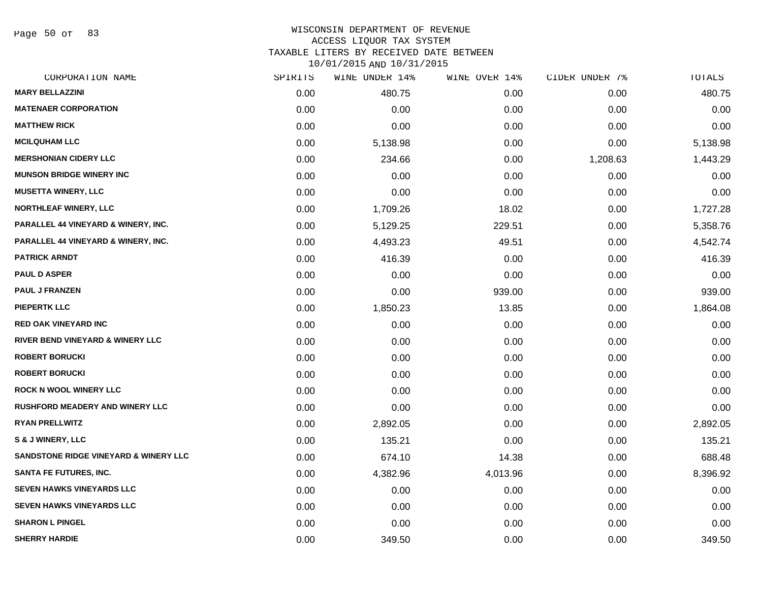WISCONSIN DEPARTMENT OF REVENUE
ACCESS LIQUOR TAX SYSTEM
TAXABLE LITERS BY RECEIVED DATE BETWEEN
10/01/2015 AND 10/31/2015

| CORPORATION NAME | SPIRITS | WINE UNDER 14% | WINE OVER 14% | CIDER UNDER 7% | TOTALS |
|---|---|---|---|---|---|
| MARY BELLAZZINI | 0.00 | 480.75 | 0.00 | 0.00 | 480.75 |
| MATENAER CORPORATION | 0.00 | 0.00 | 0.00 | 0.00 | 0.00 |
| MATTHEW RICK | 0.00 | 0.00 | 0.00 | 0.00 | 0.00 |
| MCILQUHAM LLC | 0.00 | 5,138.98 | 0.00 | 0.00 | 5,138.98 |
| MERSHONIAN CIDERY LLC | 0.00 | 234.66 | 0.00 | 1,208.63 | 1,443.29 |
| MUNSON BRIDGE WINERY INC | 0.00 | 0.00 | 0.00 | 0.00 | 0.00 |
| MUSETTA WINERY, LLC | 0.00 | 0.00 | 0.00 | 0.00 | 0.00 |
| NORTHLEAF WINERY, LLC | 0.00 | 1,709.26 | 18.02 | 0.00 | 1,727.28 |
| PARALLEL 44 VINEYARD & WINERY, INC. | 0.00 | 5,129.25 | 229.51 | 0.00 | 5,358.76 |
| PARALLEL 44 VINEYARD & WINERY, INC. | 0.00 | 4,493.23 | 49.51 | 0.00 | 4,542.74 |
| PATRICK ARNDT | 0.00 | 416.39 | 0.00 | 0.00 | 416.39 |
| PAUL D ASPER | 0.00 | 0.00 | 0.00 | 0.00 | 0.00 |
| PAUL J FRANZEN | 0.00 | 0.00 | 939.00 | 0.00 | 939.00 |
| PIEPERTK LLC | 0.00 | 1,850.23 | 13.85 | 0.00 | 1,864.08 |
| RED OAK VINEYARD INC | 0.00 | 0.00 | 0.00 | 0.00 | 0.00 |
| RIVER BEND VINEYARD & WINERY LLC | 0.00 | 0.00 | 0.00 | 0.00 | 0.00 |
| ROBERT BORUCKI | 0.00 | 0.00 | 0.00 | 0.00 | 0.00 |
| ROBERT BORUCKI | 0.00 | 0.00 | 0.00 | 0.00 | 0.00 |
| ROCK N WOOL WINERY LLC | 0.00 | 0.00 | 0.00 | 0.00 | 0.00 |
| RUSHFORD MEADERY AND WINERY LLC | 0.00 | 0.00 | 0.00 | 0.00 | 0.00 |
| RYAN PRELLWITZ | 0.00 | 2,892.05 | 0.00 | 0.00 | 2,892.05 |
| S & J WINERY, LLC | 0.00 | 135.21 | 0.00 | 0.00 | 135.21 |
| SANDSTONE RIDGE VINEYARD & WINERY LLC | 0.00 | 674.10 | 14.38 | 0.00 | 688.48 |
| SANTA FE FUTURES, INC. | 0.00 | 4,382.96 | 4,013.96 | 0.00 | 8,396.92 |
| SEVEN HAWKS VINEYARDS LLC | 0.00 | 0.00 | 0.00 | 0.00 | 0.00 |
| SEVEN HAWKS VINEYARDS LLC | 0.00 | 0.00 | 0.00 | 0.00 | 0.00 |
| SHARON L PINGEL | 0.00 | 0.00 | 0.00 | 0.00 | 0.00 |
| SHERRY HARDIE | 0.00 | 349.50 | 0.00 | 0.00 | 349.50 |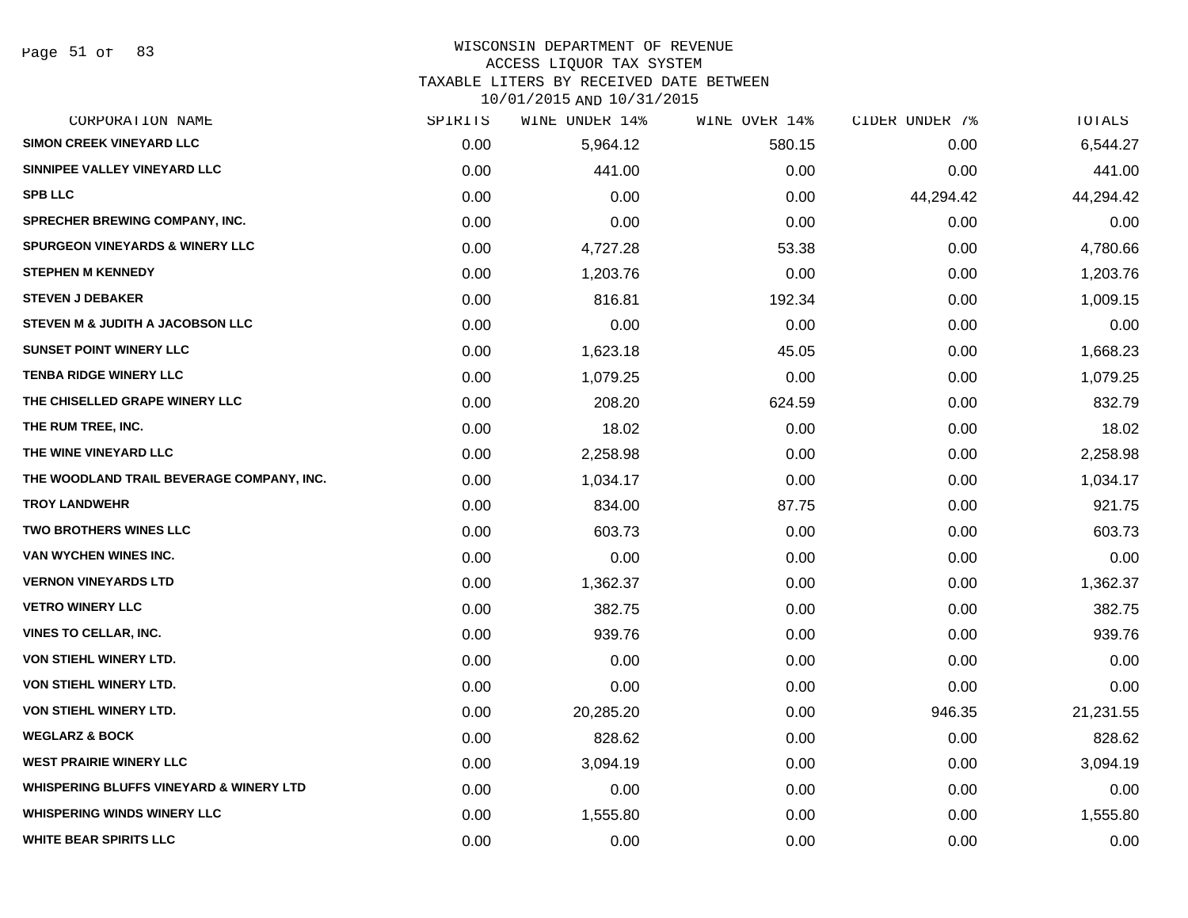WISCONSIN DEPARTMENT OF REVENUE
ACCESS LIQUOR TAX SYSTEM
TAXABLE LITERS BY RECEIVED DATE BETWEEN
10/01/2015 AND 10/31/2015

| CORPORATION NAME | SPIRITS | WINE UNDER 14% | WINE OVER 14% | CIDER UNDER 7% | TOTALS |
|---|---|---|---|---|---|
| SIMON CREEK VINEYARD LLC | 0.00 | 5,964.12 | 580.15 | 0.00 | 6,544.27 |
| SINNIPEE VALLEY VINEYARD LLC | 0.00 | 441.00 | 0.00 | 0.00 | 441.00 |
| SPB LLC | 0.00 | 0.00 | 0.00 | 44,294.42 | 44,294.42 |
| SPRECHER BREWING COMPANY, INC. | 0.00 | 0.00 | 0.00 | 0.00 | 0.00 |
| SPURGEON VINEYARDS & WINERY LLC | 0.00 | 4,727.28 | 53.38 | 0.00 | 4,780.66 |
| STEPHEN M KENNEDY | 0.00 | 1,203.76 | 0.00 | 0.00 | 1,203.76 |
| STEVEN J DEBAKER | 0.00 | 816.81 | 192.34 | 0.00 | 1,009.15 |
| STEVEN M & JUDITH A JACOBSON LLC | 0.00 | 0.00 | 0.00 | 0.00 | 0.00 |
| SUNSET POINT WINERY LLC | 0.00 | 1,623.18 | 45.05 | 0.00 | 1,668.23 |
| TENBA RIDGE WINERY LLC | 0.00 | 1,079.25 | 0.00 | 0.00 | 1,079.25 |
| THE CHISELLED GRAPE WINERY LLC | 0.00 | 208.20 | 624.59 | 0.00 | 832.79 |
| THE RUM TREE, INC. | 0.00 | 18.02 | 0.00 | 0.00 | 18.02 |
| THE WINE VINEYARD LLC | 0.00 | 2,258.98 | 0.00 | 0.00 | 2,258.98 |
| THE WOODLAND TRAIL BEVERAGE COMPANY, INC. | 0.00 | 1,034.17 | 0.00 | 0.00 | 1,034.17 |
| TROY LANDWEHR | 0.00 | 834.00 | 87.75 | 0.00 | 921.75 |
| TWO BROTHERS WINES LLC | 0.00 | 603.73 | 0.00 | 0.00 | 603.73 |
| VAN WYCHEN WINES INC. | 0.00 | 0.00 | 0.00 | 0.00 | 0.00 |
| VERNON VINEYARDS LTD | 0.00 | 1,362.37 | 0.00 | 0.00 | 1,362.37 |
| VETRO WINERY LLC | 0.00 | 382.75 | 0.00 | 0.00 | 382.75 |
| VINES TO CELLAR, INC. | 0.00 | 939.76 | 0.00 | 0.00 | 939.76 |
| VON STIEHL WINERY LTD. | 0.00 | 0.00 | 0.00 | 0.00 | 0.00 |
| VON STIEHL WINERY LTD. | 0.00 | 0.00 | 0.00 | 0.00 | 0.00 |
| VON STIEHL WINERY LTD. | 0.00 | 20,285.20 | 0.00 | 946.35 | 21,231.55 |
| WEGLARZ & BOCK | 0.00 | 828.62 | 0.00 | 0.00 | 828.62 |
| WEST PRAIRIE WINERY LLC | 0.00 | 3,094.19 | 0.00 | 0.00 | 3,094.19 |
| WHISPERING BLUFFS VINEYARD & WINERY LTD | 0.00 | 0.00 | 0.00 | 0.00 | 0.00 |
| WHISPERING WINDS WINERY LLC | 0.00 | 1,555.80 | 0.00 | 0.00 | 1,555.80 |
| WHITE BEAR SPIRITS LLC | 0.00 | 0.00 | 0.00 | 0.00 | 0.00 |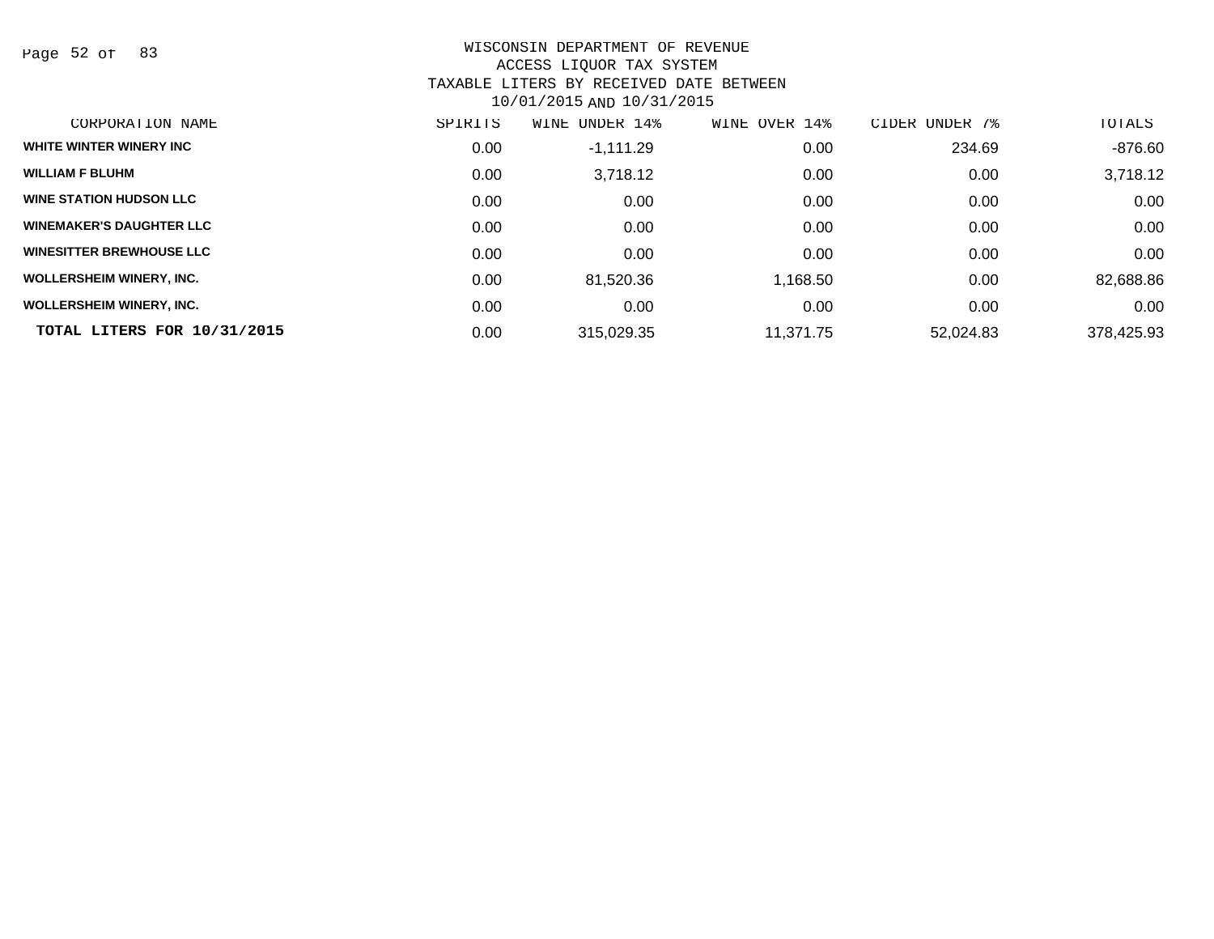WISCONSIN DEPARTMENT OF REVENUE
ACCESS LIQUOR TAX SYSTEM
TAXABLE LITERS BY RECEIVED DATE BETWEEN
10/01/2015 AND 10/31/2015

| CORPORATION NAME | SPIRITS | WINE UNDER 14% | WINE OVER 14% | CIDER UNDER 7% | TOTALS |
|---|---|---|---|---|---|
| WHITE WINTER WINERY INC | 0.00 | -1,111.29 | 0.00 | 234.69 | -876.60 |
| WILLIAM F BLUHM | 0.00 | 3,718.12 | 0.00 | 0.00 | 3,718.12 |
| WINE STATION HUDSON LLC | 0.00 | 0.00 | 0.00 | 0.00 | 0.00 |
| WINEMAKER'S DAUGHTER LLC | 0.00 | 0.00 | 0.00 | 0.00 | 0.00 |
| WINESITTER BREWHOUSE LLC | 0.00 | 0.00 | 0.00 | 0.00 | 0.00 |
| WOLLERSHEIM WINERY, INC. | 0.00 | 81,520.36 | 1,168.50 | 0.00 | 82,688.86 |
| WOLLERSHEIM WINERY, INC. | 0.00 | 0.00 | 0.00 | 0.00 | 0.00 |
| **TOTAL LITERS FOR 10/31/2015** | 0.00 | 315,029.35 | 11,371.75 | 52,024.83 | 378,425.93 |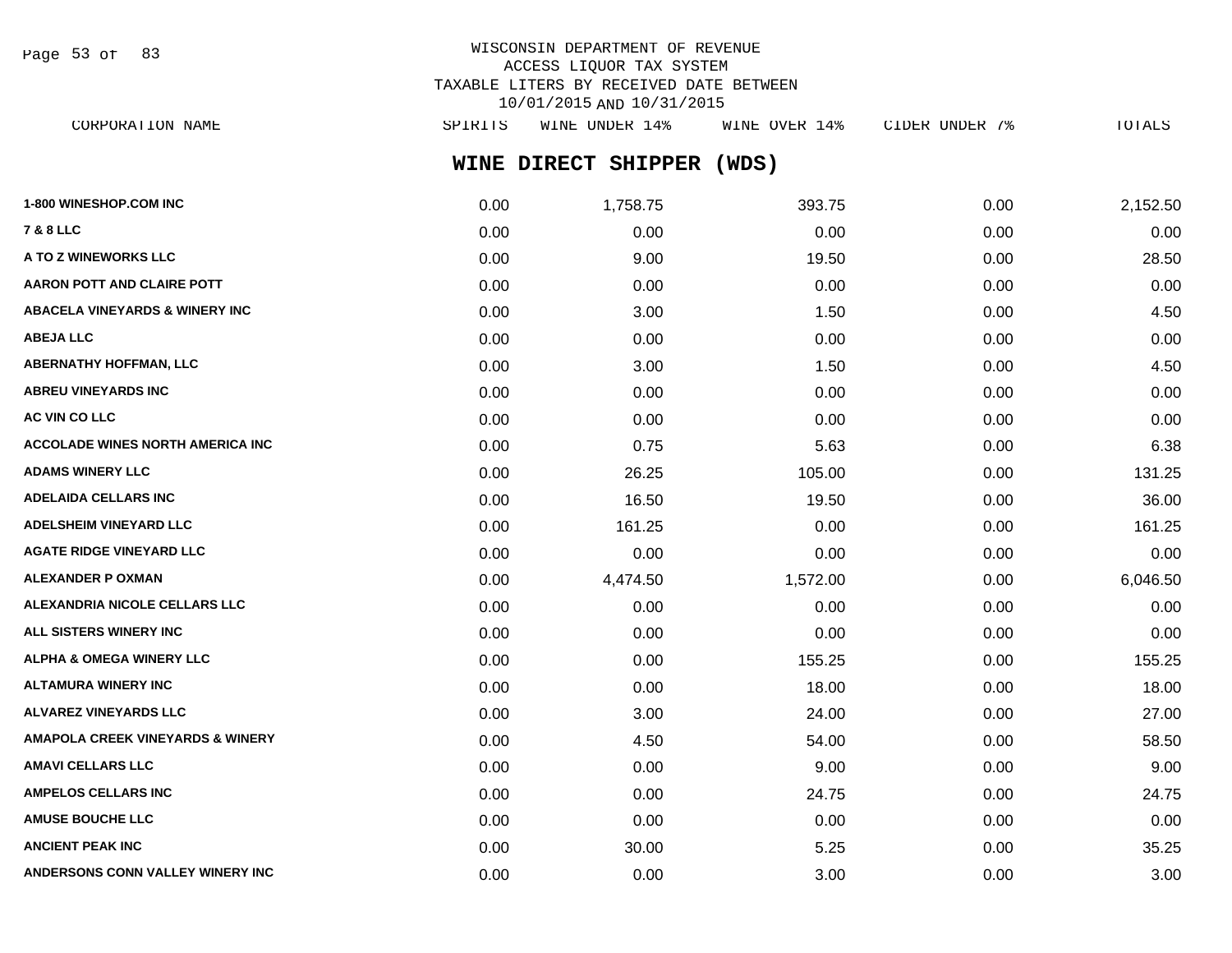WISCONSIN DEPARTMENT OF REVENUE
ACCESS LIQUOR TAX SYSTEM
TAXABLE LITERS BY RECEIVED DATE BETWEEN
10/01/2015 AND 10/31/2015

## WINE DIRECT SHIPPER (WDS)

| CORPORATION NAME | SPIRITS | WINE UNDER 14% | WINE OVER 14% | CIDER UNDER 7% | TOTALS |
|---|---|---|---|---|---|
| 1-800 WINESHOP.COM INC | 0.00 | 1,758.75 | 393.75 | 0.00 | 2,152.50 |
| 7 & 8 LLC | 0.00 | 0.00 | 0.00 | 0.00 | 0.00 |
| A TO Z WINEWORKS LLC | 0.00 | 9.00 | 19.50 | 0.00 | 28.50 |
| AARON POTT AND CLAIRE POTT | 0.00 | 0.00 | 0.00 | 0.00 | 0.00 |
| ABACELA VINEYARDS & WINERY INC | 0.00 | 3.00 | 1.50 | 0.00 | 4.50 |
| ABEJA LLC | 0.00 | 0.00 | 0.00 | 0.00 | 0.00 |
| ABERNATHY HOFFMAN, LLC | 0.00 | 3.00 | 1.50 | 0.00 | 4.50 |
| ABREU VINEYARDS INC | 0.00 | 0.00 | 0.00 | 0.00 | 0.00 |
| AC VIN CO LLC | 0.00 | 0.00 | 0.00 | 0.00 | 0.00 |
| ACCOLADE WINES NORTH AMERICA INC | 0.00 | 0.75 | 5.63 | 0.00 | 6.38 |
| ADAMS WINERY LLC | 0.00 | 26.25 | 105.00 | 0.00 | 131.25 |
| ADELAIDA CELLARS INC | 0.00 | 16.50 | 19.50 | 0.00 | 36.00 |
| ADELSHEIM VINEYARD LLC | 0.00 | 161.25 | 0.00 | 0.00 | 161.25 |
| AGATE RIDGE VINEYARD LLC | 0.00 | 0.00 | 0.00 | 0.00 | 0.00 |
| ALEXANDER P OXMAN | 0.00 | 4,474.50 | 1,572.00 | 0.00 | 6,046.50 |
| ALEXANDRIA NICOLE CELLARS LLC | 0.00 | 0.00 | 0.00 | 0.00 | 0.00 |
| ALL SISTERS WINERY INC | 0.00 | 0.00 | 0.00 | 0.00 | 0.00 |
| ALPHA & OMEGA WINERY LLC | 0.00 | 0.00 | 155.25 | 0.00 | 155.25 |
| ALTAMURA WINERY INC | 0.00 | 0.00 | 18.00 | 0.00 | 18.00 |
| ALVAREZ VINEYARDS LLC | 0.00 | 3.00 | 24.00 | 0.00 | 27.00 |
| AMAPOLA CREEK VINEYARDS & WINERY | 0.00 | 4.50 | 54.00 | 0.00 | 58.50 |
| AMAVI CELLARS LLC | 0.00 | 0.00 | 9.00 | 0.00 | 9.00 |
| AMPELOS CELLARS INC | 0.00 | 0.00 | 24.75 | 0.00 | 24.75 |
| AMUSE BOUCHE LLC | 0.00 | 0.00 | 0.00 | 0.00 | 0.00 |
| ANCIENT PEAK INC | 0.00 | 30.00 | 5.25 | 0.00 | 35.25 |
| ANDERSONS CONN VALLEY WINERY INC | 0.00 | 0.00 | 3.00 | 0.00 | 3.00 |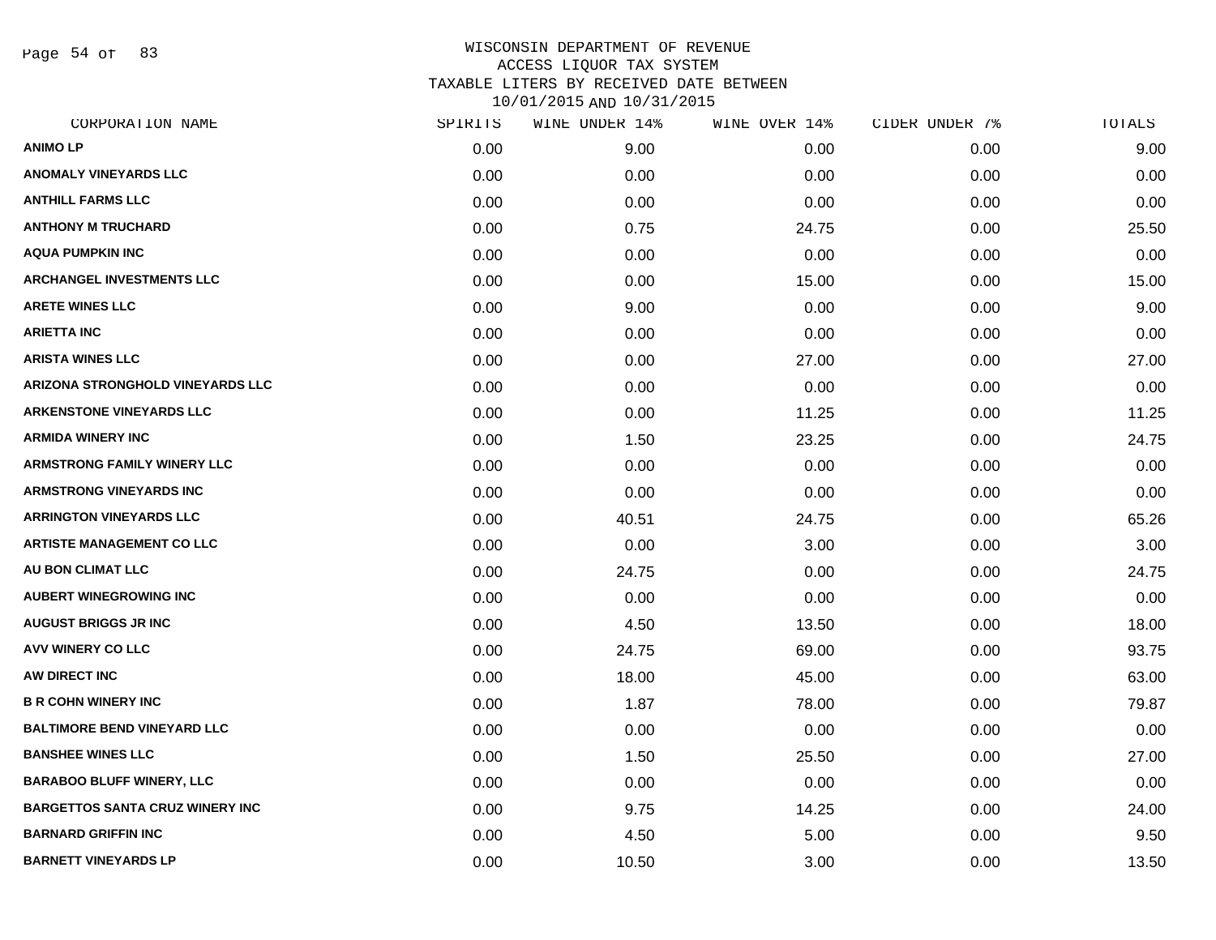WISCONSIN DEPARTMENT OF REVENUE
ACCESS LIQUOR TAX SYSTEM
TAXABLE LITERS BY RECEIVED DATE BETWEEN
10/01/2015 AND 10/31/2015

| CORPORATION NAME | SPIRITS | WINE UNDER 14% | WINE OVER 14% | CIDER UNDER 7% | TOTALS |
|---|---|---|---|---|---|
| ANIMO LP | 0.00 | 9.00 | 0.00 | 0.00 | 9.00 |
| ANOMALY VINEYARDS LLC | 0.00 | 0.00 | 0.00 | 0.00 | 0.00 |
| ANTHILL FARMS LLC | 0.00 | 0.00 | 0.00 | 0.00 | 0.00 |
| ANTHONY M TRUCHARD | 0.00 | 0.75 | 24.75 | 0.00 | 25.50 |
| AQUA PUMPKIN INC | 0.00 | 0.00 | 0.00 | 0.00 | 0.00 |
| ARCHANGEL INVESTMENTS LLC | 0.00 | 0.00 | 15.00 | 0.00 | 15.00 |
| ARETE WINES LLC | 0.00 | 9.00 | 0.00 | 0.00 | 9.00 |
| ARIETTA INC | 0.00 | 0.00 | 0.00 | 0.00 | 0.00 |
| ARISTA WINES LLC | 0.00 | 0.00 | 27.00 | 0.00 | 27.00 |
| ARIZONA STRONGHOLD VINEYARDS LLC | 0.00 | 0.00 | 0.00 | 0.00 | 0.00 |
| ARKENSTONE VINEYARDS LLC | 0.00 | 0.00 | 11.25 | 0.00 | 11.25 |
| ARMIDA WINERY INC | 0.00 | 1.50 | 23.25 | 0.00 | 24.75 |
| ARMSTRONG FAMILY WINERY LLC | 0.00 | 0.00 | 0.00 | 0.00 | 0.00 |
| ARMSTRONG VINEYARDS INC | 0.00 | 0.00 | 0.00 | 0.00 | 0.00 |
| ARRINGTON VINEYARDS LLC | 0.00 | 40.51 | 24.75 | 0.00 | 65.26 |
| ARTISTE MANAGEMENT CO LLC | 0.00 | 0.00 | 3.00 | 0.00 | 3.00 |
| AU BON CLIMAT LLC | 0.00 | 24.75 | 0.00 | 0.00 | 24.75 |
| AUBERT WINEGROWING INC | 0.00 | 0.00 | 0.00 | 0.00 | 0.00 |
| AUGUST BRIGGS JR INC | 0.00 | 4.50 | 13.50 | 0.00 | 18.00 |
| AVV WINERY CO LLC | 0.00 | 24.75 | 69.00 | 0.00 | 93.75 |
| AW DIRECT INC | 0.00 | 18.00 | 45.00 | 0.00 | 63.00 |
| B R COHN WINERY INC | 0.00 | 1.87 | 78.00 | 0.00 | 79.87 |
| BALTIMORE BEND VINEYARD LLC | 0.00 | 0.00 | 0.00 | 0.00 | 0.00 |
| BANSHEE WINES LLC | 0.00 | 1.50 | 25.50 | 0.00 | 27.00 |
| BARABOO BLUFF WINERY, LLC | 0.00 | 0.00 | 0.00 | 0.00 | 0.00 |
| BARGETTOS SANTA CRUZ WINERY INC | 0.00 | 9.75 | 14.25 | 0.00 | 24.00 |
| BARNARD GRIFFIN INC | 0.00 | 4.50 | 5.00 | 0.00 | 9.50 |
| BARNETT VINEYARDS LP | 0.00 | 10.50 | 3.00 | 0.00 | 13.50 |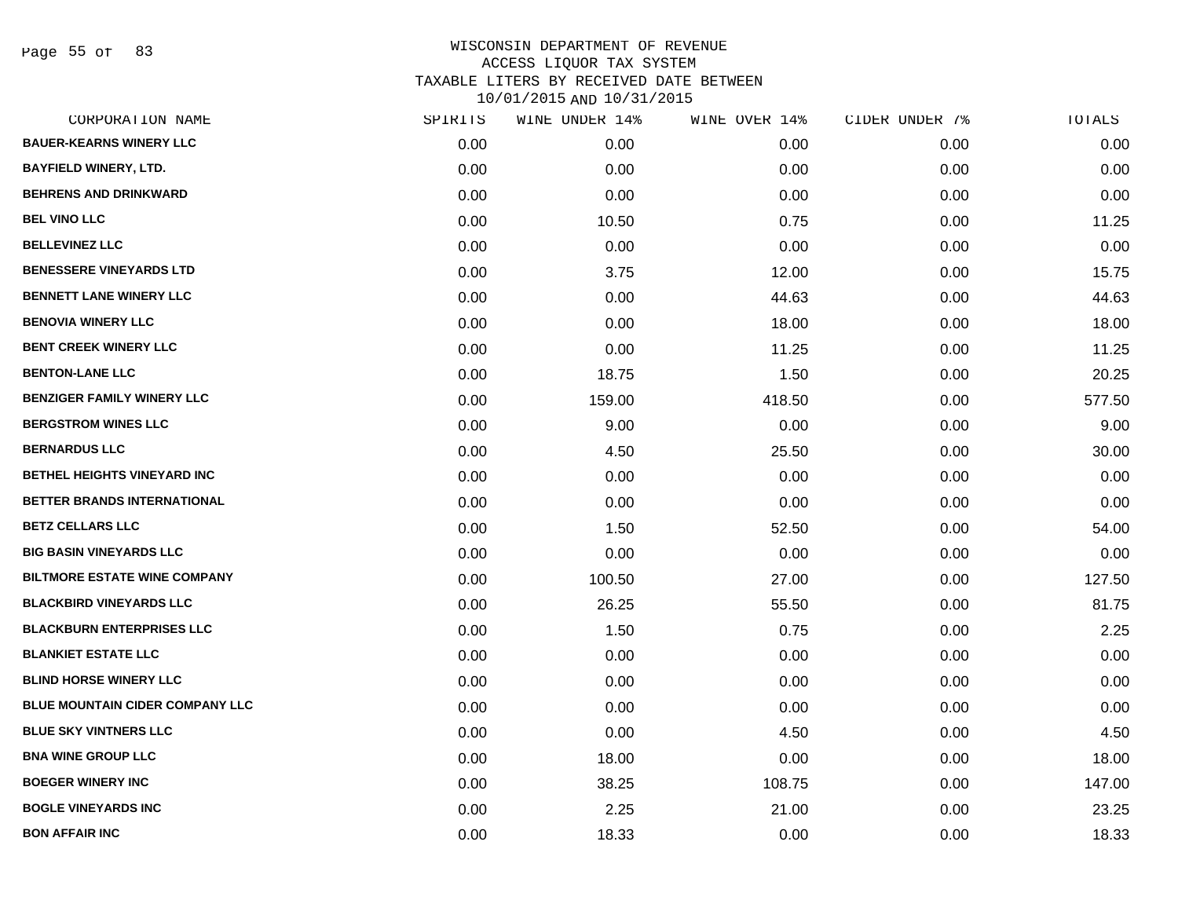WISCONSIN DEPARTMENT OF REVENUE
ACCESS LIQUOR TAX SYSTEM
TAXABLE LITERS BY RECEIVED DATE BETWEEN
10/01/2015 AND 10/31/2015

| CORPORATION NAME | SPIRITS | WINE UNDER 14% | WINE OVER 14% | CIDER UNDER 7% | TOTALS |
|---|---|---|---|---|---|
| BAUER-KEARNS WINERY LLC | 0.00 | 0.00 | 0.00 | 0.00 | 0.00 |
| BAYFIELD WINERY, LTD. | 0.00 | 0.00 | 0.00 | 0.00 | 0.00 |
| BEHRENS AND DRINKWARD | 0.00 | 0.00 | 0.00 | 0.00 | 0.00 |
| BEL VINO LLC | 0.00 | 10.50 | 0.75 | 0.00 | 11.25 |
| BELLEVINEZ LLC | 0.00 | 0.00 | 0.00 | 0.00 | 0.00 |
| BENESSERE VINEYARDS LTD | 0.00 | 3.75 | 12.00 | 0.00 | 15.75 |
| BENNETT LANE WINERY LLC | 0.00 | 0.00 | 44.63 | 0.00 | 44.63 |
| BENOVIA WINERY LLC | 0.00 | 0.00 | 18.00 | 0.00 | 18.00 |
| BENT CREEK WINERY LLC | 0.00 | 0.00 | 11.25 | 0.00 | 11.25 |
| BENTON-LANE LLC | 0.00 | 18.75 | 1.50 | 0.00 | 20.25 |
| BENZIGER FAMILY WINERY LLC | 0.00 | 159.00 | 418.50 | 0.00 | 577.50 |
| BERGSTROM WINES LLC | 0.00 | 9.00 | 0.00 | 0.00 | 9.00 |
| BERNARDUS LLC | 0.00 | 4.50 | 25.50 | 0.00 | 30.00 |
| BETHEL HEIGHTS VINEYARD INC | 0.00 | 0.00 | 0.00 | 0.00 | 0.00 |
| BETTER BRANDS INTERNATIONAL | 0.00 | 0.00 | 0.00 | 0.00 | 0.00 |
| BETZ CELLARS LLC | 0.00 | 1.50 | 52.50 | 0.00 | 54.00 |
| BIG BASIN VINEYARDS LLC | 0.00 | 0.00 | 0.00 | 0.00 | 0.00 |
| BILTMORE ESTATE WINE COMPANY | 0.00 | 100.50 | 27.00 | 0.00 | 127.50 |
| BLACKBIRD VINEYARDS LLC | 0.00 | 26.25 | 55.50 | 0.00 | 81.75 |
| BLACKBURN ENTERPRISES LLC | 0.00 | 1.50 | 0.75 | 0.00 | 2.25 |
| BLANKIET ESTATE LLC | 0.00 | 0.00 | 0.00 | 0.00 | 0.00 |
| BLIND HORSE WINERY LLC | 0.00 | 0.00 | 0.00 | 0.00 | 0.00 |
| BLUE MOUNTAIN CIDER COMPANY LLC | 0.00 | 0.00 | 0.00 | 0.00 | 0.00 |
| BLUE SKY VINTNERS LLC | 0.00 | 0.00 | 4.50 | 0.00 | 4.50 |
| BNA WINE GROUP LLC | 0.00 | 18.00 | 0.00 | 0.00 | 18.00 |
| BOEGER WINERY INC | 0.00 | 38.25 | 108.75 | 0.00 | 147.00 |
| BOGLE VINEYARDS INC | 0.00 | 2.25 | 21.00 | 0.00 | 23.25 |
| BON AFFAIR INC | 0.00 | 18.33 | 0.00 | 0.00 | 18.33 |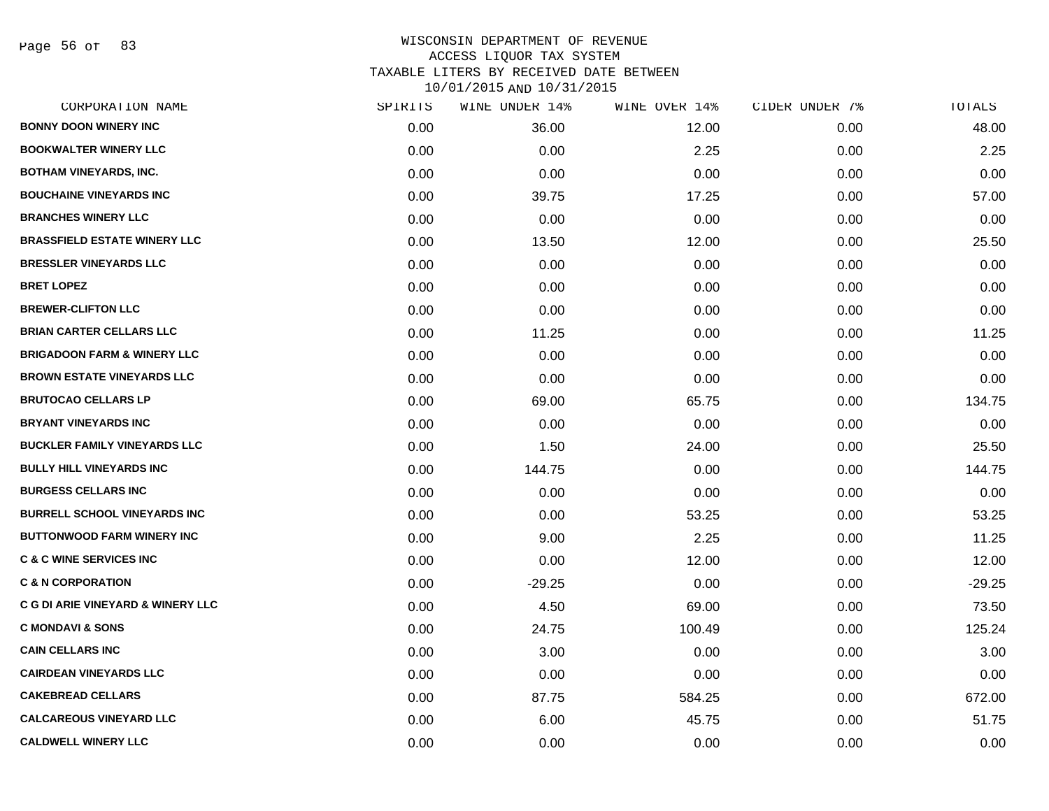WISCONSIN DEPARTMENT OF REVENUE
ACCESS LIQUOR TAX SYSTEM
TAXABLE LITERS BY RECEIVED DATE BETWEEN
10/01/2015 AND 10/31/2015

| CORPORATION NAME | SPIRITS | WINE UNDER 14% | WINE OVER 14% | CIDER UNDER 7% | TOTALS |
|---|---|---|---|---|---|
| BONNY DOON WINERY INC | 0.00 | 36.00 | 12.00 | 0.00 | 48.00 |
| BOOKWALTER WINERY LLC | 0.00 | 0.00 | 2.25 | 0.00 | 2.25 |
| BOTHAM VINEYARDS, INC. | 0.00 | 0.00 | 0.00 | 0.00 | 0.00 |
| BOUCHAINE VINEYARDS INC | 0.00 | 39.75 | 17.25 | 0.00 | 57.00 |
| BRANCHES WINERY LLC | 0.00 | 0.00 | 0.00 | 0.00 | 0.00 |
| BRASSFIELD ESTATE WINERY LLC | 0.00 | 13.50 | 12.00 | 0.00 | 25.50 |
| BRESSLER VINEYARDS LLC | 0.00 | 0.00 | 0.00 | 0.00 | 0.00 |
| BRET LOPEZ | 0.00 | 0.00 | 0.00 | 0.00 | 0.00 |
| BREWER-CLIFTON LLC | 0.00 | 0.00 | 0.00 | 0.00 | 0.00 |
| BRIAN CARTER CELLARS LLC | 0.00 | 11.25 | 0.00 | 0.00 | 11.25 |
| BRIGADOON FARM & WINERY LLC | 0.00 | 0.00 | 0.00 | 0.00 | 0.00 |
| BROWN ESTATE VINEYARDS LLC | 0.00 | 0.00 | 0.00 | 0.00 | 0.00 |
| BRUTOCAO CELLARS LP | 0.00 | 69.00 | 65.75 | 0.00 | 134.75 |
| BRYANT VINEYARDS INC | 0.00 | 0.00 | 0.00 | 0.00 | 0.00 |
| BUCKLER FAMILY VINEYARDS LLC | 0.00 | 1.50 | 24.00 | 0.00 | 25.50 |
| BULLY HILL VINEYARDS INC | 0.00 | 144.75 | 0.00 | 0.00 | 144.75 |
| BURGESS CELLARS INC | 0.00 | 0.00 | 0.00 | 0.00 | 0.00 |
| BURRELL SCHOOL VINEYARDS INC | 0.00 | 0.00 | 53.25 | 0.00 | 53.25 |
| BUTTONWOOD FARM WINERY INC | 0.00 | 9.00 | 2.25 | 0.00 | 11.25 |
| C & C WINE SERVICES INC | 0.00 | 0.00 | 12.00 | 0.00 | 12.00 |
| C & N CORPORATION | 0.00 | -29.25 | 0.00 | 0.00 | -29.25 |
| C G DI ARIE VINEYARD & WINERY LLC | 0.00 | 4.50 | 69.00 | 0.00 | 73.50 |
| C MONDAVI & SONS | 0.00 | 24.75 | 100.49 | 0.00 | 125.24 |
| CAIN CELLARS INC | 0.00 | 3.00 | 0.00 | 0.00 | 3.00 |
| CAIRDEAN VINEYARDS LLC | 0.00 | 0.00 | 0.00 | 0.00 | 0.00 |
| CAKEBREAD CELLARS | 0.00 | 87.75 | 584.25 | 0.00 | 672.00 |
| CALCAREOUS VINEYARD LLC | 0.00 | 6.00 | 45.75 | 0.00 | 51.75 |
| CALDWELL WINERY LLC | 0.00 | 0.00 | 0.00 | 0.00 | 0.00 |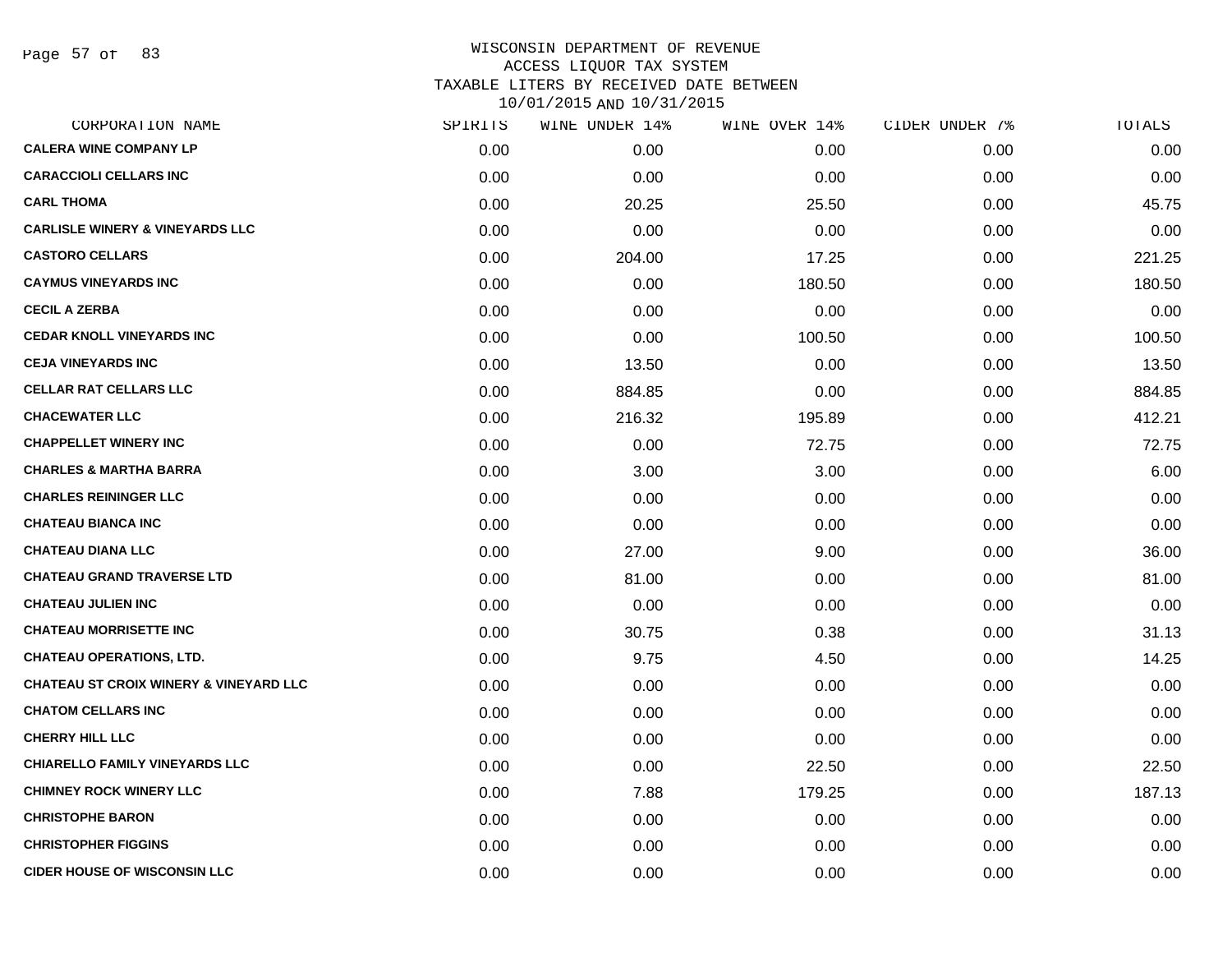WISCONSIN DEPARTMENT OF REVENUE
ACCESS LIQUOR TAX SYSTEM
TAXABLE LITERS BY RECEIVED DATE BETWEEN
10/01/2015 AND 10/31/2015

| CORPORATION NAME | SPIRITS | WINE UNDER 14% | WINE OVER 14% | CIDER UNDER 7% | TOTALS |
|---|---|---|---|---|---|
| CALERA WINE COMPANY LP | 0.00 | 0.00 | 0.00 | 0.00 | 0.00 |
| CARACCIOLI CELLARS INC | 0.00 | 0.00 | 0.00 | 0.00 | 0.00 |
| CARL THOMA | 0.00 | 20.25 | 25.50 | 0.00 | 45.75 |
| CARLISLE WINERY & VINEYARDS LLC | 0.00 | 0.00 | 0.00 | 0.00 | 0.00 |
| CASTORO CELLARS | 0.00 | 204.00 | 17.25 | 0.00 | 221.25 |
| CAYMUS VINEYARDS INC | 0.00 | 0.00 | 180.50 | 0.00 | 180.50 |
| CECIL A ZERBA | 0.00 | 0.00 | 0.00 | 0.00 | 0.00 |
| CEDAR KNOLL VINEYARDS INC | 0.00 | 0.00 | 100.50 | 0.00 | 100.50 |
| CEJA VINEYARDS INC | 0.00 | 13.50 | 0.00 | 0.00 | 13.50 |
| CELLAR RAT CELLARS LLC | 0.00 | 884.85 | 0.00 | 0.00 | 884.85 |
| CHACEWATER LLC | 0.00 | 216.32 | 195.89 | 0.00 | 412.21 |
| CHAPPELLET WINERY INC | 0.00 | 0.00 | 72.75 | 0.00 | 72.75 |
| CHARLES & MARTHA BARRA | 0.00 | 3.00 | 3.00 | 0.00 | 6.00 |
| CHARLES REININGER LLC | 0.00 | 0.00 | 0.00 | 0.00 | 0.00 |
| CHATEAU BIANCA INC | 0.00 | 0.00 | 0.00 | 0.00 | 0.00 |
| CHATEAU DIANA LLC | 0.00 | 27.00 | 9.00 | 0.00 | 36.00 |
| CHATEAU GRAND TRAVERSE LTD | 0.00 | 81.00 | 0.00 | 0.00 | 81.00 |
| CHATEAU JULIEN INC | 0.00 | 0.00 | 0.00 | 0.00 | 0.00 |
| CHATEAU MORRISETTE INC | 0.00 | 30.75 | 0.38 | 0.00 | 31.13 |
| CHATEAU OPERATIONS, LTD. | 0.00 | 9.75 | 4.50 | 0.00 | 14.25 |
| CHATEAU ST CROIX WINERY & VINEYARD LLC | 0.00 | 0.00 | 0.00 | 0.00 | 0.00 |
| CHATOM CELLARS INC | 0.00 | 0.00 | 0.00 | 0.00 | 0.00 |
| CHERRY HILL LLC | 0.00 | 0.00 | 0.00 | 0.00 | 0.00 |
| CHIARELLO FAMILY VINEYARDS LLC | 0.00 | 0.00 | 22.50 | 0.00 | 22.50 |
| CHIMNEY ROCK WINERY LLC | 0.00 | 7.88 | 179.25 | 0.00 | 187.13 |
| CHRISTOPHE BARON | 0.00 | 0.00 | 0.00 | 0.00 | 0.00 |
| CHRISTOPHER FIGGINS | 0.00 | 0.00 | 0.00 | 0.00 | 0.00 |
| CIDER HOUSE OF WISCONSIN LLC | 0.00 | 0.00 | 0.00 | 0.00 | 0.00 |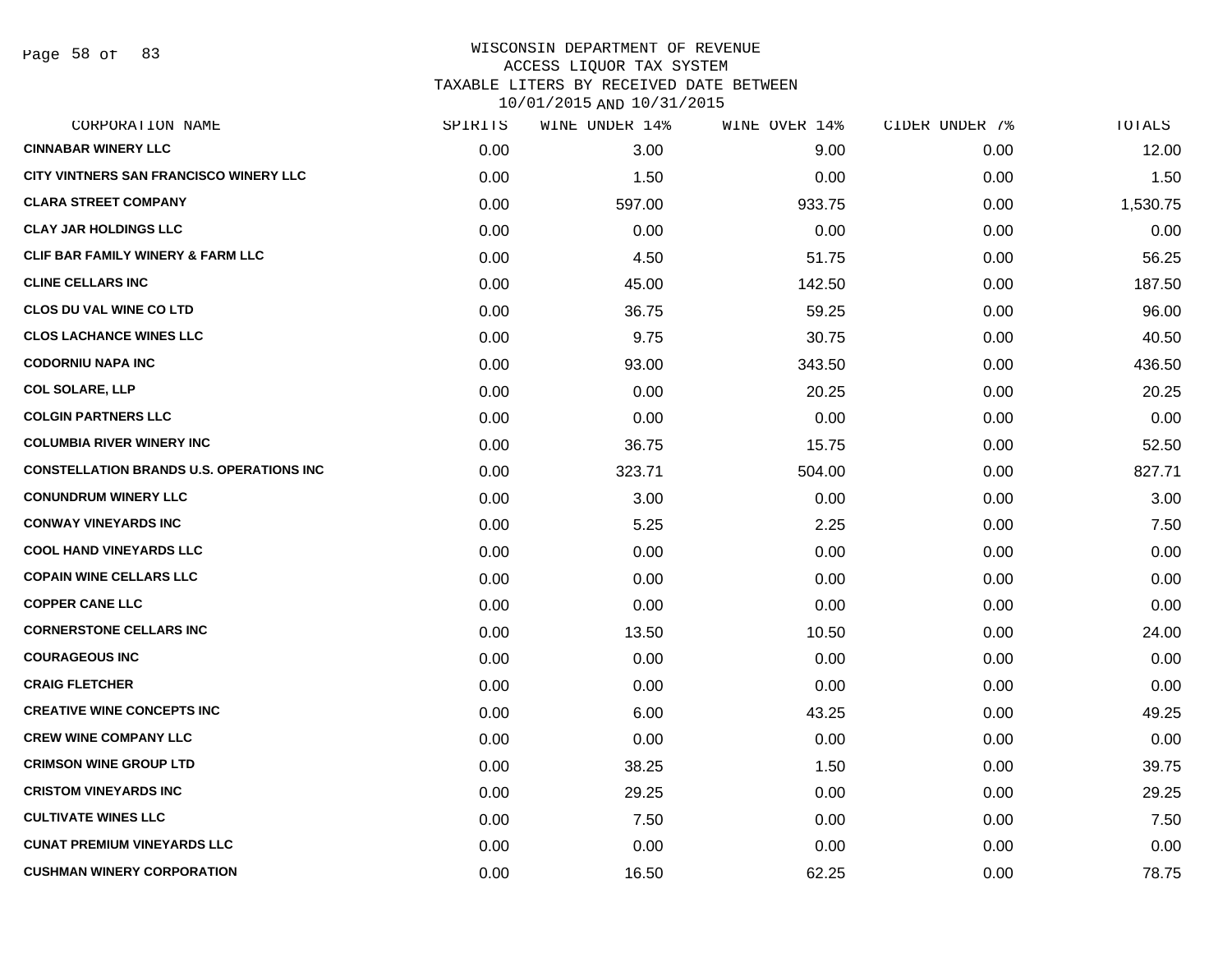WISCONSIN DEPARTMENT OF REVENUE
ACCESS LIQUOR TAX SYSTEM
TAXABLE LITERS BY RECEIVED DATE BETWEEN
10/01/2015 AND 10/31/2015

| CORPORATION NAME | SPIRITS | WINE UNDER 14% | WINE OVER 14% | CIDER UNDER 7% | TOTALS |
|---|---|---|---|---|---|
| CINNABAR WINERY LLC | 0.00 | 3.00 | 9.00 | 0.00 | 12.00 |
| CITY VINTNERS SAN FRANCISCO WINERY LLC | 0.00 | 1.50 | 0.00 | 0.00 | 1.50 |
| CLARA STREET COMPANY | 0.00 | 597.00 | 933.75 | 0.00 | 1,530.75 |
| CLAY JAR HOLDINGS LLC | 0.00 | 0.00 | 0.00 | 0.00 | 0.00 |
| CLIF BAR FAMILY WINERY & FARM LLC | 0.00 | 4.50 | 51.75 | 0.00 | 56.25 |
| CLINE CELLARS INC | 0.00 | 45.00 | 142.50 | 0.00 | 187.50 |
| CLOS DU VAL WINE CO LTD | 0.00 | 36.75 | 59.25 | 0.00 | 96.00 |
| CLOS LACHANCE WINES LLC | 0.00 | 9.75 | 30.75 | 0.00 | 40.50 |
| CODORNIU NAPA INC | 0.00 | 93.00 | 343.50 | 0.00 | 436.50 |
| COL SOLARE, LLP | 0.00 | 0.00 | 20.25 | 0.00 | 20.25 |
| COLGIN PARTNERS LLC | 0.00 | 0.00 | 0.00 | 0.00 | 0.00 |
| COLUMBIA RIVER WINERY INC | 0.00 | 36.75 | 15.75 | 0.00 | 52.50 |
| CONSTELLATION BRANDS U.S. OPERATIONS INC | 0.00 | 323.71 | 504.00 | 0.00 | 827.71 |
| CONUNDRUM WINERY LLC | 0.00 | 3.00 | 0.00 | 0.00 | 3.00 |
| CONWAY VINEYARDS INC | 0.00 | 5.25 | 2.25 | 0.00 | 7.50 |
| COOL HAND VINEYARDS LLC | 0.00 | 0.00 | 0.00 | 0.00 | 0.00 |
| COPAIN WINE CELLARS LLC | 0.00 | 0.00 | 0.00 | 0.00 | 0.00 |
| COPPER CANE LLC | 0.00 | 0.00 | 0.00 | 0.00 | 0.00 |
| CORNERSTONE CELLARS INC | 0.00 | 13.50 | 10.50 | 0.00 | 24.00 |
| COURAGEOUS INC | 0.00 | 0.00 | 0.00 | 0.00 | 0.00 |
| CRAIG FLETCHER | 0.00 | 0.00 | 0.00 | 0.00 | 0.00 |
| CREATIVE WINE CONCEPTS INC | 0.00 | 6.00 | 43.25 | 0.00 | 49.25 |
| CREW WINE COMPANY LLC | 0.00 | 0.00 | 0.00 | 0.00 | 0.00 |
| CRIMSON WINE GROUP LTD | 0.00 | 38.25 | 1.50 | 0.00 | 39.75 |
| CRISTOM VINEYARDS INC | 0.00 | 29.25 | 0.00 | 0.00 | 29.25 |
| CULTIVATE WINES LLC | 0.00 | 7.50 | 0.00 | 0.00 | 7.50 |
| CUNAT PREMIUM VINEYARDS LLC | 0.00 | 0.00 | 0.00 | 0.00 | 0.00 |
| CUSHMAN WINERY CORPORATION | 0.00 | 16.50 | 62.25 | 0.00 | 78.75 |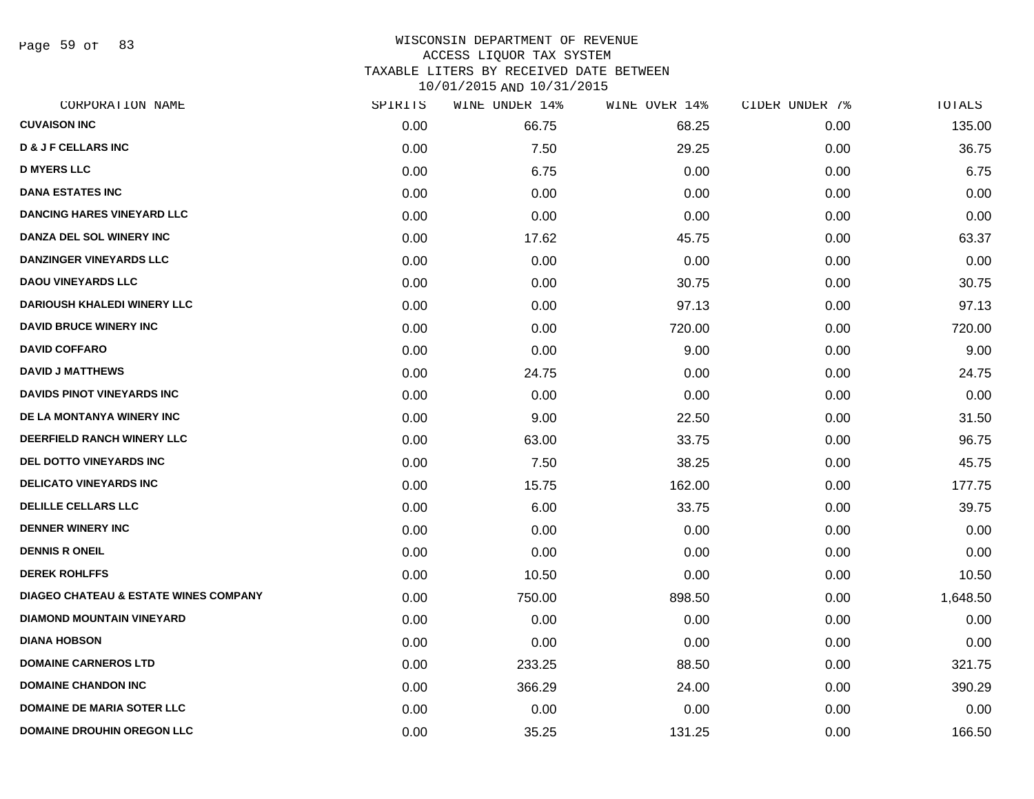WISCONSIN DEPARTMENT OF REVENUE
ACCESS LIQUOR TAX SYSTEM
TAXABLE LITERS BY RECEIVED DATE BETWEEN
10/01/2015 AND 10/31/2015

| CORPORATION NAME | SPIRITS | WINE UNDER 14% | WINE OVER 14% | CIDER UNDER 7% | TOTALS |
|---|---|---|---|---|---|
| CUVAISON INC | 0.00 | 66.75 | 68.25 | 0.00 | 135.00 |
| D & J F CELLARS INC | 0.00 | 7.50 | 29.25 | 0.00 | 36.75 |
| D MYERS LLC | 0.00 | 6.75 | 0.00 | 0.00 | 6.75 |
| DANA ESTATES INC | 0.00 | 0.00 | 0.00 | 0.00 | 0.00 |
| DANCING HARES VINEYARD LLC | 0.00 | 0.00 | 0.00 | 0.00 | 0.00 |
| DANZA DEL SOL WINERY INC | 0.00 | 17.62 | 45.75 | 0.00 | 63.37 |
| DANZINGER VINEYARDS LLC | 0.00 | 0.00 | 0.00 | 0.00 | 0.00 |
| DAOU VINEYARDS LLC | 0.00 | 0.00 | 30.75 | 0.00 | 30.75 |
| DARIOUSH KHALEDI WINERY LLC | 0.00 | 0.00 | 97.13 | 0.00 | 97.13 |
| DAVID BRUCE WINERY INC | 0.00 | 0.00 | 720.00 | 0.00 | 720.00 |
| DAVID COFFARO | 0.00 | 0.00 | 9.00 | 0.00 | 9.00 |
| DAVID J MATTHEWS | 0.00 | 24.75 | 0.00 | 0.00 | 24.75 |
| DAVIDS PINOT VINEYARDS INC | 0.00 | 0.00 | 0.00 | 0.00 | 0.00 |
| DE LA MONTANYA WINERY INC | 0.00 | 9.00 | 22.50 | 0.00 | 31.50 |
| DEERFIELD RANCH WINERY LLC | 0.00 | 63.00 | 33.75 | 0.00 | 96.75 |
| DEL DOTTO VINEYARDS INC | 0.00 | 7.50 | 38.25 | 0.00 | 45.75 |
| DELICATO VINEYARDS INC | 0.00 | 15.75 | 162.00 | 0.00 | 177.75 |
| DELILLE CELLARS LLC | 0.00 | 6.00 | 33.75 | 0.00 | 39.75 |
| DENNER WINERY INC | 0.00 | 0.00 | 0.00 | 0.00 | 0.00 |
| DENNIS R ONEIL | 0.00 | 0.00 | 0.00 | 0.00 | 0.00 |
| DEREK ROHLFFS | 0.00 | 10.50 | 0.00 | 0.00 | 10.50 |
| DIAGEO CHATEAU & ESTATE WINES COMPANY | 0.00 | 750.00 | 898.50 | 0.00 | 1,648.50 |
| DIAMOND MOUNTAIN VINEYARD | 0.00 | 0.00 | 0.00 | 0.00 | 0.00 |
| DIANA HOBSON | 0.00 | 0.00 | 0.00 | 0.00 | 0.00 |
| DOMAINE CARNEROS LTD | 0.00 | 233.25 | 88.50 | 0.00 | 321.75 |
| DOMAINE CHANDON INC | 0.00 | 366.29 | 24.00 | 0.00 | 390.29 |
| DOMAINE DE MARIA SOTER LLC | 0.00 | 0.00 | 0.00 | 0.00 | 0.00 |
| DOMAINE DROUHIN OREGON LLC | 0.00 | 35.25 | 131.25 | 0.00 | 166.50 |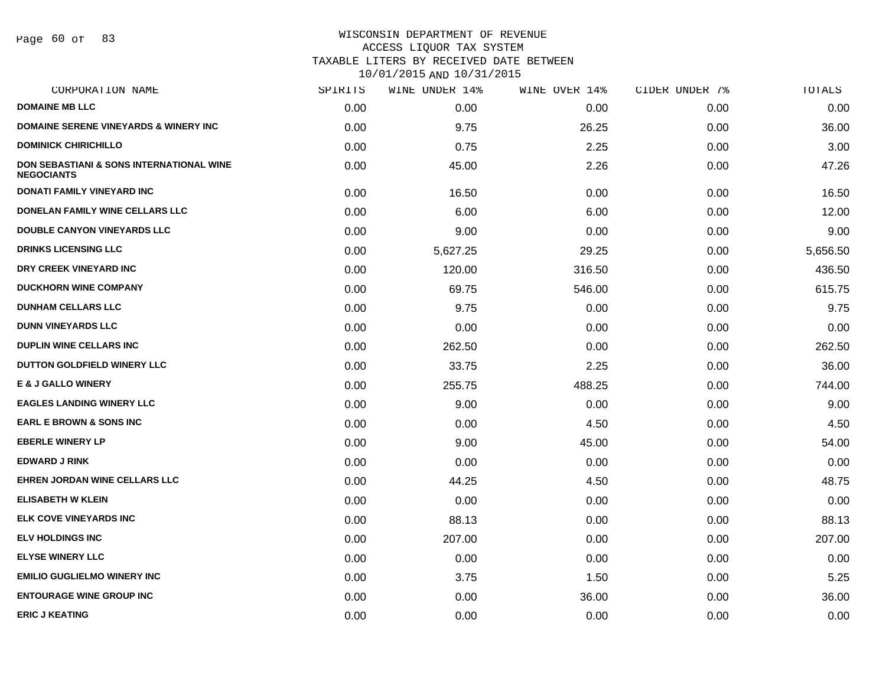# WISCONSIN DEPARTMENT OF REVENUE
## ACCESS LIQUOR TAX SYSTEM
### TAXABLE LITERS BY RECEIVED DATE BETWEEN 10/01/2015 AND 10/31/2015

| CORPORATION NAME | SPIRITS | WINE UNDER 14% | WINE OVER 14% | CIDER UNDER 7% | TOTALS |
|---|---|---|---|---|---|
| DOMAINE MB LLC | 0.00 | 0.00 | 0.00 | 0.00 | 0.00 |
| DOMAINE SERENE VINEYARDS & WINERY INC | 0.00 | 9.75 | 26.25 | 0.00 | 36.00 |
| DOMINICK CHIRICHILLO | 0.00 | 0.75 | 2.25 | 0.00 | 3.00 |
| DON SEBASTIANI & SONS INTERNATIONAL WINE NEGOCIANTS | 0.00 | 45.00 | 2.26 | 0.00 | 47.26 |
| DONATI FAMILY VINEYARD INC | 0.00 | 16.50 | 0.00 | 0.00 | 16.50 |
| DONELAN FAMILY WINE CELLARS LLC | 0.00 | 6.00 | 6.00 | 0.00 | 12.00 |
| DOUBLE CANYON VINEYARDS LLC | 0.00 | 9.00 | 0.00 | 0.00 | 9.00 |
| DRINKS LICENSING LLC | 0.00 | 5,627.25 | 29.25 | 0.00 | 5,656.50 |
| DRY CREEK VINEYARD INC | 0.00 | 120.00 | 316.50 | 0.00 | 436.50 |
| DUCKHORN WINE COMPANY | 0.00 | 69.75 | 546.00 | 0.00 | 615.75 |
| DUNHAM CELLARS LLC | 0.00 | 9.75 | 0.00 | 0.00 | 9.75 |
| DUNN VINEYARDS LLC | 0.00 | 0.00 | 0.00 | 0.00 | 0.00 |
| DUPLIN WINE CELLARS INC | 0.00 | 262.50 | 0.00 | 0.00 | 262.50 |
| DUTTON GOLDFIELD WINERY LLC | 0.00 | 33.75 | 2.25 | 0.00 | 36.00 |
| E & J GALLO WINERY | 0.00 | 255.75 | 488.25 | 0.00 | 744.00 |
| EAGLES LANDING WINERY LLC | 0.00 | 9.00 | 0.00 | 0.00 | 9.00 |
| EARL E BROWN & SONS INC | 0.00 | 0.00 | 4.50 | 0.00 | 4.50 |
| EBERLE WINERY LP | 0.00 | 9.00 | 45.00 | 0.00 | 54.00 |
| EDWARD J RINK | 0.00 | 0.00 | 0.00 | 0.00 | 0.00 |
| EHREN JORDAN WINE CELLARS LLC | 0.00 | 44.25 | 4.50 | 0.00 | 48.75 |
| ELISABETH W KLEIN | 0.00 | 0.00 | 0.00 | 0.00 | 0.00 |
| ELK COVE VINEYARDS INC | 0.00 | 88.13 | 0.00 | 0.00 | 88.13 |
| ELV HOLDINGS INC | 0.00 | 207.00 | 0.00 | 0.00 | 207.00 |
| ELYSE WINERY LLC | 0.00 | 0.00 | 0.00 | 0.00 | 0.00 |
| EMILIO GUGLIELMO WINERY INC | 0.00 | 3.75 | 1.50 | 0.00 | 5.25 |
| ENTOURAGE WINE GROUP INC | 0.00 | 0.00 | 36.00 | 0.00 | 36.00 |
| ERIC J KEATING | 0.00 | 0.00 | 0.00 | 0.00 | 0.00 |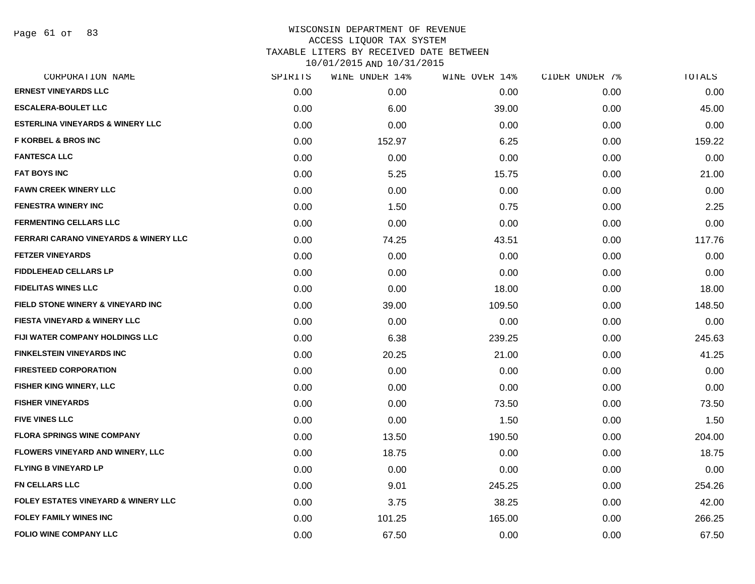WISCONSIN DEPARTMENT OF REVENUE
ACCESS LIQUOR TAX SYSTEM
TAXABLE LITERS BY RECEIVED DATE BETWEEN
10/01/2015 AND 10/31/2015

| CORPORATION NAME | SPIRITS | WINE UNDER 14% | WINE OVER 14% | CIDER UNDER 7% | TOTALS |
|---|---|---|---|---|---|
| ERNEST VINEYARDS LLC | 0.00 | 0.00 | 0.00 | 0.00 | 0.00 |
| ESCALERA-BOULET LLC | 0.00 | 6.00 | 39.00 | 0.00 | 45.00 |
| ESTERLINA VINEYARDS & WINERY LLC | 0.00 | 0.00 | 0.00 | 0.00 | 0.00 |
| F KORBEL & BROS INC | 0.00 | 152.97 | 6.25 | 0.00 | 159.22 |
| FANTESCA LLC | 0.00 | 0.00 | 0.00 | 0.00 | 0.00 |
| FAT BOYS INC | 0.00 | 5.25 | 15.75 | 0.00 | 21.00 |
| FAWN CREEK WINERY LLC | 0.00 | 0.00 | 0.00 | 0.00 | 0.00 |
| FENESTRA WINERY INC | 0.00 | 1.50 | 0.75 | 0.00 | 2.25 |
| FERMENTING CELLARS LLC | 0.00 | 0.00 | 0.00 | 0.00 | 0.00 |
| FERRARI CARANO VINEYARDS & WINERY LLC | 0.00 | 74.25 | 43.51 | 0.00 | 117.76 |
| FETZER VINEYARDS | 0.00 | 0.00 | 0.00 | 0.00 | 0.00 |
| FIDDLEHEAD CELLARS LP | 0.00 | 0.00 | 0.00 | 0.00 | 0.00 |
| FIDELITAS WINES LLC | 0.00 | 0.00 | 18.00 | 0.00 | 18.00 |
| FIELD STONE WINERY & VINEYARD INC | 0.00 | 39.00 | 109.50 | 0.00 | 148.50 |
| FIESTA VINEYARD & WINERY LLC | 0.00 | 0.00 | 0.00 | 0.00 | 0.00 |
| FIJI WATER COMPANY HOLDINGS LLC | 0.00 | 6.38 | 239.25 | 0.00 | 245.63 |
| FINKELSTEIN VINEYARDS INC | 0.00 | 20.25 | 21.00 | 0.00 | 41.25 |
| FIRESTEED CORPORATION | 0.00 | 0.00 | 0.00 | 0.00 | 0.00 |
| FISHER KING WINERY, LLC | 0.00 | 0.00 | 0.00 | 0.00 | 0.00 |
| FISHER VINEYARDS | 0.00 | 0.00 | 73.50 | 0.00 | 73.50 |
| FIVE VINES LLC | 0.00 | 0.00 | 1.50 | 0.00 | 1.50 |
| FLORA SPRINGS WINE COMPANY | 0.00 | 13.50 | 190.50 | 0.00 | 204.00 |
| FLOWERS VINEYARD AND WINERY, LLC | 0.00 | 18.75 | 0.00 | 0.00 | 18.75 |
| FLYING B VINEYARD LP | 0.00 | 0.00 | 0.00 | 0.00 | 0.00 |
| FN CELLARS LLC | 0.00 | 9.01 | 245.25 | 0.00 | 254.26 |
| FOLEY ESTATES VINEYARD & WINERY LLC | 0.00 | 3.75 | 38.25 | 0.00 | 42.00 |
| FOLEY FAMILY WINES INC | 0.00 | 101.25 | 165.00 | 0.00 | 266.25 |
| FOLIO WINE COMPANY LLC | 0.00 | 67.50 | 0.00 | 0.00 | 67.50 |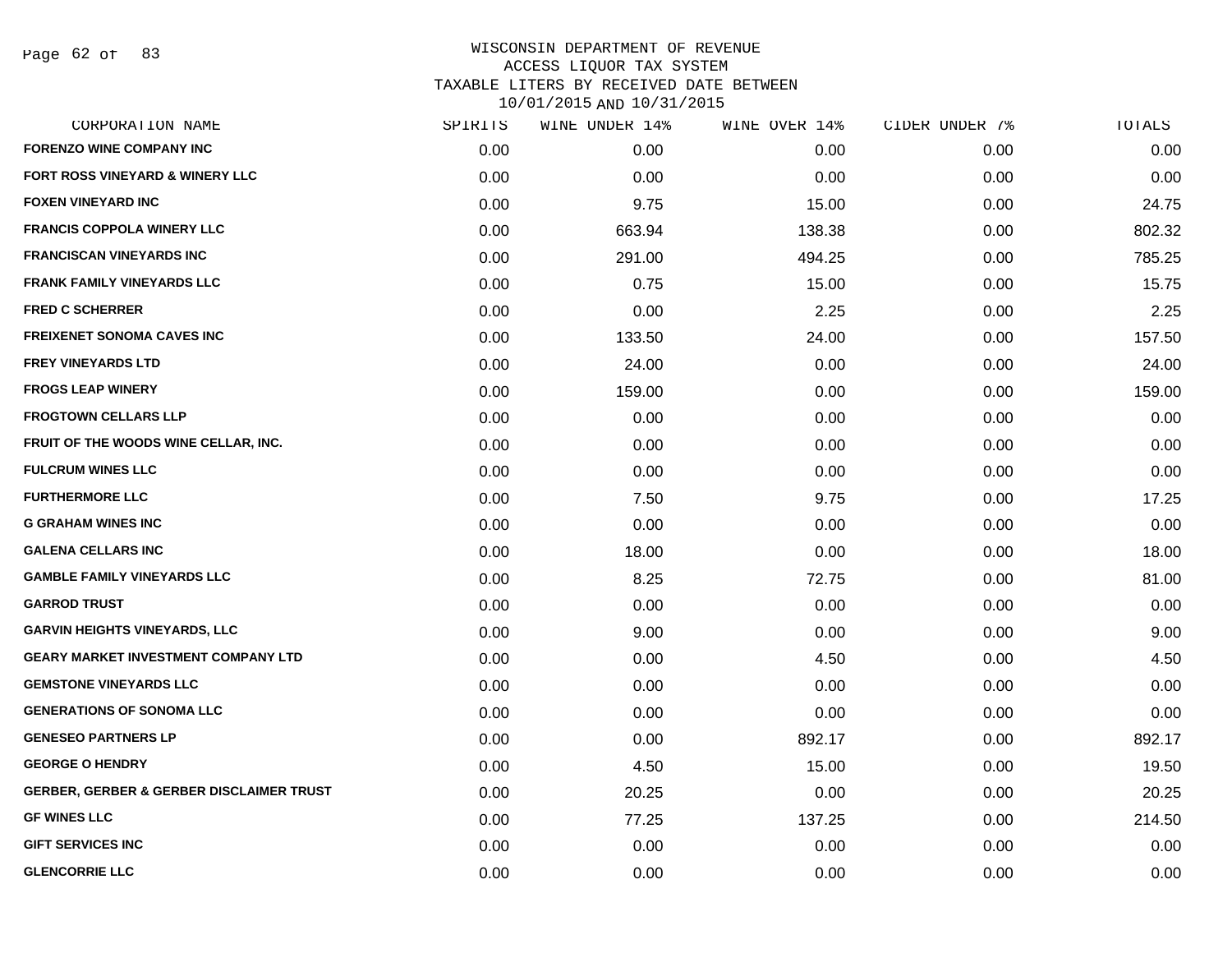WISCONSIN DEPARTMENT OF REVENUE
ACCESS LIQUOR TAX SYSTEM
TAXABLE LITERS BY RECEIVED DATE BETWEEN
10/01/2015 AND 10/31/2015

| CORPORATION NAME | SPIRITS | WINE UNDER 14% | WINE OVER 14% | CIDER UNDER 7% | TOTALS |
|---|---|---|---|---|---|
| FORENZO WINE COMPANY INC | 0.00 | 0.00 | 0.00 | 0.00 | 0.00 |
| FORT ROSS VINEYARD & WINERY LLC | 0.00 | 0.00 | 0.00 | 0.00 | 0.00 |
| FOXEN VINEYARD INC | 0.00 | 9.75 | 15.00 | 0.00 | 24.75 |
| FRANCIS COPPOLA WINERY LLC | 0.00 | 663.94 | 138.38 | 0.00 | 802.32 |
| FRANCISCAN VINEYARDS INC | 0.00 | 291.00 | 494.25 | 0.00 | 785.25 |
| FRANK FAMILY VINEYARDS LLC | 0.00 | 0.75 | 15.00 | 0.00 | 15.75 |
| FRED C SCHERRER | 0.00 | 0.00 | 2.25 | 0.00 | 2.25 |
| FREIXENET SONOMA CAVES INC | 0.00 | 133.50 | 24.00 | 0.00 | 157.50 |
| FREY VINEYARDS LTD | 0.00 | 24.00 | 0.00 | 0.00 | 24.00 |
| FROGS LEAP WINERY | 0.00 | 159.00 | 0.00 | 0.00 | 159.00 |
| FROGTOWN CELLARS LLP | 0.00 | 0.00 | 0.00 | 0.00 | 0.00 |
| FRUIT OF THE WOODS WINE CELLAR, INC. | 0.00 | 0.00 | 0.00 | 0.00 | 0.00 |
| FULCRUM WINES LLC | 0.00 | 0.00 | 0.00 | 0.00 | 0.00 |
| FURTHERMORE LLC | 0.00 | 7.50 | 9.75 | 0.00 | 17.25 |
| G GRAHAM WINES INC | 0.00 | 0.00 | 0.00 | 0.00 | 0.00 |
| GALENA CELLARS INC | 0.00 | 18.00 | 0.00 | 0.00 | 18.00 |
| GAMBLE FAMILY VINEYARDS LLC | 0.00 | 8.25 | 72.75 | 0.00 | 81.00 |
| GARROD TRUST | 0.00 | 0.00 | 0.00 | 0.00 | 0.00 |
| GARVIN HEIGHTS VINEYARDS, LLC | 0.00 | 9.00 | 0.00 | 0.00 | 9.00 |
| GEARY MARKET INVESTMENT COMPANY LTD | 0.00 | 0.00 | 4.50 | 0.00 | 4.50 |
| GEMSTONE VINEYARDS LLC | 0.00 | 0.00 | 0.00 | 0.00 | 0.00 |
| GENERATIONS OF SONOMA LLC | 0.00 | 0.00 | 0.00 | 0.00 | 0.00 |
| GENESEO PARTNERS LP | 0.00 | 0.00 | 892.17 | 0.00 | 892.17 |
| GEORGE O HENDRY | 0.00 | 4.50 | 15.00 | 0.00 | 19.50 |
| GERBER, GERBER & GERBER DISCLAIMER TRUST | 0.00 | 20.25 | 0.00 | 0.00 | 20.25 |
| GF WINES LLC | 0.00 | 77.25 | 137.25 | 0.00 | 214.50 |
| GIFT SERVICES INC | 0.00 | 0.00 | 0.00 | 0.00 | 0.00 |
| GLENCORRIE LLC | 0.00 | 0.00 | 0.00 | 0.00 | 0.00 |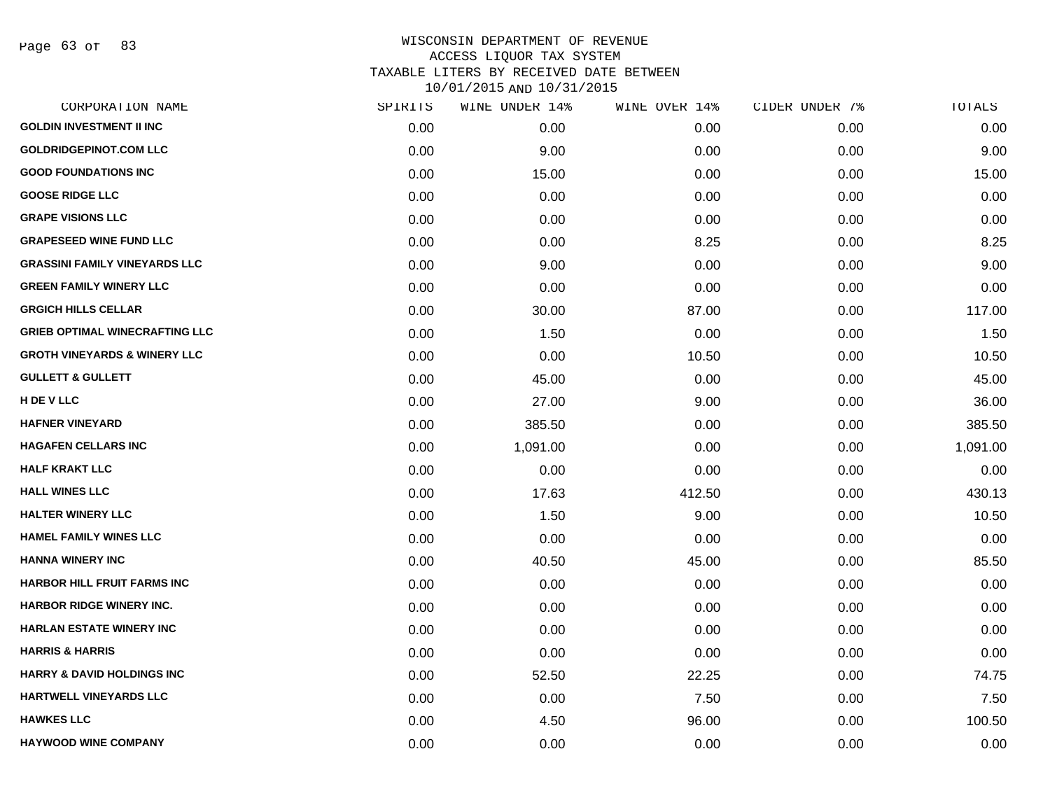WISCONSIN DEPARTMENT OF REVENUE
ACCESS LIQUOR TAX SYSTEM
TAXABLE LITERS BY RECEIVED DATE BETWEEN
10/01/2015 AND 10/31/2015

| CORPORATION NAME | SPIRITS | WINE UNDER 14% | WINE OVER 14% | CIDER UNDER 7% | TOTALS |
|---|---|---|---|---|---|
| GOLDIN INVESTMENT II INC | 0.00 | 0.00 | 0.00 | 0.00 | 0.00 |
| GOLDRIDGEPINOT.COM LLC | 0.00 | 9.00 | 0.00 | 0.00 | 9.00 |
| GOOD FOUNDATIONS INC | 0.00 | 15.00 | 0.00 | 0.00 | 15.00 |
| GOOSE RIDGE LLC | 0.00 | 0.00 | 0.00 | 0.00 | 0.00 |
| GRAPE VISIONS LLC | 0.00 | 0.00 | 0.00 | 0.00 | 0.00 |
| GRAPESEED WINE FUND LLC | 0.00 | 0.00 | 8.25 | 0.00 | 8.25 |
| GRASSINI FAMILY VINEYARDS LLC | 0.00 | 9.00 | 0.00 | 0.00 | 9.00 |
| GREEN FAMILY WINERY LLC | 0.00 | 0.00 | 0.00 | 0.00 | 0.00 |
| GRGICH HILLS CELLAR | 0.00 | 30.00 | 87.00 | 0.00 | 117.00 |
| GRIEB OPTIMAL WINECRAFTING LLC | 0.00 | 1.50 | 0.00 | 0.00 | 1.50 |
| GROTH VINEYARDS & WINERY LLC | 0.00 | 0.00 | 10.50 | 0.00 | 10.50 |
| GULLETT & GULLETT | 0.00 | 45.00 | 0.00 | 0.00 | 45.00 |
| H DE V LLC | 0.00 | 27.00 | 9.00 | 0.00 | 36.00 |
| HAFNER VINEYARD | 0.00 | 385.50 | 0.00 | 0.00 | 385.50 |
| HAGAFEN CELLARS INC | 0.00 | 1,091.00 | 0.00 | 0.00 | 1,091.00 |
| HALF KRAKT LLC | 0.00 | 0.00 | 0.00 | 0.00 | 0.00 |
| HALL WINES LLC | 0.00 | 17.63 | 412.50 | 0.00 | 430.13 |
| HALTER WINERY LLC | 0.00 | 1.50 | 9.00 | 0.00 | 10.50 |
| HAMEL FAMILY WINES LLC | 0.00 | 0.00 | 0.00 | 0.00 | 0.00 |
| HANNA WINERY INC | 0.00 | 40.50 | 45.00 | 0.00 | 85.50 |
| HARBOR HILL FRUIT FARMS INC | 0.00 | 0.00 | 0.00 | 0.00 | 0.00 |
| HARBOR RIDGE WINERY INC. | 0.00 | 0.00 | 0.00 | 0.00 | 0.00 |
| HARLAN ESTATE WINERY INC | 0.00 | 0.00 | 0.00 | 0.00 | 0.00 |
| HARRIS & HARRIS | 0.00 | 0.00 | 0.00 | 0.00 | 0.00 |
| HARRY & DAVID HOLDINGS INC | 0.00 | 52.50 | 22.25 | 0.00 | 74.75 |
| HARTWELL VINEYARDS LLC | 0.00 | 0.00 | 7.50 | 0.00 | 7.50 |
| HAWKES LLC | 0.00 | 4.50 | 96.00 | 0.00 | 100.50 |
| HAYWOOD WINE COMPANY | 0.00 | 0.00 | 0.00 | 0.00 | 0.00 |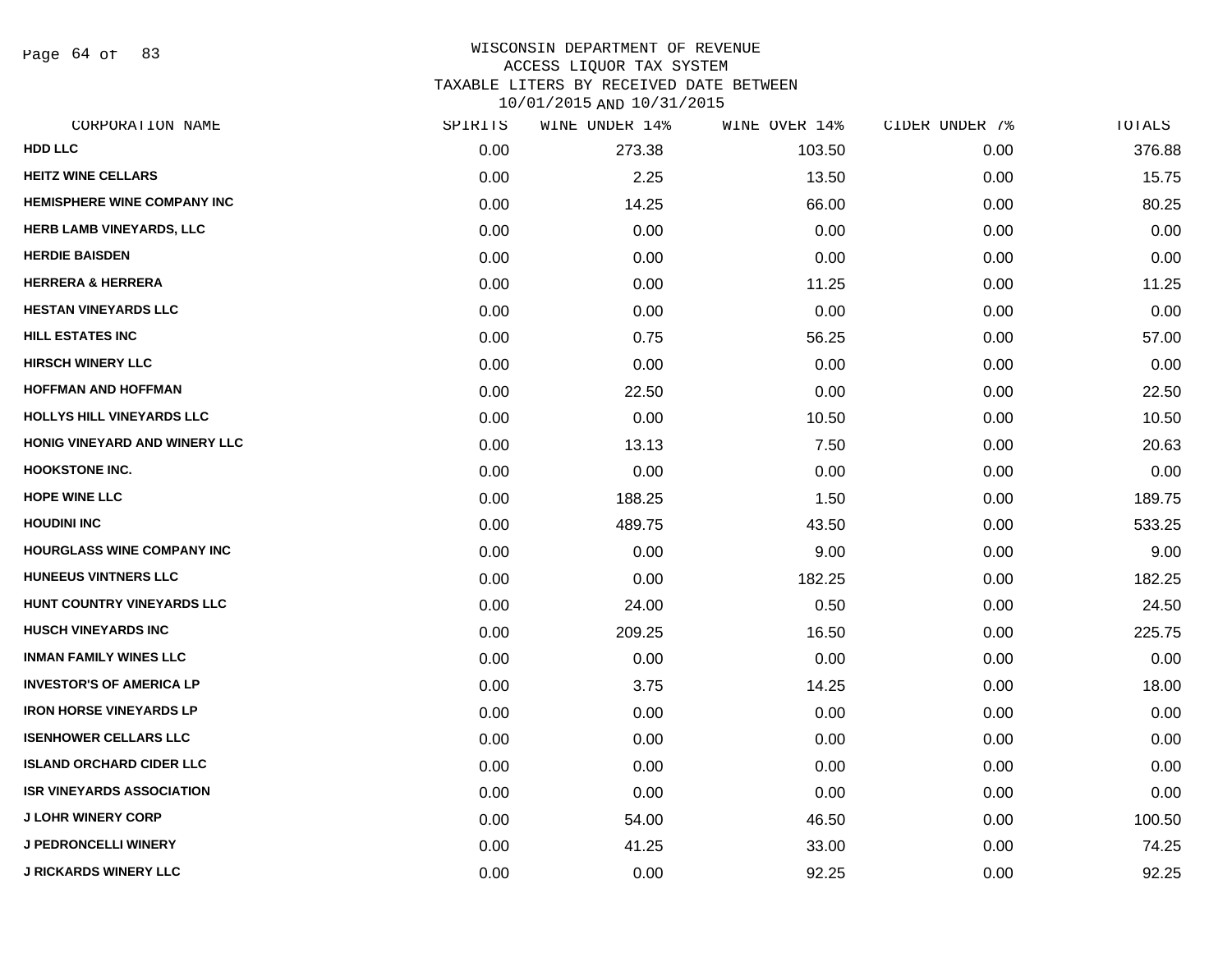WISCONSIN DEPARTMENT OF REVENUE
ACCESS LIQUOR TAX SYSTEM
TAXABLE LITERS BY RECEIVED DATE BETWEEN
10/01/2015 AND 10/31/2015

| CORPORATION NAME | SPIRITS | WINE UNDER 14% | WINE OVER 14% | CIDER UNDER 7% | TOTALS |
|---|---|---|---|---|---|
| HDD LLC | 0.00 | 273.38 | 103.50 | 0.00 | 376.88 |
| HEITZ WINE CELLARS | 0.00 | 2.25 | 13.50 | 0.00 | 15.75 |
| HEMISPHERE WINE COMPANY INC | 0.00 | 14.25 | 66.00 | 0.00 | 80.25 |
| HERB LAMB VINEYARDS, LLC | 0.00 | 0.00 | 0.00 | 0.00 | 0.00 |
| HERDIE BAISDEN | 0.00 | 0.00 | 0.00 | 0.00 | 0.00 |
| HERRERA & HERRERA | 0.00 | 0.00 | 11.25 | 0.00 | 11.25 |
| HESTAN VINEYARDS LLC | 0.00 | 0.00 | 0.00 | 0.00 | 0.00 |
| HILL ESTATES INC | 0.00 | 0.75 | 56.25 | 0.00 | 57.00 |
| HIRSCH WINERY LLC | 0.00 | 0.00 | 0.00 | 0.00 | 0.00 |
| HOFFMAN AND HOFFMAN | 0.00 | 22.50 | 0.00 | 0.00 | 22.50 |
| HOLLYS HILL VINEYARDS LLC | 0.00 | 0.00 | 10.50 | 0.00 | 10.50 |
| HONIG VINEYARD AND WINERY LLC | 0.00 | 13.13 | 7.50 | 0.00 | 20.63 |
| HOOKSTONE INC. | 0.00 | 0.00 | 0.00 | 0.00 | 0.00 |
| HOPE WINE LLC | 0.00 | 188.25 | 1.50 | 0.00 | 189.75 |
| HOUDINI INC | 0.00 | 489.75 | 43.50 | 0.00 | 533.25 |
| HOURGLASS WINE COMPANY INC | 0.00 | 0.00 | 9.00 | 0.00 | 9.00 |
| HUNEEUS VINTNERS LLC | 0.00 | 0.00 | 182.25 | 0.00 | 182.25 |
| HUNT COUNTRY VINEYARDS LLC | 0.00 | 24.00 | 0.50 | 0.00 | 24.50 |
| HUSCH VINEYARDS INC | 0.00 | 209.25 | 16.50 | 0.00 | 225.75 |
| INMAN FAMILY WINES LLC | 0.00 | 0.00 | 0.00 | 0.00 | 0.00 |
| INVESTOR'S OF AMERICA LP | 0.00 | 3.75 | 14.25 | 0.00 | 18.00 |
| IRON HORSE VINEYARDS LP | 0.00 | 0.00 | 0.00 | 0.00 | 0.00 |
| ISENHOWER CELLARS LLC | 0.00 | 0.00 | 0.00 | 0.00 | 0.00 |
| ISLAND ORCHARD CIDER LLC | 0.00 | 0.00 | 0.00 | 0.00 | 0.00 |
| ISR VINEYARDS ASSOCIATION | 0.00 | 0.00 | 0.00 | 0.00 | 0.00 |
| J LOHR WINERY CORP | 0.00 | 54.00 | 46.50 | 0.00 | 100.50 |
| J PEDRONCELLI WINERY | 0.00 | 41.25 | 33.00 | 0.00 | 74.25 |
| J RICKARDS WINERY LLC | 0.00 | 0.00 | 92.25 | 0.00 | 92.25 |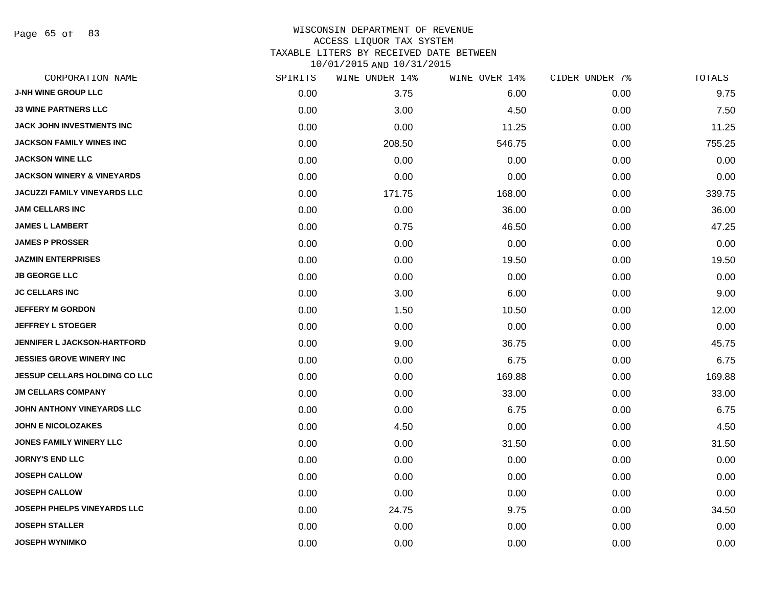# WISCONSIN DEPARTMENT OF REVENUE
## ACCESS LIQUOR TAX SYSTEM
### TAXABLE LITERS BY RECEIVED DATE BETWEEN 10/01/2015 AND 10/31/2015

| CORPORATION NAME | SPIRITS | WINE UNDER 14% | WINE OVER 14% | CIDER UNDER 7% | TOTALS |
|---|---|---|---|---|---|
| J-NH WINE GROUP LLC | 0.00 | 3.75 | 6.00 | 0.00 | 9.75 |
| J3 WINE PARTNERS LLC | 0.00 | 3.00 | 4.50 | 0.00 | 7.50 |
| JACK JOHN INVESTMENTS INC | 0.00 | 0.00 | 11.25 | 0.00 | 11.25 |
| JACKSON FAMILY WINES INC | 0.00 | 208.50 | 546.75 | 0.00 | 755.25 |
| JACKSON WINE LLC | 0.00 | 0.00 | 0.00 | 0.00 | 0.00 |
| JACKSON WINERY & VINEYARDS | 0.00 | 0.00 | 0.00 | 0.00 | 0.00 |
| JACUZZI FAMILY VINEYARDS LLC | 0.00 | 171.75 | 168.00 | 0.00 | 339.75 |
| JAM CELLARS INC | 0.00 | 0.00 | 36.00 | 0.00 | 36.00 |
| JAMES L LAMBERT | 0.00 | 0.75 | 46.50 | 0.00 | 47.25 |
| JAMES P PROSSER | 0.00 | 0.00 | 0.00 | 0.00 | 0.00 |
| JAZMIN ENTERPRISES | 0.00 | 0.00 | 19.50 | 0.00 | 19.50 |
| JB GEORGE LLC | 0.00 | 0.00 | 0.00 | 0.00 | 0.00 |
| JC CELLARS INC | 0.00 | 3.00 | 6.00 | 0.00 | 9.00 |
| JEFFERY M GORDON | 0.00 | 1.50 | 10.50 | 0.00 | 12.00 |
| JEFFREY L STOEGER | 0.00 | 0.00 | 0.00 | 0.00 | 0.00 |
| JENNIFER L JACKSON-HARTFORD | 0.00 | 9.00 | 36.75 | 0.00 | 45.75 |
| JESSIES GROVE WINERY INC | 0.00 | 0.00 | 6.75 | 0.00 | 6.75 |
| JESSUP CELLARS HOLDING CO LLC | 0.00 | 0.00 | 169.88 | 0.00 | 169.88 |
| JM CELLARS COMPANY | 0.00 | 0.00 | 33.00 | 0.00 | 33.00 |
| JOHN ANTHONY VINEYARDS LLC | 0.00 | 0.00 | 6.75 | 0.00 | 6.75 |
| JOHN E NICOLOZAKES | 0.00 | 4.50 | 0.00 | 0.00 | 4.50 |
| JONES FAMILY WINERY LLC | 0.00 | 0.00 | 31.50 | 0.00 | 31.50 |
| JORNY'S END LLC | 0.00 | 0.00 | 0.00 | 0.00 | 0.00 |
| JOSEPH CALLOW | 0.00 | 0.00 | 0.00 | 0.00 | 0.00 |
| JOSEPH CALLOW | 0.00 | 0.00 | 0.00 | 0.00 | 0.00 |
| JOSEPH PHELPS VINEYARDS LLC | 0.00 | 24.75 | 9.75 | 0.00 | 34.50 |
| JOSEPH STALLER | 0.00 | 0.00 | 0.00 | 0.00 | 0.00 |
| JOSEPH WYNIMKO | 0.00 | 0.00 | 0.00 | 0.00 | 0.00 |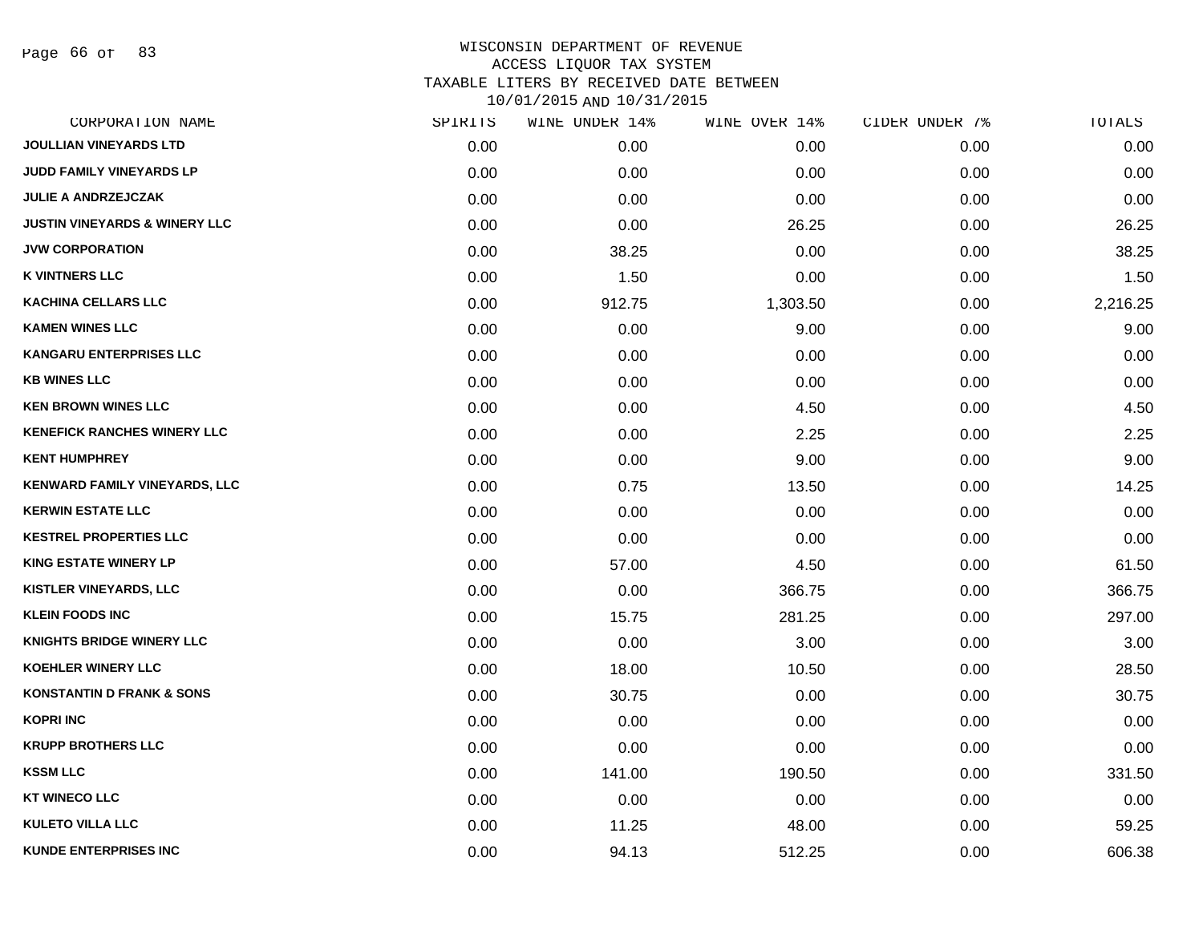WISCONSIN DEPARTMENT OF REVENUE
ACCESS LIQUOR TAX SYSTEM
TAXABLE LITERS BY RECEIVED DATE BETWEEN
10/01/2015 AND 10/31/2015

| CORPORATION NAME | SPIRITS | WINE UNDER 14% | WINE OVER 14% | CIDER UNDER 7% | TOTALS |
|---|---|---|---|---|---|
| JOULLIAN VINEYARDS LTD | 0.00 | 0.00 | 0.00 | 0.00 | 0.00 |
| JUDD FAMILY VINEYARDS LP | 0.00 | 0.00 | 0.00 | 0.00 | 0.00 |
| JULIE A ANDRZEJCZAK | 0.00 | 0.00 | 0.00 | 0.00 | 0.00 |
| JUSTIN VINEYARDS & WINERY LLC | 0.00 | 0.00 | 26.25 | 0.00 | 26.25 |
| JVW CORPORATION | 0.00 | 38.25 | 0.00 | 0.00 | 38.25 |
| K VINTNERS LLC | 0.00 | 1.50 | 0.00 | 0.00 | 1.50 |
| KACHINA CELLARS LLC | 0.00 | 912.75 | 1,303.50 | 0.00 | 2,216.25 |
| KAMEN WINES LLC | 0.00 | 0.00 | 9.00 | 0.00 | 9.00 |
| KANGARU ENTERPRISES LLC | 0.00 | 0.00 | 0.00 | 0.00 | 0.00 |
| KB WINES LLC | 0.00 | 0.00 | 0.00 | 0.00 | 0.00 |
| KEN BROWN WINES LLC | 0.00 | 0.00 | 4.50 | 0.00 | 4.50 |
| KENEFICK RANCHES WINERY LLC | 0.00 | 0.00 | 2.25 | 0.00 | 2.25 |
| KENT HUMPHREY | 0.00 | 0.00 | 9.00 | 0.00 | 9.00 |
| KENWARD FAMILY VINEYARDS, LLC | 0.00 | 0.75 | 13.50 | 0.00 | 14.25 |
| KERWIN ESTATE LLC | 0.00 | 0.00 | 0.00 | 0.00 | 0.00 |
| KESTREL PROPERTIES LLC | 0.00 | 0.00 | 0.00 | 0.00 | 0.00 |
| KING ESTATE WINERY LP | 0.00 | 57.00 | 4.50 | 0.00 | 61.50 |
| KISTLER VINEYARDS, LLC | 0.00 | 0.00 | 366.75 | 0.00 | 366.75 |
| KLEIN FOODS INC | 0.00 | 15.75 | 281.25 | 0.00 | 297.00 |
| KNIGHTS BRIDGE WINERY LLC | 0.00 | 0.00 | 3.00 | 0.00 | 3.00 |
| KOEHLER WINERY LLC | 0.00 | 18.00 | 10.50 | 0.00 | 28.50 |
| KONSTANTIN D FRANK & SONS | 0.00 | 30.75 | 0.00 | 0.00 | 30.75 |
| KOPRI INC | 0.00 | 0.00 | 0.00 | 0.00 | 0.00 |
| KRUPP BROTHERS LLC | 0.00 | 0.00 | 0.00 | 0.00 | 0.00 |
| KSSM LLC | 0.00 | 141.00 | 190.50 | 0.00 | 331.50 |
| KT WINECO LLC | 0.00 | 0.00 | 0.00 | 0.00 | 0.00 |
| KULETO VILLA LLC | 0.00 | 11.25 | 48.00 | 0.00 | 59.25 |
| KUNDE ENTERPRISES INC | 0.00 | 94.13 | 512.25 | 0.00 | 606.38 |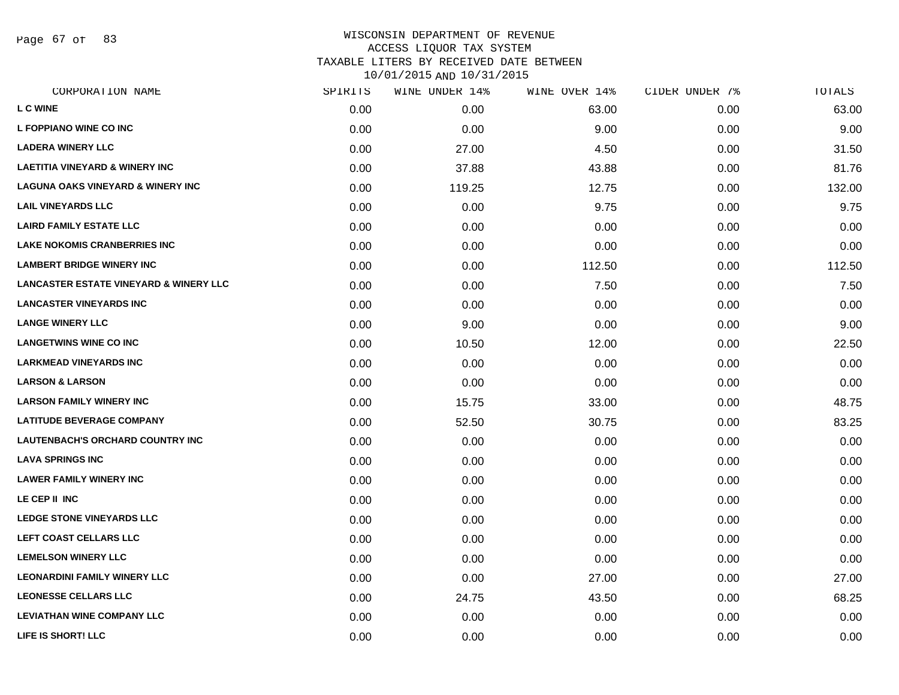WISCONSIN DEPARTMENT OF REVENUE
ACCESS LIQUOR TAX SYSTEM
TAXABLE LITERS BY RECEIVED DATE BETWEEN
10/01/2015 AND 10/31/2015

| CORPORATION NAME | SPIRITS | WINE UNDER 14% | WINE OVER 14% | CIDER UNDER 7% | TOTALS |
|---|---|---|---|---|---|
| L C WINE | 0.00 | 0.00 | 63.00 | 0.00 | 63.00 |
| L FOPPIANO WINE CO INC | 0.00 | 0.00 | 9.00 | 0.00 | 9.00 |
| LADERA WINERY LLC | 0.00 | 27.00 | 4.50 | 0.00 | 31.50 |
| LAETITIA VINEYARD & WINERY INC | 0.00 | 37.88 | 43.88 | 0.00 | 81.76 |
| LAGUNA OAKS VINEYARD & WINERY INC | 0.00 | 119.25 | 12.75 | 0.00 | 132.00 |
| LAIL VINEYARDS LLC | 0.00 | 0.00 | 9.75 | 0.00 | 9.75 |
| LAIRD FAMILY ESTATE LLC | 0.00 | 0.00 | 0.00 | 0.00 | 0.00 |
| LAKE NOKOMIS CRANBERRIES INC | 0.00 | 0.00 | 0.00 | 0.00 | 0.00 |
| LAMBERT BRIDGE WINERY INC | 0.00 | 0.00 | 112.50 | 0.00 | 112.50 |
| LANCASTER ESTATE VINEYARD & WINERY LLC | 0.00 | 0.00 | 7.50 | 0.00 | 7.50 |
| LANCASTER VINEYARDS INC | 0.00 | 0.00 | 0.00 | 0.00 | 0.00 |
| LANGE WINERY LLC | 0.00 | 9.00 | 0.00 | 0.00 | 9.00 |
| LANGETWINS WINE CO INC | 0.00 | 10.50 | 12.00 | 0.00 | 22.50 |
| LARKMEAD VINEYARDS INC | 0.00 | 0.00 | 0.00 | 0.00 | 0.00 |
| LARSON & LARSON | 0.00 | 0.00 | 0.00 | 0.00 | 0.00 |
| LARSON FAMILY WINERY INC | 0.00 | 15.75 | 33.00 | 0.00 | 48.75 |
| LATITUDE BEVERAGE COMPANY | 0.00 | 52.50 | 30.75 | 0.00 | 83.25 |
| LAUTENBACH'S ORCHARD COUNTRY INC | 0.00 | 0.00 | 0.00 | 0.00 | 0.00 |
| LAVA SPRINGS INC | 0.00 | 0.00 | 0.00 | 0.00 | 0.00 |
| LAWER FAMILY WINERY INC | 0.00 | 0.00 | 0.00 | 0.00 | 0.00 |
| LE CEP II INC | 0.00 | 0.00 | 0.00 | 0.00 | 0.00 |
| LEDGE STONE VINEYARDS LLC | 0.00 | 0.00 | 0.00 | 0.00 | 0.00 |
| LEFT COAST CELLARS LLC | 0.00 | 0.00 | 0.00 | 0.00 | 0.00 |
| LEMELSON WINERY LLC | 0.00 | 0.00 | 0.00 | 0.00 | 0.00 |
| LEONARDINI FAMILY WINERY LLC | 0.00 | 0.00 | 27.00 | 0.00 | 27.00 |
| LEONESSE CELLARS LLC | 0.00 | 24.75 | 43.50 | 0.00 | 68.25 |
| LEVIATHAN WINE COMPANY LLC | 0.00 | 0.00 | 0.00 | 0.00 | 0.00 |
| LIFE IS SHORT! LLC | 0.00 | 0.00 | 0.00 | 0.00 | 0.00 |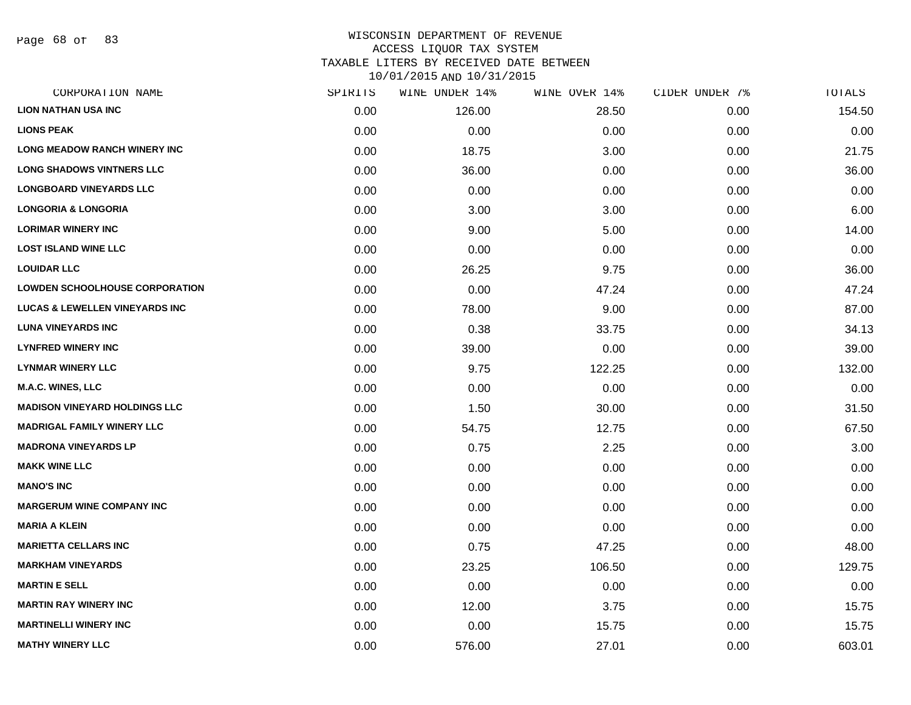# WISCONSIN DEPARTMENT OF REVENUE
## ACCESS LIQUOR TAX SYSTEM
## TAXABLE LITERS BY RECEIVED DATE BETWEEN 10/01/2015 AND 10/31/2015

| CORPORATION NAME | SPIRITS | WINE UNDER 14% | WINE OVER 14% | CIDER UNDER 7% | TOTALS |
|---|---|---|---|---|---|
| LION NATHAN USA INC | 0.00 | 126.00 | 28.50 | 0.00 | 154.50 |
| LIONS PEAK | 0.00 | 0.00 | 0.00 | 0.00 | 0.00 |
| LONG MEADOW RANCH WINERY INC | 0.00 | 18.75 | 3.00 | 0.00 | 21.75 |
| LONG SHADOWS VINTNERS LLC | 0.00 | 36.00 | 0.00 | 0.00 | 36.00 |
| LONGBOARD VINEYARDS LLC | 0.00 | 0.00 | 0.00 | 0.00 | 0.00 |
| LONGORIA & LONGORIA | 0.00 | 3.00 | 3.00 | 0.00 | 6.00 |
| LORIMAR WINERY INC | 0.00 | 9.00 | 5.00 | 0.00 | 14.00 |
| LOST ISLAND WINE LLC | 0.00 | 0.00 | 0.00 | 0.00 | 0.00 |
| LOUIDAR LLC | 0.00 | 26.25 | 9.75 | 0.00 | 36.00 |
| LOWDEN SCHOOLHOUSE CORPORATION | 0.00 | 0.00 | 47.24 | 0.00 | 47.24 |
| LUCAS & LEWELLEN VINEYARDS INC | 0.00 | 78.00 | 9.00 | 0.00 | 87.00 |
| LUNA VINEYARDS INC | 0.00 | 0.38 | 33.75 | 0.00 | 34.13 |
| LYNFRED WINERY INC | 0.00 | 39.00 | 0.00 | 0.00 | 39.00 |
| LYNMAR WINERY LLC | 0.00 | 9.75 | 122.25 | 0.00 | 132.00 |
| M.A.C. WINES, LLC | 0.00 | 0.00 | 0.00 | 0.00 | 0.00 |
| MADISON VINEYARD HOLDINGS LLC | 0.00 | 1.50 | 30.00 | 0.00 | 31.50 |
| MADRIGAL FAMILY WINERY LLC | 0.00 | 54.75 | 12.75 | 0.00 | 67.50 |
| MADRONA VINEYARDS LP | 0.00 | 0.75 | 2.25 | 0.00 | 3.00 |
| MAKK WINE LLC | 0.00 | 0.00 | 0.00 | 0.00 | 0.00 |
| MANO'S INC | 0.00 | 0.00 | 0.00 | 0.00 | 0.00 |
| MARGERUM WINE COMPANY INC | 0.00 | 0.00 | 0.00 | 0.00 | 0.00 |
| MARIA A KLEIN | 0.00 | 0.00 | 0.00 | 0.00 | 0.00 |
| MARIETTA CELLARS INC | 0.00 | 0.75 | 47.25 | 0.00 | 48.00 |
| MARKHAM VINEYARDS | 0.00 | 23.25 | 106.50 | 0.00 | 129.75 |
| MARTIN E SELL | 0.00 | 0.00 | 0.00 | 0.00 | 0.00 |
| MARTIN RAY WINERY INC | 0.00 | 12.00 | 3.75 | 0.00 | 15.75 |
| MARTINELLI WINERY INC | 0.00 | 0.00 | 15.75 | 0.00 | 15.75 |
| MATHY WINERY LLC | 0.00 | 576.00 | 27.01 | 0.00 | 603.01 |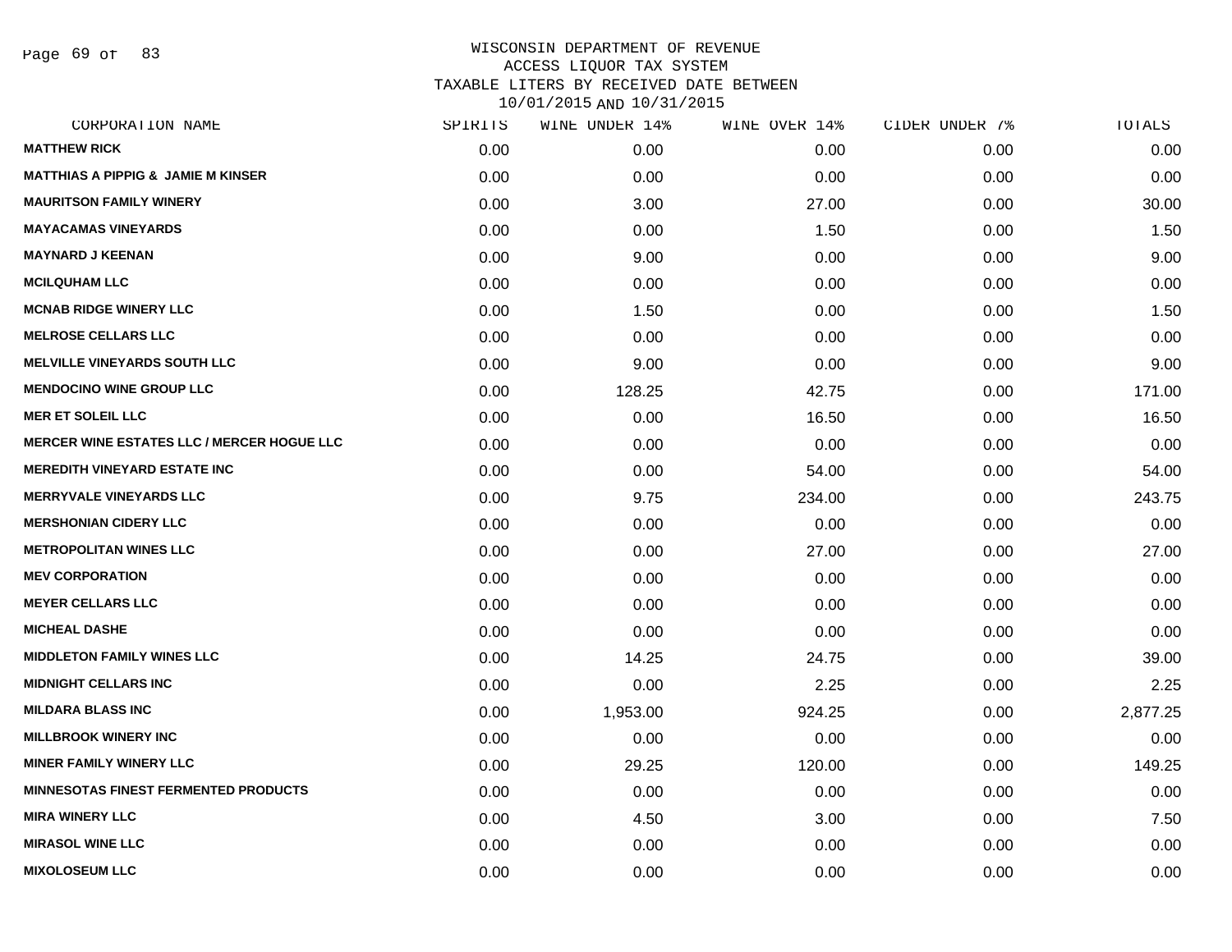# WISCONSIN DEPARTMENT OF REVENUE
## ACCESS LIQUOR TAX SYSTEM
## TAXABLE LITERS BY RECEIVED DATE BETWEEN 10/01/2015 AND 10/31/2015

| CORPORATION NAME | SPIRITS | WINE UNDER 14% | WINE OVER 14% | CIDER UNDER 7% | TOTALS |
|---|---|---|---|---|---|
| MATTHEW RICK | 0.00 | 0.00 | 0.00 | 0.00 | 0.00 |
| MATTHIAS A PIPPIG & JAMIE M KINSER | 0.00 | 0.00 | 0.00 | 0.00 | 0.00 |
| MAURITSON FAMILY WINERY | 0.00 | 3.00 | 27.00 | 0.00 | 30.00 |
| MAYACAMAS VINEYARDS | 0.00 | 0.00 | 1.50 | 0.00 | 1.50 |
| MAYNARD J KEENAN | 0.00 | 9.00 | 0.00 | 0.00 | 9.00 |
| MCILQUHAM LLC | 0.00 | 0.00 | 0.00 | 0.00 | 0.00 |
| MCNAB RIDGE WINERY LLC | 0.00 | 1.50 | 0.00 | 0.00 | 1.50 |
| MELROSE CELLARS LLC | 0.00 | 0.00 | 0.00 | 0.00 | 0.00 |
| MELVILLE VINEYARDS SOUTH LLC | 0.00 | 9.00 | 0.00 | 0.00 | 9.00 |
| MENDOCINO WINE GROUP LLC | 0.00 | 128.25 | 42.75 | 0.00 | 171.00 |
| MER ET SOLEIL LLC | 0.00 | 0.00 | 16.50 | 0.00 | 16.50 |
| MERCER WINE ESTATES LLC / MERCER HOGUE LLC | 0.00 | 0.00 | 0.00 | 0.00 | 0.00 |
| MEREDITH VINEYARD ESTATE INC | 0.00 | 0.00 | 54.00 | 0.00 | 54.00 |
| MERRYVALE VINEYARDS LLC | 0.00 | 9.75 | 234.00 | 0.00 | 243.75 |
| MERSHONIAN CIDERY LLC | 0.00 | 0.00 | 0.00 | 0.00 | 0.00 |
| METROPOLITAN WINES LLC | 0.00 | 0.00 | 27.00 | 0.00 | 27.00 |
| MEV CORPORATION | 0.00 | 0.00 | 0.00 | 0.00 | 0.00 |
| MEYER CELLARS LLC | 0.00 | 0.00 | 0.00 | 0.00 | 0.00 |
| MICHEAL DASHE | 0.00 | 0.00 | 0.00 | 0.00 | 0.00 |
| MIDDLETON FAMILY WINES LLC | 0.00 | 14.25 | 24.75 | 0.00 | 39.00 |
| MIDNIGHT CELLARS INC | 0.00 | 0.00 | 2.25 | 0.00 | 2.25 |
| MILDARA BLASS INC | 0.00 | 1,953.00 | 924.25 | 0.00 | 2,877.25 |
| MILLBROOK WINERY INC | 0.00 | 0.00 | 0.00 | 0.00 | 0.00 |
| MINER FAMILY WINERY LLC | 0.00 | 29.25 | 120.00 | 0.00 | 149.25 |
| MINNESOTAS FINEST FERMENTED PRODUCTS | 0.00 | 0.00 | 0.00 | 0.00 | 0.00 |
| MIRA WINERY LLC | 0.00 | 4.50 | 3.00 | 0.00 | 7.50 |
| MIRASOL WINE LLC | 0.00 | 0.00 | 0.00 | 0.00 | 0.00 |
| MIXOLOSEUM LLC | 0.00 | 0.00 | 0.00 | 0.00 | 0.00 |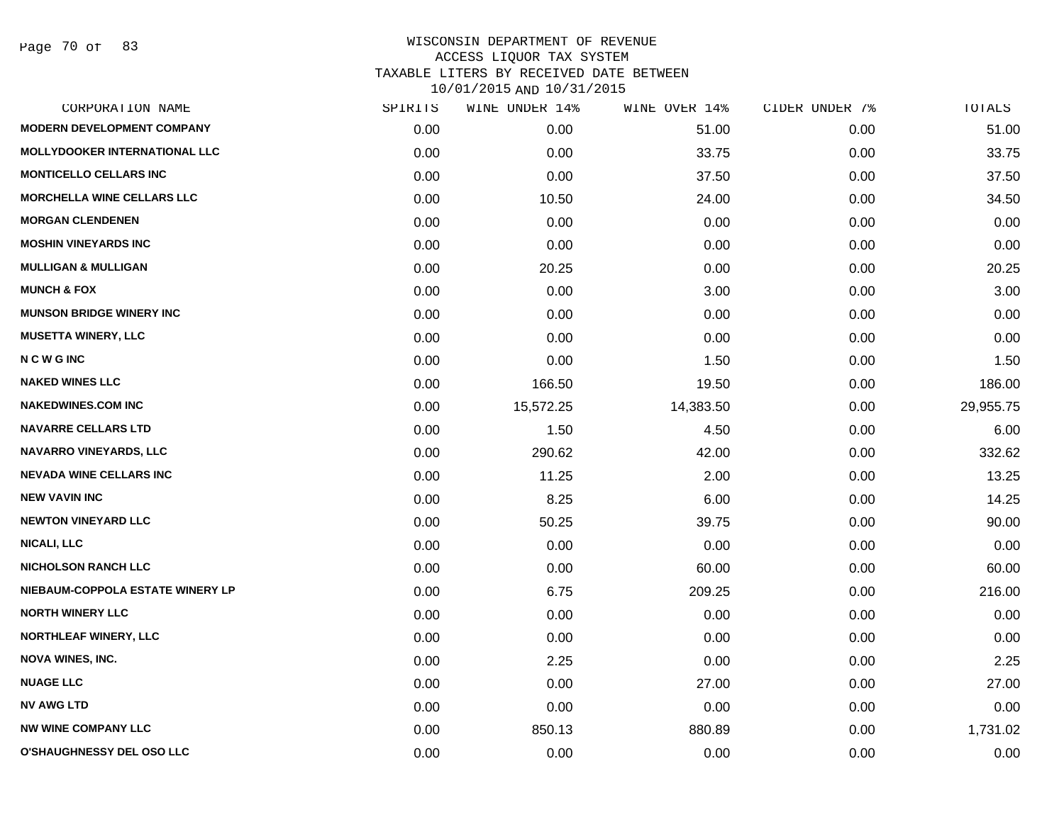WISCONSIN DEPARTMENT OF REVENUE
ACCESS LIQUOR TAX SYSTEM
TAXABLE LITERS BY RECEIVED DATE BETWEEN
10/01/2015 AND 10/31/2015

| CORPORATION NAME | SPIRITS | WINE UNDER 14% | WINE OVER 14% | CIDER UNDER 7% | TOTALS |
|---|---|---|---|---|---|
| MODERN DEVELOPMENT COMPANY | 0.00 | 0.00 | 51.00 | 0.00 | 51.00 |
| MOLLYDOOKER INTERNATIONAL LLC | 0.00 | 0.00 | 33.75 | 0.00 | 33.75 |
| MONTICELLO CELLARS INC | 0.00 | 0.00 | 37.50 | 0.00 | 37.50 |
| MORCHELLA WINE CELLARS LLC | 0.00 | 10.50 | 24.00 | 0.00 | 34.50 |
| MORGAN CLENDENEN | 0.00 | 0.00 | 0.00 | 0.00 | 0.00 |
| MOSHIN VINEYARDS INC | 0.00 | 0.00 | 0.00 | 0.00 | 0.00 |
| MULLIGAN & MULLIGAN | 0.00 | 20.25 | 0.00 | 0.00 | 20.25 |
| MUNCH & FOX | 0.00 | 0.00 | 3.00 | 0.00 | 3.00 |
| MUNSON BRIDGE WINERY INC | 0.00 | 0.00 | 0.00 | 0.00 | 0.00 |
| MUSETTA WINERY, LLC | 0.00 | 0.00 | 0.00 | 0.00 | 0.00 |
| N C W G INC | 0.00 | 0.00 | 1.50 | 0.00 | 1.50 |
| NAKED WINES LLC | 0.00 | 166.50 | 19.50 | 0.00 | 186.00 |
| NAKEDWINES.COM INC | 0.00 | 15,572.25 | 14,383.50 | 0.00 | 29,955.75 |
| NAVARRE CELLARS LTD | 0.00 | 1.50 | 4.50 | 0.00 | 6.00 |
| NAVARRO VINEYARDS, LLC | 0.00 | 290.62 | 42.00 | 0.00 | 332.62 |
| NEVADA WINE CELLARS INC | 0.00 | 11.25 | 2.00 | 0.00 | 13.25 |
| NEW VAVIN INC | 0.00 | 8.25 | 6.00 | 0.00 | 14.25 |
| NEWTON VINEYARD LLC | 0.00 | 50.25 | 39.75 | 0.00 | 90.00 |
| NICALI, LLC | 0.00 | 0.00 | 0.00 | 0.00 | 0.00 |
| NICHOLSON RANCH LLC | 0.00 | 0.00 | 60.00 | 0.00 | 60.00 |
| NIEBAUM-COPPOLA ESTATE WINERY LP | 0.00 | 6.75 | 209.25 | 0.00 | 216.00 |
| NORTH WINERY LLC | 0.00 | 0.00 | 0.00 | 0.00 | 0.00 |
| NORTHLEAF WINERY, LLC | 0.00 | 0.00 | 0.00 | 0.00 | 0.00 |
| NOVA WINES, INC. | 0.00 | 2.25 | 0.00 | 0.00 | 2.25 |
| NUAGE LLC | 0.00 | 0.00 | 27.00 | 0.00 | 27.00 |
| NV AWG LTD | 0.00 | 0.00 | 0.00 | 0.00 | 0.00 |
| NW WINE COMPANY LLC | 0.00 | 850.13 | 880.89 | 0.00 | 1,731.02 |
| O'SHAUGHNESSY DEL OSO LLC | 0.00 | 0.00 | 0.00 | 0.00 | 0.00 |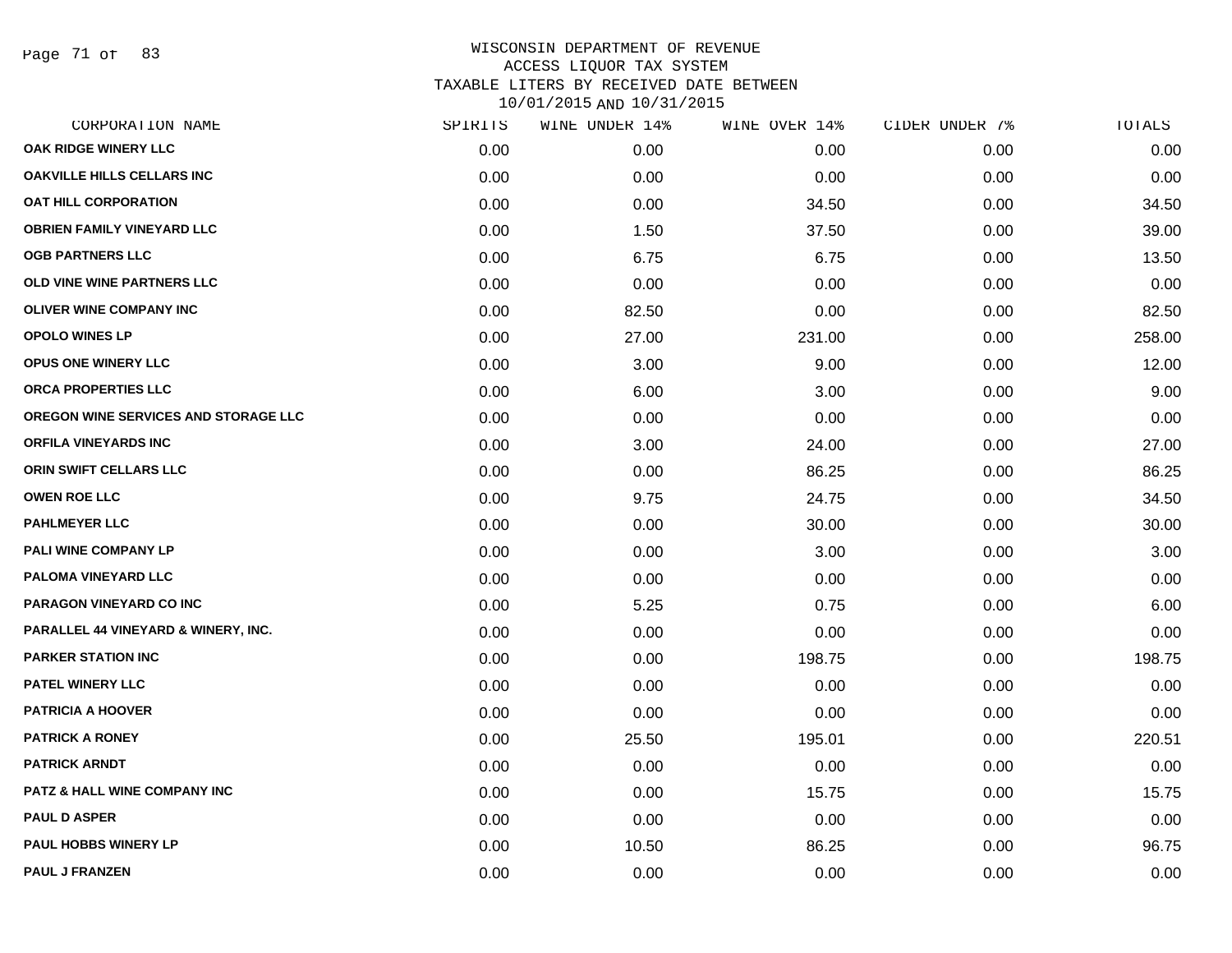# WISCONSIN DEPARTMENT OF REVENUE
## ACCESS LIQUOR TAX SYSTEM
### TAXABLE LITERS BY RECEIVED DATE BETWEEN 10/01/2015 AND 10/31/2015

| CORPORATION NAME | SPIRITS | WINE UNDER 14% | WINE OVER 14% | CIDER UNDER 7% | TOTALS |
|---|---|---|---|---|---|
| OAK RIDGE WINERY LLC | 0.00 | 0.00 | 0.00 | 0.00 | 0.00 |
| OAKVILLE HILLS CELLARS INC | 0.00 | 0.00 | 0.00 | 0.00 | 0.00 |
| OAT HILL CORPORATION | 0.00 | 0.00 | 34.50 | 0.00 | 34.50 |
| OBRIEN FAMILY VINEYARD LLC | 0.00 | 1.50 | 37.50 | 0.00 | 39.00 |
| OGB PARTNERS LLC | 0.00 | 6.75 | 6.75 | 0.00 | 13.50 |
| OLD VINE WINE PARTNERS LLC | 0.00 | 0.00 | 0.00 | 0.00 | 0.00 |
| OLIVER WINE COMPANY INC | 0.00 | 82.50 | 0.00 | 0.00 | 82.50 |
| OPOLO WINES LP | 0.00 | 27.00 | 231.00 | 0.00 | 258.00 |
| OPUS ONE WINERY LLC | 0.00 | 3.00 | 9.00 | 0.00 | 12.00 |
| ORCA PROPERTIES LLC | 0.00 | 6.00 | 3.00 | 0.00 | 9.00 |
| OREGON WINE SERVICES AND STORAGE LLC | 0.00 | 0.00 | 0.00 | 0.00 | 0.00 |
| ORFILA VINEYARDS INC | 0.00 | 3.00 | 24.00 | 0.00 | 27.00 |
| ORIN SWIFT CELLARS LLC | 0.00 | 0.00 | 86.25 | 0.00 | 86.25 |
| OWEN ROE LLC | 0.00 | 9.75 | 24.75 | 0.00 | 34.50 |
| PAHLMEYER LLC | 0.00 | 0.00 | 30.00 | 0.00 | 30.00 |
| PALI WINE COMPANY LP | 0.00 | 0.00 | 3.00 | 0.00 | 3.00 |
| PALOMA VINEYARD LLC | 0.00 | 0.00 | 0.00 | 0.00 | 0.00 |
| PARAGON VINEYARD CO INC | 0.00 | 5.25 | 0.75 | 0.00 | 6.00 |
| PARALLEL 44 VINEYARD & WINERY, INC. | 0.00 | 0.00 | 0.00 | 0.00 | 0.00 |
| PARKER STATION INC | 0.00 | 0.00 | 198.75 | 0.00 | 198.75 |
| PATEL WINERY LLC | 0.00 | 0.00 | 0.00 | 0.00 | 0.00 |
| PATRICIA A HOOVER | 0.00 | 0.00 | 0.00 | 0.00 | 0.00 |
| PATRICK A RONEY | 0.00 | 25.50 | 195.01 | 0.00 | 220.51 |
| PATRICK ARNDT | 0.00 | 0.00 | 0.00 | 0.00 | 0.00 |
| PATZ & HALL WINE COMPANY INC | 0.00 | 0.00 | 15.75 | 0.00 | 15.75 |
| PAUL D ASPER | 0.00 | 0.00 | 0.00 | 0.00 | 0.00 |
| PAUL HOBBS WINERY LP | 0.00 | 10.50 | 86.25 | 0.00 | 96.75 |
| PAUL J FRANZEN | 0.00 | 0.00 | 0.00 | 0.00 | 0.00 |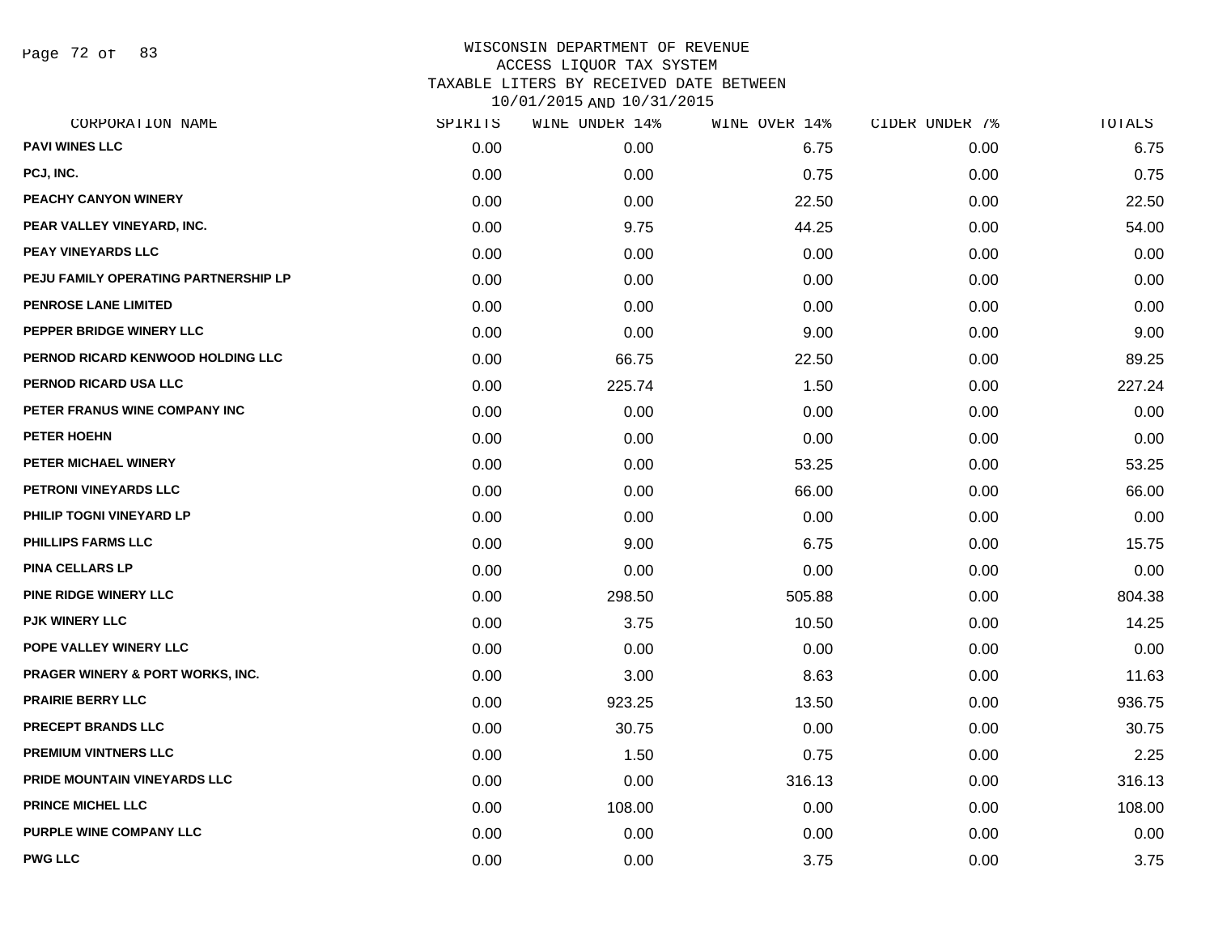WISCONSIN DEPARTMENT OF REVENUE
ACCESS LIQUOR TAX SYSTEM
TAXABLE LITERS BY RECEIVED DATE BETWEEN
10/01/2015 AND 10/31/2015

| CORPORATION NAME | SPIRITS | WINE UNDER 14% | WINE OVER 14% | CIDER UNDER 7% | TOTALS |
|---|---|---|---|---|---|
| PAVI WINES LLC | 0.00 | 0.00 | 6.75 | 0.00 | 6.75 |
| PCJ, INC. | 0.00 | 0.00 | 0.75 | 0.00 | 0.75 |
| PEACHY CANYON WINERY | 0.00 | 0.00 | 22.50 | 0.00 | 22.50 |
| PEAR VALLEY VINEYARD, INC. | 0.00 | 9.75 | 44.25 | 0.00 | 54.00 |
| PEAY VINEYARDS LLC | 0.00 | 0.00 | 0.00 | 0.00 | 0.00 |
| PEJU FAMILY OPERATING PARTNERSHIP LP | 0.00 | 0.00 | 0.00 | 0.00 | 0.00 |
| PENROSE LANE LIMITED | 0.00 | 0.00 | 0.00 | 0.00 | 0.00 |
| PEPPER BRIDGE WINERY LLC | 0.00 | 0.00 | 9.00 | 0.00 | 9.00 |
| PERNOD RICARD KENWOOD HOLDING LLC | 0.00 | 66.75 | 22.50 | 0.00 | 89.25 |
| PERNOD RICARD USA LLC | 0.00 | 225.74 | 1.50 | 0.00 | 227.24 |
| PETER FRANUS WINE COMPANY INC | 0.00 | 0.00 | 0.00 | 0.00 | 0.00 |
| PETER HOEHN | 0.00 | 0.00 | 0.00 | 0.00 | 0.00 |
| PETER MICHAEL WINERY | 0.00 | 0.00 | 53.25 | 0.00 | 53.25 |
| PETRONI VINEYARDS LLC | 0.00 | 0.00 | 66.00 | 0.00 | 66.00 |
| PHILIP TOGNI VINEYARD LP | 0.00 | 0.00 | 0.00 | 0.00 | 0.00 |
| PHILLIPS FARMS LLC | 0.00 | 9.00 | 6.75 | 0.00 | 15.75 |
| PINA CELLARS LP | 0.00 | 0.00 | 0.00 | 0.00 | 0.00 |
| PINE RIDGE WINERY LLC | 0.00 | 298.50 | 505.88 | 0.00 | 804.38 |
| PJK WINERY LLC | 0.00 | 3.75 | 10.50 | 0.00 | 14.25 |
| POPE VALLEY WINERY LLC | 0.00 | 0.00 | 0.00 | 0.00 | 0.00 |
| PRAGER WINERY & PORT WORKS, INC. | 0.00 | 3.00 | 8.63 | 0.00 | 11.63 |
| PRAIRIE BERRY LLC | 0.00 | 923.25 | 13.50 | 0.00 | 936.75 |
| PRECEPT BRANDS LLC | 0.00 | 30.75 | 0.00 | 0.00 | 30.75 |
| PREMIUM VINTNERS LLC | 0.00 | 1.50 | 0.75 | 0.00 | 2.25 |
| PRIDE MOUNTAIN VINEYARDS LLC | 0.00 | 0.00 | 316.13 | 0.00 | 316.13 |
| PRINCE MICHEL LLC | 0.00 | 108.00 | 0.00 | 0.00 | 108.00 |
| PURPLE WINE COMPANY LLC | 0.00 | 0.00 | 0.00 | 0.00 | 0.00 |
| PWG LLC | 0.00 | 0.00 | 3.75 | 0.00 | 3.75 |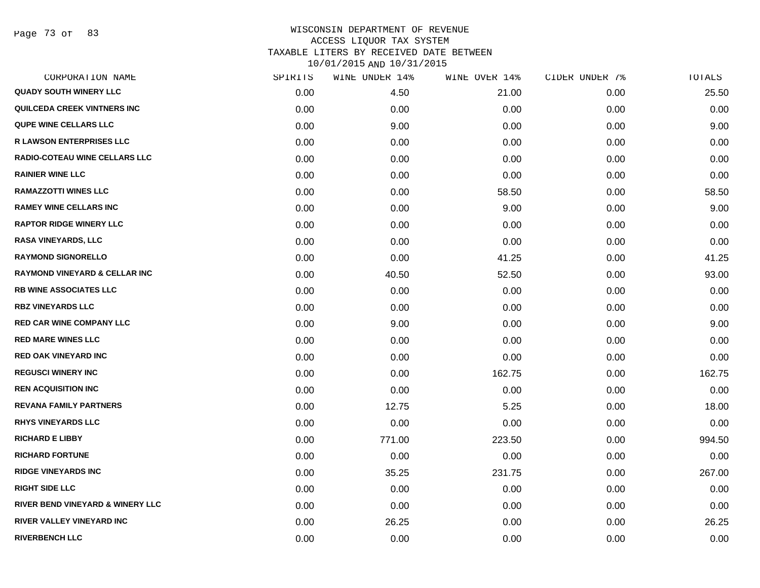WISCONSIN DEPARTMENT OF REVENUE
ACCESS LIQUOR TAX SYSTEM
TAXABLE LITERS BY RECEIVED DATE BETWEEN
10/01/2015 AND 10/31/2015

| CORPORATION NAME | SPIRITS | WINE UNDER 14% | WINE OVER 14% | CIDER UNDER 7% | TOTALS |
|---|---|---|---|---|---|
| QUADY SOUTH WINERY LLC | 0.00 | 4.50 | 21.00 | 0.00 | 25.50 |
| QUILCEDA CREEK VINTNERS INC | 0.00 | 0.00 | 0.00 | 0.00 | 0.00 |
| QUPE WINE CELLARS LLC | 0.00 | 9.00 | 0.00 | 0.00 | 9.00 |
| R LAWSON ENTERPRISES LLC | 0.00 | 0.00 | 0.00 | 0.00 | 0.00 |
| RADIO-COTEAU WINE CELLARS LLC | 0.00 | 0.00 | 0.00 | 0.00 | 0.00 |
| RAINIER WINE LLC | 0.00 | 0.00 | 0.00 | 0.00 | 0.00 |
| RAMAZZOTTI WINES LLC | 0.00 | 0.00 | 58.50 | 0.00 | 58.50 |
| RAMEY WINE CELLARS INC | 0.00 | 0.00 | 9.00 | 0.00 | 9.00 |
| RAPTOR RIDGE WINERY LLC | 0.00 | 0.00 | 0.00 | 0.00 | 0.00 |
| RASA VINEYARDS, LLC | 0.00 | 0.00 | 0.00 | 0.00 | 0.00 |
| RAYMOND SIGNORELLO | 0.00 | 0.00 | 41.25 | 0.00 | 41.25 |
| RAYMOND VINEYARD & CELLAR INC | 0.00 | 40.50 | 52.50 | 0.00 | 93.00 |
| RB WINE ASSOCIATES LLC | 0.00 | 0.00 | 0.00 | 0.00 | 0.00 |
| RBZ VINEYARDS LLC | 0.00 | 0.00 | 0.00 | 0.00 | 0.00 |
| RED CAR WINE COMPANY LLC | 0.00 | 9.00 | 0.00 | 0.00 | 9.00 |
| RED MARE WINES LLC | 0.00 | 0.00 | 0.00 | 0.00 | 0.00 |
| RED OAK VINEYARD INC | 0.00 | 0.00 | 0.00 | 0.00 | 0.00 |
| REGUSCI WINERY INC | 0.00 | 0.00 | 162.75 | 0.00 | 162.75 |
| REN ACQUISITION INC | 0.00 | 0.00 | 0.00 | 0.00 | 0.00 |
| REVANA FAMILY PARTNERS | 0.00 | 12.75 | 5.25 | 0.00 | 18.00 |
| RHYS VINEYARDS LLC | 0.00 | 0.00 | 0.00 | 0.00 | 0.00 |
| RICHARD E LIBBY | 0.00 | 771.00 | 223.50 | 0.00 | 994.50 |
| RICHARD FORTUNE | 0.00 | 0.00 | 0.00 | 0.00 | 0.00 |
| RIDGE VINEYARDS INC | 0.00 | 35.25 | 231.75 | 0.00 | 267.00 |
| RIGHT SIDE LLC | 0.00 | 0.00 | 0.00 | 0.00 | 0.00 |
| RIVER BEND VINEYARD & WINERY LLC | 0.00 | 0.00 | 0.00 | 0.00 | 0.00 |
| RIVER VALLEY VINEYARD INC | 0.00 | 26.25 | 0.00 | 0.00 | 26.25 |
| RIVERBENCH LLC | 0.00 | 0.00 | 0.00 | 0.00 | 0.00 |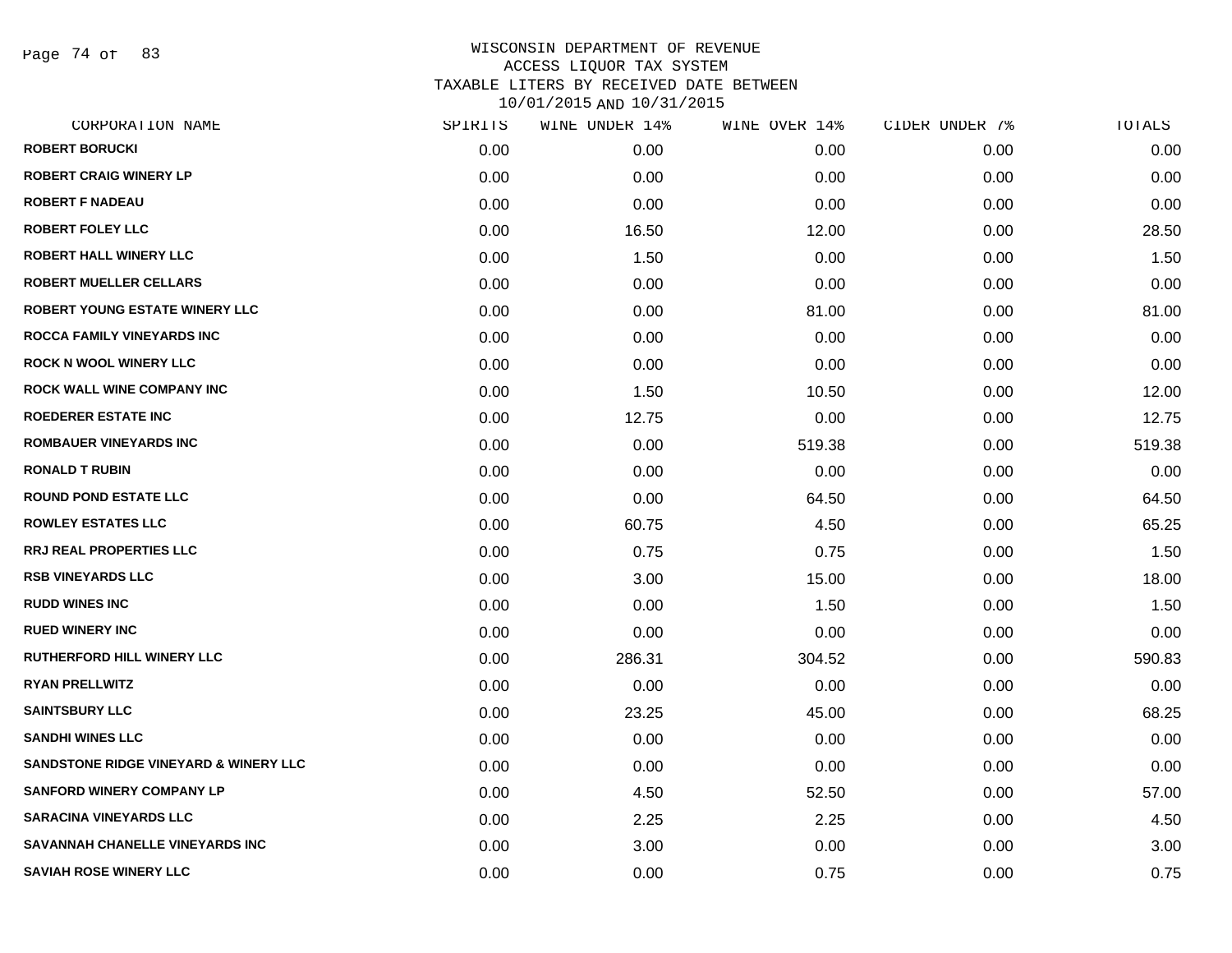WISCONSIN DEPARTMENT OF REVENUE
ACCESS LIQUOR TAX SYSTEM
TAXABLE LITERS BY RECEIVED DATE BETWEEN
10/01/2015 AND 10/31/2015

| CORPORATION NAME | SPIRITS | WINE UNDER 14% | WINE OVER 14% | CIDER UNDER 7% | TOTALS |
|---|---|---|---|---|---|
| ROBERT BORUCKI | 0.00 | 0.00 | 0.00 | 0.00 | 0.00 |
| ROBERT CRAIG WINERY LP | 0.00 | 0.00 | 0.00 | 0.00 | 0.00 |
| ROBERT F NADEAU | 0.00 | 0.00 | 0.00 | 0.00 | 0.00 |
| ROBERT FOLEY LLC | 0.00 | 16.50 | 12.00 | 0.00 | 28.50 |
| ROBERT HALL WINERY LLC | 0.00 | 1.50 | 0.00 | 0.00 | 1.50 |
| ROBERT MUELLER CELLARS | 0.00 | 0.00 | 0.00 | 0.00 | 0.00 |
| ROBERT YOUNG ESTATE WINERY LLC | 0.00 | 0.00 | 81.00 | 0.00 | 81.00 |
| ROCCA FAMILY VINEYARDS INC | 0.00 | 0.00 | 0.00 | 0.00 | 0.00 |
| ROCK N WOOL WINERY LLC | 0.00 | 0.00 | 0.00 | 0.00 | 0.00 |
| ROCK WALL WINE COMPANY INC | 0.00 | 1.50 | 10.50 | 0.00 | 12.00 |
| ROEDERER ESTATE INC | 0.00 | 12.75 | 0.00 | 0.00 | 12.75 |
| ROMBAUER VINEYARDS INC | 0.00 | 0.00 | 519.38 | 0.00 | 519.38 |
| RONALD T RUBIN | 0.00 | 0.00 | 0.00 | 0.00 | 0.00 |
| ROUND POND ESTATE LLC | 0.00 | 0.00 | 64.50 | 0.00 | 64.50 |
| ROWLEY ESTATES LLC | 0.00 | 60.75 | 4.50 | 0.00 | 65.25 |
| RRJ REAL PROPERTIES LLC | 0.00 | 0.75 | 0.75 | 0.00 | 1.50 |
| RSB VINEYARDS LLC | 0.00 | 3.00 | 15.00 | 0.00 | 18.00 |
| RUDD WINES INC | 0.00 | 0.00 | 1.50 | 0.00 | 1.50 |
| RUED WINERY INC | 0.00 | 0.00 | 0.00 | 0.00 | 0.00 |
| RUTHERFORD HILL WINERY LLC | 0.00 | 286.31 | 304.52 | 0.00 | 590.83 |
| RYAN PRELLWITZ | 0.00 | 0.00 | 0.00 | 0.00 | 0.00 |
| SAINTSBURY LLC | 0.00 | 23.25 | 45.00 | 0.00 | 68.25 |
| SANDHI WINES LLC | 0.00 | 0.00 | 0.00 | 0.00 | 0.00 |
| SANDSTONE RIDGE VINEYARD & WINERY LLC | 0.00 | 0.00 | 0.00 | 0.00 | 0.00 |
| SANFORD WINERY COMPANY LP | 0.00 | 4.50 | 52.50 | 0.00 | 57.00 |
| SARACINA VINEYARDS LLC | 0.00 | 2.25 | 2.25 | 0.00 | 4.50 |
| SAVANNAH CHANELLE VINEYARDS INC | 0.00 | 3.00 | 0.00 | 0.00 | 3.00 |
| SAVIAH ROSE WINERY LLC | 0.00 | 0.00 | 0.75 | 0.00 | 0.75 |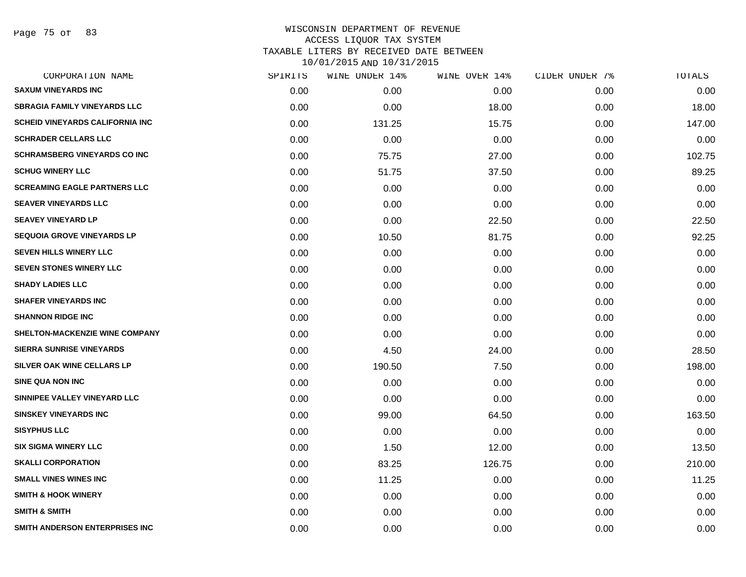WISCONSIN DEPARTMENT OF REVENUE
ACCESS LIQUOR TAX SYSTEM
TAXABLE LITERS BY RECEIVED DATE BETWEEN
10/01/2015 AND 10/31/2015

| CORPORATION NAME | SPIRITS | WINE UNDER 14% | WINE OVER 14% | CIDER UNDER 7% | TOTALS |
|---|---|---|---|---|---|
| SAXUM VINEYARDS INC | 0.00 | 0.00 | 0.00 | 0.00 | 0.00 |
| SBRAGIA FAMILY VINEYARDS LLC | 0.00 | 0.00 | 18.00 | 0.00 | 18.00 |
| SCHEID VINEYARDS CALIFORNIA INC | 0.00 | 131.25 | 15.75 | 0.00 | 147.00 |
| SCHRADER CELLARS LLC | 0.00 | 0.00 | 0.00 | 0.00 | 0.00 |
| SCHRAMSBERG VINEYARDS CO INC | 0.00 | 75.75 | 27.00 | 0.00 | 102.75 |
| SCHUG WINERY LLC | 0.00 | 51.75 | 37.50 | 0.00 | 89.25 |
| SCREAMING EAGLE PARTNERS LLC | 0.00 | 0.00 | 0.00 | 0.00 | 0.00 |
| SEAVER VINEYARDS LLC | 0.00 | 0.00 | 0.00 | 0.00 | 0.00 |
| SEAVEY VINEYARD LP | 0.00 | 0.00 | 22.50 | 0.00 | 22.50 |
| SEQUOIA GROVE VINEYARDS LP | 0.00 | 10.50 | 81.75 | 0.00 | 92.25 |
| SEVEN HILLS WINERY LLC | 0.00 | 0.00 | 0.00 | 0.00 | 0.00 |
| SEVEN STONES WINERY LLC | 0.00 | 0.00 | 0.00 | 0.00 | 0.00 |
| SHADY LADIES LLC | 0.00 | 0.00 | 0.00 | 0.00 | 0.00 |
| SHAFER VINEYARDS INC | 0.00 | 0.00 | 0.00 | 0.00 | 0.00 |
| SHANNON RIDGE INC | 0.00 | 0.00 | 0.00 | 0.00 | 0.00 |
| SHELTON-MACKENZIE WINE COMPANY | 0.00 | 0.00 | 0.00 | 0.00 | 0.00 |
| SIERRA SUNRISE VINEYARDS | 0.00 | 4.50 | 24.00 | 0.00 | 28.50 |
| SILVER OAK WINE CELLARS LP | 0.00 | 190.50 | 7.50 | 0.00 | 198.00 |
| SINE QUA NON INC | 0.00 | 0.00 | 0.00 | 0.00 | 0.00 |
| SINNIPEE VALLEY VINEYARD LLC | 0.00 | 0.00 | 0.00 | 0.00 | 0.00 |
| SINSKEY VINEYARDS INC | 0.00 | 99.00 | 64.50 | 0.00 | 163.50 |
| SISYPHUS LLC | 0.00 | 0.00 | 0.00 | 0.00 | 0.00 |
| SIX SIGMA WINERY LLC | 0.00 | 1.50 | 12.00 | 0.00 | 13.50 |
| SKALLI CORPORATION | 0.00 | 83.25 | 126.75 | 0.00 | 210.00 |
| SMALL VINES WINES INC | 0.00 | 11.25 | 0.00 | 0.00 | 11.25 |
| SMITH & HOOK WINERY | 0.00 | 0.00 | 0.00 | 0.00 | 0.00 |
| SMITH & SMITH | 0.00 | 0.00 | 0.00 | 0.00 | 0.00 |
| SMITH ANDERSON ENTERPRISES INC | 0.00 | 0.00 | 0.00 | 0.00 | 0.00 |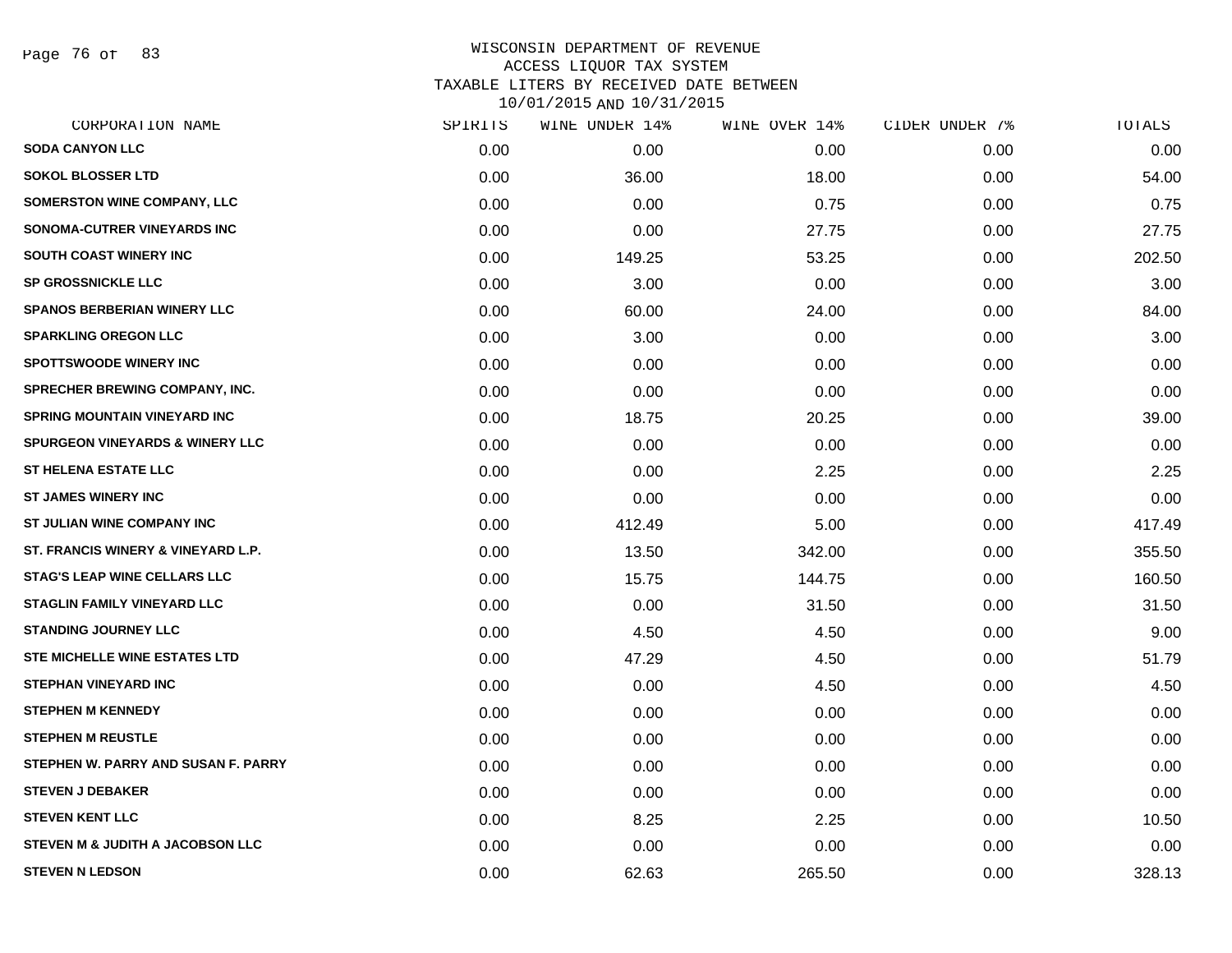WISCONSIN DEPARTMENT OF REVENUE
ACCESS LIQUOR TAX SYSTEM
TAXABLE LITERS BY RECEIVED DATE BETWEEN
10/01/2015 AND 10/31/2015

| CORPORATION NAME | SPIRITS | WINE UNDER 14% | WINE OVER 14% | CIDER UNDER 7% | TOTALS |
|---|---|---|---|---|---|
| SODA CANYON LLC | 0.00 | 0.00 | 0.00 | 0.00 | 0.00 |
| SOKOL BLOSSER LTD | 0.00 | 36.00 | 18.00 | 0.00 | 54.00 |
| SOMERSTON WINE COMPANY, LLC | 0.00 | 0.00 | 0.75 | 0.00 | 0.75 |
| SONOMA-CUTRER VINEYARDS INC | 0.00 | 0.00 | 27.75 | 0.00 | 27.75 |
| SOUTH COAST WINERY INC | 0.00 | 149.25 | 53.25 | 0.00 | 202.50 |
| SP GROSSNICKLE LLC | 0.00 | 3.00 | 0.00 | 0.00 | 3.00 |
| SPANOS BERBERIAN WINERY LLC | 0.00 | 60.00 | 24.00 | 0.00 | 84.00 |
| SPARKLING OREGON LLC | 0.00 | 3.00 | 0.00 | 0.00 | 3.00 |
| SPOTTSWOODE WINERY INC | 0.00 | 0.00 | 0.00 | 0.00 | 0.00 |
| SPRECHER BREWING COMPANY, INC. | 0.00 | 0.00 | 0.00 | 0.00 | 0.00 |
| SPRING MOUNTAIN VINEYARD INC | 0.00 | 18.75 | 20.25 | 0.00 | 39.00 |
| SPURGEON VINEYARDS & WINERY LLC | 0.00 | 0.00 | 0.00 | 0.00 | 0.00 |
| ST HELENA ESTATE LLC | 0.00 | 0.00 | 2.25 | 0.00 | 2.25 |
| ST JAMES WINERY INC | 0.00 | 0.00 | 0.00 | 0.00 | 0.00 |
| ST JULIAN WINE COMPANY INC | 0.00 | 412.49 | 5.00 | 0.00 | 417.49 |
| ST. FRANCIS WINERY & VINEYARD L.P. | 0.00 | 13.50 | 342.00 | 0.00 | 355.50 |
| STAG'S LEAP WINE CELLARS LLC | 0.00 | 15.75 | 144.75 | 0.00 | 160.50 |
| STAGLIN FAMILY VINEYARD LLC | 0.00 | 0.00 | 31.50 | 0.00 | 31.50 |
| STANDING JOURNEY LLC | 0.00 | 4.50 | 4.50 | 0.00 | 9.00 |
| STE MICHELLE WINE ESTATES LTD | 0.00 | 47.29 | 4.50 | 0.00 | 51.79 |
| STEPHAN VINEYARD INC | 0.00 | 0.00 | 4.50 | 0.00 | 4.50 |
| STEPHEN M KENNEDY | 0.00 | 0.00 | 0.00 | 0.00 | 0.00 |
| STEPHEN M REUSTLE | 0.00 | 0.00 | 0.00 | 0.00 | 0.00 |
| STEPHEN W. PARRY AND SUSAN F. PARRY | 0.00 | 0.00 | 0.00 | 0.00 | 0.00 |
| STEVEN J DEBAKER | 0.00 | 0.00 | 0.00 | 0.00 | 0.00 |
| STEVEN KENT LLC | 0.00 | 8.25 | 2.25 | 0.00 | 10.50 |
| STEVEN M & JUDITH A JACOBSON LLC | 0.00 | 0.00 | 0.00 | 0.00 | 0.00 |
| STEVEN N LEDSON | 0.00 | 62.63 | 265.50 | 0.00 | 328.13 |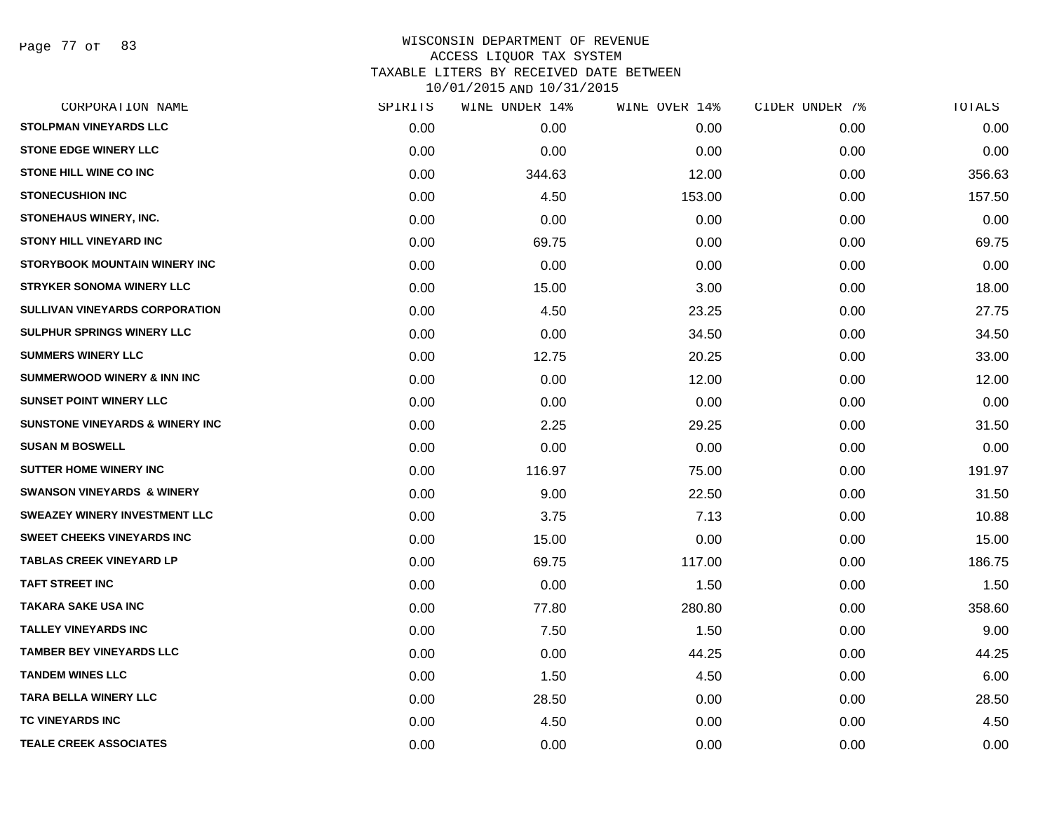WISCONSIN DEPARTMENT OF REVENUE
ACCESS LIQUOR TAX SYSTEM
TAXABLE LITERS BY RECEIVED DATE BETWEEN
10/01/2015 AND 10/31/2015

| CORPORATION NAME | SPIRITS | WINE UNDER 14% | WINE OVER 14% | CIDER UNDER 7% | TOTALS |
|---|---|---|---|---|---|
| STOLPMAN VINEYARDS LLC | 0.00 | 0.00 | 0.00 | 0.00 | 0.00 |
| STONE EDGE WINERY LLC | 0.00 | 0.00 | 0.00 | 0.00 | 0.00 |
| STONE HILL WINE CO INC | 0.00 | 344.63 | 12.00 | 0.00 | 356.63 |
| STONECUSHION INC | 0.00 | 4.50 | 153.00 | 0.00 | 157.50 |
| STONEHAUS WINERY, INC. | 0.00 | 0.00 | 0.00 | 0.00 | 0.00 |
| STONY HILL VINEYARD INC | 0.00 | 69.75 | 0.00 | 0.00 | 69.75 |
| STORYBOOK MOUNTAIN WINERY INC | 0.00 | 0.00 | 0.00 | 0.00 | 0.00 |
| STRYKER SONOMA WINERY LLC | 0.00 | 15.00 | 3.00 | 0.00 | 18.00 |
| SULLIVAN VINEYARDS CORPORATION | 0.00 | 4.50 | 23.25 | 0.00 | 27.75 |
| SULPHUR SPRINGS WINERY LLC | 0.00 | 0.00 | 34.50 | 0.00 | 34.50 |
| SUMMERS WINERY LLC | 0.00 | 12.75 | 20.25 | 0.00 | 33.00 |
| SUMMERWOOD WINERY & INN INC | 0.00 | 0.00 | 12.00 | 0.00 | 12.00 |
| SUNSET POINT WINERY LLC | 0.00 | 0.00 | 0.00 | 0.00 | 0.00 |
| SUNSTONE VINEYARDS & WINERY INC | 0.00 | 2.25 | 29.25 | 0.00 | 31.50 |
| SUSAN M BOSWELL | 0.00 | 0.00 | 0.00 | 0.00 | 0.00 |
| SUTTER HOME WINERY INC | 0.00 | 116.97 | 75.00 | 0.00 | 191.97 |
| SWANSON VINEYARDS & WINERY | 0.00 | 9.00 | 22.50 | 0.00 | 31.50 |
| SWEAZEY WINERY INVESTMENT LLC | 0.00 | 3.75 | 7.13 | 0.00 | 10.88 |
| SWEET CHEEKS VINEYARDS INC | 0.00 | 15.00 | 0.00 | 0.00 | 15.00 |
| TABLAS CREEK VINEYARD LP | 0.00 | 69.75 | 117.00 | 0.00 | 186.75 |
| TAFT STREET INC | 0.00 | 0.00 | 1.50 | 0.00 | 1.50 |
| TAKARA SAKE USA INC | 0.00 | 77.80 | 280.80 | 0.00 | 358.60 |
| TALLEY VINEYARDS INC | 0.00 | 7.50 | 1.50 | 0.00 | 9.00 |
| TAMBER BEY VINEYARDS LLC | 0.00 | 0.00 | 44.25 | 0.00 | 44.25 |
| TANDEM WINES LLC | 0.00 | 1.50 | 4.50 | 0.00 | 6.00 |
| TARA BELLA WINERY LLC | 0.00 | 28.50 | 0.00 | 0.00 | 28.50 |
| TC VINEYARDS INC | 0.00 | 4.50 | 0.00 | 0.00 | 4.50 |
| TEALE CREEK ASSOCIATES | 0.00 | 0.00 | 0.00 | 0.00 | 0.00 |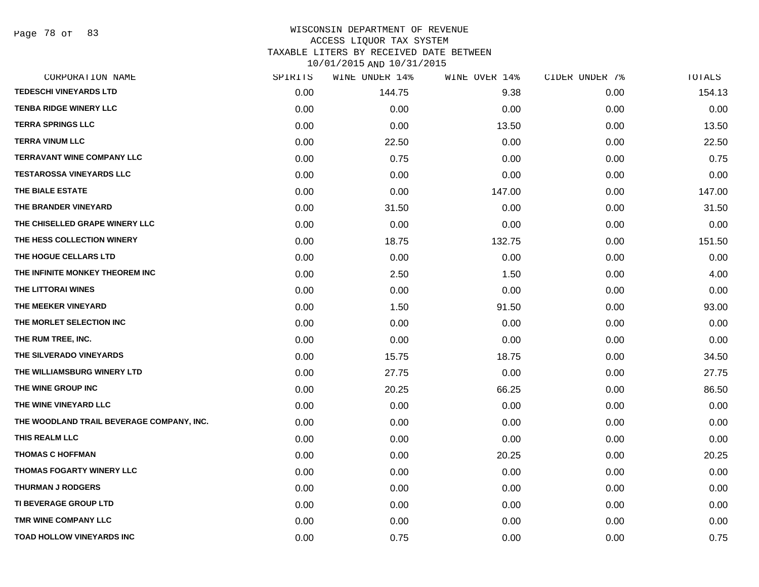# WISCONSIN DEPARTMENT OF REVENUE
## ACCESS LIQUOR TAX SYSTEM
### TAXABLE LITERS BY RECEIVED DATE BETWEEN 10/01/2015 AND 10/31/2015

| CORPORATION NAME | SPIRITS | WINE UNDER 14% | WINE OVER 14% | CIDER UNDER 7% | TOTALS |
|---|---|---|---|---|---|
| TEDESCHI VINEYARDS LTD | 0.00 | 144.75 | 9.38 | 0.00 | 154.13 |
| TENBA RIDGE WINERY LLC | 0.00 | 0.00 | 0.00 | 0.00 | 0.00 |
| TERRA SPRINGS LLC | 0.00 | 0.00 | 13.50 | 0.00 | 13.50 |
| TERRA VINUM LLC | 0.00 | 22.50 | 0.00 | 0.00 | 22.50 |
| TERRAVANT WINE COMPANY LLC | 0.00 | 0.75 | 0.00 | 0.00 | 0.75 |
| TESTAROSSA VINEYARDS LLC | 0.00 | 0.00 | 0.00 | 0.00 | 0.00 |
| THE BIALE ESTATE | 0.00 | 0.00 | 147.00 | 0.00 | 147.00 |
| THE BRANDER VINEYARD | 0.00 | 31.50 | 0.00 | 0.00 | 31.50 |
| THE CHISELLED GRAPE WINERY LLC | 0.00 | 0.00 | 0.00 | 0.00 | 0.00 |
| THE HESS COLLECTION WINERY | 0.00 | 18.75 | 132.75 | 0.00 | 151.50 |
| THE HOGUE CELLARS LTD | 0.00 | 0.00 | 0.00 | 0.00 | 0.00 |
| THE INFINITE MONKEY THEOREM INC | 0.00 | 2.50 | 1.50 | 0.00 | 4.00 |
| THE LITTORAI WINES | 0.00 | 0.00 | 0.00 | 0.00 | 0.00 |
| THE MEEKER VINEYARD | 0.00 | 1.50 | 91.50 | 0.00 | 93.00 |
| THE MORLET SELECTION INC | 0.00 | 0.00 | 0.00 | 0.00 | 0.00 |
| THE RUM TREE, INC. | 0.00 | 0.00 | 0.00 | 0.00 | 0.00 |
| THE SILVERADO VINEYARDS | 0.00 | 15.75 | 18.75 | 0.00 | 34.50 |
| THE WILLIAMSBURG WINERY LTD | 0.00 | 27.75 | 0.00 | 0.00 | 27.75 |
| THE WINE GROUP INC | 0.00 | 20.25 | 66.25 | 0.00 | 86.50 |
| THE WINE VINEYARD LLC | 0.00 | 0.00 | 0.00 | 0.00 | 0.00 |
| THE WOODLAND TRAIL BEVERAGE COMPANY, INC. | 0.00 | 0.00 | 0.00 | 0.00 | 0.00 |
| THIS REALM LLC | 0.00 | 0.00 | 0.00 | 0.00 | 0.00 |
| THOMAS C HOFFMAN | 0.00 | 0.00 | 20.25 | 0.00 | 20.25 |
| THOMAS FOGARTY WINERY LLC | 0.00 | 0.00 | 0.00 | 0.00 | 0.00 |
| THURMAN J RODGERS | 0.00 | 0.00 | 0.00 | 0.00 | 0.00 |
| TI BEVERAGE GROUP LTD | 0.00 | 0.00 | 0.00 | 0.00 | 0.00 |
| TMR WINE COMPANY LLC | 0.00 | 0.00 | 0.00 | 0.00 | 0.00 |
| TOAD HOLLOW VINEYARDS INC | 0.00 | 0.75 | 0.00 | 0.00 | 0.75 |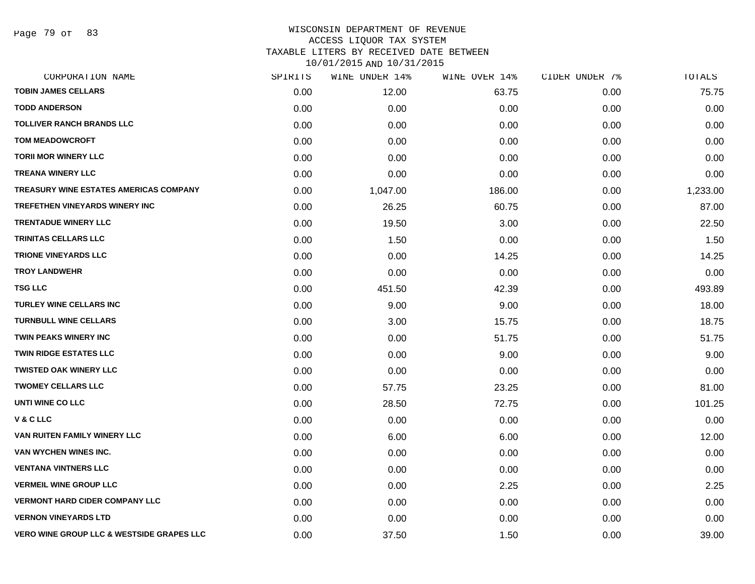WISCONSIN DEPARTMENT OF REVENUE
ACCESS LIQUOR TAX SYSTEM
TAXABLE LITERS BY RECEIVED DATE BETWEEN
10/01/2015 AND 10/31/2015

| CORPORATION NAME | SPIRITS | WINE UNDER 14% | WINE OVER 14% | CIDER UNDER 7% | TOTALS |
|---|---|---|---|---|---|
| TOBIN JAMES CELLARS | 0.00 | 12.00 | 63.75 | 0.00 | 75.75 |
| TODD ANDERSON | 0.00 | 0.00 | 0.00 | 0.00 | 0.00 |
| TOLLIVER RANCH BRANDS LLC | 0.00 | 0.00 | 0.00 | 0.00 | 0.00 |
| TOM MEADOWCROFT | 0.00 | 0.00 | 0.00 | 0.00 | 0.00 |
| TORII MOR WINERY LLC | 0.00 | 0.00 | 0.00 | 0.00 | 0.00 |
| TREANA WINERY LLC | 0.00 | 0.00 | 0.00 | 0.00 | 0.00 |
| TREASURY WINE ESTATES AMERICAS COMPANY | 0.00 | 1,047.00 | 186.00 | 0.00 | 1,233.00 |
| TREFETHEN VINEYARDS WINERY INC | 0.00 | 26.25 | 60.75 | 0.00 | 87.00 |
| TRENTADUE WINERY LLC | 0.00 | 19.50 | 3.00 | 0.00 | 22.50 |
| TRINITAS CELLARS LLC | 0.00 | 1.50 | 0.00 | 0.00 | 1.50 |
| TRIONE VINEYARDS LLC | 0.00 | 0.00 | 14.25 | 0.00 | 14.25 |
| TROY LANDWEHR | 0.00 | 0.00 | 0.00 | 0.00 | 0.00 |
| TSG LLC | 0.00 | 451.50 | 42.39 | 0.00 | 493.89 |
| TURLEY WINE CELLARS INC | 0.00 | 9.00 | 9.00 | 0.00 | 18.00 |
| TURNBULL WINE CELLARS | 0.00 | 3.00 | 15.75 | 0.00 | 18.75 |
| TWIN PEAKS WINERY INC | 0.00 | 0.00 | 51.75 | 0.00 | 51.75 |
| TWIN RIDGE ESTATES LLC | 0.00 | 0.00 | 9.00 | 0.00 | 9.00 |
| TWISTED OAK WINERY LLC | 0.00 | 0.00 | 0.00 | 0.00 | 0.00 |
| TWOMEY CELLARS LLC | 0.00 | 57.75 | 23.25 | 0.00 | 81.00 |
| UNTI WINE CO LLC | 0.00 | 28.50 | 72.75 | 0.00 | 101.25 |
| V & C LLC | 0.00 | 0.00 | 0.00 | 0.00 | 0.00 |
| VAN RUITEN FAMILY WINERY LLC | 0.00 | 6.00 | 6.00 | 0.00 | 12.00 |
| VAN WYCHEN WINES INC. | 0.00 | 0.00 | 0.00 | 0.00 | 0.00 |
| VENTANA VINTNERS LLC | 0.00 | 0.00 | 0.00 | 0.00 | 0.00 |
| VERMEIL WINE GROUP LLC | 0.00 | 0.00 | 2.25 | 0.00 | 2.25 |
| VERMONT HARD CIDER COMPANY LLC | 0.00 | 0.00 | 0.00 | 0.00 | 0.00 |
| VERNON VINEYARDS LTD | 0.00 | 0.00 | 0.00 | 0.00 | 0.00 |
| VERO WINE GROUP LLC & WESTSIDE GRAPES LLC | 0.00 | 37.50 | 1.50 | 0.00 | 39.00 |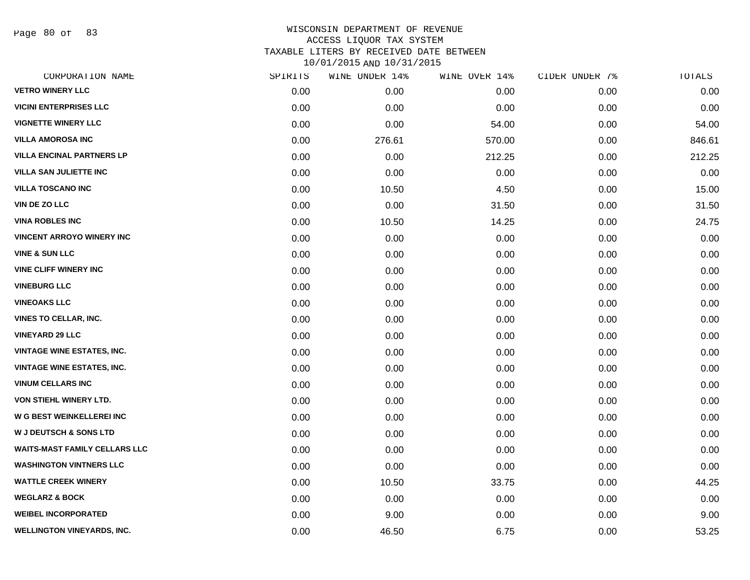WISCONSIN DEPARTMENT OF REVENUE
ACCESS LIQUOR TAX SYSTEM
TAXABLE LITERS BY RECEIVED DATE BETWEEN
10/01/2015 AND 10/31/2015

| CORPORATION NAME | SPIRITS | WINE UNDER 14% | WINE OVER 14% | CIDER UNDER 7% | TOTALS |
|---|---|---|---|---|---|
| VETRO WINERY LLC | 0.00 | 0.00 | 0.00 | 0.00 | 0.00 |
| VICINI ENTERPRISES LLC | 0.00 | 0.00 | 0.00 | 0.00 | 0.00 |
| VIGNETTE WINERY LLC | 0.00 | 0.00 | 54.00 | 0.00 | 54.00 |
| VILLA AMOROSA INC | 0.00 | 276.61 | 570.00 | 0.00 | 846.61 |
| VILLA ENCINAL PARTNERS LP | 0.00 | 0.00 | 212.25 | 0.00 | 212.25 |
| VILLA SAN JULIETTE INC | 0.00 | 0.00 | 0.00 | 0.00 | 0.00 |
| VILLA TOSCANO INC | 0.00 | 10.50 | 4.50 | 0.00 | 15.00 |
| VIN DE ZO LLC | 0.00 | 0.00 | 31.50 | 0.00 | 31.50 |
| VINA ROBLES INC | 0.00 | 10.50 | 14.25 | 0.00 | 24.75 |
| VINCENT ARROYO WINERY INC | 0.00 | 0.00 | 0.00 | 0.00 | 0.00 |
| VINE & SUN LLC | 0.00 | 0.00 | 0.00 | 0.00 | 0.00 |
| VINE CLIFF WINERY INC | 0.00 | 0.00 | 0.00 | 0.00 | 0.00 |
| VINEBURG LLC | 0.00 | 0.00 | 0.00 | 0.00 | 0.00 |
| VINEOAKS LLC | 0.00 | 0.00 | 0.00 | 0.00 | 0.00 |
| VINES TO CELLAR, INC. | 0.00 | 0.00 | 0.00 | 0.00 | 0.00 |
| VINEYARD 29 LLC | 0.00 | 0.00 | 0.00 | 0.00 | 0.00 |
| VINTAGE WINE ESTATES, INC. | 0.00 | 0.00 | 0.00 | 0.00 | 0.00 |
| VINTAGE WINE ESTATES, INC. | 0.00 | 0.00 | 0.00 | 0.00 | 0.00 |
| VINUM CELLARS INC | 0.00 | 0.00 | 0.00 | 0.00 | 0.00 |
| VON STIEHL WINERY LTD. | 0.00 | 0.00 | 0.00 | 0.00 | 0.00 |
| W G BEST WEINKELLEREI INC | 0.00 | 0.00 | 0.00 | 0.00 | 0.00 |
| W J DEUTSCH & SONS LTD | 0.00 | 0.00 | 0.00 | 0.00 | 0.00 |
| WAITS-MAST FAMILY CELLARS LLC | 0.00 | 0.00 | 0.00 | 0.00 | 0.00 |
| WASHINGTON VINTNERS LLC | 0.00 | 0.00 | 0.00 | 0.00 | 0.00 |
| WATTLE CREEK WINERY | 0.00 | 10.50 | 33.75 | 0.00 | 44.25 |
| WEGLARZ & BOCK | 0.00 | 0.00 | 0.00 | 0.00 | 0.00 |
| WEIBEL INCORPORATED | 0.00 | 9.00 | 0.00 | 0.00 | 9.00 |
| WELLINGTON VINEYARDS, INC. | 0.00 | 46.50 | 6.75 | 0.00 | 53.25 |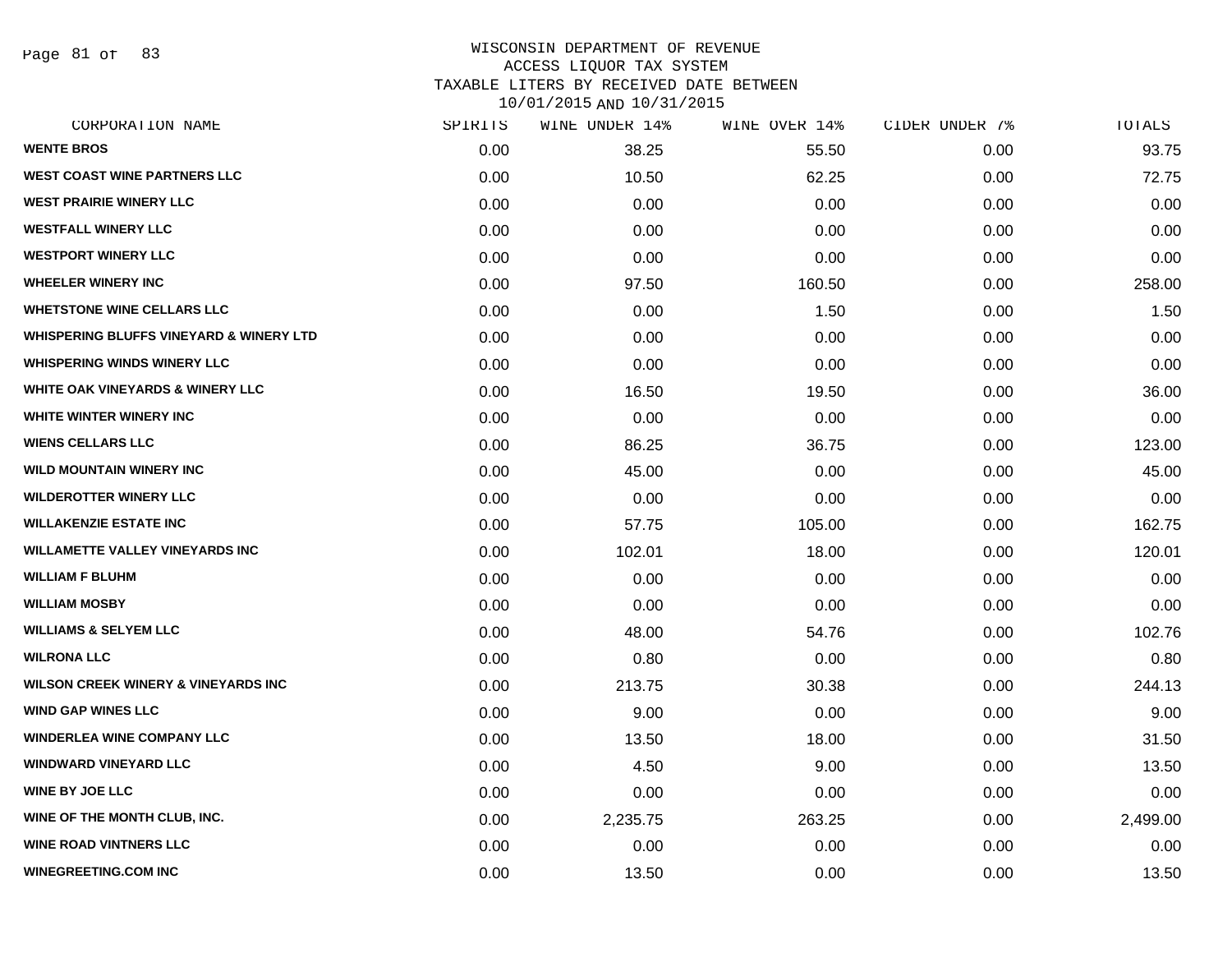WISCONSIN DEPARTMENT OF REVENUE
ACCESS LIQUOR TAX SYSTEM
TAXABLE LITERS BY RECEIVED DATE BETWEEN
10/01/2015 AND 10/31/2015

| CORPORATION NAME | SPIRITS | WINE UNDER 14% | WINE OVER 14% | CIDER UNDER 7% | TOTALS |
|---|---|---|---|---|---|
| WENTE BROS | 0.00 | 38.25 | 55.50 | 0.00 | 93.75 |
| WEST COAST WINE PARTNERS LLC | 0.00 | 10.50 | 62.25 | 0.00 | 72.75 |
| WEST PRAIRIE WINERY LLC | 0.00 | 0.00 | 0.00 | 0.00 | 0.00 |
| WESTFALL WINERY LLC | 0.00 | 0.00 | 0.00 | 0.00 | 0.00 |
| WESTPORT WINERY LLC | 0.00 | 0.00 | 0.00 | 0.00 | 0.00 |
| WHEELER WINERY INC | 0.00 | 97.50 | 160.50 | 0.00 | 258.00 |
| WHETSTONE WINE CELLARS LLC | 0.00 | 0.00 | 1.50 | 0.00 | 1.50 |
| WHISPERING BLUFFS VINEYARD & WINERY LTD | 0.00 | 0.00 | 0.00 | 0.00 | 0.00 |
| WHISPERING WINDS WINERY LLC | 0.00 | 0.00 | 0.00 | 0.00 | 0.00 |
| WHITE OAK VINEYARDS & WINERY LLC | 0.00 | 16.50 | 19.50 | 0.00 | 36.00 |
| WHITE WINTER WINERY INC | 0.00 | 0.00 | 0.00 | 0.00 | 0.00 |
| WIENS CELLARS LLC | 0.00 | 86.25 | 36.75 | 0.00 | 123.00 |
| WILD MOUNTAIN WINERY INC | 0.00 | 45.00 | 0.00 | 0.00 | 45.00 |
| WILDEROTTER WINERY LLC | 0.00 | 0.00 | 0.00 | 0.00 | 0.00 |
| WILLAKENZIE ESTATE INC | 0.00 | 57.75 | 105.00 | 0.00 | 162.75 |
| WILLAMETTE VALLEY VINEYARDS INC | 0.00 | 102.01 | 18.00 | 0.00 | 120.01 |
| WILLIAM F BLUHM | 0.00 | 0.00 | 0.00 | 0.00 | 0.00 |
| WILLIAM MOSBY | 0.00 | 0.00 | 0.00 | 0.00 | 0.00 |
| WILLIAMS & SELYEM LLC | 0.00 | 48.00 | 54.76 | 0.00 | 102.76 |
| WILRONA LLC | 0.00 | 0.80 | 0.00 | 0.00 | 0.80 |
| WILSON CREEK WINERY & VINEYARDS INC | 0.00 | 213.75 | 30.38 | 0.00 | 244.13 |
| WIND GAP WINES LLC | 0.00 | 9.00 | 0.00 | 0.00 | 9.00 |
| WINDERLEA WINE COMPANY LLC | 0.00 | 13.50 | 18.00 | 0.00 | 31.50 |
| WINDWARD VINEYARD LLC | 0.00 | 4.50 | 9.00 | 0.00 | 13.50 |
| WINE BY JOE LLC | 0.00 | 0.00 | 0.00 | 0.00 | 0.00 |
| WINE OF THE MONTH CLUB, INC. | 0.00 | 2,235.75 | 263.25 | 0.00 | 2,499.00 |
| WINE ROAD VINTNERS LLC | 0.00 | 0.00 | 0.00 | 0.00 | 0.00 |
| WINEGREETING.COM INC | 0.00 | 13.50 | 0.00 | 0.00 | 13.50 |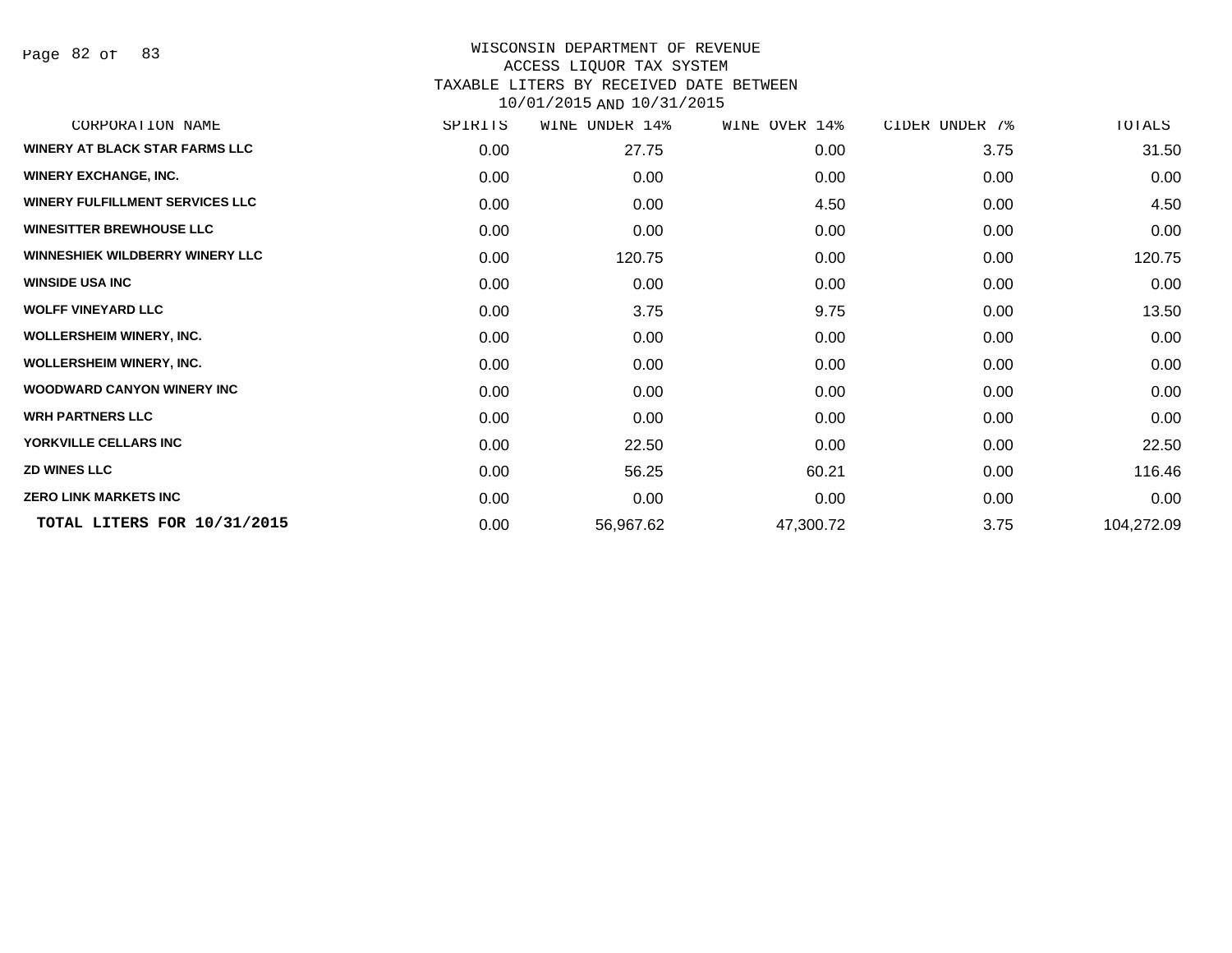# WISCONSIN DEPARTMENT OF REVENUE
## ACCESS LIQUOR TAX SYSTEM
## TAXABLE LITERS BY RECEIVED DATE BETWEEN 10/01/2015 AND 10/31/2015

| CORPORATION NAME | SPIRITS | WINE UNDER 14% | WINE OVER 14% | CIDER UNDER 7% | TOTALS |
|---|---|---|---|---|---|
| WINERY AT BLACK STAR FARMS LLC | 0.00 | 27.75 | 0.00 | 3.75 | 31.50 |
| WINERY EXCHANGE, INC. | 0.00 | 0.00 | 0.00 | 0.00 | 0.00 |
| WINERY FULFILLMENT SERVICES LLC | 0.00 | 0.00 | 4.50 | 0.00 | 4.50 |
| WINESITTER BREWHOUSE LLC | 0.00 | 0.00 | 0.00 | 0.00 | 0.00 |
| WINNESHIEK WILDBERRY WINERY LLC | 0.00 | 120.75 | 0.00 | 0.00 | 120.75 |
| WINSIDE USA INC | 0.00 | 0.00 | 0.00 | 0.00 | 0.00 |
| WOLFF VINEYARD LLC | 0.00 | 3.75 | 9.75 | 0.00 | 13.50 |
| WOLLERSHEIM WINERY, INC. | 0.00 | 0.00 | 0.00 | 0.00 | 0.00 |
| WOLLERSHEIM WINERY, INC. | 0.00 | 0.00 | 0.00 | 0.00 | 0.00 |
| WOODWARD CANYON WINERY INC | 0.00 | 0.00 | 0.00 | 0.00 | 0.00 |
| WRH PARTNERS LLC | 0.00 | 0.00 | 0.00 | 0.00 | 0.00 |
| YORKVILLE CELLARS INC | 0.00 | 22.50 | 0.00 | 0.00 | 22.50 |
| ZD WINES LLC | 0.00 | 56.25 | 60.21 | 0.00 | 116.46 |
| ZERO LINK MARKETS INC | 0.00 | 0.00 | 0.00 | 0.00 | 0.00 |
| **TOTAL LITERS FOR 10/31/2015** | 0.00 | 56,967.62 | 47,300.72 | 3.75 | 104,272.09 |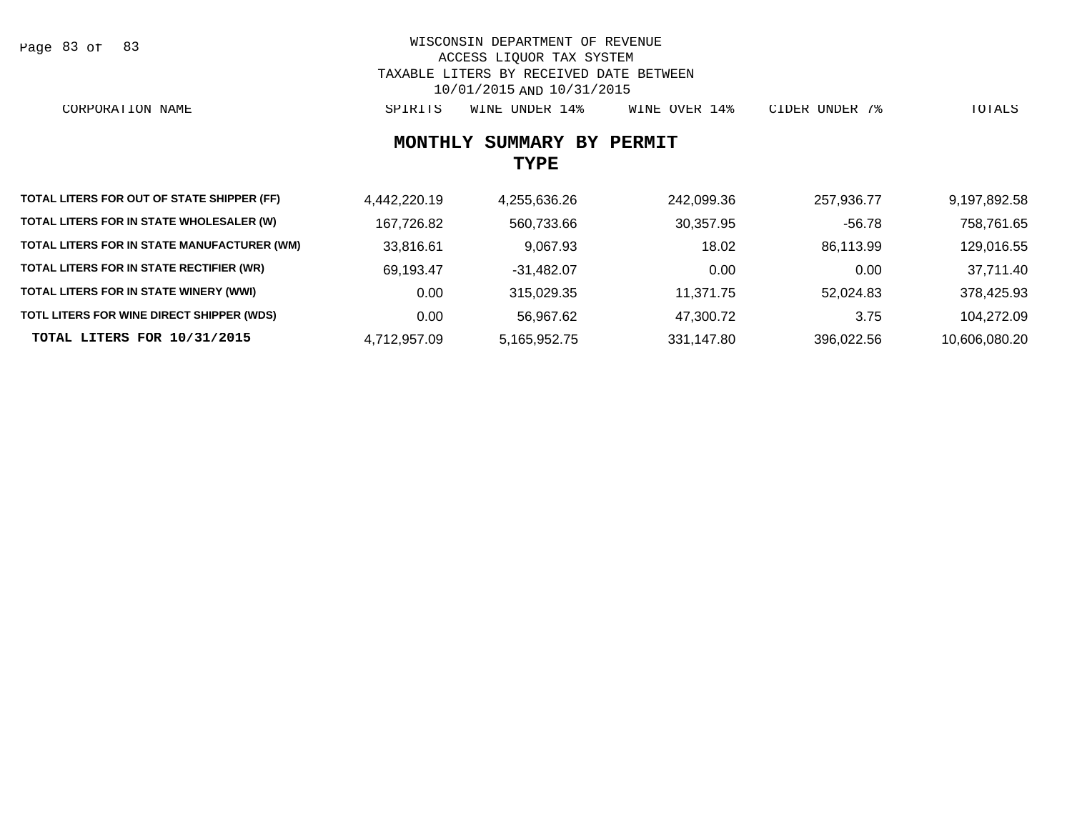WISCONSIN DEPARTMENT OF REVENUE
ACCESS LIQUOR TAX SYSTEM
TAXABLE LITERS BY RECEIVED DATE BETWEEN
10/01/2015 AND 10/31/2015

## MONTHLY SUMMARY BY PERMIT TYPE

| CORPORATION NAME | SPIRITS | WINE UNDER 14% | WINE OVER 14% | CIDER UNDER 7% | TOTALS |
|---|---|---|---|---|---|
| **TOTAL LITERS FOR OUT OF STATE SHIPPER (FF)** | 4,442,220.19 | 4,255,636.26 | 242,099.36 | 257,936.77 | 9,197,892.58 |
| **TOTAL LITERS FOR IN STATE WHOLESALER (W)** | 167,726.82 | 560,733.66 | 30,357.95 | -56.78 | 758,761.65 |
| **TOTAL LITERS FOR IN STATE MANUFACTURER (WM)** | 33,816.61 | 9,067.93 | 18.02 | 86,113.99 | 129,016.55 |
| **TOTAL LITERS FOR IN STATE RECTIFIER (WR)** | 69,193.47 | -31,482.07 | 0.00 | 0.00 | 37,711.40 |
| **TOTAL LITERS FOR IN STATE WINERY (WWI)** | 0.00 | 315,029.35 | 11,371.75 | 52,024.83 | 378,425.93 |
| **TOTL LITERS FOR WINE DIRECT SHIPPER (WDS)** | 0.00 | 56,967.62 | 47,300.72 | 3.75 | 104,272.09 |
| **TOTAL LITERS FOR 10/31/2015** | 4,712,957.09 | 5,165,952.75 | 331,147.80 | 396,022.56 | 10,606,080.20 |